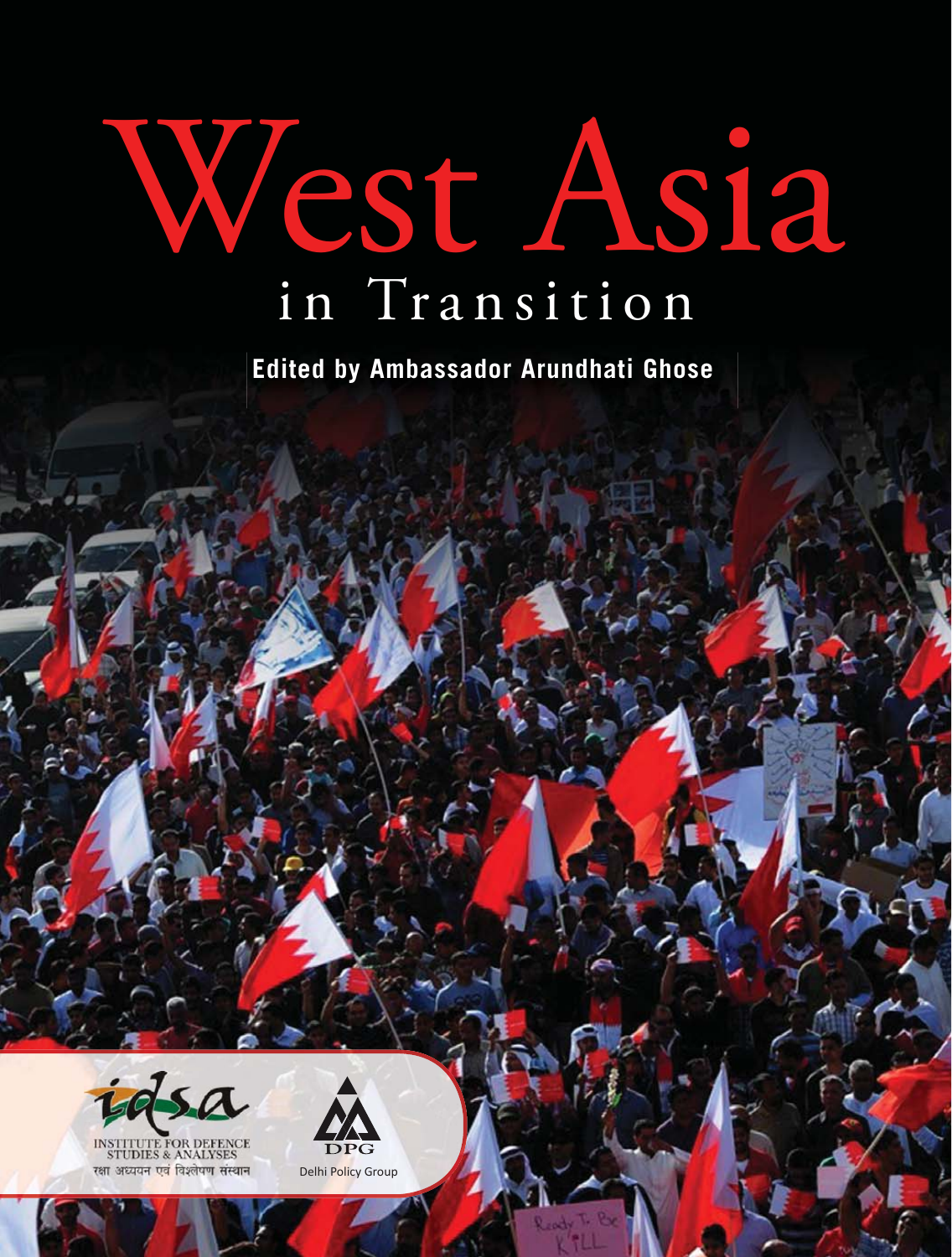# West Asia

## in Transition

**Edited by Ambassador Arundhati Ghose**

INSTITUTE FOR DEFENCE STUDIES & ANALYSES

रक्षा अध्ययन एवं विश्लेषण संस्थान

DPG

Delhi Policy Group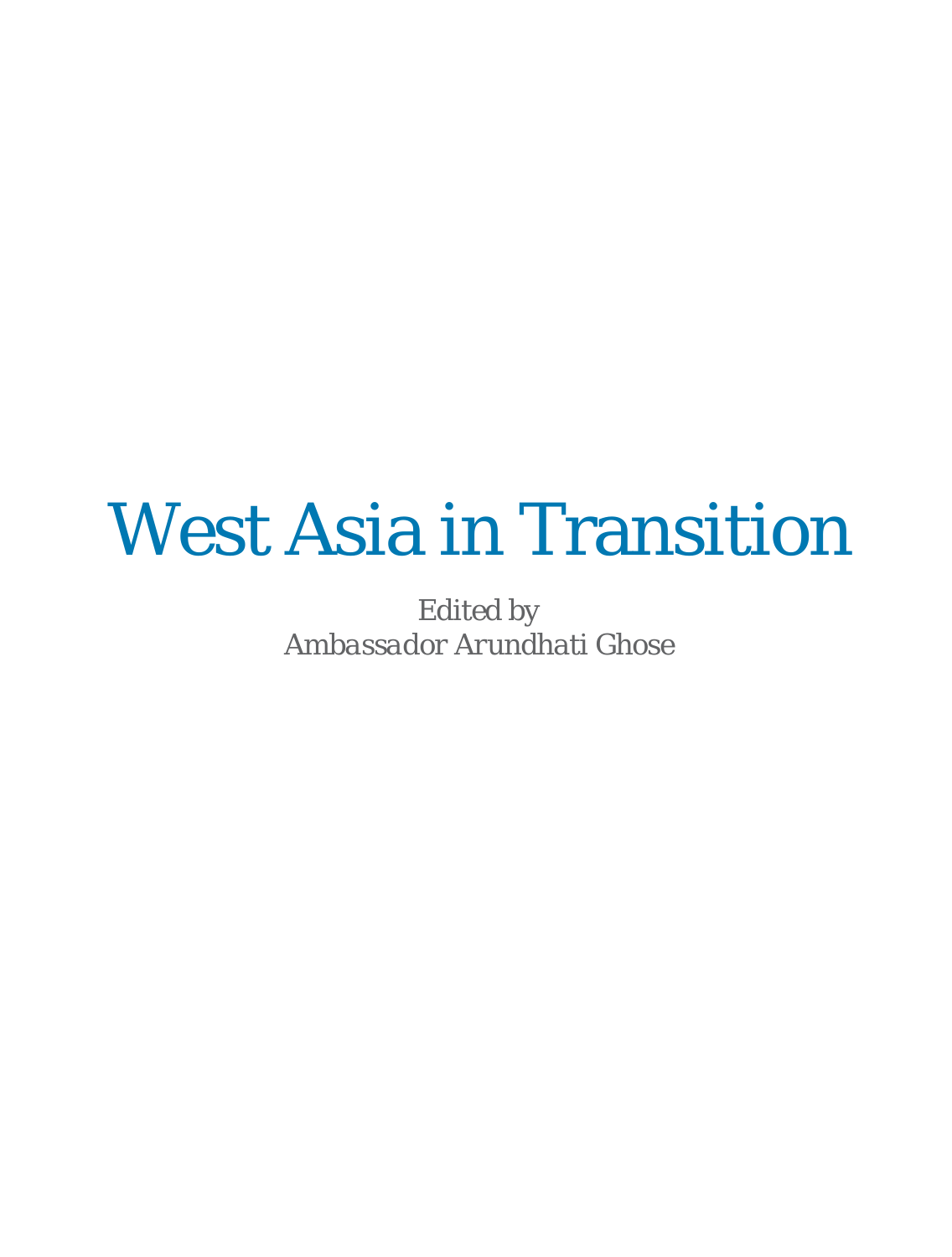# West Asia in Transition

*Edited by*
*Ambassador Arundhati Ghose*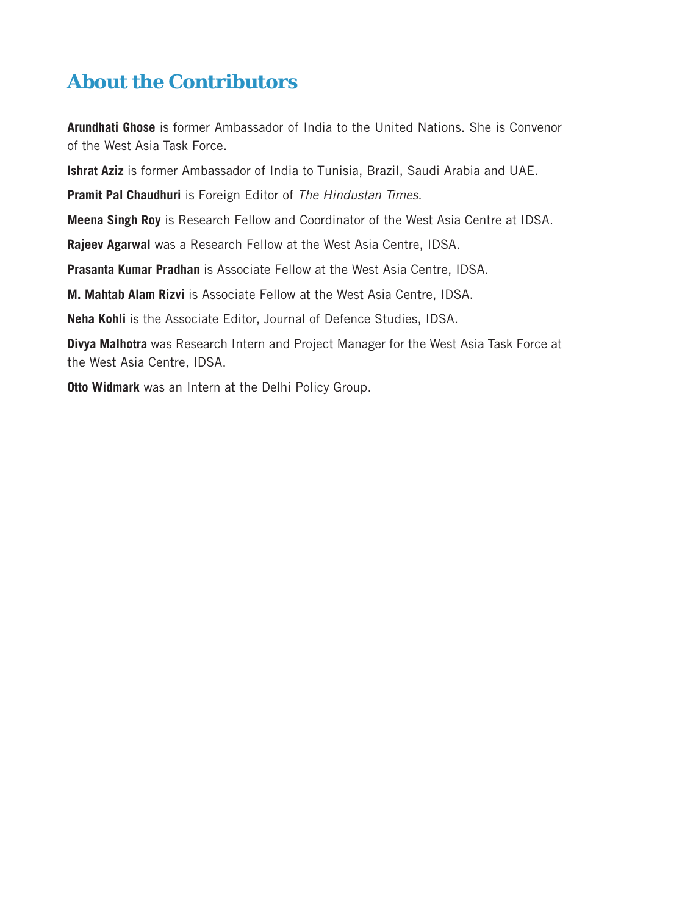# About the Contributors

**Arundhati Ghose** is former Ambassador of India to the United Nations. She is Convenor of the West Asia Task Force.

**Ishrat Aziz** is former Ambassador of India to Tunisia, Brazil, Saudi Arabia and UAE.

**Pramit Pal Chaudhuri** is Foreign Editor of *The Hindustan Times*.

**Meena Singh Roy** is Research Fellow and Coordinator of the West Asia Centre at IDSA.

**Rajeev Agarwal** was a Research Fellow at the West Asia Centre, IDSA.

**Prasanta Kumar Pradhan** is Associate Fellow at the West Asia Centre, IDSA.

**M. Mahtab Alam Rizvi** is Associate Fellow at the West Asia Centre, IDSA.

**Neha Kohli** is the Associate Editor, Journal of Defence Studies, IDSA.

**Divya Malhotra** was Research Intern and Project Manager for the West Asia Task Force at the West Asia Centre, IDSA.

**Otto Widmark** was an Intern at the Delhi Policy Group.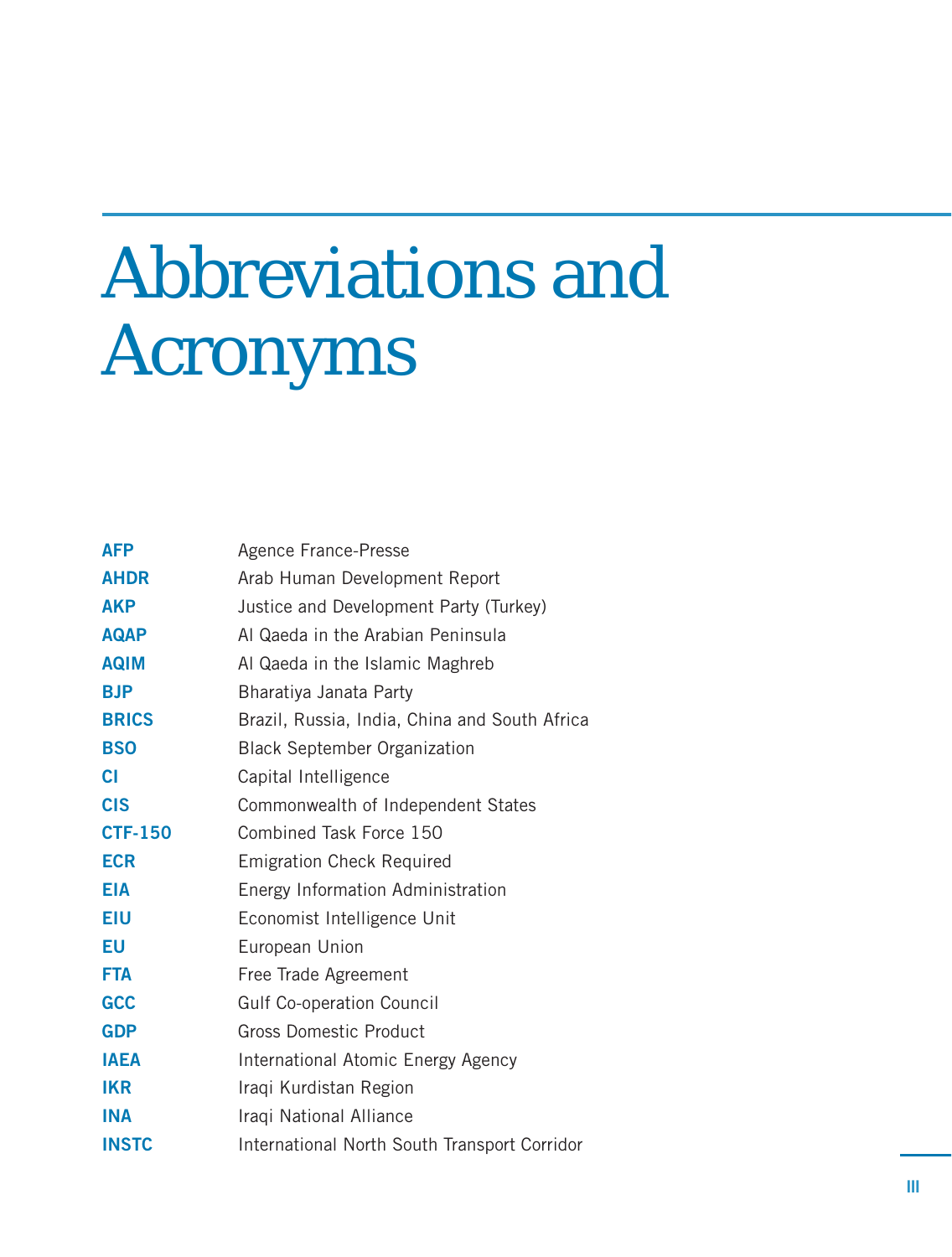# Abbreviations and Acronyms

| | |
|---|---|
| **AFP** | Agence France-Presse |
| **AHDR** | Arab Human Development Report |
| **AKP** | Justice and Development Party (Turkey) |
| **AQAP** | Al Qaeda in the Arabian Peninsula |
| **AQIM** | Al Qaeda in the Islamic Maghreb |
| **BJP** | Bharatiya Janata Party |
| **BRICS** | Brazil, Russia, India, China and South Africa |
| **BSO** | Black September Organization |
| **CI** | Capital Intelligence |
| **CIS** | Commonwealth of Independent States |
| **CTF-150** | Combined Task Force 150 |
| **ECR** | Emigration Check Required |
| **EIA** | Energy Information Administration |
| **EIU** | Economist Intelligence Unit |
| **EU** | European Union |
| **FTA** | Free Trade Agreement |
| **GCC** | Gulf Co-operation Council |
| **GDP** | Gross Domestic Product |
| **IAEA** | International Atomic Energy Agency |
| **IKR** | Iraqi Kurdistan Region |
| **INA** | Iraqi National Alliance |
| **INSTC** | International North South Transport Corridor |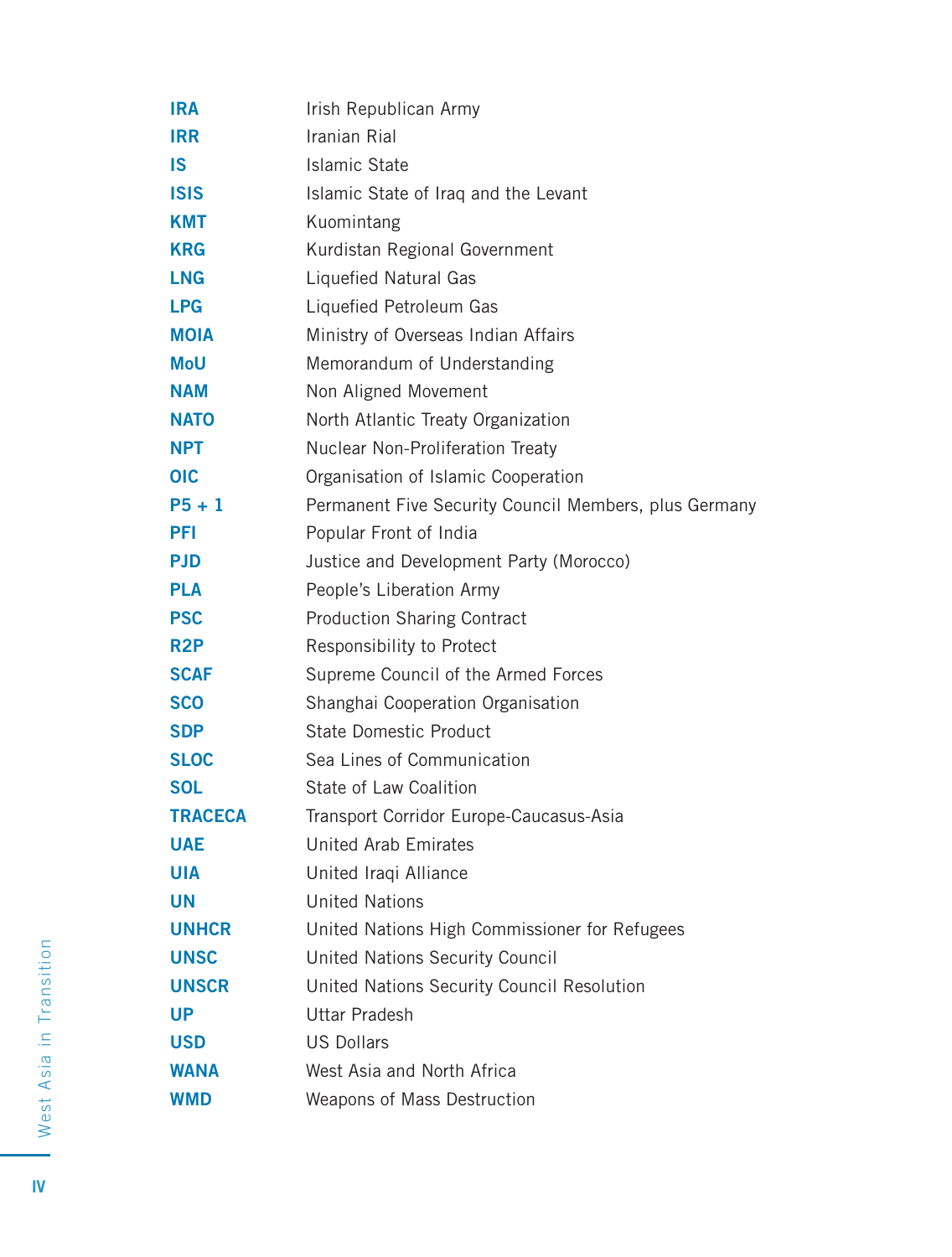| | |
|---|---|
| **IRA** | Irish Republican Army |
| **IRR** | Iranian Rial |
| **IS** | Islamic State |
| **ISIS** | Islamic State of Iraq and the Levant |
| **KMT** | Kuomintang |
| **KRG** | Kurdistan Regional Government |
| **LNG** | Liquefied Natural Gas |
| **LPG** | Liquefied Petroleum Gas |
| **MOIA** | Ministry of Overseas Indian Affairs |
| **MoU** | Memorandum of Understanding |
| **NAM** | Non Aligned Movement |
| **NATO** | North Atlantic Treaty Organization |
| **NPT** | Nuclear Non-Proliferation Treaty |
| **OIC** | Organisation of Islamic Cooperation |
| **P5 + 1** | Permanent Five Security Council Members, plus Germany |
| **PFI** | Popular Front of India |
| **PJD** | Justice and Development Party (Morocco) |
| **PLA** | People's Liberation Army |
| **PSC** | Production Sharing Contract |
| **R2P** | Responsibility to Protect |
| **SCAF** | Supreme Council of the Armed Forces |
| **SCO** | Shanghai Cooperation Organisation |
| **SDP** | State Domestic Product |
| **SLOC** | Sea Lines of Communication |
| **SOL** | State of Law Coalition |
| **TRACECA** | Transport Corridor Europe-Caucasus-Asia |
| **UAE** | United Arab Emirates |
| **UIA** | United Iraqi Alliance |
| **UN** | United Nations |
| **UNHCR** | United Nations High Commissioner for Refugees |
| **UNSC** | United Nations Security Council |
| **UNSCR** | United Nations Security Council Resolution |
| **UP** | Uttar Pradesh |
| **USD** | US Dollars |
| **WANA** | West Asia and North Africa |
| **WMD** | Weapons of Mass Destruction |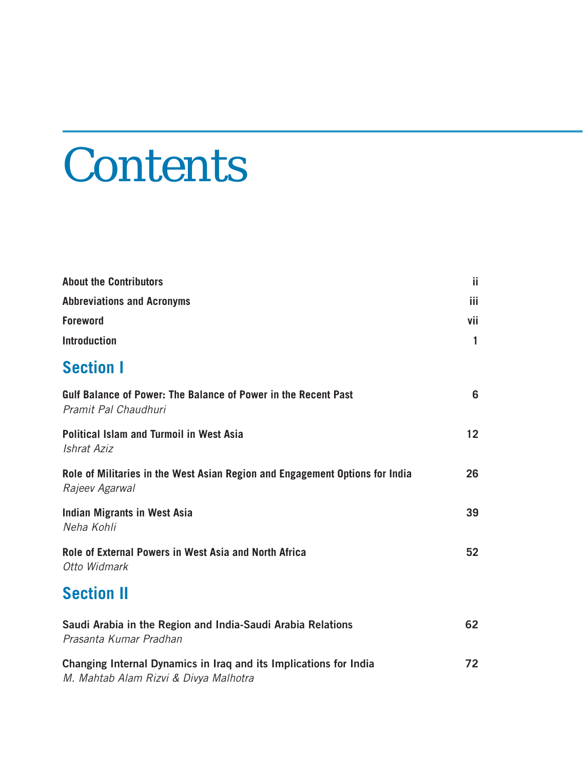# Contents

| | |
|---|---|
| **About the Contributors** | **ii** |
| **Abbreviations and Acronyms** | **iii** |
| **Foreword** | **vii** |
| **Introduction** | **1** |

## Section I

| | |
|---|---|
| **Gulf Balance of Power: The Balance of Power in the Recent Past**<br>*Pramit Pal Chaudhuri* | **6** |
| **Political Islam and Turmoil in West Asia**<br>*Ishrat Aziz* | **12** |
| **Role of Militaries in the West Asian Region and Engagement Options for India**<br>*Rajeev Agarwal* | **26** |
| **Indian Migrants in West Asia**<br>*Neha Kohli* | **39** |
| **Role of External Powers in West Asia and North Africa**<br>*Otto Widmark* | **52** |

## Section II

| | |
|---|---|
| **Saudi Arabia in the Region and India-Saudi Arabia Relations**<br>*Prasanta Kumar Pradhan* | **62** |
| **Changing Internal Dynamics in Iraq and its Implications for India**<br>*M. Mahtab Alam Rizvi & Divya Malhotra* | **72** |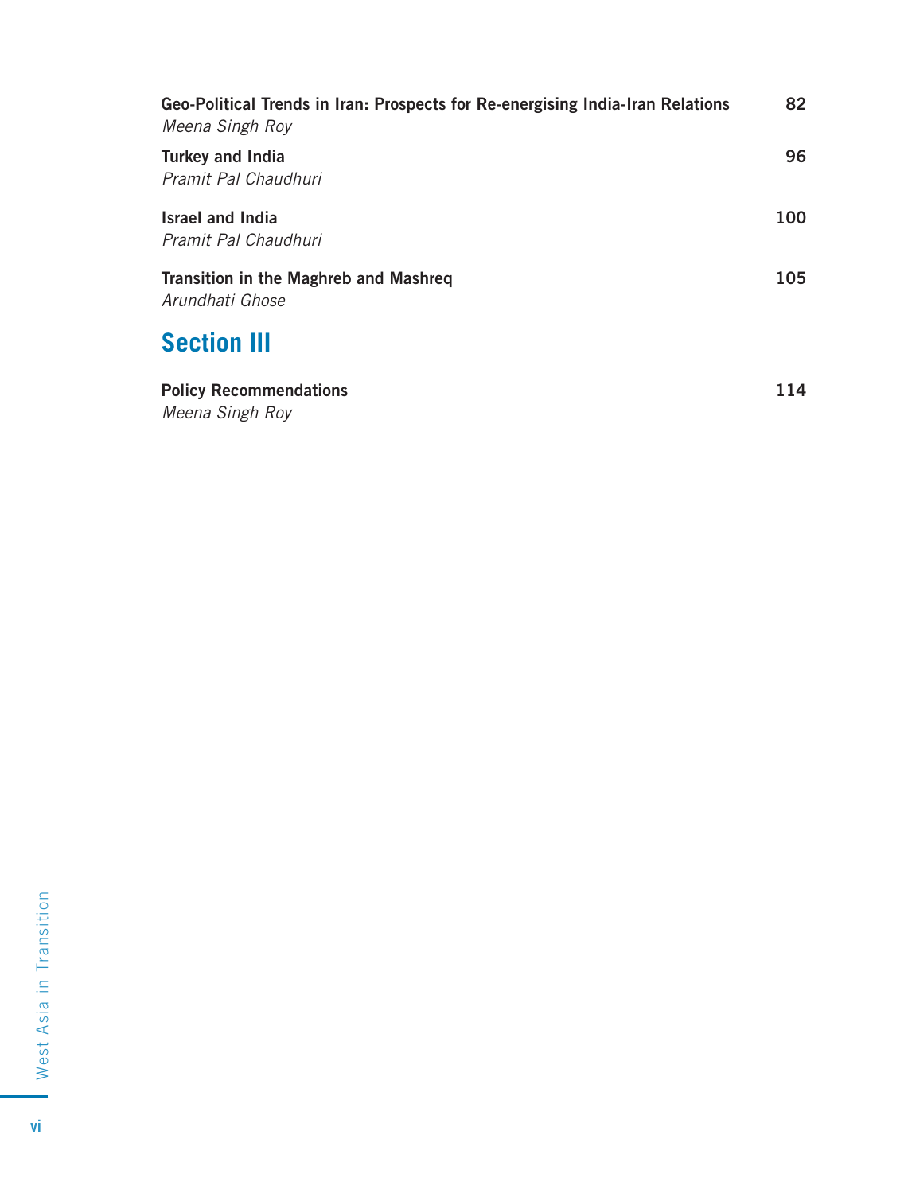**Geo-Political Trends in Iran: Prospects for Re-energising India-Iran Relations** 82
*Meena Singh Roy*

**Turkey and India** 96
*Pramit Pal Chaudhuri*

**Israel and India** 100
*Pramit Pal Chaudhuri*

**Transition in the Maghreb and Mashreq** 105
*Arundhati Ghose*

## Section III

**Policy Recommendations** 114
*Meena Singh Roy*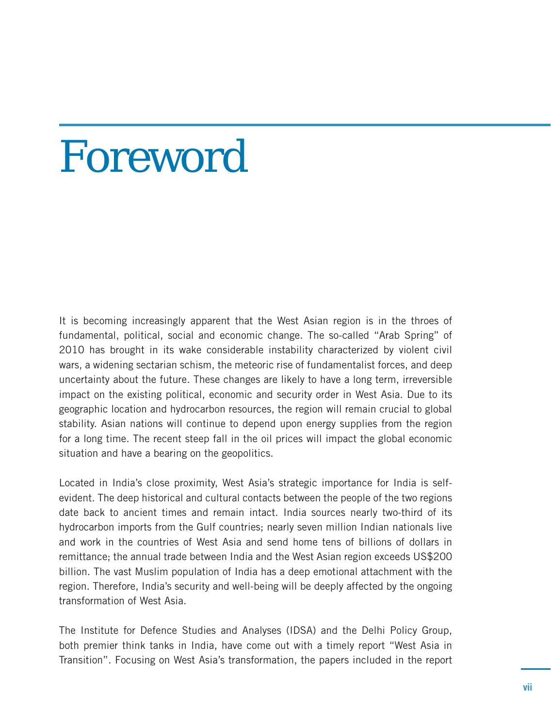# Foreword

It is becoming increasingly apparent that the West Asian region is in the throes of fundamental, political, social and economic change. The so-called "Arab Spring" of 2010 has brought in its wake considerable instability characterized by violent civil wars, a widening sectarian schism, the meteoric rise of fundamentalist forces, and deep uncertainty about the future. These changes are likely to have a long term, irreversible impact on the existing political, economic and security order in West Asia. Due to its geographic location and hydrocarbon resources, the region will remain crucial to global stability. Asian nations will continue to depend upon energy supplies from the region for a long time. The recent steep fall in the oil prices will impact the global economic situation and have a bearing on the geopolitics.

Located in India's close proximity, West Asia's strategic importance for India is self-evident. The deep historical and cultural contacts between the people of the two regions date back to ancient times and remain intact. India sources nearly two-third of its hydrocarbon imports from the Gulf countries; nearly seven million Indian nationals live and work in the countries of West Asia and send home tens of billions of dollars in remittance; the annual trade between India and the West Asian region exceeds US$200 billion. The vast Muslim population of India has a deep emotional attachment with the region. Therefore, India's security and well-being will be deeply affected by the ongoing transformation of West Asia.

The Institute for Defence Studies and Analyses (IDSA) and the Delhi Policy Group, both premier think tanks in India, have come out with a timely report "West Asia in Transition". Focusing on West Asia's transformation, the papers included in the report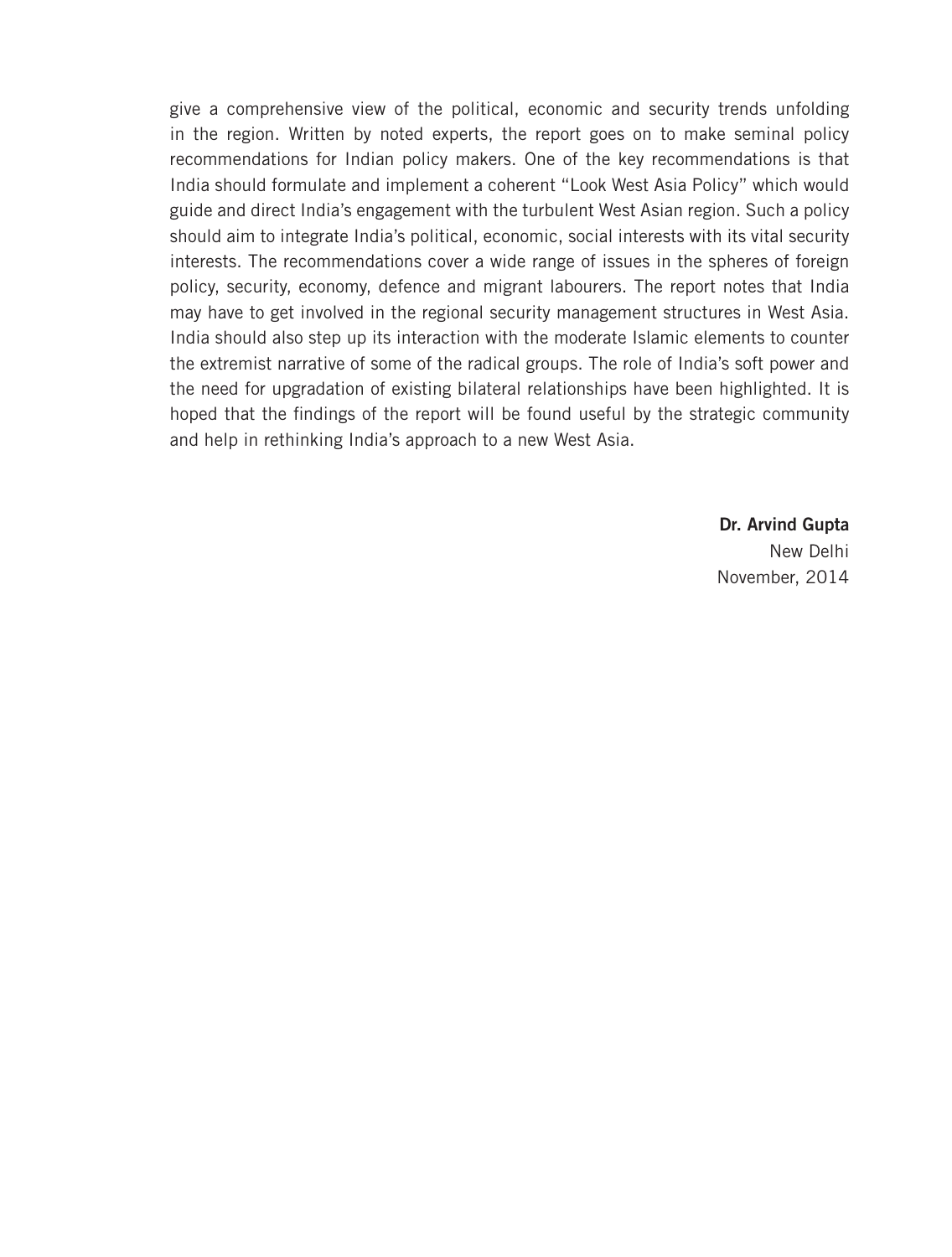give a comprehensive view of the political, economic and security trends unfolding in the region. Written by noted experts, the report goes on to make seminal policy recommendations for Indian policy makers. One of the key recommendations is that India should formulate and implement a coherent "Look West Asia Policy" which would guide and direct India's engagement with the turbulent West Asian region. Such a policy should aim to integrate India's political, economic, social interests with its vital security interests. The recommendations cover a wide range of issues in the spheres of foreign policy, security, economy, defence and migrant labourers. The report notes that India may have to get involved in the regional security management structures in West Asia. India should also step up its interaction with the moderate Islamic elements to counter the extremist narrative of some of the radical groups. The role of India's soft power and the need for upgradation of existing bilateral relationships have been highlighted. It is hoped that the findings of the report will be found useful by the strategic community and help in rethinking India's approach to a new West Asia.

**Dr. Arvind Gupta**
New Delhi
November, 2014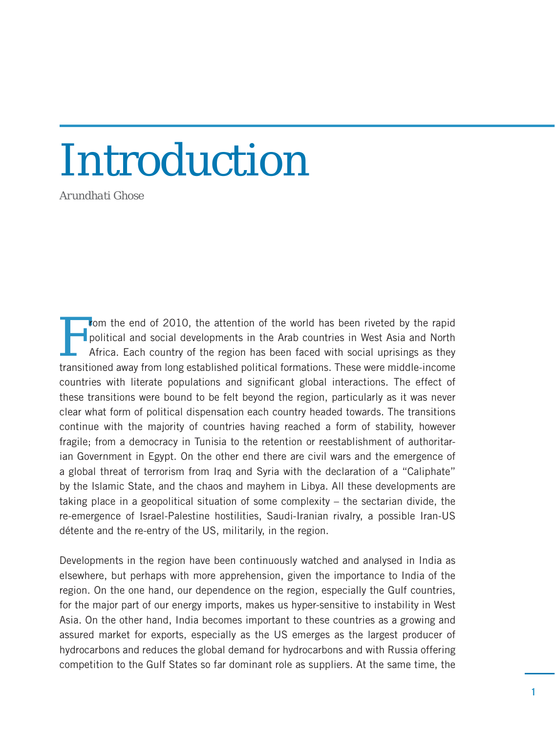# Introduction

*Arundhati Ghose*

From the end of 2010, the attention of the world has been riveted by the rapid political and social developments in the Arab countries in West Asia and North Africa. Each country of the region has been faced with social uprisings as they transitioned away from long established political formations. These were middle-income countries with literate populations and significant global interactions. The effect of these transitions were bound to be felt beyond the region, particularly as it was never clear what form of political dispensation each country headed towards. The transitions continue with the majority of countries having reached a form of stability, however fragile; from a democracy in Tunisia to the retention or reestablishment of authoritarian Government in Egypt. On the other end there are civil wars and the emergence of a global threat of terrorism from Iraq and Syria with the declaration of a "Caliphate" by the Islamic State, and the chaos and mayhem in Libya. All these developments are taking place in a geopolitical situation of some complexity – the sectarian divide, the re-emergence of Israel-Palestine hostilities, Saudi-Iranian rivalry, a possible Iran-US détente and the re-entry of the US, militarily, in the region.

Developments in the region have been continuously watched and analysed in India as elsewhere, but perhaps with more apprehension, given the importance to India of the region. On the one hand, our dependence on the region, especially the Gulf countries, for the major part of our energy imports, makes us hyper-sensitive to instability in West Asia. On the other hand, India becomes important to these countries as a growing and assured market for exports, especially as the US emerges as the largest producer of hydrocarbons and reduces the global demand for hydrocarbons and with Russia offering competition to the Gulf States so far dominant role as suppliers. At the same time, the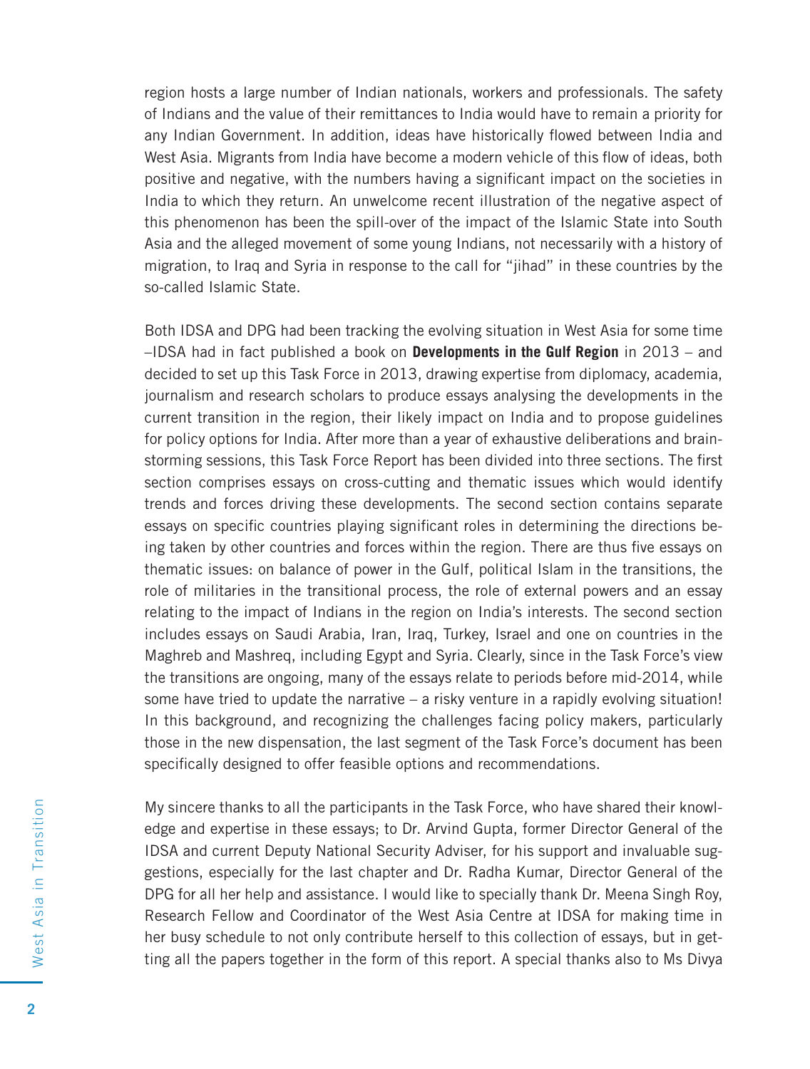region hosts a large number of Indian nationals, workers and professionals. The safety of Indians and the value of their remittances to India would have to remain a priority for any Indian Government. In addition, ideas have historically flowed between India and West Asia. Migrants from India have become a modern vehicle of this flow of ideas, both positive and negative, with the numbers having a significant impact on the societies in India to which they return. An unwelcome recent illustration of the negative aspect of this phenomenon has been the spill-over of the impact of the Islamic State into South Asia and the alleged movement of some young Indians, not necessarily with a history of migration, to Iraq and Syria in response to the call for "jihad" in these countries by the so-called Islamic State.

Both IDSA and DPG had been tracking the evolving situation in West Asia for some time –IDSA had in fact published a book on **Developments in the Gulf Region** in 2013 – and decided to set up this Task Force in 2013, drawing expertise from diplomacy, academia, journalism and research scholars to produce essays analysing the developments in the current transition in the region, their likely impact on India and to propose guidelines for policy options for India. After more than a year of exhaustive deliberations and brainstorming sessions, this Task Force Report has been divided into three sections. The first section comprises essays on cross-cutting and thematic issues which would identify trends and forces driving these developments. The second section contains separate essays on specific countries playing significant roles in determining the directions being taken by other countries and forces within the region. There are thus five essays on thematic issues: on balance of power in the Gulf, political Islam in the transitions, the role of militaries in the transitional process, the role of external powers and an essay relating to the impact of Indians in the region on India's interests. The second section includes essays on Saudi Arabia, Iran, Iraq, Turkey, Israel and one on countries in the Maghreb and Mashreq, including Egypt and Syria. Clearly, since in the Task Force's view the transitions are ongoing, many of the essays relate to periods before mid-2014, while some have tried to update the narrative – a risky venture in a rapidly evolving situation! In this background, and recognizing the challenges facing policy makers, particularly those in the new dispensation, the last segment of the Task Force's document has been specifically designed to offer feasible options and recommendations.

My sincere thanks to all the participants in the Task Force, who have shared their knowledge and expertise in these essays; to Dr. Arvind Gupta, former Director General of the IDSA and current Deputy National Security Adviser, for his support and invaluable suggestions, especially for the last chapter and Dr. Radha Kumar, Director General of the DPG for all her help and assistance. I would like to specially thank Dr. Meena Singh Roy, Research Fellow and Coordinator of the West Asia Centre at IDSA for making time in her busy schedule to not only contribute herself to this collection of essays, but in getting all the papers together in the form of this report. A special thanks also to Ms Divya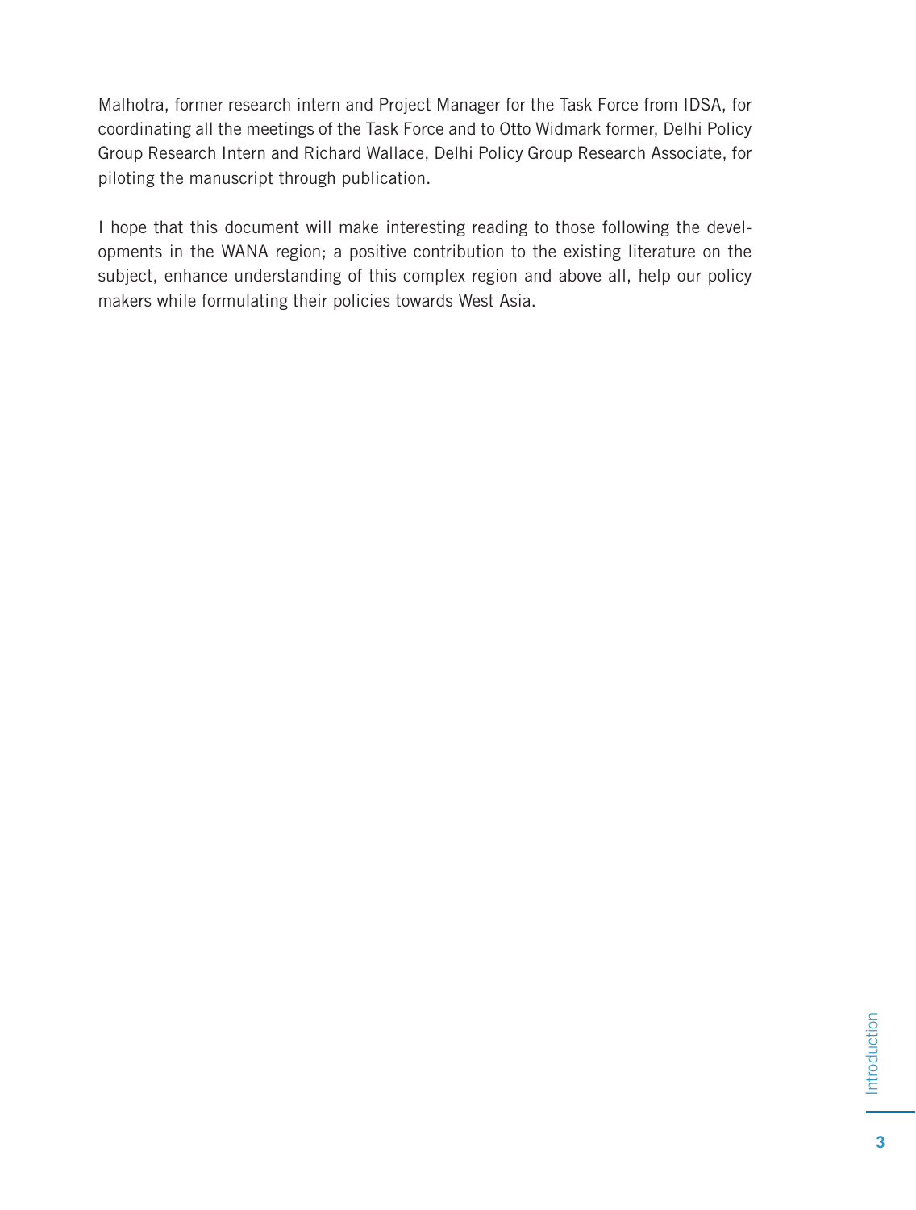Malhotra, former research intern and Project Manager for the Task Force from IDSA, for coordinating all the meetings of the Task Force and to Otto Widmark former, Delhi Policy Group Research Intern and Richard Wallace, Delhi Policy Group Research Associate, for piloting the manuscript through publication.

I hope that this document will make interesting reading to those following the developments in the WANA region; a positive contribution to the existing literature on the subject, enhance understanding of this complex region and above all, help our policy makers while formulating their policies towards West Asia.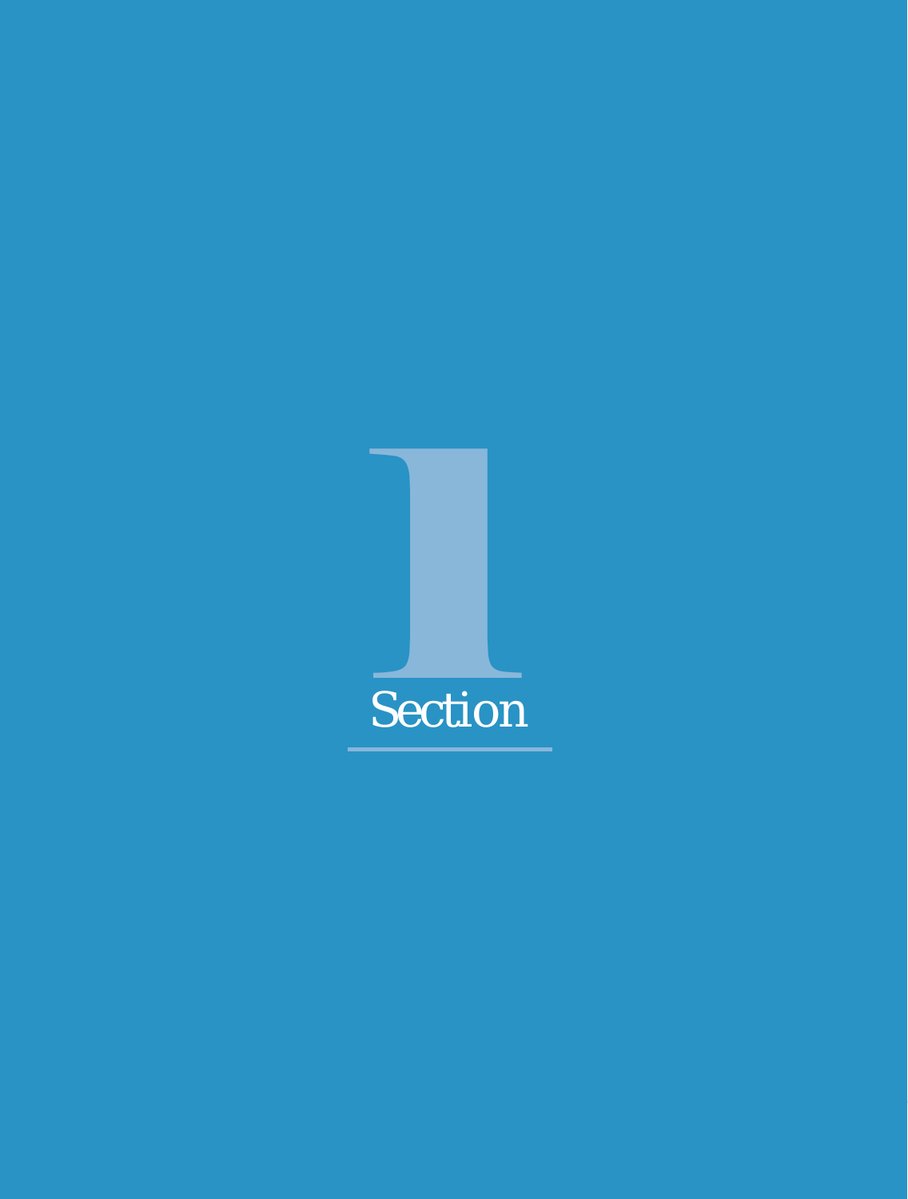# 1

## Section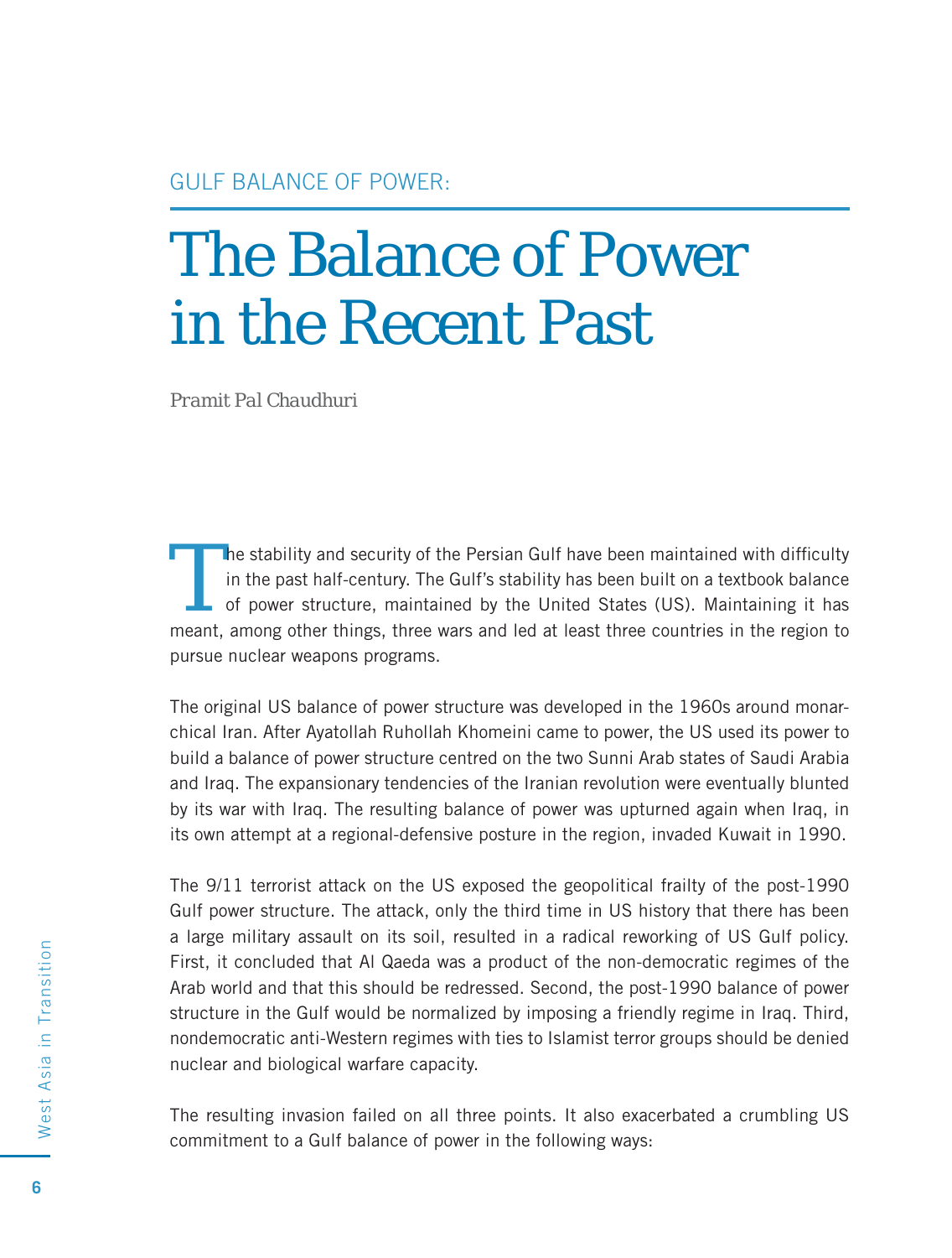GULF BALANCE OF POWER:

# The Balance of Power in the Recent Past

*Pramit Pal Chaudhuri*

The stability and security of the Persian Gulf have been maintained with difficulty in the past half-century. The Gulf's stability has been built on a textbook balance of power structure, maintained by the United States (US). Maintaining it has meant, among other things, three wars and led at least three countries in the region to pursue nuclear weapons programs.

The original US balance of power structure was developed in the 1960s around monarchical Iran. After Ayatollah Ruhollah Khomeini came to power, the US used its power to build a balance of power structure centred on the two Sunni Arab states of Saudi Arabia and Iraq. The expansionary tendencies of the Iranian revolution were eventually blunted by its war with Iraq. The resulting balance of power was upturned again when Iraq, in its own attempt at a regional-defensive posture in the region, invaded Kuwait in 1990.

The 9/11 terrorist attack on the US exposed the geopolitical frailty of the post-1990 Gulf power structure. The attack, only the third time in US history that there has been a large military assault on its soil, resulted in a radical reworking of US Gulf policy. First, it concluded that Al Qaeda was a product of the non-democratic regimes of the Arab world and that this should be redressed. Second, the post-1990 balance of power structure in the Gulf would be normalized by imposing a friendly regime in Iraq. Third, nondemocratic anti-Western regimes with ties to Islamist terror groups should be denied nuclear and biological warfare capacity.

The resulting invasion failed on all three points. It also exacerbated a crumbling US commitment to a Gulf balance of power in the following ways: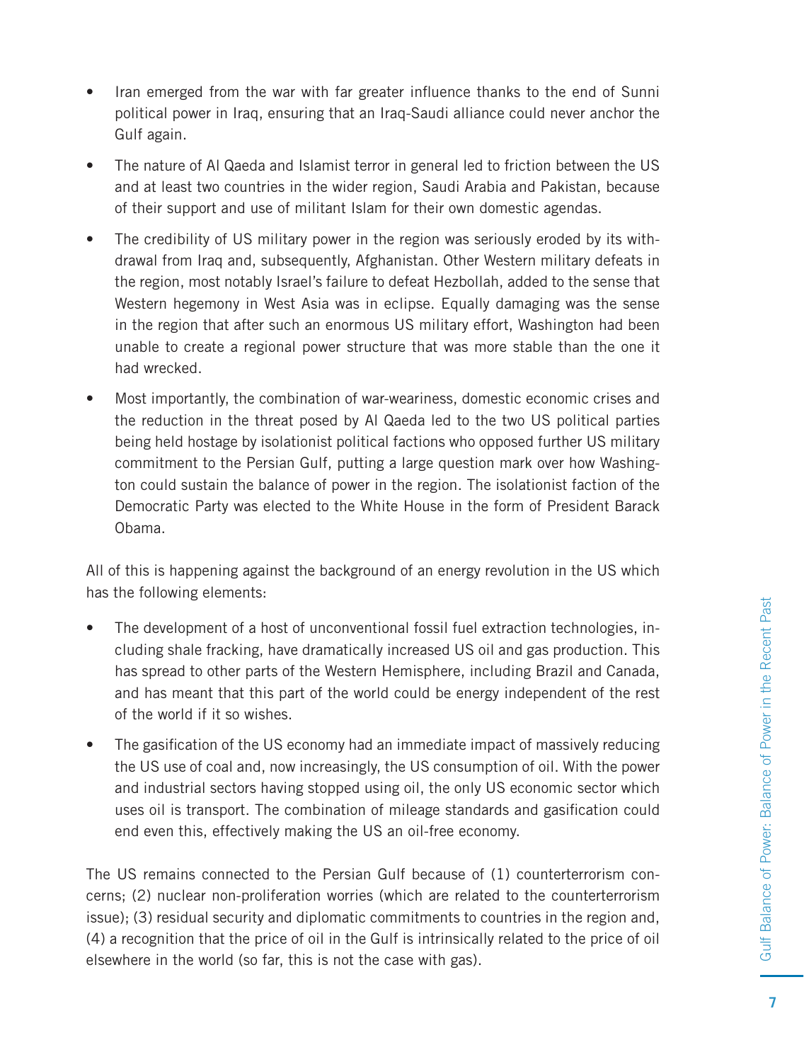- Iran emerged from the war with far greater influence thanks to the end of Sunni political power in Iraq, ensuring that an Iraq-Saudi alliance could never anchor the Gulf again.
- The nature of Al Qaeda and Islamist terror in general led to friction between the US and at least two countries in the wider region, Saudi Arabia and Pakistan, because of their support and use of militant Islam for their own domestic agendas.
- The credibility of US military power in the region was seriously eroded by its withdrawal from Iraq and, subsequently, Afghanistan. Other Western military defeats in the region, most notably Israel's failure to defeat Hezbollah, added to the sense that Western hegemony in West Asia was in eclipse. Equally damaging was the sense in the region that after such an enormous US military effort, Washington had been unable to create a regional power structure that was more stable than the one it had wrecked.
- Most importantly, the combination of war-weariness, domestic economic crises and the reduction in the threat posed by Al Qaeda led to the two US political parties being held hostage by isolationist political factions who opposed further US military commitment to the Persian Gulf, putting a large question mark over how Washington could sustain the balance of power in the region. The isolationist faction of the Democratic Party was elected to the White House in the form of President Barack Obama.

All of this is happening against the background of an energy revolution in the US which has the following elements:

- The development of a host of unconventional fossil fuel extraction technologies, including shale fracking, have dramatically increased US oil and gas production. This has spread to other parts of the Western Hemisphere, including Brazil and Canada, and has meant that this part of the world could be energy independent of the rest of the world if it so wishes.
- The gasification of the US economy had an immediate impact of massively reducing the US use of coal and, now increasingly, the US consumption of oil. With the power and industrial sectors having stopped using oil, the only US economic sector which uses oil is transport. The combination of mileage standards and gasification could end even this, effectively making the US an oil-free economy.

The US remains connected to the Persian Gulf because of (1) counterterrorism concerns; (2) nuclear non-proliferation worries (which are related to the counterterrorism issue); (3) residual security and diplomatic commitments to countries in the region and, (4) a recognition that the price of oil in the Gulf is intrinsically related to the price of oil elsewhere in the world (so far, this is not the case with gas).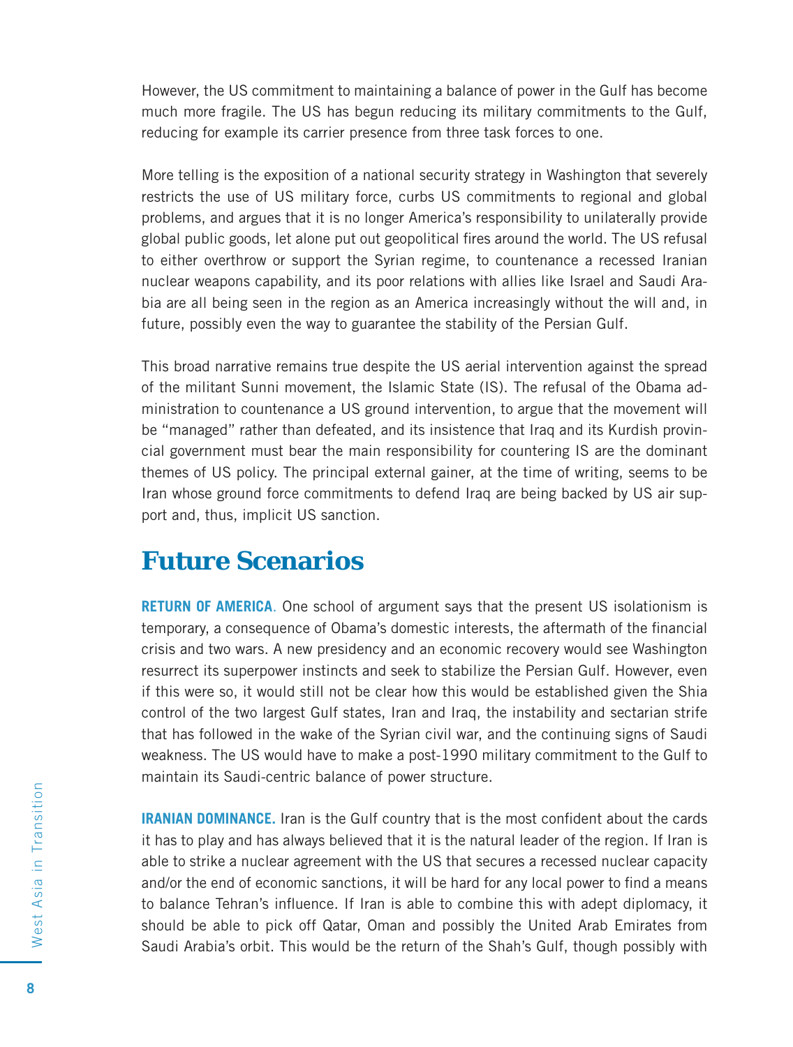However, the US commitment to maintaining a balance of power in the Gulf has become much more fragile. The US has begun reducing its military commitments to the Gulf, reducing for example its carrier presence from three task forces to one.

More telling is the exposition of a national security strategy in Washington that severely restricts the use of US military force, curbs US commitments to regional and global problems, and argues that it is no longer America's responsibility to unilaterally provide global public goods, let alone put out geopolitical fires around the world. The US refusal to either overthrow or support the Syrian regime, to countenance a recessed Iranian nuclear weapons capability, and its poor relations with allies like Israel and Saudi Arabia are all being seen in the region as an America increasingly without the will and, in future, possibly even the way to guarantee the stability of the Persian Gulf.

This broad narrative remains true despite the US aerial intervention against the spread of the militant Sunni movement, the Islamic State (IS). The refusal of the Obama administration to countenance a US ground intervention, to argue that the movement will be "managed" rather than defeated, and its insistence that Iraq and its Kurdish provincial government must bear the main responsibility for countering IS are the dominant themes of US policy. The principal external gainer, at the time of writing, seems to be Iran whose ground force commitments to defend Iraq are being backed by US air support and, thus, implicit US sanction.

## Future Scenarios

**RETURN OF AMERICA.** One school of argument says that the present US isolationism is temporary, a consequence of Obama's domestic interests, the aftermath of the financial crisis and two wars. A new presidency and an economic recovery would see Washington resurrect its superpower instincts and seek to stabilize the Persian Gulf. However, even if this were so, it would still not be clear how this would be established given the Shia control of the two largest Gulf states, Iran and Iraq, the instability and sectarian strife that has followed in the wake of the Syrian civil war, and the continuing signs of Saudi weakness. The US would have to make a post-1990 military commitment to the Gulf to maintain its Saudi-centric balance of power structure.

**IRANIAN DOMINANCE.** Iran is the Gulf country that is the most confident about the cards it has to play and has always believed that it is the natural leader of the region. If Iran is able to strike a nuclear agreement with the US that secures a recessed nuclear capacity and/or the end of economic sanctions, it will be hard for any local power to find a means to balance Tehran's influence. If Iran is able to combine this with adept diplomacy, it should be able to pick off Qatar, Oman and possibly the United Arab Emirates from Saudi Arabia's orbit. This would be the return of the Shah's Gulf, though possibly with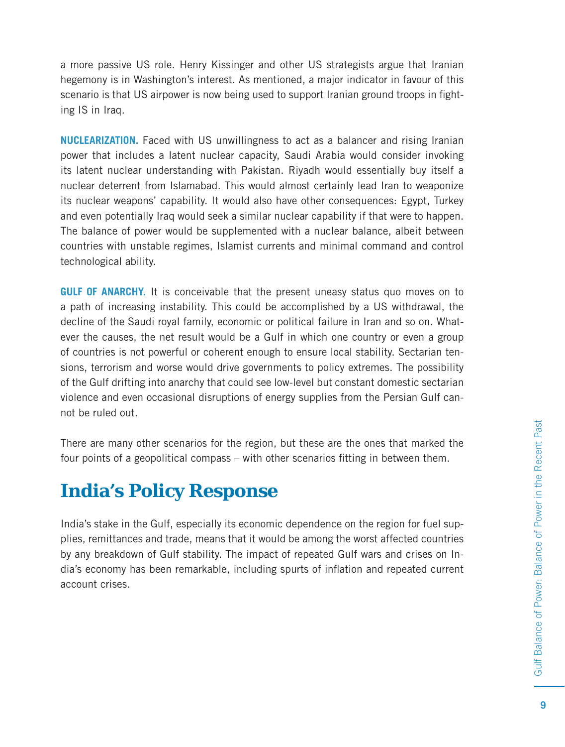a more passive US role. Henry Kissinger and other US strategists argue that Iranian hegemony is in Washington's interest. As mentioned, a major indicator in favour of this scenario is that US airpower is now being used to support Iranian ground troops in fighting IS in Iraq.

**NUCLEARIZATION.** Faced with US unwillingness to act as a balancer and rising Iranian power that includes a latent nuclear capacity, Saudi Arabia would consider invoking its latent nuclear understanding with Pakistan. Riyadh would essentially buy itself a nuclear deterrent from Islamabad. This would almost certainly lead Iran to weaponize its nuclear weapons' capability. It would also have other consequences: Egypt, Turkey and even potentially Iraq would seek a similar nuclear capability if that were to happen. The balance of power would be supplemented with a nuclear balance, albeit between countries with unstable regimes, Islamist currents and minimal command and control technological ability.

**GULF OF ANARCHY.** It is conceivable that the present uneasy status quo moves on to a path of increasing instability. This could be accomplished by a US withdrawal, the decline of the Saudi royal family, economic or political failure in Iran and so on. Whatever the causes, the net result would be a Gulf in which one country or even a group of countries is not powerful or coherent enough to ensure local stability. Sectarian tensions, terrorism and worse would drive governments to policy extremes. The possibility of the Gulf drifting into anarchy that could see low-level but constant domestic sectarian violence and even occasional disruptions of energy supplies from the Persian Gulf cannot be ruled out.

There are many other scenarios for the region, but these are the ones that marked the four points of a geopolitical compass – with other scenarios fitting in between them.

## India's Policy Response

India's stake in the Gulf, especially its economic dependence on the region for fuel supplies, remittances and trade, means that it would be among the worst affected countries by any breakdown of Gulf stability. The impact of repeated Gulf wars and crises on India's economy has been remarkable, including spurts of inflation and repeated current account crises.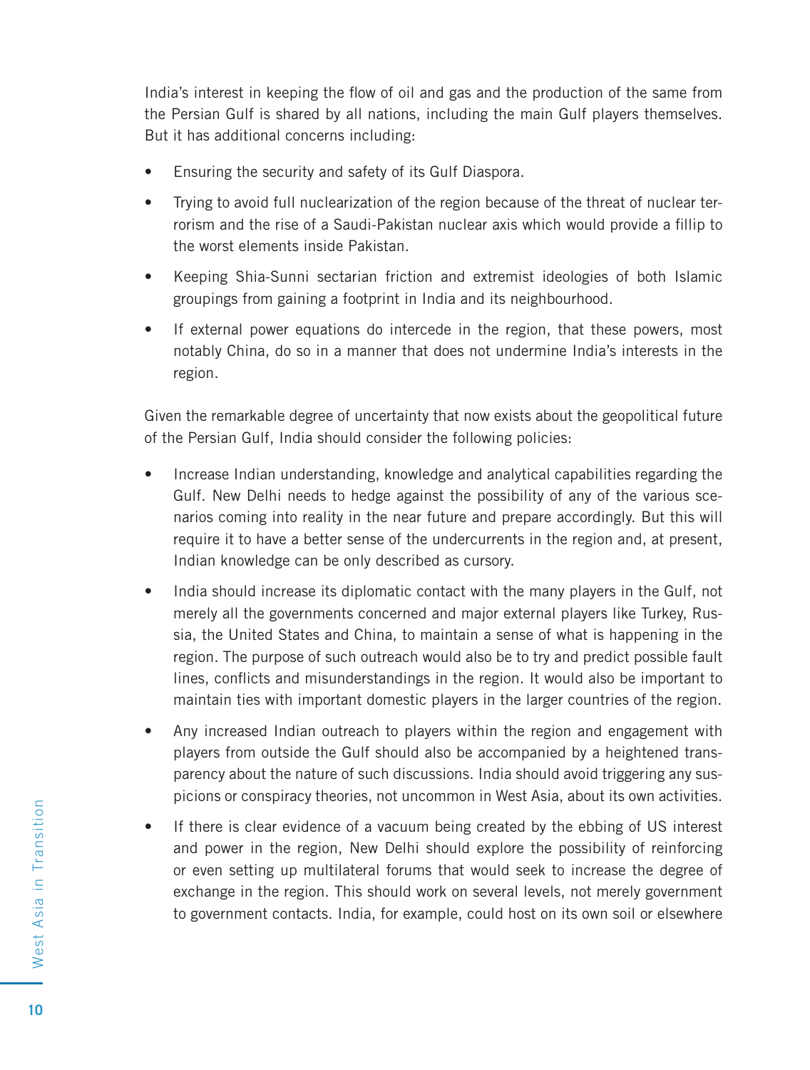India's interest in keeping the flow of oil and gas and the production of the same from the Persian Gulf is shared by all nations, including the main Gulf players themselves. But it has additional concerns including:

- Ensuring the security and safety of its Gulf Diaspora.
- Trying to avoid full nuclearization of the region because of the threat of nuclear terrorism and the rise of a Saudi-Pakistan nuclear axis which would provide a fillip to the worst elements inside Pakistan.
- Keeping Shia-Sunni sectarian friction and extremist ideologies of both Islamic groupings from gaining a footprint in India and its neighbourhood.
- If external power equations do intercede in the region, that these powers, most notably China, do so in a manner that does not undermine India's interests in the region.

Given the remarkable degree of uncertainty that now exists about the geopolitical future of the Persian Gulf, India should consider the following policies:

- Increase Indian understanding, knowledge and analytical capabilities regarding the Gulf. New Delhi needs to hedge against the possibility of any of the various scenarios coming into reality in the near future and prepare accordingly. But this will require it to have a better sense of the undercurrents in the region and, at present, Indian knowledge can be only described as cursory.
- India should increase its diplomatic contact with the many players in the Gulf, not merely all the governments concerned and major external players like Turkey, Russia, the United States and China, to maintain a sense of what is happening in the region. The purpose of such outreach would also be to try and predict possible fault lines, conflicts and misunderstandings in the region. It would also be important to maintain ties with important domestic players in the larger countries of the region.
- Any increased Indian outreach to players within the region and engagement with players from outside the Gulf should also be accompanied by a heightened transparency about the nature of such discussions. India should avoid triggering any suspicions or conspiracy theories, not uncommon in West Asia, about its own activities.
- If there is clear evidence of a vacuum being created by the ebbing of US interest and power in the region, New Delhi should explore the possibility of reinforcing or even setting up multilateral forums that would seek to increase the degree of exchange in the region. This should work on several levels, not merely government to government contacts. India, for example, could host on its own soil or elsewhere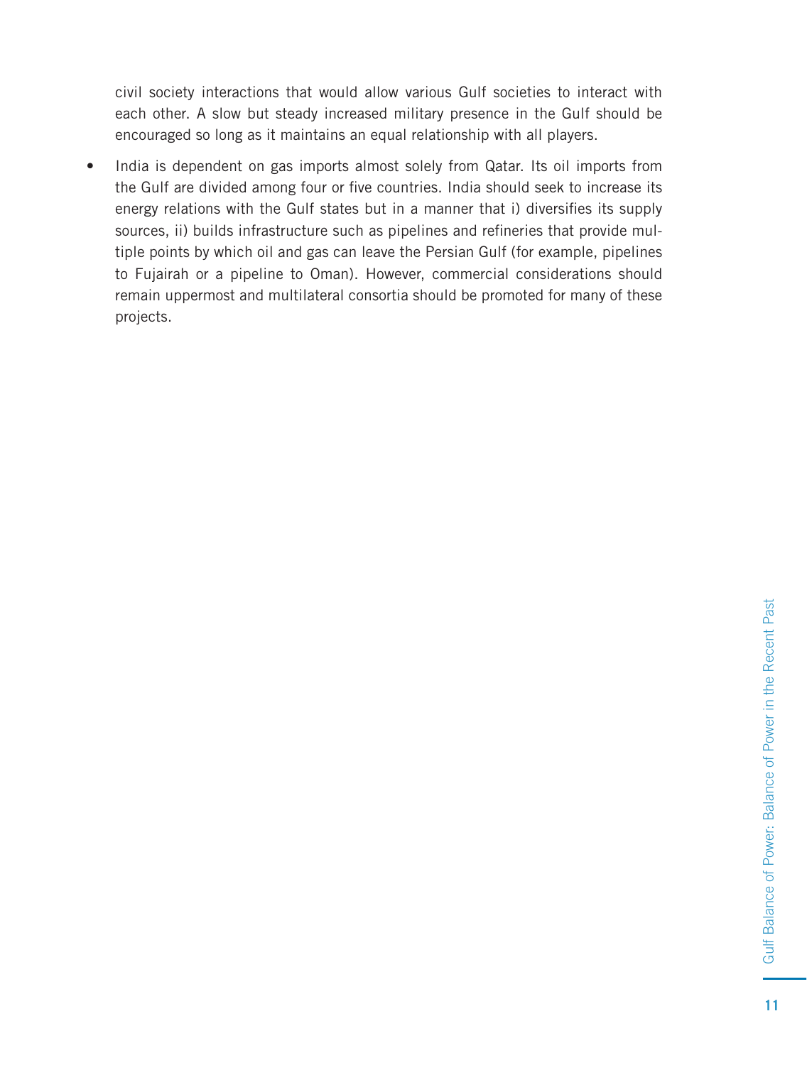civil society interactions that would allow various Gulf societies to interact with each other. A slow but steady increased military presence in the Gulf should be encouraged so long as it maintains an equal relationship with all players.

- India is dependent on gas imports almost solely from Qatar. Its oil imports from the Gulf are divided among four or five countries. India should seek to increase its energy relations with the Gulf states but in a manner that i) diversifies its supply sources, ii) builds infrastructure such as pipelines and refineries that provide multiple points by which oil and gas can leave the Persian Gulf (for example, pipelines to Fujairah or a pipeline to Oman). However, commercial considerations should remain uppermost and multilateral consortia should be promoted for many of these projects.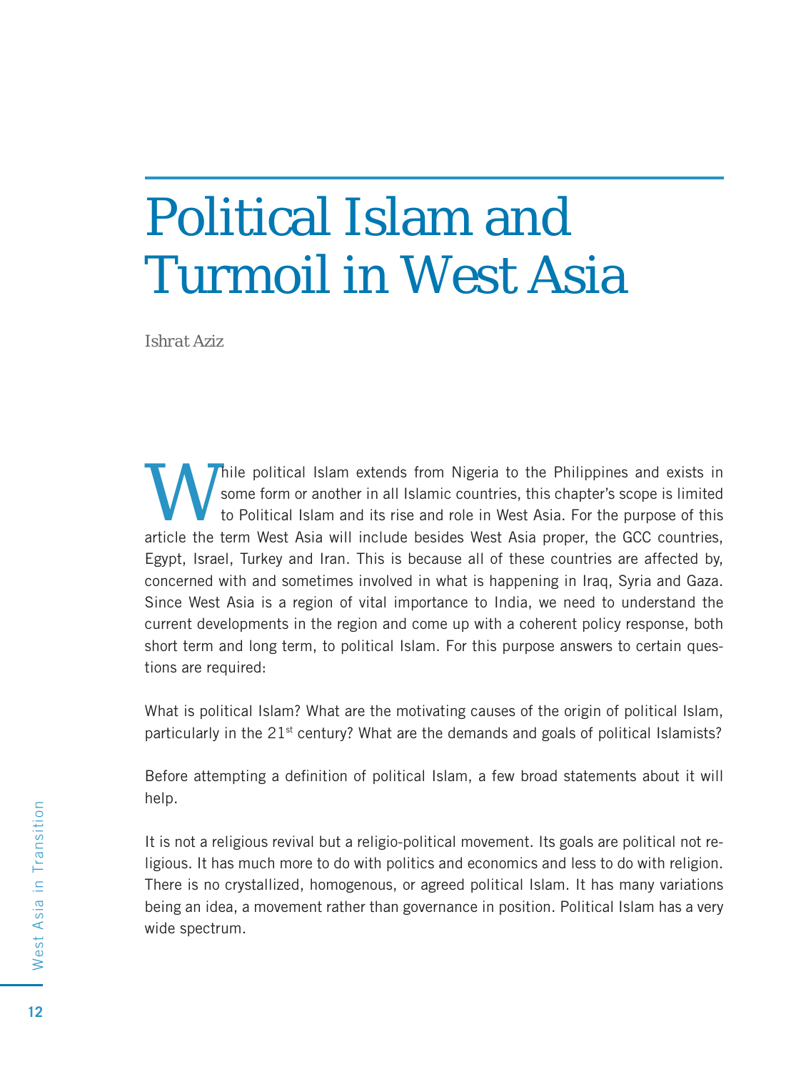# Political Islam and Turmoil in West Asia

*Ishrat Aziz*

While political Islam extends from Nigeria to the Philippines and exists in some form or another in all Islamic countries, this chapter's scope is limited to Political Islam and its rise and role in West Asia. For the purpose of this article the term West Asia will include besides West Asia proper, the GCC countries, Egypt, Israel, Turkey and Iran. This is because all of these countries are affected by, concerned with and sometimes involved in what is happening in Iraq, Syria and Gaza. Since West Asia is a region of vital importance to India, we need to understand the current developments in the region and come up with a coherent policy response, both short term and long term, to political Islam. For this purpose answers to certain questions are required:

What is political Islam? What are the motivating causes of the origin of political Islam, particularly in the 21st century? What are the demands and goals of political Islamists?

Before attempting a definition of political Islam, a few broad statements about it will help.

It is not a religious revival but a religio-political movement. Its goals are political not religious. It has much more to do with politics and economics and less to do with religion. There is no crystallized, homogenous, or agreed political Islam. It has many variations being an idea, a movement rather than governance in position. Political Islam has a very wide spectrum.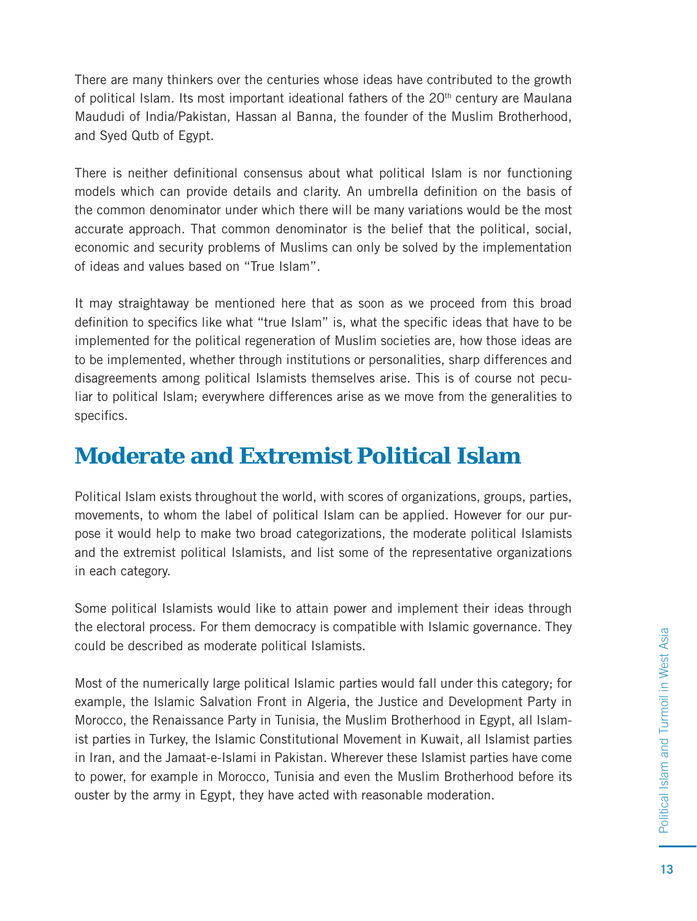There are many thinkers over the centuries whose ideas have contributed to the growth of political Islam. Its most important ideational fathers of the 20th century are Maulana Maududi of India/Pakistan, Hassan al Banna, the founder of the Muslim Brotherhood, and Syed Qutb of Egypt.

There is neither definitional consensus about what political Islam is nor functioning models which can provide details and clarity. An umbrella definition on the basis of the common denominator under which there will be many variations would be the most accurate approach. That common denominator is the belief that the political, social, economic and security problems of Muslims can only be solved by the implementation of ideas and values based on "True Islam".

It may straightaway be mentioned here that as soon as we proceed from this broad definition to specifics like what "true Islam" is, what the specific ideas that have to be implemented for the political regeneration of Muslim societies are, how those ideas are to be implemented, whether through institutions or personalities, sharp differences and disagreements among political Islamists themselves arise. This is of course not peculiar to political Islam; everywhere differences arise as we move from the generalities to specifics.

## Moderate and Extremist Political Islam

Political Islam exists throughout the world, with scores of organizations, groups, parties, movements, to whom the label of political Islam can be applied. However for our purpose it would help to make two broad categorizations, the moderate political Islamists and the extremist political Islamists, and list some of the representative organizations in each category.

Some political Islamists would like to attain power and implement their ideas through the electoral process. For them democracy is compatible with Islamic governance. They could be described as moderate political Islamists.

Most of the numerically large political Islamic parties would fall under this category; for example, the Islamic Salvation Front in Algeria, the Justice and Development Party in Morocco, the Renaissance Party in Tunisia, the Muslim Brotherhood in Egypt, all Islamist parties in Turkey, the Islamic Constitutional Movement in Kuwait, all Islamist parties in Iran, and the Jamaat-e-Islami in Pakistan. Wherever these Islamist parties have come to power, for example in Morocco, Tunisia and even the Muslim Brotherhood before its ouster by the army in Egypt, they have acted with reasonable moderation.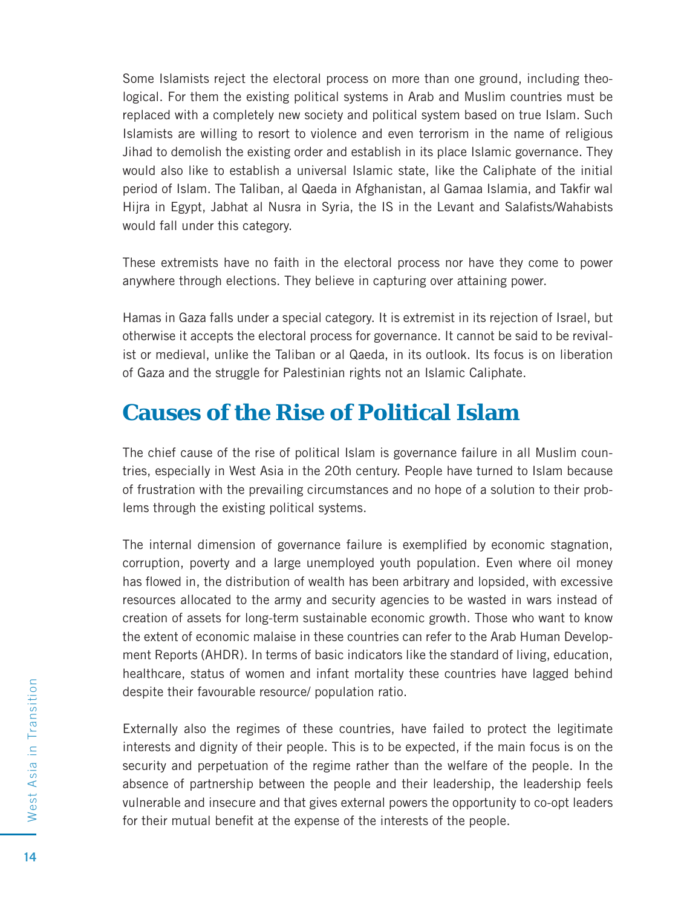Some Islamists reject the electoral process on more than one ground, including theological. For them the existing political systems in Arab and Muslim countries must be replaced with a completely new society and political system based on true Islam. Such Islamists are willing to resort to violence and even terrorism in the name of religious Jihad to demolish the existing order and establish in its place Islamic governance. They would also like to establish a universal Islamic state, like the Caliphate of the initial period of Islam. The Taliban, al Qaeda in Afghanistan, al Gamaa Islamia, and Takfir wal Hijra in Egypt, Jabhat al Nusra in Syria, the IS in the Levant and Salafists/Wahabists would fall under this category.

These extremists have no faith in the electoral process nor have they come to power anywhere through elections. They believe in capturing over attaining power.

Hamas in Gaza falls under a special category. It is extremist in its rejection of Israel, but otherwise it accepts the electoral process for governance. It cannot be said to be revivalist or medieval, unlike the Taliban or al Qaeda, in its outlook. Its focus is on liberation of Gaza and the struggle for Palestinian rights not an Islamic Caliphate.

## Causes of the Rise of Political Islam

The chief cause of the rise of political Islam is governance failure in all Muslim countries, especially in West Asia in the 20th century. People have turned to Islam because of frustration with the prevailing circumstances and no hope of a solution to their problems through the existing political systems.

The internal dimension of governance failure is exemplified by economic stagnation, corruption, poverty and a large unemployed youth population. Even where oil money has flowed in, the distribution of wealth has been arbitrary and lopsided, with excessive resources allocated to the army and security agencies to be wasted in wars instead of creation of assets for long-term sustainable economic growth. Those who want to know the extent of economic malaise in these countries can refer to the Arab Human Development Reports (AHDR). In terms of basic indicators like the standard of living, education, healthcare, status of women and infant mortality these countries have lagged behind despite their favourable resource/ population ratio.

Externally also the regimes of these countries, have failed to protect the legitimate interests and dignity of their people. This is to be expected, if the main focus is on the security and perpetuation of the regime rather than the welfare of the people. In the absence of partnership between the people and their leadership, the leadership feels vulnerable and insecure and that gives external powers the opportunity to co-opt leaders for their mutual benefit at the expense of the interests of the people.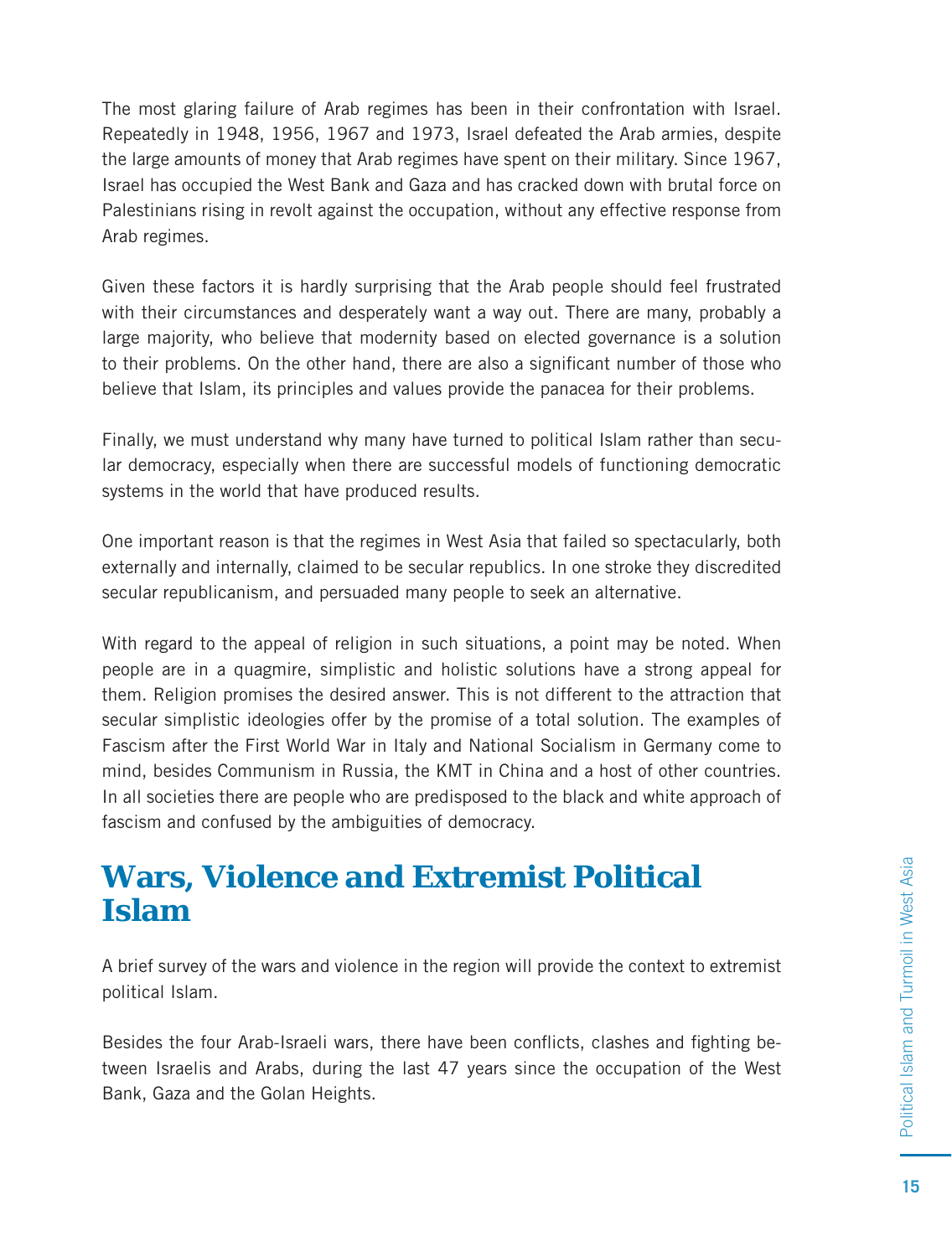The most glaring failure of Arab regimes has been in their confrontation with Israel. Repeatedly in 1948, 1956, 1967 and 1973, Israel defeated the Arab armies, despite the large amounts of money that Arab regimes have spent on their military. Since 1967, Israel has occupied the West Bank and Gaza and has cracked down with brutal force on Palestinians rising in revolt against the occupation, without any effective response from Arab regimes.

Given these factors it is hardly surprising that the Arab people should feel frustrated with their circumstances and desperately want a way out. There are many, probably a large majority, who believe that modernity based on elected governance is a solution to their problems. On the other hand, there are also a significant number of those who believe that Islam, its principles and values provide the panacea for their problems.

Finally, we must understand why many have turned to political Islam rather than secular democracy, especially when there are successful models of functioning democratic systems in the world that have produced results.

One important reason is that the regimes in West Asia that failed so spectacularly, both externally and internally, claimed to be secular republics. In one stroke they discredited secular republicanism, and persuaded many people to seek an alternative.

With regard to the appeal of religion in such situations, a point may be noted. When people are in a quagmire, simplistic and holistic solutions have a strong appeal for them. Religion promises the desired answer. This is not different to the attraction that secular simplistic ideologies offer by the promise of a total solution. The examples of Fascism after the First World War in Italy and National Socialism in Germany come to mind, besides Communism in Russia, the KMT in China and a host of other countries. In all societies there are people who are predisposed to the black and white approach of fascism and confused by the ambiguities of democracy.

## Wars, Violence and Extremist Political Islam

A brief survey of the wars and violence in the region will provide the context to extremist political Islam.

Besides the four Arab-Israeli wars, there have been conflicts, clashes and fighting between Israelis and Arabs, during the last 47 years since the occupation of the West Bank, Gaza and the Golan Heights.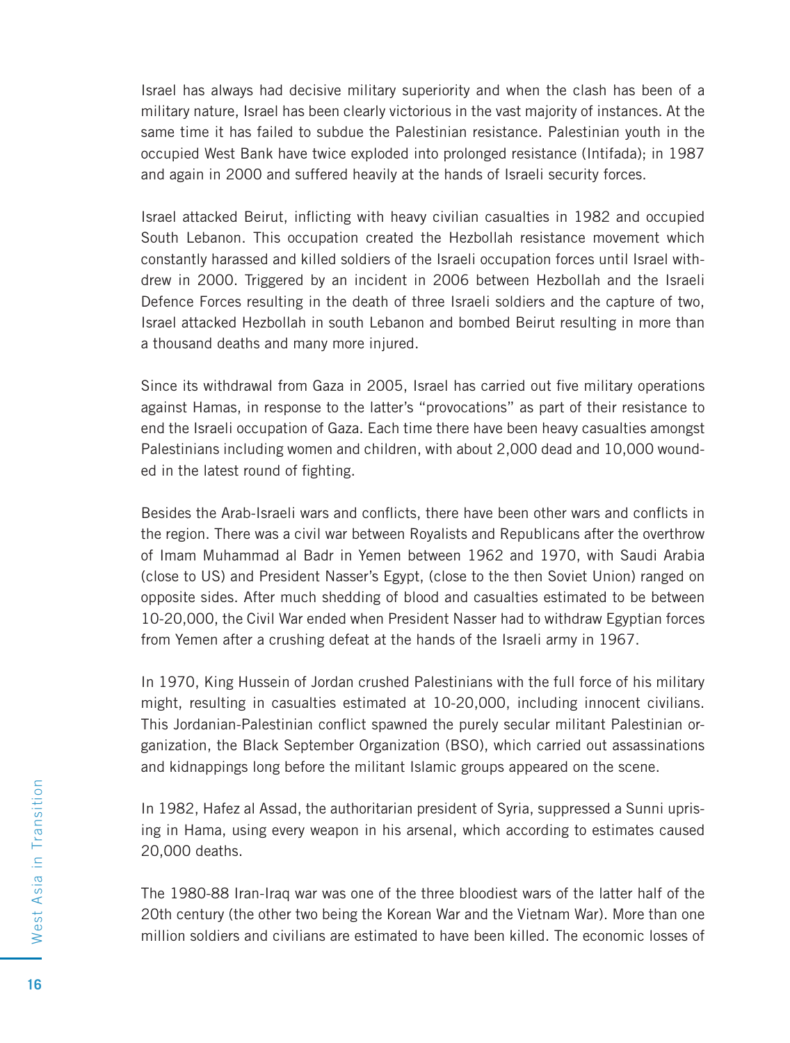Israel has always had decisive military superiority and when the clash has been of a military nature, Israel has been clearly victorious in the vast majority of instances. At the same time it has failed to subdue the Palestinian resistance. Palestinian youth in the occupied West Bank have twice exploded into prolonged resistance (Intifada); in 1987 and again in 2000 and suffered heavily at the hands of Israeli security forces.

Israel attacked Beirut, inflicting with heavy civilian casualties in 1982 and occupied South Lebanon. This occupation created the Hezbollah resistance movement which constantly harassed and killed soldiers of the Israeli occupation forces until Israel withdrew in 2000. Triggered by an incident in 2006 between Hezbollah and the Israeli Defence Forces resulting in the death of three Israeli soldiers and the capture of two, Israel attacked Hezbollah in south Lebanon and bombed Beirut resulting in more than a thousand deaths and many more injured.

Since its withdrawal from Gaza in 2005, Israel has carried out five military operations against Hamas, in response to the latter's "provocations" as part of their resistance to end the Israeli occupation of Gaza. Each time there have been heavy casualties amongst Palestinians including women and children, with about 2,000 dead and 10,000 wounded in the latest round of fighting.

Besides the Arab-Israeli wars and conflicts, there have been other wars and conflicts in the region. There was a civil war between Royalists and Republicans after the overthrow of Imam Muhammad al Badr in Yemen between 1962 and 1970, with Saudi Arabia (close to US) and President Nasser's Egypt, (close to the then Soviet Union) ranged on opposite sides. After much shedding of blood and casualties estimated to be between 10-20,000, the Civil War ended when President Nasser had to withdraw Egyptian forces from Yemen after a crushing defeat at the hands of the Israeli army in 1967.

In 1970, King Hussein of Jordan crushed Palestinians with the full force of his military might, resulting in casualties estimated at 10-20,000, including innocent civilians. This Jordanian-Palestinian conflict spawned the purely secular militant Palestinian organization, the Black September Organization (BSO), which carried out assassinations and kidnappings long before the militant Islamic groups appeared on the scene.

In 1982, Hafez al Assad, the authoritarian president of Syria, suppressed a Sunni uprising in Hama, using every weapon in his arsenal, which according to estimates caused 20,000 deaths.

The 1980-88 Iran-Iraq war was one of the three bloodiest wars of the latter half of the 20th century (the other two being the Korean War and the Vietnam War). More than one million soldiers and civilians are estimated to have been killed. The economic losses of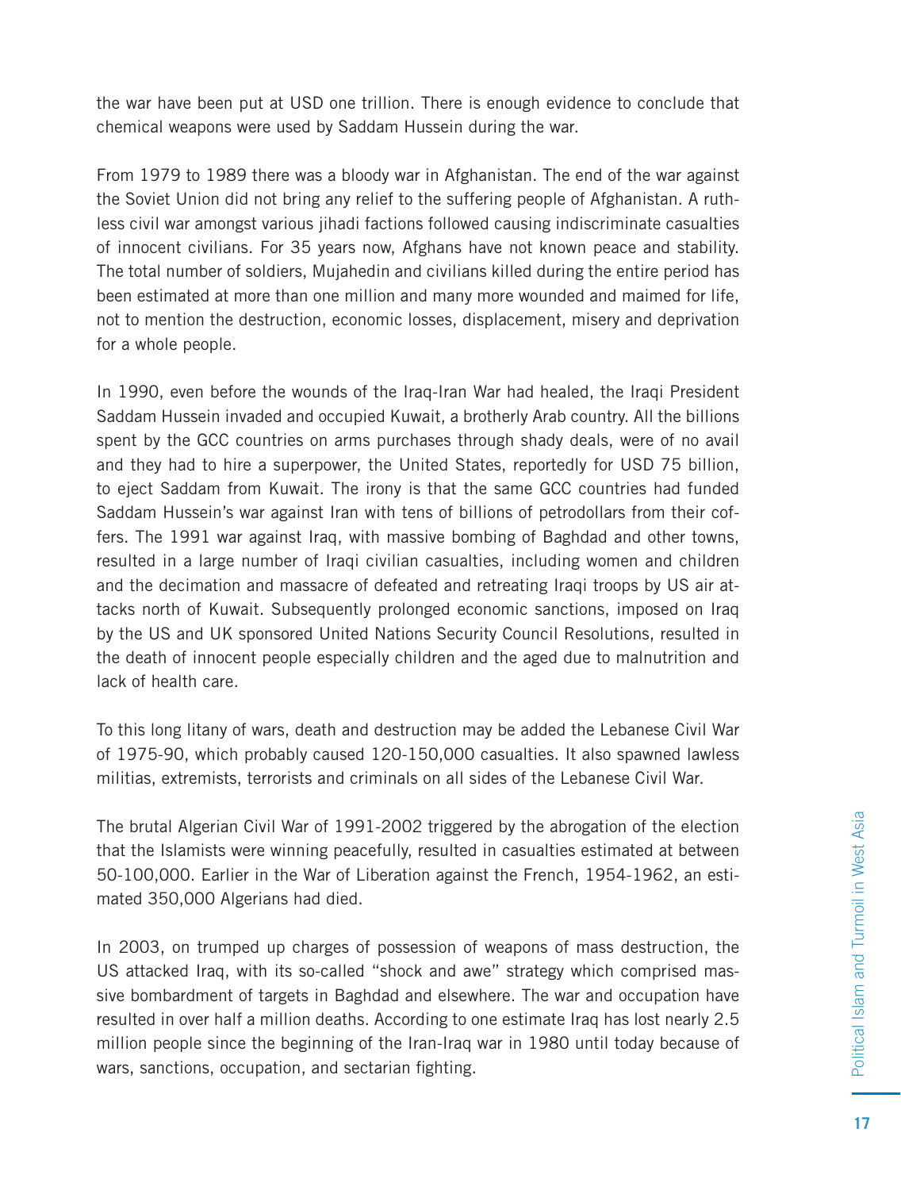the war have been put at USD one trillion. There is enough evidence to conclude that chemical weapons were used by Saddam Hussein during the war.

From 1979 to 1989 there was a bloody war in Afghanistan. The end of the war against the Soviet Union did not bring any relief to the suffering people of Afghanistan. A ruthless civil war amongst various jihadi factions followed causing indiscriminate casualties of innocent civilians. For 35 years now, Afghans have not known peace and stability. The total number of soldiers, Mujahedin and civilians killed during the entire period has been estimated at more than one million and many more wounded and maimed for life, not to mention the destruction, economic losses, displacement, misery and deprivation for a whole people.

In 1990, even before the wounds of the Iraq-Iran War had healed, the Iraqi President Saddam Hussein invaded and occupied Kuwait, a brotherly Arab country. All the billions spent by the GCC countries on arms purchases through shady deals, were of no avail and they had to hire a superpower, the United States, reportedly for USD 75 billion, to eject Saddam from Kuwait. The irony is that the same GCC countries had funded Saddam Hussein's war against Iran with tens of billions of petrodollars from their coffers. The 1991 war against Iraq, with massive bombing of Baghdad and other towns, resulted in a large number of Iraqi civilian casualties, including women and children and the decimation and massacre of defeated and retreating Iraqi troops by US air attacks north of Kuwait. Subsequently prolonged economic sanctions, imposed on Iraq by the US and UK sponsored United Nations Security Council Resolutions, resulted in the death of innocent people especially children and the aged due to malnutrition and lack of health care.

To this long litany of wars, death and destruction may be added the Lebanese Civil War of 1975-90, which probably caused 120-150,000 casualties. It also spawned lawless militias, extremists, terrorists and criminals on all sides of the Lebanese Civil War.

The brutal Algerian Civil War of 1991-2002 triggered by the abrogation of the election that the Islamists were winning peacefully, resulted in casualties estimated at between 50-100,000. Earlier in the War of Liberation against the French, 1954-1962, an estimated 350,000 Algerians had died.

In 2003, on trumped up charges of possession of weapons of mass destruction, the US attacked Iraq, with its so-called "shock and awe" strategy which comprised massive bombardment of targets in Baghdad and elsewhere. The war and occupation have resulted in over half a million deaths. According to one estimate Iraq has lost nearly 2.5 million people since the beginning of the Iran-Iraq war in 1980 until today because of wars, sanctions, occupation, and sectarian fighting.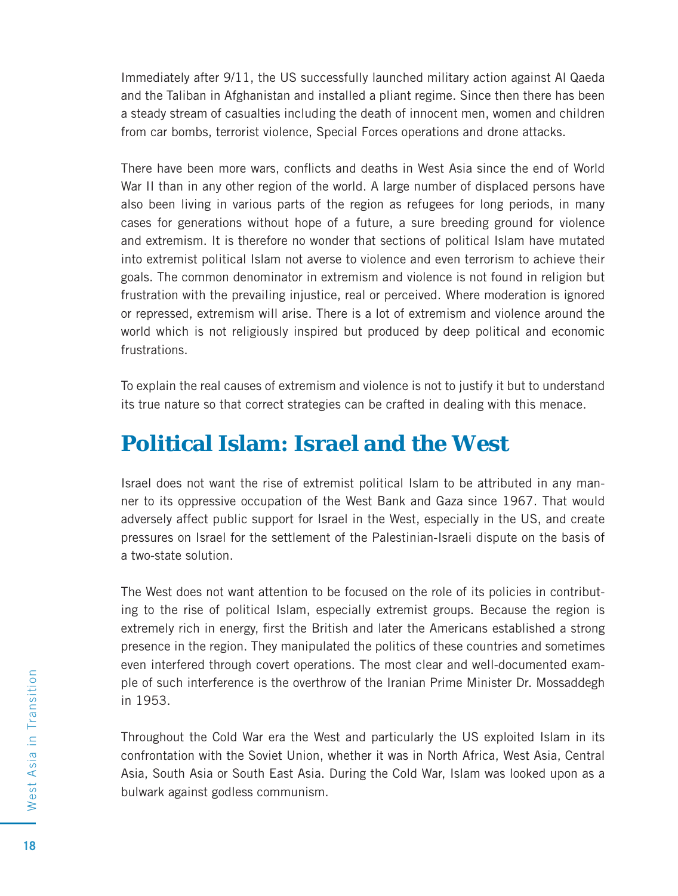Immediately after 9/11, the US successfully launched military action against Al Qaeda and the Taliban in Afghanistan and installed a pliant regime. Since then there has been a steady stream of casualties including the death of innocent men, women and children from car bombs, terrorist violence, Special Forces operations and drone attacks.

There have been more wars, conflicts and deaths in West Asia since the end of World War II than in any other region of the world. A large number of displaced persons have also been living in various parts of the region as refugees for long periods, in many cases for generations without hope of a future, a sure breeding ground for violence and extremism. It is therefore no wonder that sections of political Islam have mutated into extremist political Islam not averse to violence and even terrorism to achieve their goals. The common denominator in extremism and violence is not found in religion but frustration with the prevailing injustice, real or perceived. Where moderation is ignored or repressed, extremism will arise. There is a lot of extremism and violence around the world which is not religiously inspired but produced by deep political and economic frustrations.

To explain the real causes of extremism and violence is not to justify it but to understand its true nature so that correct strategies can be crafted in dealing with this menace.

## Political Islam: Israel and the West

Israel does not want the rise of extremist political Islam to be attributed in any manner to its oppressive occupation of the West Bank and Gaza since 1967. That would adversely affect public support for Israel in the West, especially in the US, and create pressures on Israel for the settlement of the Palestinian-Israeli dispute on the basis of a two-state solution.

The West does not want attention to be focused on the role of its policies in contributing to the rise of political Islam, especially extremist groups. Because the region is extremely rich in energy, first the British and later the Americans established a strong presence in the region. They manipulated the politics of these countries and sometimes even interfered through covert operations. The most clear and well-documented example of such interference is the overthrow of the Iranian Prime Minister Dr. Mossaddegh in 1953.

Throughout the Cold War era the West and particularly the US exploited Islam in its confrontation with the Soviet Union, whether it was in North Africa, West Asia, Central Asia, South Asia or South East Asia. During the Cold War, Islam was looked upon as a bulwark against godless communism.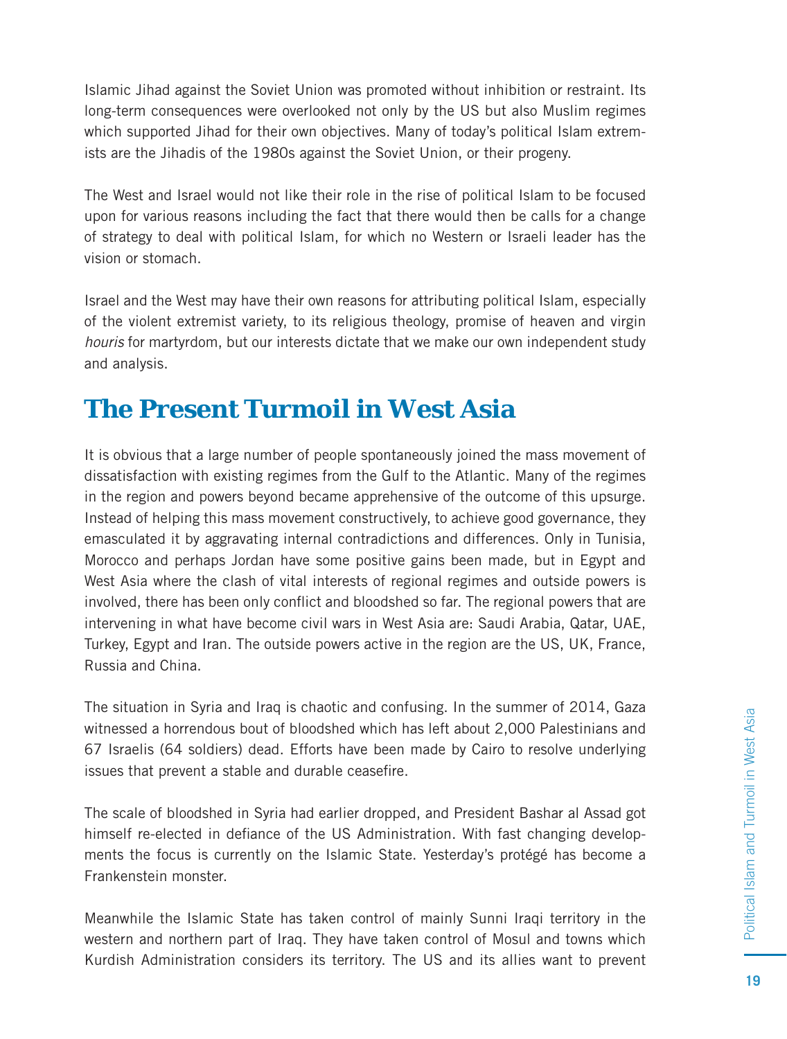Islamic Jihad against the Soviet Union was promoted without inhibition or restraint. Its long-term consequences were overlooked not only by the US but also Muslim regimes which supported Jihad for their own objectives. Many of today's political Islam extremists are the Jihadis of the 1980s against the Soviet Union, or their progeny.

The West and Israel would not like their role in the rise of political Islam to be focused upon for various reasons including the fact that there would then be calls for a change of strategy to deal with political Islam, for which no Western or Israeli leader has the vision or stomach.

Israel and the West may have their own reasons for attributing political Islam, especially of the violent extremist variety, to its religious theology, promise of heaven and virgin *houris* for martyrdom, but our interests dictate that we make our own independent study and analysis.

## The Present Turmoil in West Asia

It is obvious that a large number of people spontaneously joined the mass movement of dissatisfaction with existing regimes from the Gulf to the Atlantic. Many of the regimes in the region and powers beyond became apprehensive of the outcome of this upsurge. Instead of helping this mass movement constructively, to achieve good governance, they emasculated it by aggravating internal contradictions and differences. Only in Tunisia, Morocco and perhaps Jordan have some positive gains been made, but in Egypt and West Asia where the clash of vital interests of regional regimes and outside powers is involved, there has been only conflict and bloodshed so far. The regional powers that are intervening in what have become civil wars in West Asia are: Saudi Arabia, Qatar, UAE, Turkey, Egypt and Iran. The outside powers active in the region are the US, UK, France, Russia and China.

The situation in Syria and Iraq is chaotic and confusing. In the summer of 2014, Gaza witnessed a horrendous bout of bloodshed which has left about 2,000 Palestinians and 67 Israelis (64 soldiers) dead. Efforts have been made by Cairo to resolve underlying issues that prevent a stable and durable ceasefire.

The scale of bloodshed in Syria had earlier dropped, and President Bashar al Assad got himself re-elected in defiance of the US Administration. With fast changing developments the focus is currently on the Islamic State. Yesterday's protégé has become a Frankenstein monster.

Meanwhile the Islamic State has taken control of mainly Sunni Iraqi territory in the western and northern part of Iraq. They have taken control of Mosul and towns which Kurdish Administration considers its territory. The US and its allies want to prevent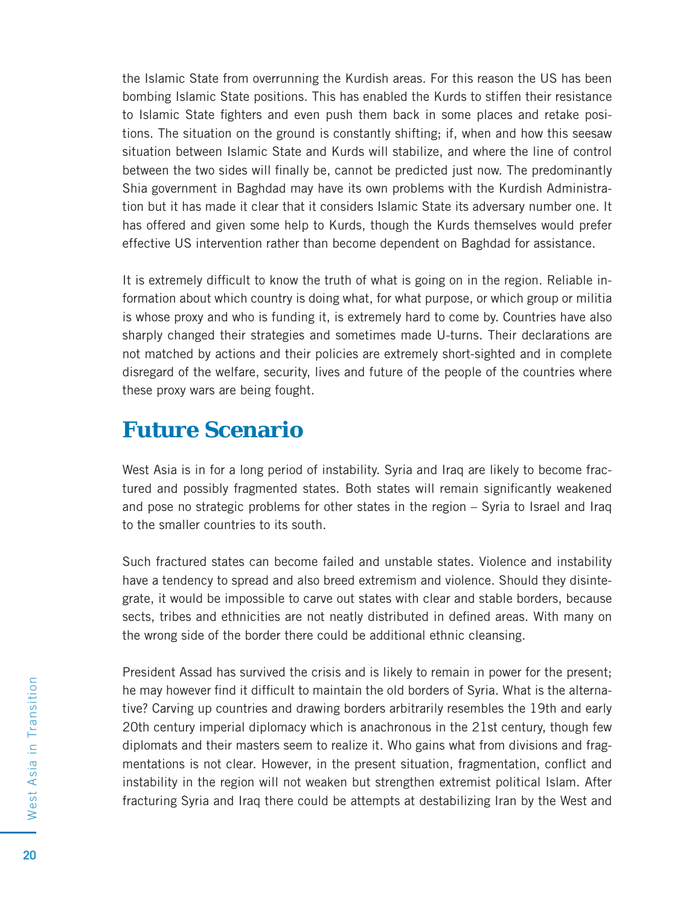the Islamic State from overrunning the Kurdish areas. For this reason the US has been bombing Islamic State positions. This has enabled the Kurds to stiffen their resistance to Islamic State fighters and even push them back in some places and retake positions. The situation on the ground is constantly shifting; if, when and how this seesaw situation between Islamic State and Kurds will stabilize, and where the line of control between the two sides will finally be, cannot be predicted just now. The predominantly Shia government in Baghdad may have its own problems with the Kurdish Administration but it has made it clear that it considers Islamic State its adversary number one. It has offered and given some help to Kurds, though the Kurds themselves would prefer effective US intervention rather than become dependent on Baghdad for assistance.

It is extremely difficult to know the truth of what is going on in the region. Reliable information about which country is doing what, for what purpose, or which group or militia is whose proxy and who is funding it, is extremely hard to come by. Countries have also sharply changed their strategies and sometimes made U-turns. Their declarations are not matched by actions and their policies are extremely short-sighted and in complete disregard of the welfare, security, lives and future of the people of the countries where these proxy wars are being fought.

## Future Scenario

West Asia is in for a long period of instability. Syria and Iraq are likely to become fractured and possibly fragmented states. Both states will remain significantly weakened and pose no strategic problems for other states in the region – Syria to Israel and Iraq to the smaller countries to its south.

Such fractured states can become failed and unstable states. Violence and instability have a tendency to spread and also breed extremism and violence. Should they disintegrate, it would be impossible to carve out states with clear and stable borders, because sects, tribes and ethnicities are not neatly distributed in defined areas. With many on the wrong side of the border there could be additional ethnic cleansing.

President Assad has survived the crisis and is likely to remain in power for the present; he may however find it difficult to maintain the old borders of Syria. What is the alternative? Carving up countries and drawing borders arbitrarily resembles the 19th and early 20th century imperial diplomacy which is anachronous in the 21st century, though few diplomats and their masters seem to realize it. Who gains what from divisions and fragmentations is not clear. However, in the present situation, fragmentation, conflict and instability in the region will not weaken but strengthen extremist political Islam. After fracturing Syria and Iraq there could be attempts at destabilizing Iran by the West and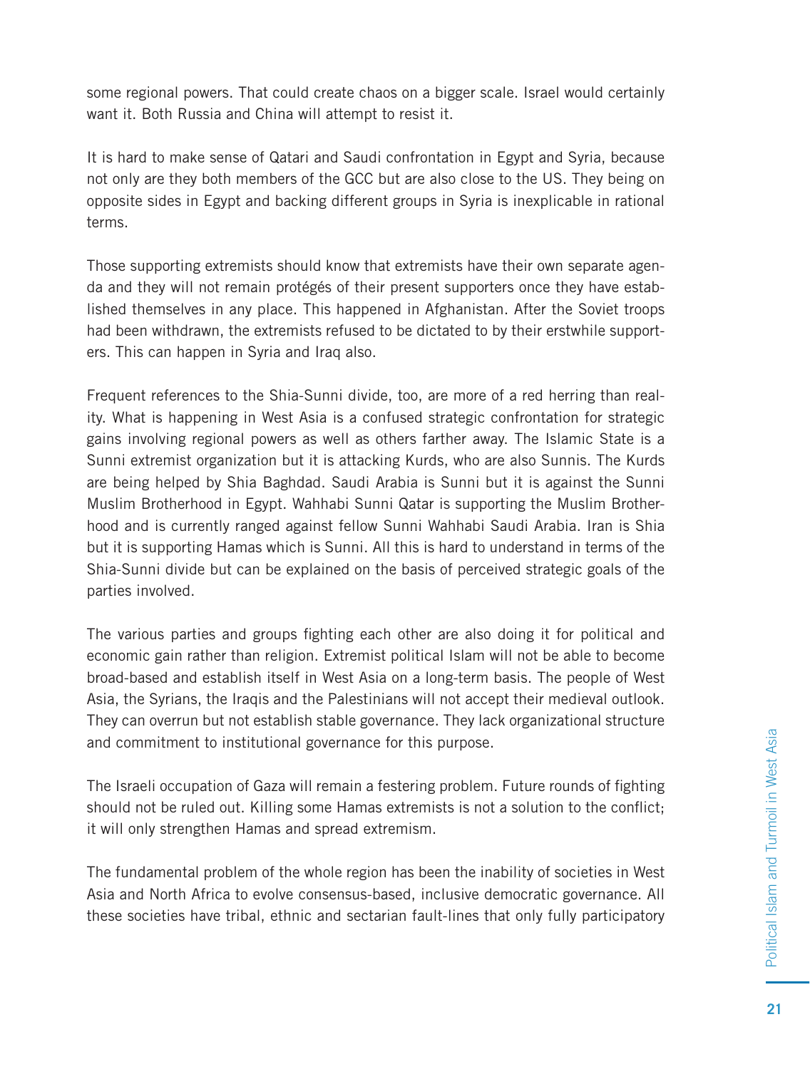some regional powers. That could create chaos on a bigger scale. Israel would certainly want it. Both Russia and China will attempt to resist it.

It is hard to make sense of Qatari and Saudi confrontation in Egypt and Syria, because not only are they both members of the GCC but are also close to the US. They being on opposite sides in Egypt and backing different groups in Syria is inexplicable in rational terms.

Those supporting extremists should know that extremists have their own separate agenda and they will not remain protégés of their present supporters once they have established themselves in any place. This happened in Afghanistan. After the Soviet troops had been withdrawn, the extremists refused to be dictated to by their erstwhile supporters. This can happen in Syria and Iraq also.

Frequent references to the Shia-Sunni divide, too, are more of a red herring than reality. What is happening in West Asia is a confused strategic confrontation for strategic gains involving regional powers as well as others farther away. The Islamic State is a Sunni extremist organization but it is attacking Kurds, who are also Sunnis. The Kurds are being helped by Shia Baghdad. Saudi Arabia is Sunni but it is against the Sunni Muslim Brotherhood in Egypt. Wahhabi Sunni Qatar is supporting the Muslim Brotherhood and is currently ranged against fellow Sunni Wahhabi Saudi Arabia. Iran is Shia but it is supporting Hamas which is Sunni. All this is hard to understand in terms of the Shia-Sunni divide but can be explained on the basis of perceived strategic goals of the parties involved.

The various parties and groups fighting each other are also doing it for political and economic gain rather than religion. Extremist political Islam will not be able to become broad-based and establish itself in West Asia on a long-term basis. The people of West Asia, the Syrians, the Iraqis and the Palestinians will not accept their medieval outlook. They can overrun but not establish stable governance. They lack organizational structure and commitment to institutional governance for this purpose.

The Israeli occupation of Gaza will remain a festering problem. Future rounds of fighting should not be ruled out. Killing some Hamas extremists is not a solution to the conflict; it will only strengthen Hamas and spread extremism.

The fundamental problem of the whole region has been the inability of societies in West Asia and North Africa to evolve consensus-based, inclusive democratic governance. All these societies have tribal, ethnic and sectarian fault-lines that only fully participatory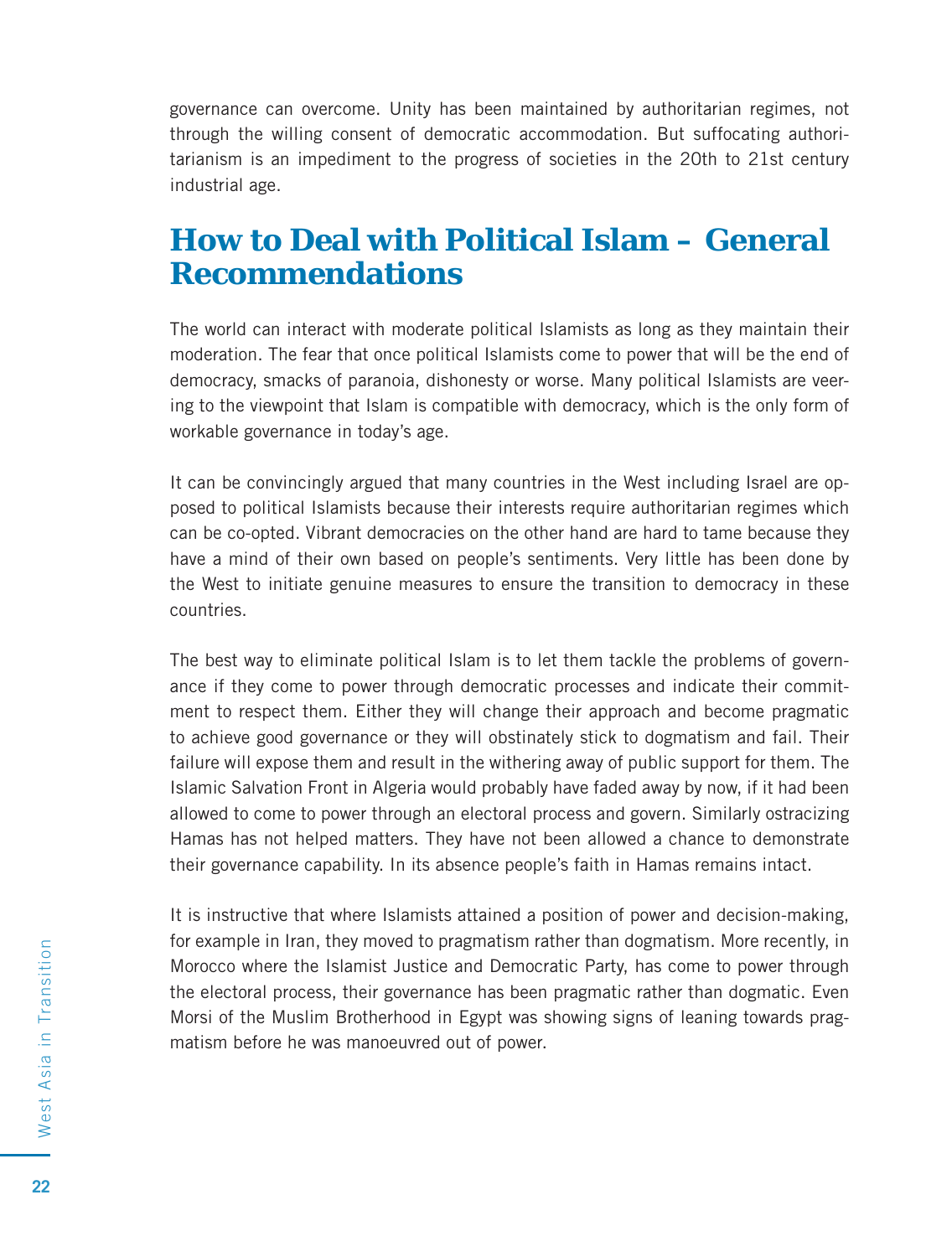governance can overcome. Unity has been maintained by authoritarian regimes, not through the willing consent of democratic accommodation. But suffocating authoritarianism is an impediment to the progress of societies in the 20th to 21st century industrial age.

## How to Deal with Political Islam – General Recommendations

The world can interact with moderate political Islamists as long as they maintain their moderation. The fear that once political Islamists come to power that will be the end of democracy, smacks of paranoia, dishonesty or worse. Many political Islamists are veering to the viewpoint that Islam is compatible with democracy, which is the only form of workable governance in today's age.

It can be convincingly argued that many countries in the West including Israel are opposed to political Islamists because their interests require authoritarian regimes which can be co-opted. Vibrant democracies on the other hand are hard to tame because they have a mind of their own based on people's sentiments. Very little has been done by the West to initiate genuine measures to ensure the transition to democracy in these countries.

The best way to eliminate political Islam is to let them tackle the problems of governance if they come to power through democratic processes and indicate their commitment to respect them. Either they will change their approach and become pragmatic to achieve good governance or they will obstinately stick to dogmatism and fail. Their failure will expose them and result in the withering away of public support for them. The Islamic Salvation Front in Algeria would probably have faded away by now, if it had been allowed to come to power through an electoral process and govern. Similarly ostracizing Hamas has not helped matters. They have not been allowed a chance to demonstrate their governance capability. In its absence people's faith in Hamas remains intact.

It is instructive that where Islamists attained a position of power and decision-making, for example in Iran, they moved to pragmatism rather than dogmatism. More recently, in Morocco where the Islamist Justice and Democratic Party, has come to power through the electoral process, their governance has been pragmatic rather than dogmatic. Even Morsi of the Muslim Brotherhood in Egypt was showing signs of leaning towards pragmatism before he was manoeuvred out of power.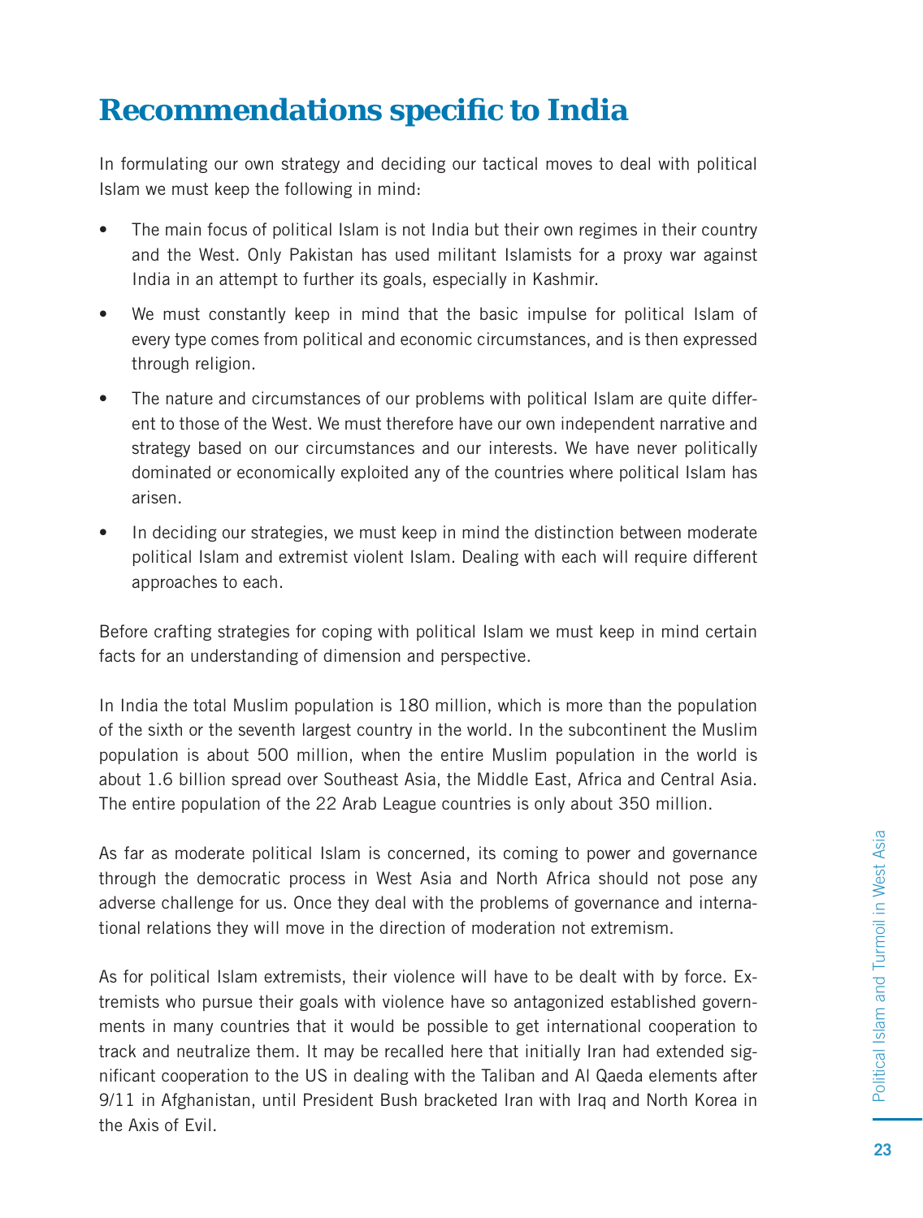# Recommendations specific to India

In formulating our own strategy and deciding our tactical moves to deal with political Islam we must keep the following in mind:

- The main focus of political Islam is not India but their own regimes in their country and the West. Only Pakistan has used militant Islamists for a proxy war against India in an attempt to further its goals, especially in Kashmir.
- We must constantly keep in mind that the basic impulse for political Islam of every type comes from political and economic circumstances, and is then expressed through religion.
- The nature and circumstances of our problems with political Islam are quite different to those of the West. We must therefore have our own independent narrative and strategy based on our circumstances and our interests. We have never politically dominated or economically exploited any of the countries where political Islam has arisen.
- In deciding our strategies, we must keep in mind the distinction between moderate political Islam and extremist violent Islam. Dealing with each will require different approaches to each.

Before crafting strategies for coping with political Islam we must keep in mind certain facts for an understanding of dimension and perspective.

In India the total Muslim population is 180 million, which is more than the population of the sixth or the seventh largest country in the world. In the subcontinent the Muslim population is about 500 million, when the entire Muslim population in the world is about 1.6 billion spread over Southeast Asia, the Middle East, Africa and Central Asia. The entire population of the 22 Arab League countries is only about 350 million.

As far as moderate political Islam is concerned, its coming to power and governance through the democratic process in West Asia and North Africa should not pose any adverse challenge for us. Once they deal with the problems of governance and international relations they will move in the direction of moderation not extremism.

As for political Islam extremists, their violence will have to be dealt with by force. Extremists who pursue their goals with violence have so antagonized established governments in many countries that it would be possible to get international cooperation to track and neutralize them. It may be recalled here that initially Iran had extended significant cooperation to the US in dealing with the Taliban and Al Qaeda elements after 9/11 in Afghanistan, until President Bush bracketed Iran with Iraq and North Korea in the Axis of Evil.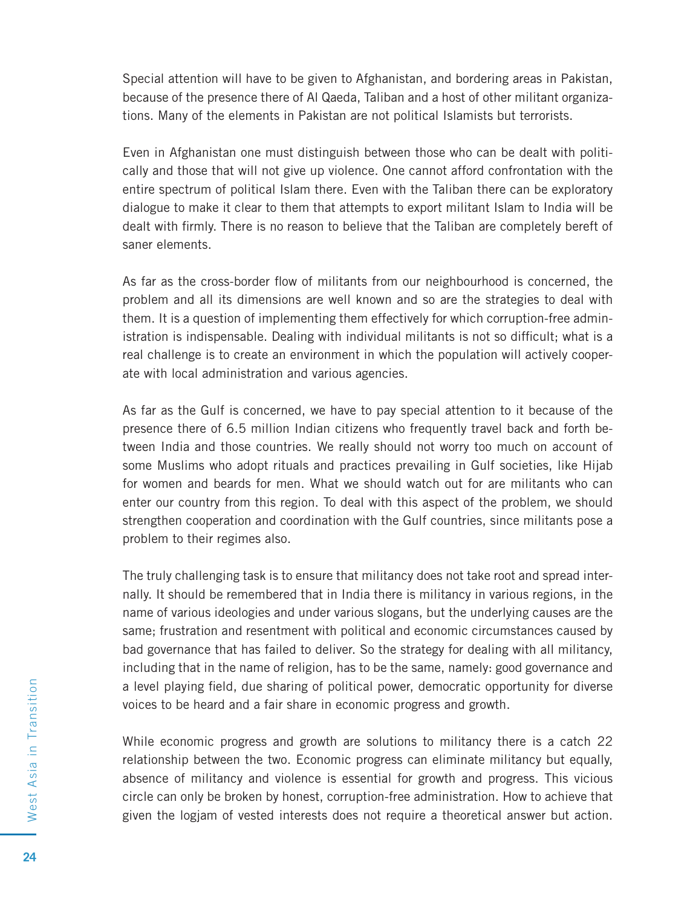Special attention will have to be given to Afghanistan, and bordering areas in Pakistan, because of the presence there of Al Qaeda, Taliban and a host of other militant organizations. Many of the elements in Pakistan are not political Islamists but terrorists.

Even in Afghanistan one must distinguish between those who can be dealt with politically and those that will not give up violence. One cannot afford confrontation with the entire spectrum of political Islam there. Even with the Taliban there can be exploratory dialogue to make it clear to them that attempts to export militant Islam to India will be dealt with firmly. There is no reason to believe that the Taliban are completely bereft of saner elements.

As far as the cross-border flow of militants from our neighbourhood is concerned, the problem and all its dimensions are well known and so are the strategies to deal with them. It is a question of implementing them effectively for which corruption-free administration is indispensable. Dealing with individual militants is not so difficult; what is a real challenge is to create an environment in which the population will actively cooperate with local administration and various agencies.

As far as the Gulf is concerned, we have to pay special attention to it because of the presence there of 6.5 million Indian citizens who frequently travel back and forth between India and those countries. We really should not worry too much on account of some Muslims who adopt rituals and practices prevailing in Gulf societies, like Hijab for women and beards for men. What we should watch out for are militants who can enter our country from this region. To deal with this aspect of the problem, we should strengthen cooperation and coordination with the Gulf countries, since militants pose a problem to their regimes also.

The truly challenging task is to ensure that militancy does not take root and spread internally. It should be remembered that in India there is militancy in various regions, in the name of various ideologies and under various slogans, but the underlying causes are the same; frustration and resentment with political and economic circumstances caused by bad governance that has failed to deliver. So the strategy for dealing with all militancy, including that in the name of religion, has to be the same, namely: good governance and a level playing field, due sharing of political power, democratic opportunity for diverse voices to be heard and a fair share in economic progress and growth.

While economic progress and growth are solutions to militancy there is a catch 22 relationship between the two. Economic progress can eliminate militancy but equally, absence of militancy and violence is essential for growth and progress. This vicious circle can only be broken by honest, corruption-free administration. How to achieve that given the logjam of vested interests does not require a theoretical answer but action.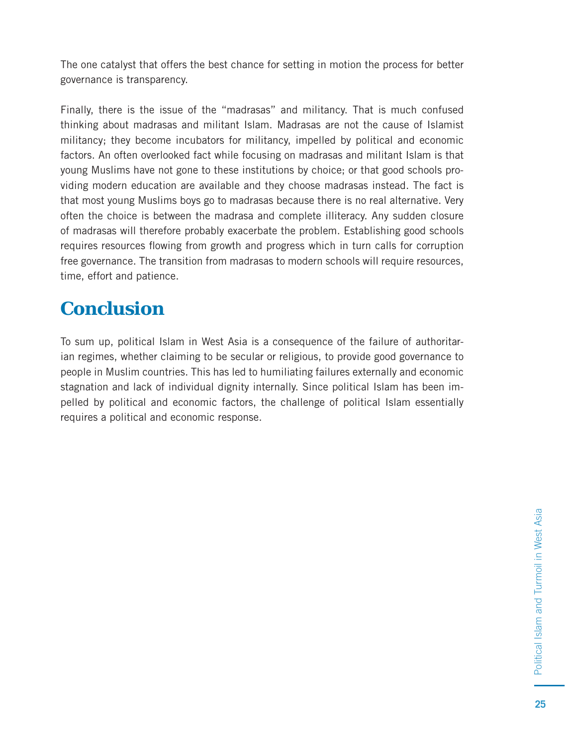The one catalyst that offers the best chance for setting in motion the process for better governance is transparency.

Finally, there is the issue of the "madrasas" and militancy. That is much confused thinking about madrasas and militant Islam. Madrasas are not the cause of Islamist militancy; they become incubators for militancy, impelled by political and economic factors. An often overlooked fact while focusing on madrasas and militant Islam is that young Muslims have not gone to these institutions by choice; or that good schools providing modern education are available and they choose madrasas instead. The fact is that most young Muslims boys go to madrasas because there is no real alternative. Very often the choice is between the madrasa and complete illiteracy. Any sudden closure of madrasas will therefore probably exacerbate the problem. Establishing good schools requires resources flowing from growth and progress which in turn calls for corruption free governance. The transition from madrasas to modern schools will require resources, time, effort and patience.

## Conclusion

To sum up, political Islam in West Asia is a consequence of the failure of authoritarian regimes, whether claiming to be secular or religious, to provide good governance to people in Muslim countries. This has led to humiliating failures externally and economic stagnation and lack of individual dignity internally. Since political Islam has been impelled by political and economic factors, the challenge of political Islam essentially requires a political and economic response.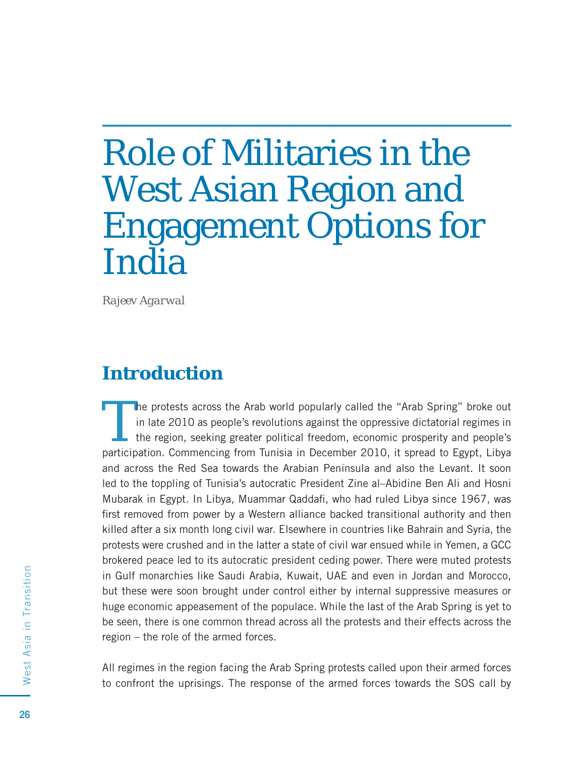# Role of Militaries in the West Asian Region and Engagement Options for India

*Rajeev Agarwal*

## Introduction

The protests across the Arab world popularly called the "Arab Spring" broke out in late 2010 as people's revolutions against the oppressive dictatorial regimes in the region, seeking greater political freedom, economic prosperity and people's participation. Commencing from Tunisia in December 2010, it spread to Egypt, Libya and across the Red Sea towards the Arabian Peninsula and also the Levant. It soon led to the toppling of Tunisia's autocratic President Zine al–Abidine Ben Ali and Hosni Mubarak in Egypt. In Libya, Muammar Qaddafi, who had ruled Libya since 1967, was first removed from power by a Western alliance backed transitional authority and then killed after a six month long civil war. Elsewhere in countries like Bahrain and Syria, the protests were crushed and in the latter a state of civil war ensued while in Yemen, a GCC brokered peace led to its autocratic president ceding power. There were muted protests in Gulf monarchies like Saudi Arabia, Kuwait, UAE and even in Jordan and Morocco, but these were soon brought under control either by internal suppressive measures or huge economic appeasement of the populace. While the last of the Arab Spring is yet to be seen, there is one common thread across all the protests and their effects across the region – the role of the armed forces.

All regimes in the region facing the Arab Spring protests called upon their armed forces to confront the uprisings. The response of the armed forces towards the SOS call by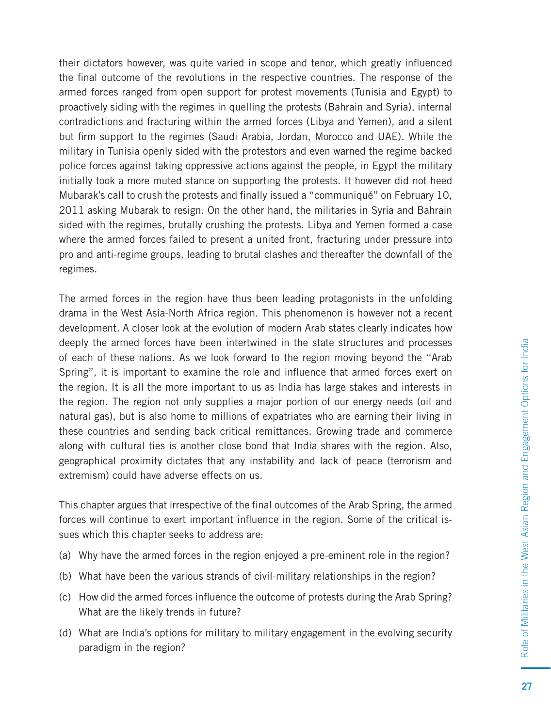their dictators however, was quite varied in scope and tenor, which greatly influenced the final outcome of the revolutions in the respective countries. The response of the armed forces ranged from open support for protest movements (Tunisia and Egypt) to proactively siding with the regimes in quelling the protests (Bahrain and Syria), internal contradictions and fracturing within the armed forces (Libya and Yemen), and a silent but firm support to the regimes (Saudi Arabia, Jordan, Morocco and UAE). While the military in Tunisia openly sided with the protestors and even warned the regime backed police forces against taking oppressive actions against the people, in Egypt the military initially took a more muted stance on supporting the protests. It however did not heed Mubarak's call to crush the protests and finally issued a "communiqué" on February 10, 2011 asking Mubarak to resign. On the other hand, the militaries in Syria and Bahrain sided with the regimes, brutally crushing the protests. Libya and Yemen formed a case where the armed forces failed to present a united front, fracturing under pressure into pro and anti-regime groups, leading to brutal clashes and thereafter the downfall of the regimes.

The armed forces in the region have thus been leading protagonists in the unfolding drama in the West Asia-North Africa region. This phenomenon is however not a recent development. A closer look at the evolution of modern Arab states clearly indicates how deeply the armed forces have been intertwined in the state structures and processes of each of these nations. As we look forward to the region moving beyond the "Arab Spring", it is important to examine the role and influence that armed forces exert on the region. It is all the more important to us as India has large stakes and interests in the region. The region not only supplies a major portion of our energy needs (oil and natural gas), but is also home to millions of expatriates who are earning their living in these countries and sending back critical remittances. Growing trade and commerce along with cultural ties is another close bond that India shares with the region. Also, geographical proximity dictates that any instability and lack of peace (terrorism and extremism) could have adverse effects on us.

This chapter argues that irrespective of the final outcomes of the Arab Spring, the armed forces will continue to exert important influence in the region. Some of the critical issues which this chapter seeks to address are:

(a) Why have the armed forces in the region enjoyed a pre-eminent role in the region?

(b) What have been the various strands of civil-military relationships in the region?

(c) How did the armed forces influence the outcome of protests during the Arab Spring? What are the likely trends in future?

(d) What are India's options for military to military engagement in the evolving security paradigm in the region?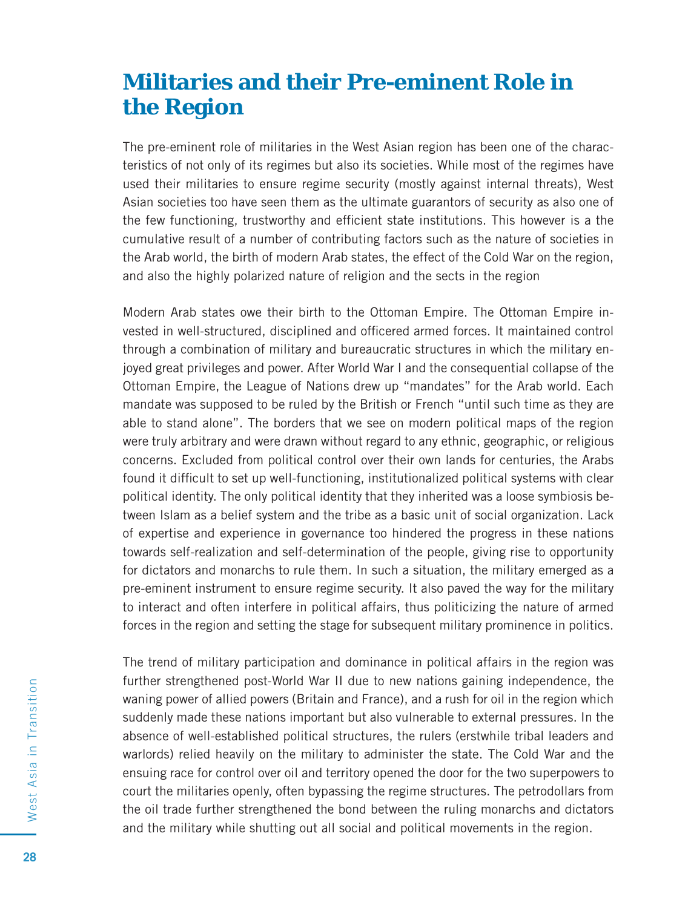# Militaries and their Pre-eminent Role in the Region

The pre-eminent role of militaries in the West Asian region has been one of the characteristics of not only of its regimes but also its societies. While most of the regimes have used their militaries to ensure regime security (mostly against internal threats), West Asian societies too have seen them as the ultimate guarantors of security as also one of the few functioning, trustworthy and efficient state institutions. This however is a the cumulative result of a number of contributing factors such as the nature of societies in the Arab world, the birth of modern Arab states, the effect of the Cold War on the region, and also the highly polarized nature of religion and the sects in the region

Modern Arab states owe their birth to the Ottoman Empire. The Ottoman Empire invested in well-structured, disciplined and officered armed forces. It maintained control through a combination of military and bureaucratic structures in which the military enjoyed great privileges and power. After World War I and the consequential collapse of the Ottoman Empire, the League of Nations drew up "mandates" for the Arab world. Each mandate was supposed to be ruled by the British or French "until such time as they are able to stand alone". The borders that we see on modern political maps of the region were truly arbitrary and were drawn without regard to any ethnic, geographic, or religious concerns. Excluded from political control over their own lands for centuries, the Arabs found it difficult to set up well-functioning, institutionalized political systems with clear political identity. The only political identity that they inherited was a loose symbiosis between Islam as a belief system and the tribe as a basic unit of social organization. Lack of expertise and experience in governance too hindered the progress in these nations towards self-realization and self-determination of the people, giving rise to opportunity for dictators and monarchs to rule them. In such a situation, the military emerged as a pre-eminent instrument to ensure regime security. It also paved the way for the military to interact and often interfere in political affairs, thus politicizing the nature of armed forces in the region and setting the stage for subsequent military prominence in politics.

The trend of military participation and dominance in political affairs in the region was further strengthened post-World War II due to new nations gaining independence, the waning power of allied powers (Britain and France), and a rush for oil in the region which suddenly made these nations important but also vulnerable to external pressures. In the absence of well-established political structures, the rulers (erstwhile tribal leaders and warlords) relied heavily on the military to administer the state. The Cold War and the ensuing race for control over oil and territory opened the door for the two superpowers to court the militaries openly, often bypassing the regime structures. The petrodollars from the oil trade further strengthened the bond between the ruling monarchs and dictators and the military while shutting out all social and political movements in the region.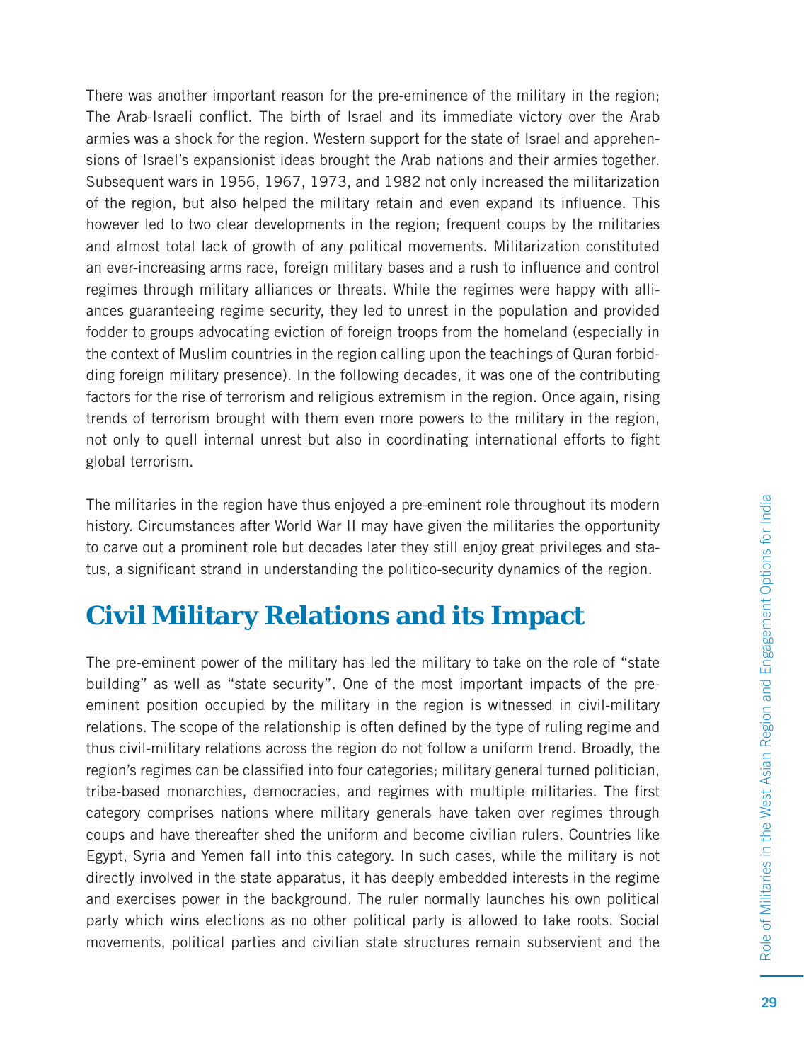There was another important reason for the pre-eminence of the military in the region; The Arab-Israeli conflict. The birth of Israel and its immediate victory over the Arab armies was a shock for the region. Western support for the state of Israel and apprehensions of Israel's expansionist ideas brought the Arab nations and their armies together. Subsequent wars in 1956, 1967, 1973, and 1982 not only increased the militarization of the region, but also helped the military retain and even expand its influence. This however led to two clear developments in the region; frequent coups by the militaries and almost total lack of growth of any political movements. Militarization constituted an ever-increasing arms race, foreign military bases and a rush to influence and control regimes through military alliances or threats. While the regimes were happy with alliances guaranteeing regime security, they led to unrest in the population and provided fodder to groups advocating eviction of foreign troops from the homeland (especially in the context of Muslim countries in the region calling upon the teachings of Quran forbidding foreign military presence). In the following decades, it was one of the contributing factors for the rise of terrorism and religious extremism in the region. Once again, rising trends of terrorism brought with them even more powers to the military in the region, not only to quell internal unrest but also in coordinating international efforts to fight global terrorism.

The militaries in the region have thus enjoyed a pre-eminent role throughout its modern history. Circumstances after World War II may have given the militaries the opportunity to carve out a prominent role but decades later they still enjoy great privileges and status, a significant strand in understanding the politico-security dynamics of the region.

## Civil Military Relations and its Impact

The pre-eminent power of the military has led the military to take on the role of "state building" as well as "state security". One of the most important impacts of the pre-eminent position occupied by the military in the region is witnessed in civil-military relations. The scope of the relationship is often defined by the type of ruling regime and thus civil-military relations across the region do not follow a uniform trend. Broadly, the region's regimes can be classified into four categories; military general turned politician, tribe-based monarchies, democracies, and regimes with multiple militaries. The first category comprises nations where military generals have taken over regimes through coups and have thereafter shed the uniform and become civilian rulers. Countries like Egypt, Syria and Yemen fall into this category. In such cases, while the military is not directly involved in the state apparatus, it has deeply embedded interests in the regime and exercises power in the background. The ruler normally launches his own political party which wins elections as no other political party is allowed to take roots. Social movements, political parties and civilian state structures remain subservient and the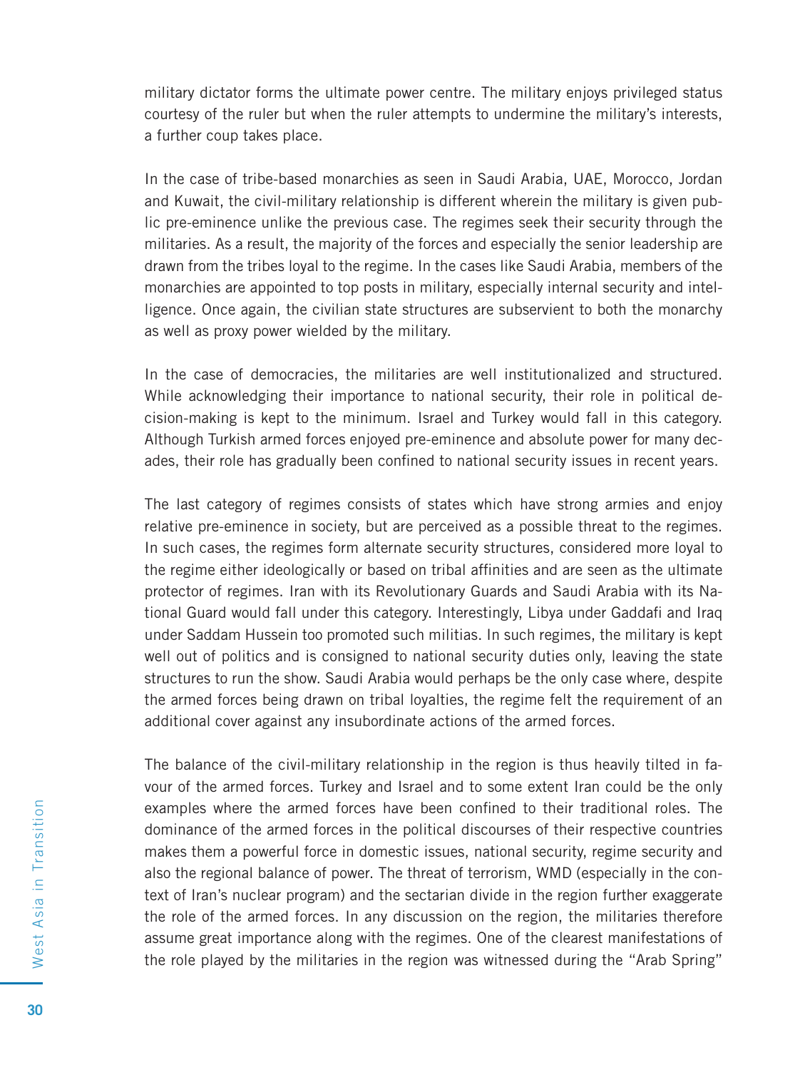military dictator forms the ultimate power centre. The military enjoys privileged status courtesy of the ruler but when the ruler attempts to undermine the military's interests, a further coup takes place.

In the case of tribe-based monarchies as seen in Saudi Arabia, UAE, Morocco, Jordan and Kuwait, the civil-military relationship is different wherein the military is given public pre-eminence unlike the previous case. The regimes seek their security through the militaries. As a result, the majority of the forces and especially the senior leadership are drawn from the tribes loyal to the regime. In the cases like Saudi Arabia, members of the monarchies are appointed to top posts in military, especially internal security and intelligence. Once again, the civilian state structures are subservient to both the monarchy as well as proxy power wielded by the military.

In the case of democracies, the militaries are well institutionalized and structured. While acknowledging their importance to national security, their role in political decision-making is kept to the minimum. Israel and Turkey would fall in this category. Although Turkish armed forces enjoyed pre-eminence and absolute power for many decades, their role has gradually been confined to national security issues in recent years.

The last category of regimes consists of states which have strong armies and enjoy relative pre-eminence in society, but are perceived as a possible threat to the regimes. In such cases, the regimes form alternate security structures, considered more loyal to the regime either ideologically or based on tribal affinities and are seen as the ultimate protector of regimes. Iran with its Revolutionary Guards and Saudi Arabia with its National Guard would fall under this category. Interestingly, Libya under Gaddafi and Iraq under Saddam Hussein too promoted such militias. In such regimes, the military is kept well out of politics and is consigned to national security duties only, leaving the state structures to run the show. Saudi Arabia would perhaps be the only case where, despite the armed forces being drawn on tribal loyalties, the regime felt the requirement of an additional cover against any insubordinate actions of the armed forces.

The balance of the civil-military relationship in the region is thus heavily tilted in favour of the armed forces. Turkey and Israel and to some extent Iran could be the only examples where the armed forces have been confined to their traditional roles. The dominance of the armed forces in the political discourses of their respective countries makes them a powerful force in domestic issues, national security, regime security and also the regional balance of power. The threat of terrorism, WMD (especially in the context of Iran's nuclear program) and the sectarian divide in the region further exaggerate the role of the armed forces. In any discussion on the region, the militaries therefore assume great importance along with the regimes. One of the clearest manifestations of the role played by the militaries in the region was witnessed during the "Arab Spring"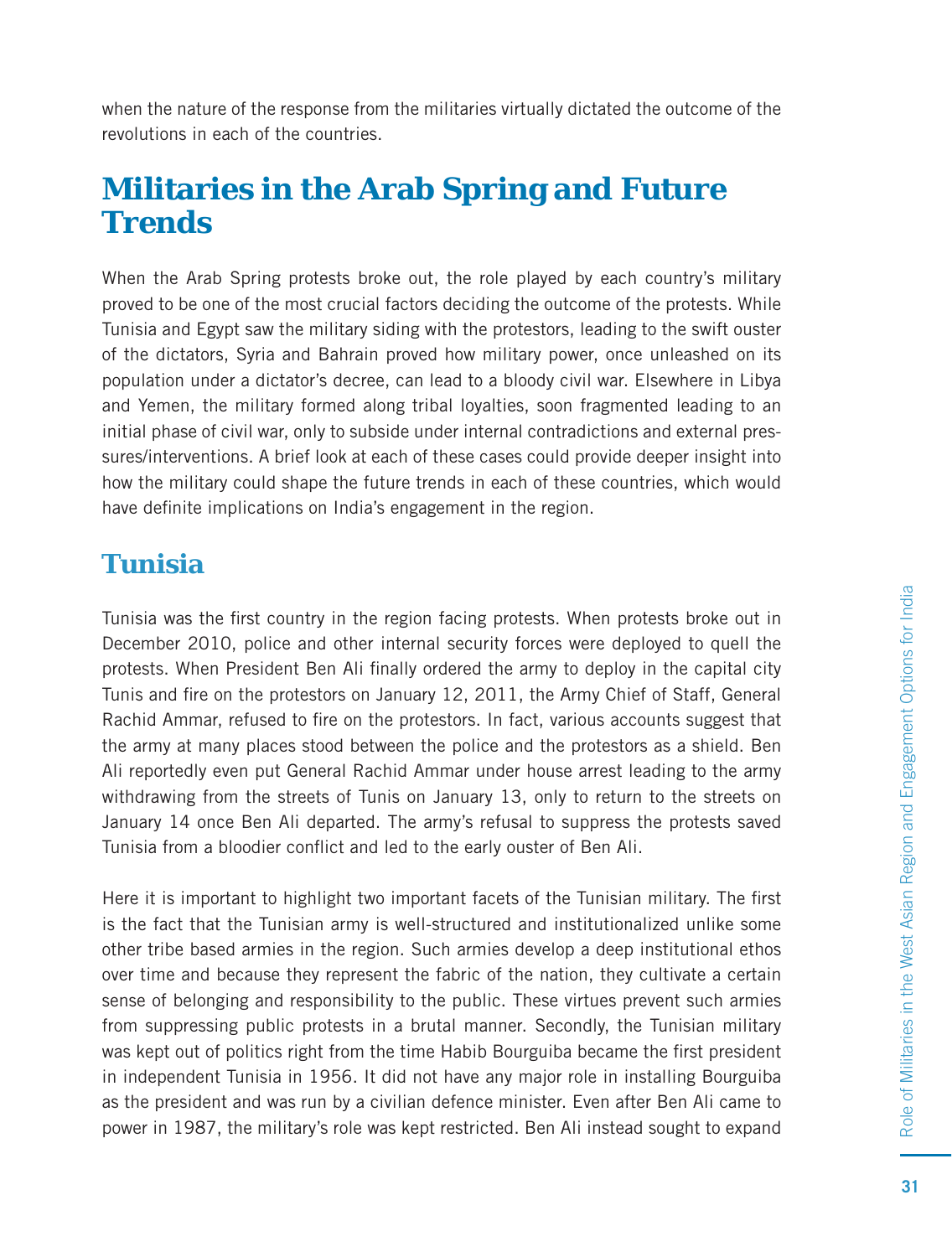when the nature of the response from the militaries virtually dictated the outcome of the revolutions in each of the countries.

# Militaries in the Arab Spring and Future Trends

When the Arab Spring protests broke out, the role played by each country's military proved to be one of the most crucial factors deciding the outcome of the protests. While Tunisia and Egypt saw the military siding with the protestors, leading to the swift ouster of the dictators, Syria and Bahrain proved how military power, once unleashed on its population under a dictator's decree, can lead to a bloody civil war. Elsewhere in Libya and Yemen, the military formed along tribal loyalties, soon fragmented leading to an initial phase of civil war, only to subside under internal contradictions and external pressures/interventions. A brief look at each of these cases could provide deeper insight into how the military could shape the future trends in each of these countries, which would have definite implications on India's engagement in the region.

## Tunisia

Tunisia was the first country in the region facing protests. When protests broke out in December 2010, police and other internal security forces were deployed to quell the protests. When President Ben Ali finally ordered the army to deploy in the capital city Tunis and fire on the protestors on January 12, 2011, the Army Chief of Staff, General Rachid Ammar, refused to fire on the protestors. In fact, various accounts suggest that the army at many places stood between the police and the protestors as a shield. Ben Ali reportedly even put General Rachid Ammar under house arrest leading to the army withdrawing from the streets of Tunis on January 13, only to return to the streets on January 14 once Ben Ali departed. The army's refusal to suppress the protests saved Tunisia from a bloodier conflict and led to the early ouster of Ben Ali.

Here it is important to highlight two important facets of the Tunisian military. The first is the fact that the Tunisian army is well-structured and institutionalized unlike some other tribe based armies in the region. Such armies develop a deep institutional ethos over time and because they represent the fabric of the nation, they cultivate a certain sense of belonging and responsibility to the public. These virtues prevent such armies from suppressing public protests in a brutal manner. Secondly, the Tunisian military was kept out of politics right from the time Habib Bourguiba became the first president in independent Tunisia in 1956. It did not have any major role in installing Bourguiba as the president and was run by a civilian defence minister. Even after Ben Ali came to power in 1987, the military's role was kept restricted. Ben Ali instead sought to expand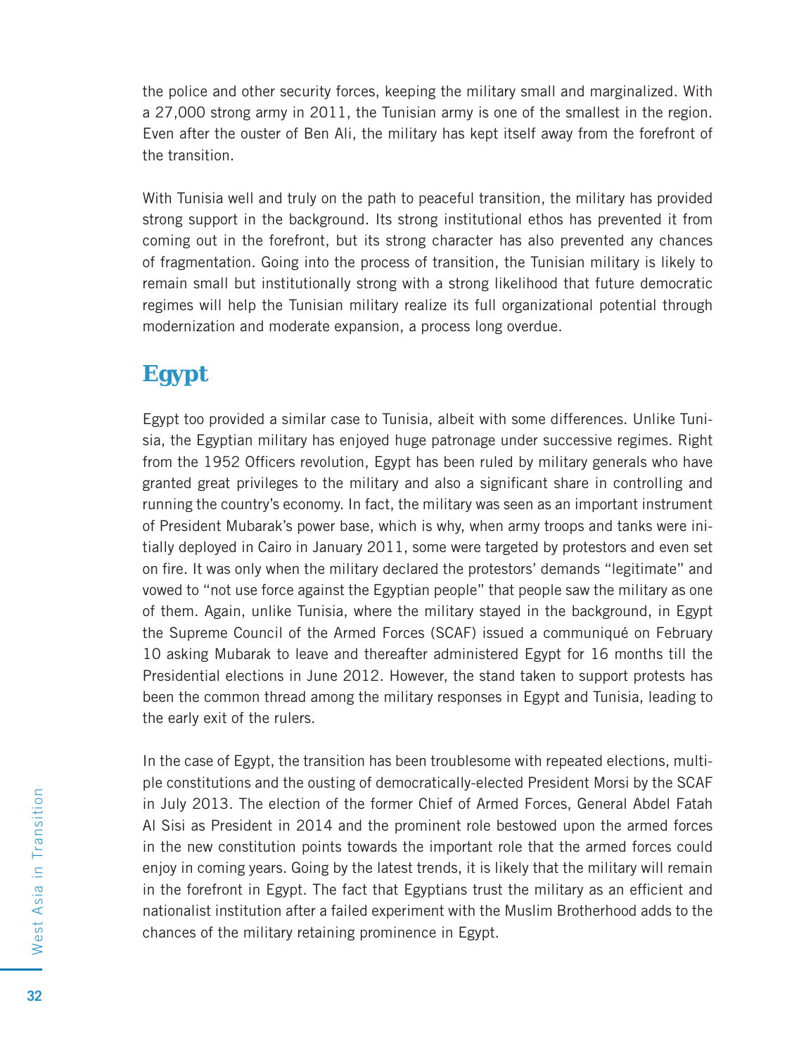the police and other security forces, keeping the military small and marginalized. With a 27,000 strong army in 2011, the Tunisian army is one of the smallest in the region. Even after the ouster of Ben Ali, the military has kept itself away from the forefront of the transition.

With Tunisia well and truly on the path to peaceful transition, the military has provided strong support in the background. Its strong institutional ethos has prevented it from coming out in the forefront, but its strong character has also prevented any chances of fragmentation. Going into the process of transition, the Tunisian military is likely to remain small but institutionally strong with a strong likelihood that future democratic regimes will help the Tunisian military realize its full organizational potential through modernization and moderate expansion, a process long overdue.

## Egypt

Egypt too provided a similar case to Tunisia, albeit with some differences. Unlike Tunisia, the Egyptian military has enjoyed huge patronage under successive regimes. Right from the 1952 Officers revolution, Egypt has been ruled by military generals who have granted great privileges to the military and also a significant share in controlling and running the country's economy. In fact, the military was seen as an important instrument of President Mubarak's power base, which is why, when army troops and tanks were initially deployed in Cairo in January 2011, some were targeted by protestors and even set on fire. It was only when the military declared the protestors' demands "legitimate" and vowed to "not use force against the Egyptian people" that people saw the military as one of them. Again, unlike Tunisia, where the military stayed in the background, in Egypt the Supreme Council of the Armed Forces (SCAF) issued a communiqué on February 10 asking Mubarak to leave and thereafter administered Egypt for 16 months till the Presidential elections in June 2012. However, the stand taken to support protests has been the common thread among the military responses in Egypt and Tunisia, leading to the early exit of the rulers.

In the case of Egypt, the transition has been troublesome with repeated elections, multiple constitutions and the ousting of democratically-elected President Morsi by the SCAF in July 2013. The election of the former Chief of Armed Forces, General Abdel Fatah Al Sisi as President in 2014 and the prominent role bestowed upon the armed forces in the new constitution points towards the important role that the armed forces could enjoy in coming years. Going by the latest trends, it is likely that the military will remain in the forefront in Egypt. The fact that Egyptians trust the military as an efficient and nationalist institution after a failed experiment with the Muslim Brotherhood adds to the chances of the military retaining prominence in Egypt.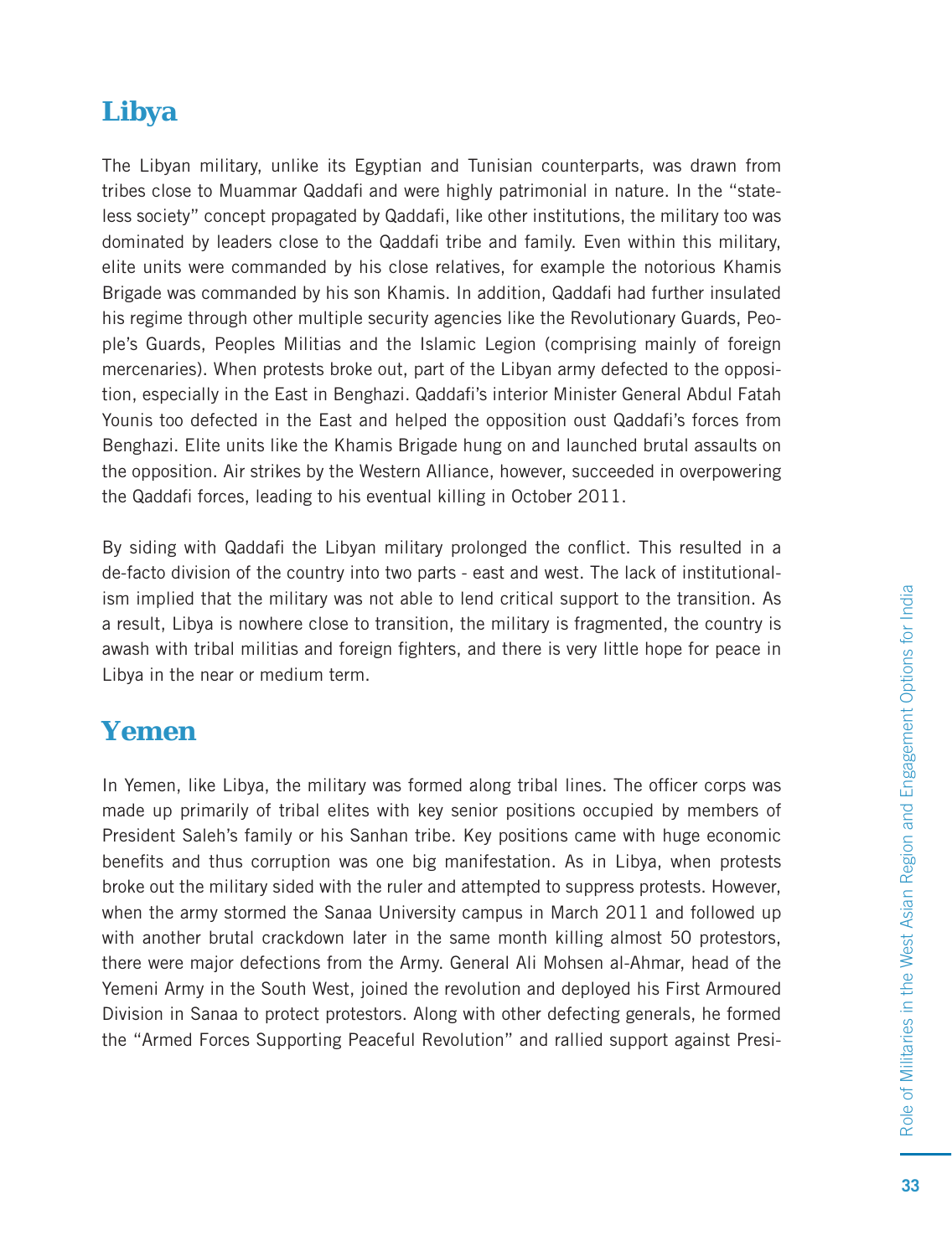## Libya

The Libyan military, unlike its Egyptian and Tunisian counterparts, was drawn from tribes close to Muammar Qaddafi and were highly patrimonial in nature. In the "stateless society" concept propagated by Qaddafi, like other institutions, the military too was dominated by leaders close to the Qaddafi tribe and family. Even within this military, elite units were commanded by his close relatives, for example the notorious Khamis Brigade was commanded by his son Khamis. In addition, Qaddafi had further insulated his regime through other multiple security agencies like the Revolutionary Guards, People's Guards, Peoples Militias and the Islamic Legion (comprising mainly of foreign mercenaries). When protests broke out, part of the Libyan army defected to the opposition, especially in the East in Benghazi. Qaddafi's interior Minister General Abdul Fatah Younis too defected in the East and helped the opposition oust Qaddafi's forces from Benghazi. Elite units like the Khamis Brigade hung on and launched brutal assaults on the opposition. Air strikes by the Western Alliance, however, succeeded in overpowering the Qaddafi forces, leading to his eventual killing in October 2011.

By siding with Qaddafi the Libyan military prolonged the conflict. This resulted in a de-facto division of the country into two parts - east and west. The lack of institutionalism implied that the military was not able to lend critical support to the transition. As a result, Libya is nowhere close to transition, the military is fragmented, the country is awash with tribal militias and foreign fighters, and there is very little hope for peace in Libya in the near or medium term.

## Yemen

In Yemen, like Libya, the military was formed along tribal lines. The officer corps was made up primarily of tribal elites with key senior positions occupied by members of President Saleh's family or his Sanhan tribe. Key positions came with huge economic benefits and thus corruption was one big manifestation. As in Libya, when protests broke out the military sided with the ruler and attempted to suppress protests. However, when the army stormed the Sanaa University campus in March 2011 and followed up with another brutal crackdown later in the same month killing almost 50 protestors, there were major defections from the Army. General Ali Mohsen al-Ahmar, head of the Yemeni Army in the South West, joined the revolution and deployed his First Armoured Division in Sanaa to protect protestors. Along with other defecting generals, he formed the "Armed Forces Supporting Peaceful Revolution" and rallied support against Presi-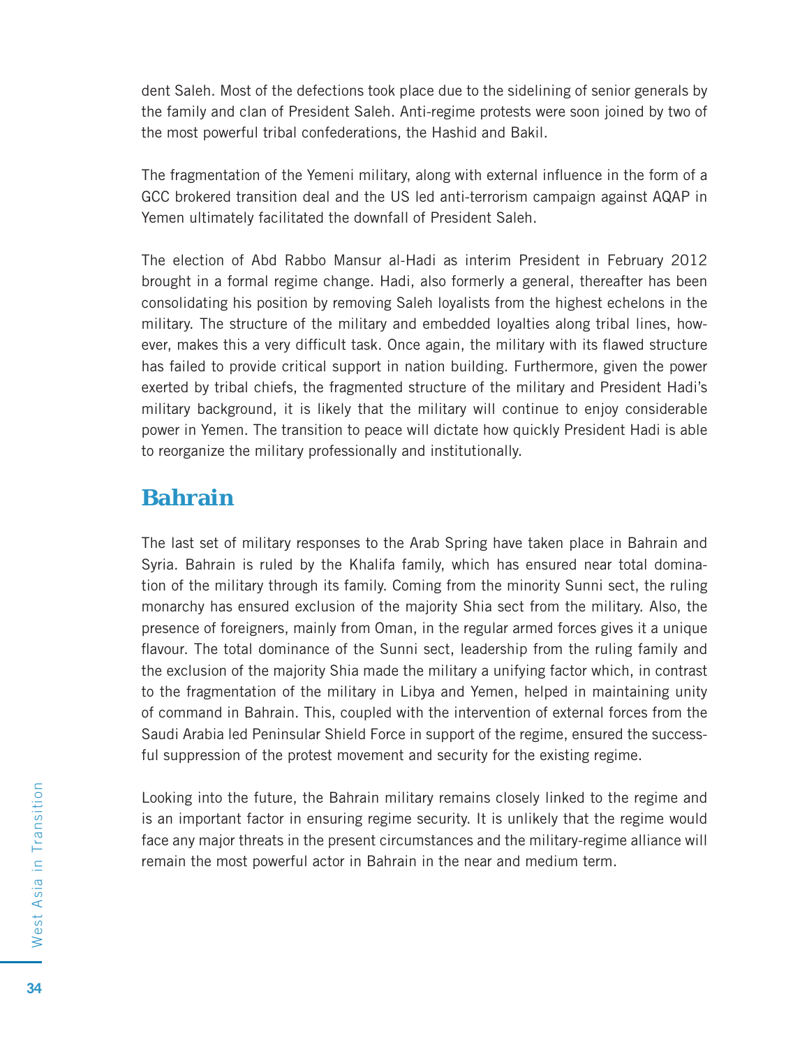dent Saleh. Most of the defections took place due to the sidelining of senior generals by the family and clan of President Saleh. Anti-regime protests were soon joined by two of the most powerful tribal confederations, the Hashid and Bakil.

The fragmentation of the Yemeni military, along with external influence in the form of a GCC brokered transition deal and the US led anti-terrorism campaign against AQAP in Yemen ultimately facilitated the downfall of President Saleh.

The election of Abd Rabbo Mansur al-Hadi as interim President in February 2012 brought in a formal regime change. Hadi, also formerly a general, thereafter has been consolidating his position by removing Saleh loyalists from the highest echelons in the military. The structure of the military and embedded loyalties along tribal lines, however, makes this a very difficult task. Once again, the military with its flawed structure has failed to provide critical support in nation building. Furthermore, given the power exerted by tribal chiefs, the fragmented structure of the military and President Hadi's military background, it is likely that the military will continue to enjoy considerable power in Yemen. The transition to peace will dictate how quickly President Hadi is able to reorganize the military professionally and institutionally.

## Bahrain

The last set of military responses to the Arab Spring have taken place in Bahrain and Syria. Bahrain is ruled by the Khalifa family, which has ensured near total domination of the military through its family. Coming from the minority Sunni sect, the ruling monarchy has ensured exclusion of the majority Shia sect from the military. Also, the presence of foreigners, mainly from Oman, in the regular armed forces gives it a unique flavour. The total dominance of the Sunni sect, leadership from the ruling family and the exclusion of the majority Shia made the military a unifying factor which, in contrast to the fragmentation of the military in Libya and Yemen, helped in maintaining unity of command in Bahrain. This, coupled with the intervention of external forces from the Saudi Arabia led Peninsular Shield Force in support of the regime, ensured the successful suppression of the protest movement and security for the existing regime.

Looking into the future, the Bahrain military remains closely linked to the regime and is an important factor in ensuring regime security. It is unlikely that the regime would face any major threats in the present circumstances and the military-regime alliance will remain the most powerful actor in Bahrain in the near and medium term.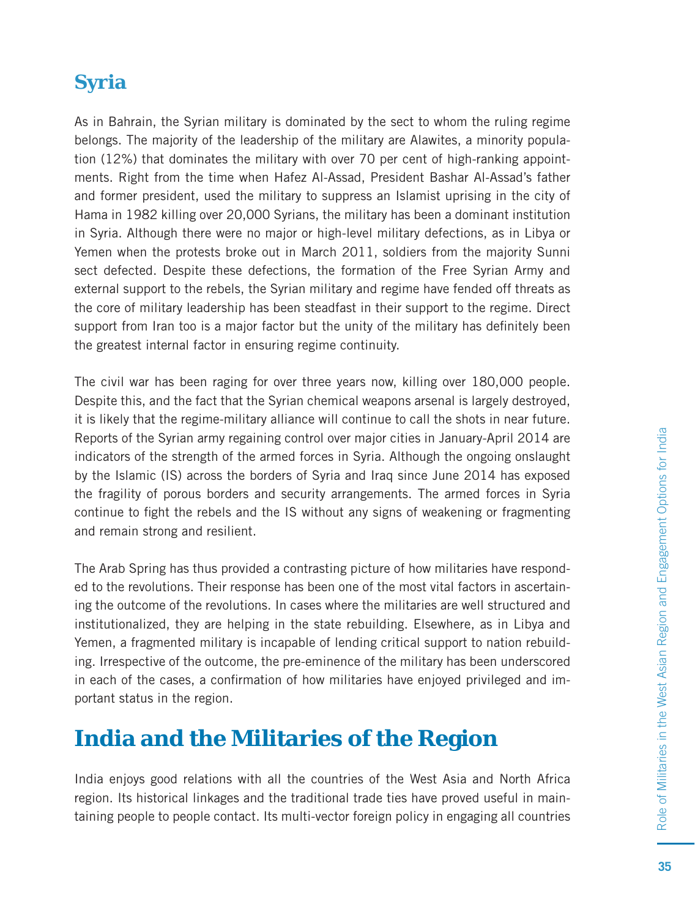## Syria

As in Bahrain, the Syrian military is dominated by the sect to whom the ruling regime belongs. The majority of the leadership of the military are Alawites, a minority population (12%) that dominates the military with over 70 per cent of high-ranking appointments. Right from the time when Hafez Al-Assad, President Bashar Al-Assad's father and former president, used the military to suppress an Islamist uprising in the city of Hama in 1982 killing over 20,000 Syrians, the military has been a dominant institution in Syria. Although there were no major or high-level military defections, as in Libya or Yemen when the protests broke out in March 2011, soldiers from the majority Sunni sect defected. Despite these defections, the formation of the Free Syrian Army and external support to the rebels, the Syrian military and regime have fended off threats as the core of military leadership has been steadfast in their support to the regime. Direct support from Iran too is a major factor but the unity of the military has definitely been the greatest internal factor in ensuring regime continuity.

The civil war has been raging for over three years now, killing over 180,000 people. Despite this, and the fact that the Syrian chemical weapons arsenal is largely destroyed, it is likely that the regime-military alliance will continue to call the shots in near future. Reports of the Syrian army regaining control over major cities in January-April 2014 are indicators of the strength of the armed forces in Syria. Although the ongoing onslaught by the Islamic (IS) across the borders of Syria and Iraq since June 2014 has exposed the fragility of porous borders and security arrangements. The armed forces in Syria continue to fight the rebels and the IS without any signs of weakening or fragmenting and remain strong and resilient.

The Arab Spring has thus provided a contrasting picture of how militaries have responded to the revolutions. Their response has been one of the most vital factors in ascertaining the outcome of the revolutions. In cases where the militaries are well structured and institutionalized, they are helping in the state rebuilding. Elsewhere, as in Libya and Yemen, a fragmented military is incapable of lending critical support to nation rebuilding. Irrespective of the outcome, the pre-eminence of the military has been underscored in each of the cases, a confirmation of how militaries have enjoyed privileged and important status in the region.

# India and the Militaries of the Region

India enjoys good relations with all the countries of the West Asia and North Africa region. Its historical linkages and the traditional trade ties have proved useful in maintaining people to people contact. Its multi-vector foreign policy in engaging all countries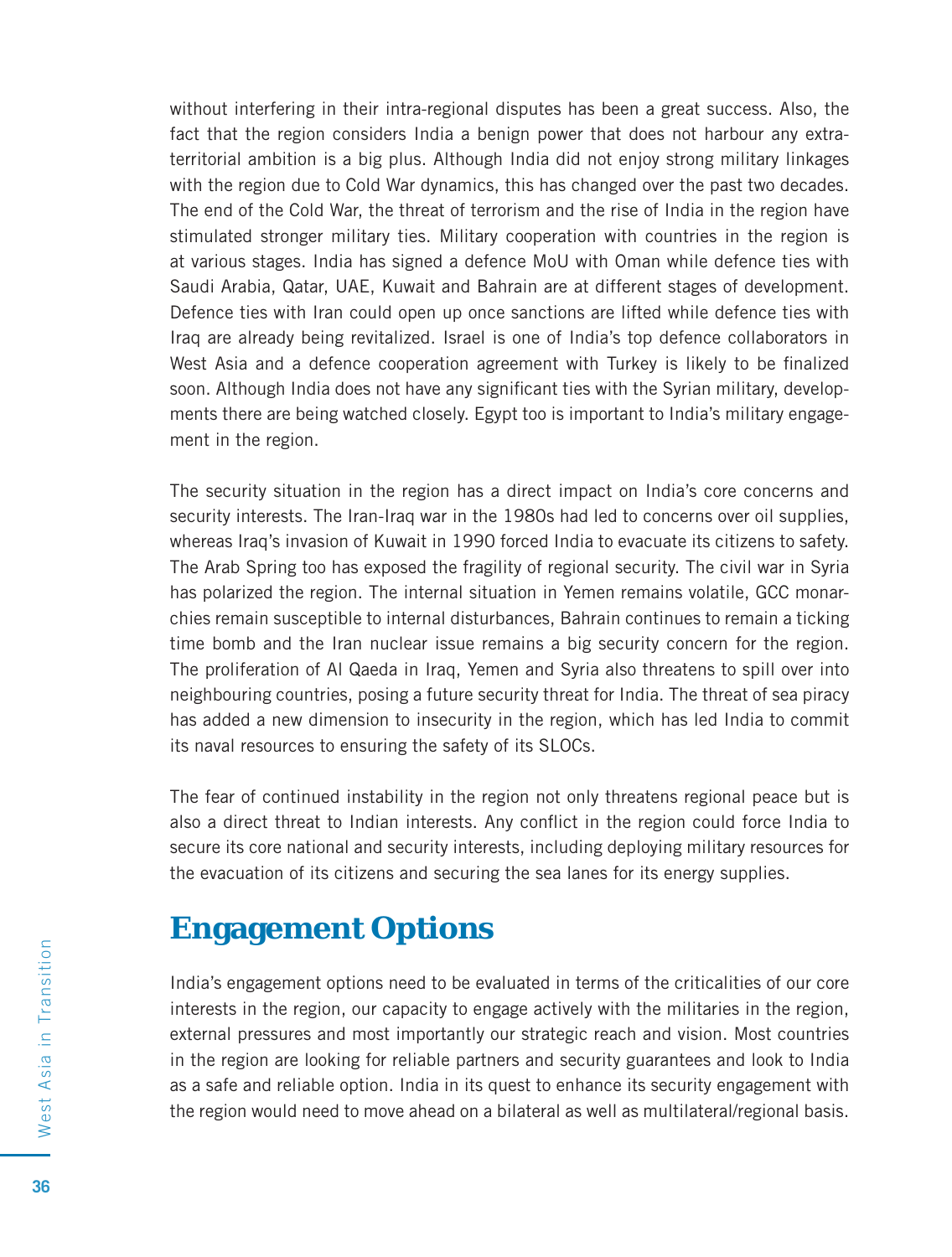without interfering in their intra-regional disputes has been a great success. Also, the fact that the region considers India a benign power that does not harbour any extra-territorial ambition is a big plus. Although India did not enjoy strong military linkages with the region due to Cold War dynamics, this has changed over the past two decades. The end of the Cold War, the threat of terrorism and the rise of India in the region have stimulated stronger military ties. Military cooperation with countries in the region is at various stages. India has signed a defence MoU with Oman while defence ties with Saudi Arabia, Qatar, UAE, Kuwait and Bahrain are at different stages of development. Defence ties with Iran could open up once sanctions are lifted while defence ties with Iraq are already being revitalized. Israel is one of India's top defence collaborators in West Asia and a defence cooperation agreement with Turkey is likely to be finalized soon. Although India does not have any significant ties with the Syrian military, developments there are being watched closely. Egypt too is important to India's military engagement in the region.

The security situation in the region has a direct impact on India's core concerns and security interests. The Iran-Iraq war in the 1980s had led to concerns over oil supplies, whereas Iraq's invasion of Kuwait in 1990 forced India to evacuate its citizens to safety. The Arab Spring too has exposed the fragility of regional security. The civil war in Syria has polarized the region. The internal situation in Yemen remains volatile, GCC monarchies remain susceptible to internal disturbances, Bahrain continues to remain a ticking time bomb and the Iran nuclear issue remains a big security concern for the region. The proliferation of Al Qaeda in Iraq, Yemen and Syria also threatens to spill over into neighbouring countries, posing a future security threat for India. The threat of sea piracy has added a new dimension to insecurity in the region, which has led India to commit its naval resources to ensuring the safety of its SLOCs.

The fear of continued instability in the region not only threatens regional peace but is also a direct threat to Indian interests. Any conflict in the region could force India to secure its core national and security interests, including deploying military resources for the evacuation of its citizens and securing the sea lanes for its energy supplies.

## Engagement Options

India's engagement options need to be evaluated in terms of the criticalities of our core interests in the region, our capacity to engage actively with the militaries in the region, external pressures and most importantly our strategic reach and vision. Most countries in the region are looking for reliable partners and security guarantees and look to India as a safe and reliable option. India in its quest to enhance its security engagement with the region would need to move ahead on a bilateral as well as multilateral/regional basis.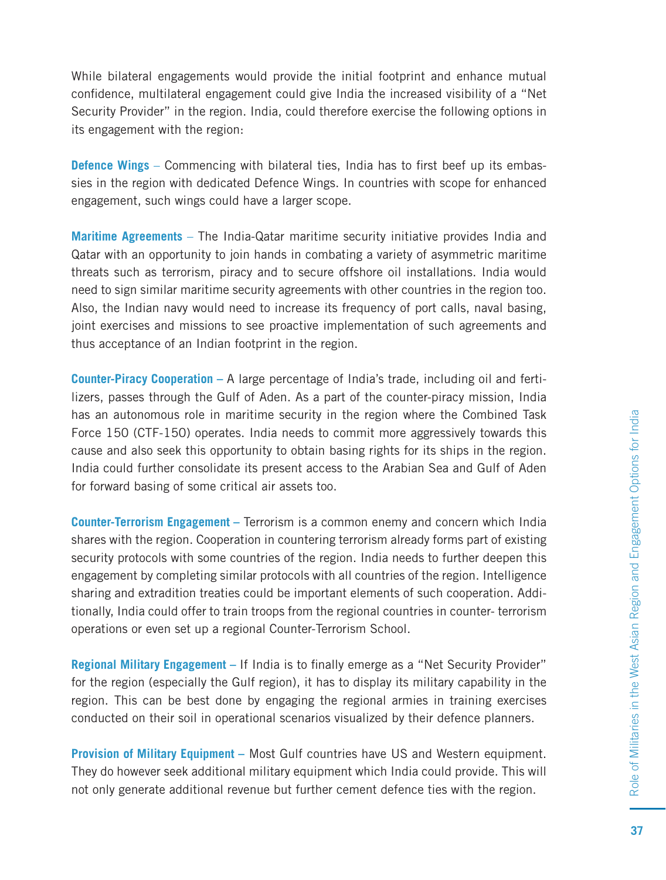While bilateral engagements would provide the initial footprint and enhance mutual confidence, multilateral engagement could give India the increased visibility of a "Net Security Provider" in the region. India, could therefore exercise the following options in its engagement with the region:

**Defence Wings** – Commencing with bilateral ties, India has to first beef up its embassies in the region with dedicated Defence Wings. In countries with scope for enhanced engagement, such wings could have a larger scope.

**Maritime Agreements** – The India-Qatar maritime security initiative provides India and Qatar with an opportunity to join hands in combating a variety of asymmetric maritime threats such as terrorism, piracy and to secure offshore oil installations. India would need to sign similar maritime security agreements with other countries in the region too. Also, the Indian navy would need to increase its frequency of port calls, naval basing, joint exercises and missions to see proactive implementation of such agreements and thus acceptance of an Indian footprint in the region.

**Counter-Piracy Cooperation** – A large percentage of India's trade, including oil and fertilizers, passes through the Gulf of Aden. As a part of the counter-piracy mission, India has an autonomous role in maritime security in the region where the Combined Task Force 150 (CTF-150) operates. India needs to commit more aggressively towards this cause and also seek this opportunity to obtain basing rights for its ships in the region. India could further consolidate its present access to the Arabian Sea and Gulf of Aden for forward basing of some critical air assets too.

**Counter-Terrorism Engagement** – Terrorism is a common enemy and concern which India shares with the region. Cooperation in countering terrorism already forms part of existing security protocols with some countries of the region. India needs to further deepen this engagement by completing similar protocols with all countries of the region. Intelligence sharing and extradition treaties could be important elements of such cooperation. Additionally, India could offer to train troops from the regional countries in counter- terrorism operations or even set up a regional Counter-Terrorism School.

**Regional Military Engagement** – If India is to finally emerge as a "Net Security Provider" for the region (especially the Gulf region), it has to display its military capability in the region. This can be best done by engaging the regional armies in training exercises conducted on their soil in operational scenarios visualized by their defence planners.

**Provision of Military Equipment** – Most Gulf countries have US and Western equipment. They do however seek additional military equipment which India could provide. This will not only generate additional revenue but further cement defence ties with the region.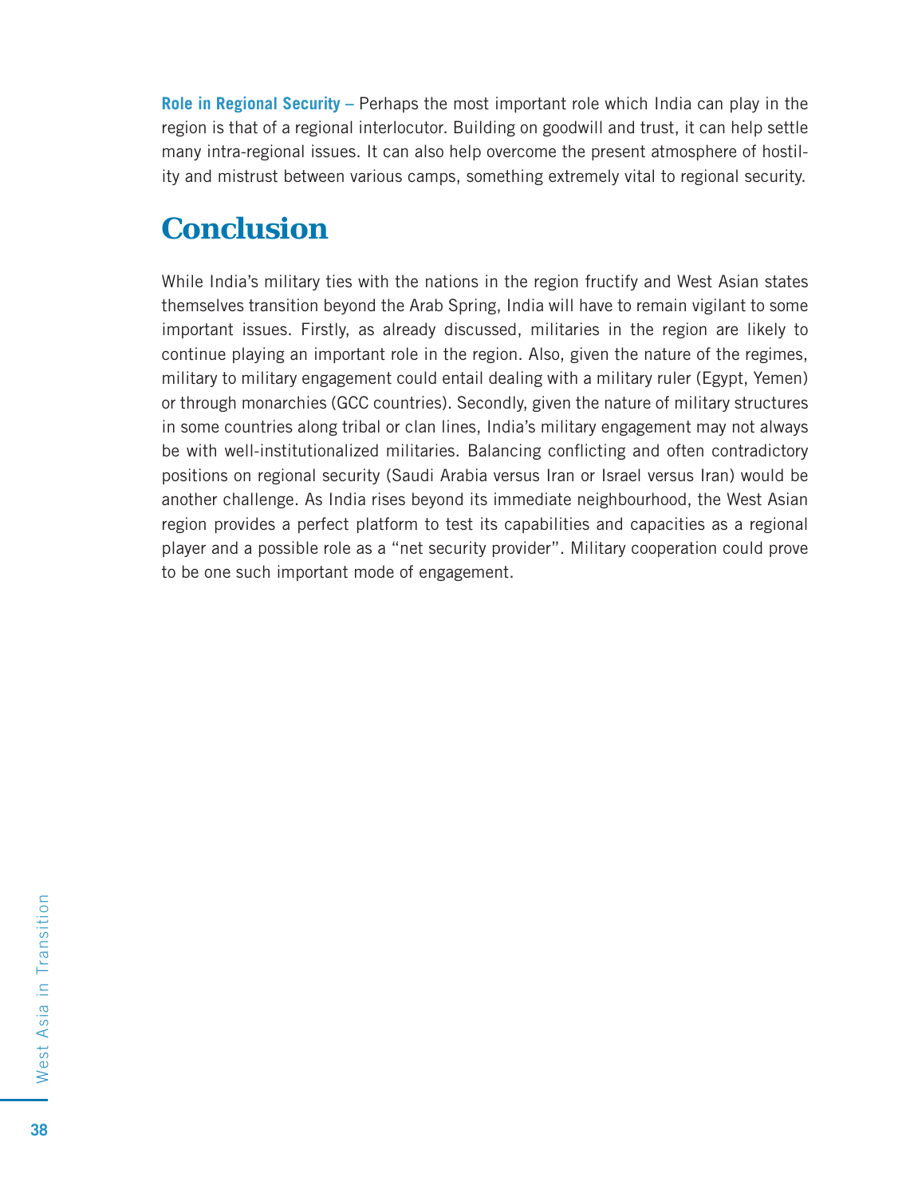**Role in Regional Security –** Perhaps the most important role which India can play in the region is that of a regional interlocutor. Building on goodwill and trust, it can help settle many intra-regional issues. It can also help overcome the present atmosphere of hostility and mistrust between various camps, something extremely vital to regional security.

## Conclusion

While India's military ties with the nations in the region fructify and West Asian states themselves transition beyond the Arab Spring, India will have to remain vigilant to some important issues. Firstly, as already discussed, militaries in the region are likely to continue playing an important role in the region. Also, given the nature of the regimes, military to military engagement could entail dealing with a military ruler (Egypt, Yemen) or through monarchies (GCC countries). Secondly, given the nature of military structures in some countries along tribal or clan lines, India's military engagement may not always be with well-institutionalized militaries. Balancing conflicting and often contradictory positions on regional security (Saudi Arabia versus Iran or Israel versus Iran) would be another challenge. As India rises beyond its immediate neighbourhood, the West Asian region provides a perfect platform to test its capabilities and capacities as a regional player and a possible role as a "net security provider". Military cooperation could prove to be one such important mode of engagement.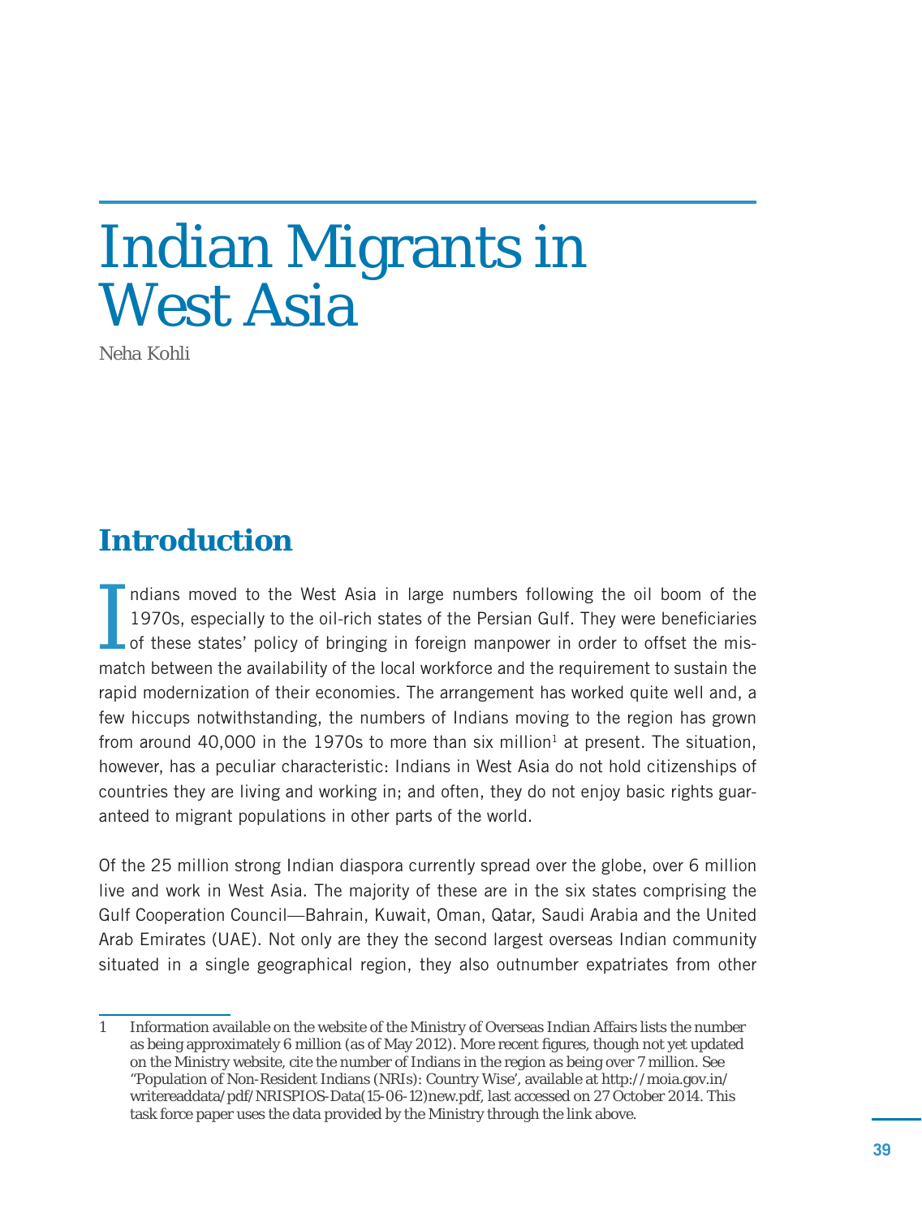# Indian Migrants in West Asia

Neha Kohli

## Introduction

Indians moved to the West Asia in large numbers following the oil boom of the 1970s, especially to the oil-rich states of the Persian Gulf. They were beneficiaries of these states' policy of bringing in foreign manpower in order to offset the mismatch between the availability of the local workforce and the requirement to sustain the rapid modernization of their economies. The arrangement has worked quite well and, a few hiccups notwithstanding, the numbers of Indians moving to the region has grown from around 40,000 in the 1970s to more than six million[1] at present. The situation, however, has a peculiar characteristic: Indians in West Asia do not hold citizenships of countries they are living and working in; and often, they do not enjoy basic rights guaranteed to migrant populations in other parts of the world.

Of the 25 million strong Indian diaspora currently spread over the globe, over 6 million live and work in West Asia. The majority of these are in the six states comprising the Gulf Cooperation Council—Bahrain, Kuwait, Oman, Qatar, Saudi Arabia and the United Arab Emirates (UAE). Not only are they the second largest overseas Indian community situated in a single geographical region, they also outnumber expatriates from other

---

1 Information available on the website of the Ministry of Overseas Indian Affairs lists the number as being approximately 6 million (as of May 2012). More recent figures, though not yet updated on the Ministry website, cite the number of Indians in the region as being over 7 million. See "Population of Non-Resident Indians (NRIs): Country Wise', available at http://moia.gov.in/writereaddata/pdf/NRISPIOS-Data(15-06-12)new.pdf, last accessed on 27 October 2014. This task force paper uses the data provided by the Ministry through the link above.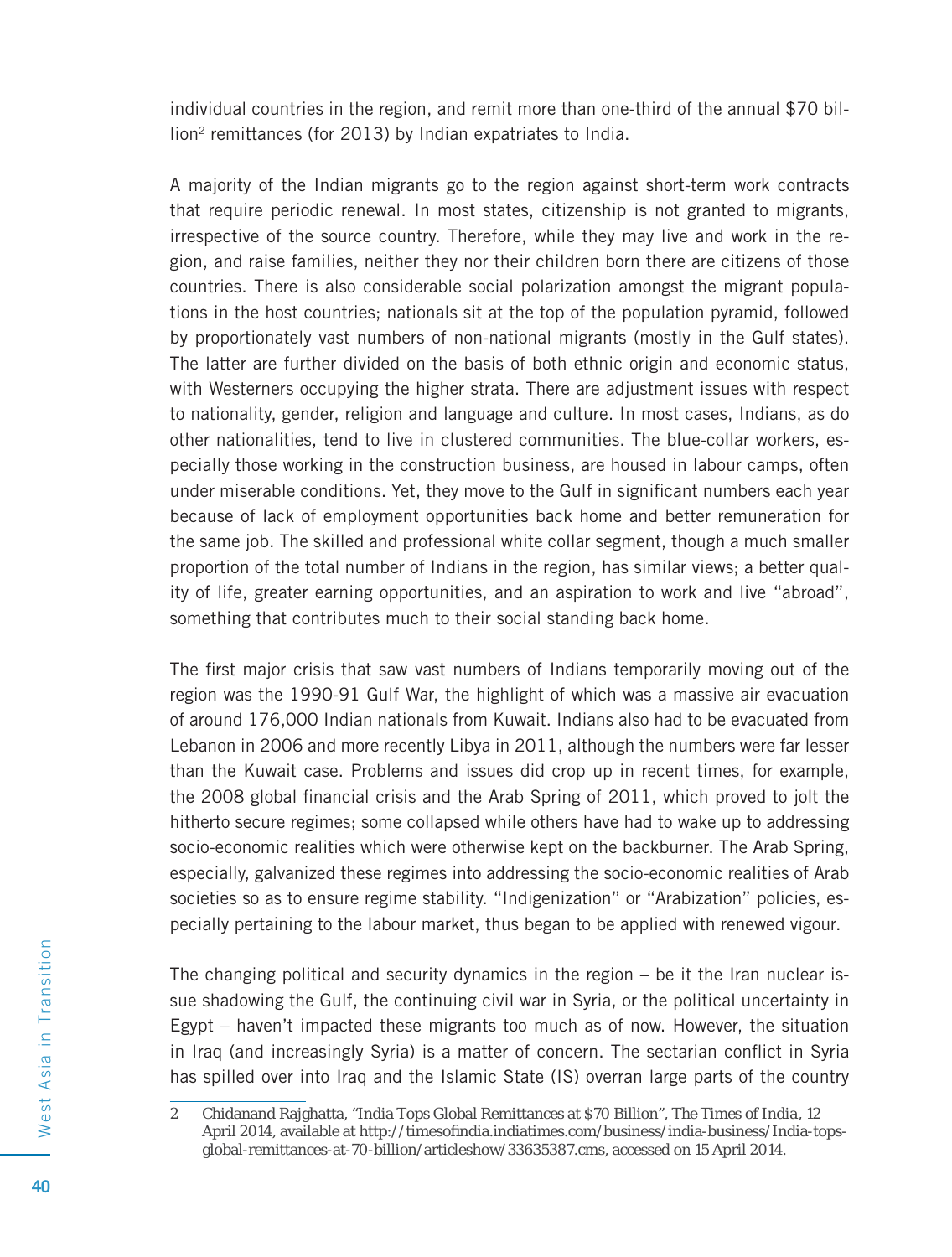individual countries in the region, and remit more than one-third of the annual $70 billion[2] remittances (for 2013) by Indian expatriates to India.

A majority of the Indian migrants go to the region against short-term work contracts that require periodic renewal. In most states, citizenship is not granted to migrants, irrespective of the source country. Therefore, while they may live and work in the region, and raise families, neither they nor their children born there are citizens of those countries. There is also considerable social polarization amongst the migrant populations in the host countries; nationals sit at the top of the population pyramid, followed by proportionately vast numbers of non-national migrants (mostly in the Gulf states). The latter are further divided on the basis of both ethnic origin and economic status, with Westerners occupying the higher strata. There are adjustment issues with respect to nationality, gender, religion and language and culture. In most cases, Indians, as do other nationalities, tend to live in clustered communities. The blue-collar workers, especially those working in the construction business, are housed in labour camps, often under miserable conditions. Yet, they move to the Gulf in significant numbers each year because of lack of employment opportunities back home and better remuneration for the same job. The skilled and professional white collar segment, though a much smaller proportion of the total number of Indians in the region, has similar views; a better quality of life, greater earning opportunities, and an aspiration to work and live "abroad", something that contributes much to their social standing back home.

The first major crisis that saw vast numbers of Indians temporarily moving out of the region was the 1990-91 Gulf War, the highlight of which was a massive air evacuation of around 176,000 Indian nationals from Kuwait. Indians also had to be evacuated from Lebanon in 2006 and more recently Libya in 2011, although the numbers were far lesser than the Kuwait case. Problems and issues did crop up in recent times, for example, the 2008 global financial crisis and the Arab Spring of 2011, which proved to jolt the hitherto secure regimes; some collapsed while others have had to wake up to addressing socio-economic realities which were otherwise kept on the backburner. The Arab Spring, especially, galvanized these regimes into addressing the socio-economic realities of Arab societies so as to ensure regime stability. "Indigenization" or "Arabization" policies, especially pertaining to the labour market, thus began to be applied with renewed vigour.

The changing political and security dynamics in the region – be it the Iran nuclear issue shadowing the Gulf, the continuing civil war in Syria, or the political uncertainty in Egypt – haven't impacted these migrants too much as of now. However, the situation in Iraq (and increasingly Syria) is a matter of concern. The sectarian conflict in Syria has spilled over into Iraq and the Islamic State (IS) overran large parts of the country

---

2 Chidanand Rajghatta, "India Tops Global Remittances at $70 Billion", *The Times of India*, 12 April 2014, available at http://timesofindia.indiatimes.com/business/india-business/India-tops-global-remittances-at-70-billion/articleshow/33635387.cms, accessed on 15 April 2014.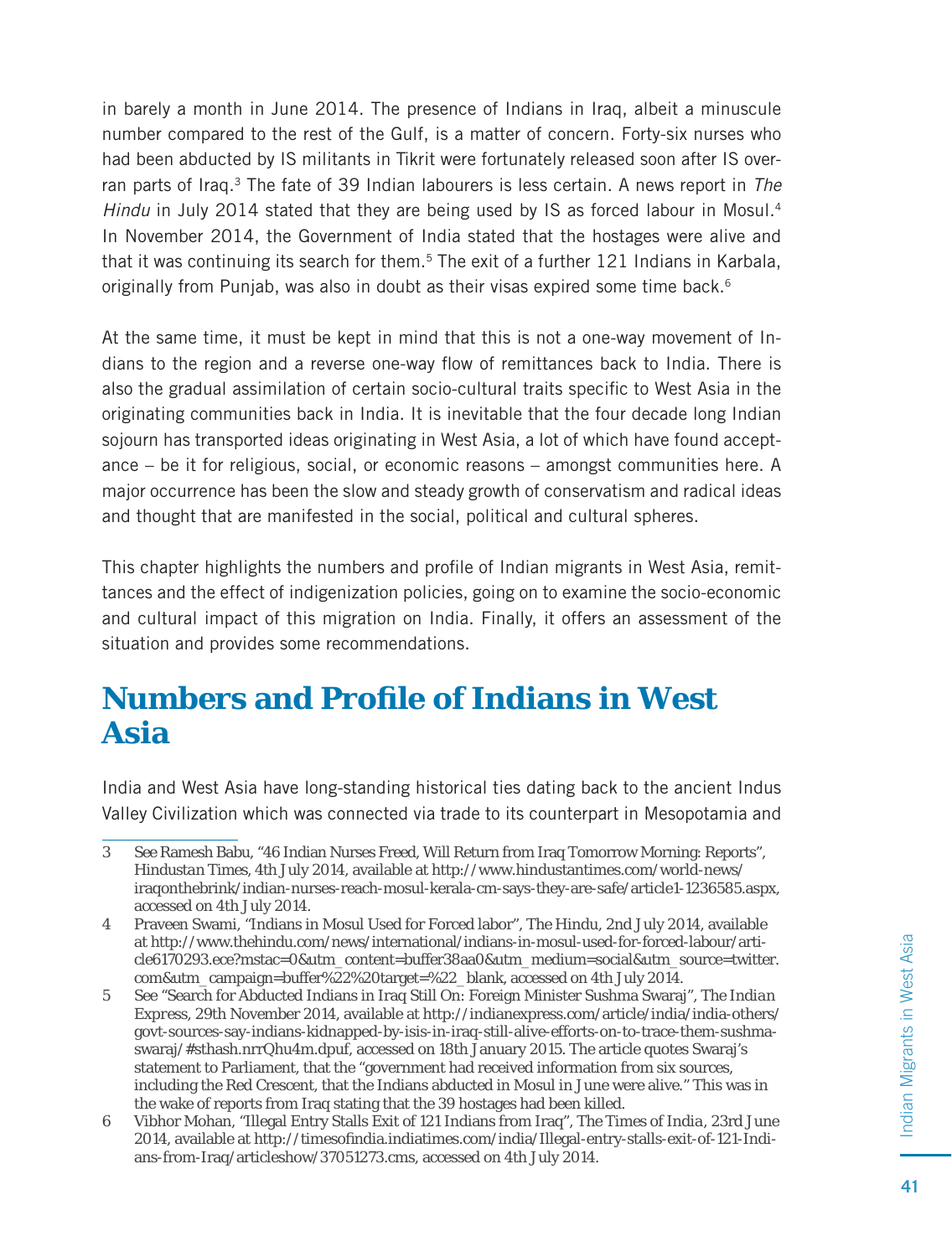in barely a month in June 2014. The presence of Indians in Iraq, albeit a minuscule number compared to the rest of the Gulf, is a matter of concern. Forty-six nurses who had been abducted by IS militants in Tikrit were fortunately released soon after IS overran parts of Iraq.[3] The fate of 39 Indian labourers is less certain. A news report in *The Hindu* in July 2014 stated that they are being used by IS as forced labour in Mosul.[4] In November 2014, the Government of India stated that the hostages were alive and that it was continuing its search for them.[5] The exit of a further 121 Indians in Karbala, originally from Punjab, was also in doubt as their visas expired some time back.[6]

At the same time, it must be kept in mind that this is not a one-way movement of Indians to the region and a reverse one-way flow of remittances back to India. There is also the gradual assimilation of certain socio-cultural traits specific to West Asia in the originating communities back in India. It is inevitable that the four decade long Indian sojourn has transported ideas originating in West Asia, a lot of which have found acceptance – be it for religious, social, or economic reasons – amongst communities here. A major occurrence has been the slow and steady growth of conservatism and radical ideas and thought that are manifested in the social, political and cultural spheres.

This chapter highlights the numbers and profile of Indian migrants in West Asia, remittances and the effect of indigenization policies, going on to examine the socio-economic and cultural impact of this migration on India. Finally, it offers an assessment of the situation and provides some recommendations.

## Numbers and Profile of Indians in West Asia

India and West Asia have long-standing historical ties dating back to the ancient Indus Valley Civilization which was connected via trade to its counterpart in Mesopotamia and

---

3 See Ramesh Babu, "46 Indian Nurses Freed, Will Return from Iraq Tomorrow Morning: Reports", Hindustan Times, 4th July 2014, available at http://www.hindustantimes.com/world-news/iraqonthebrink/indian-nurses-reach-mosul-kerala-cm-says-they-are-safe/article1-1236585.aspx, accessed on 4th July 2014.

4 Praveen Swami, "Indians in Mosul Used for Forced labor", The Hindu, 2nd July 2014, available at http://www.thehindu.com/news/international/indians-in-mosul-used-for-forced-labour/article6170293.ece?mstac=0&utm_content=buffer38aa0&utm_medium=social&utm_source=twitter.com&utm_campaign=buffer%22%20target=%22_blank, accessed on 4th July 2014.

5 See "Search for Abducted Indians in Iraq Still On: Foreign Minister Sushma Swaraj", *The Indian Express*, 29th November 2014, available at http://indianexpress.com/article/india/india-others/govt-sources-say-indians-kidnapped-by-isis-in-iraq-still-alive-efforts-on-to-trace-them-sushma-swaraj/#sthash.nrrQhu4m.dpuf, accessed on 18th January 2015. The article quotes Swaraj's statement to Parliament, that the "government had received information from six sources, including the Red Crescent, that the Indians abducted in Mosul in June were alive." This was in the wake of reports from Iraq stating that the 39 hostages had been killed.

6 Vibhor Mohan, "Illegal Entry Stalls Exit of 121 Indians from Iraq", The Times of India, 23rd June 2014, available at http://timesofindia.indiatimes.com/india/Illegal-entry-stalls-exit-of-121-Indians-from-Iraq/articleshow/37051273.cms, accessed on 4th July 2014.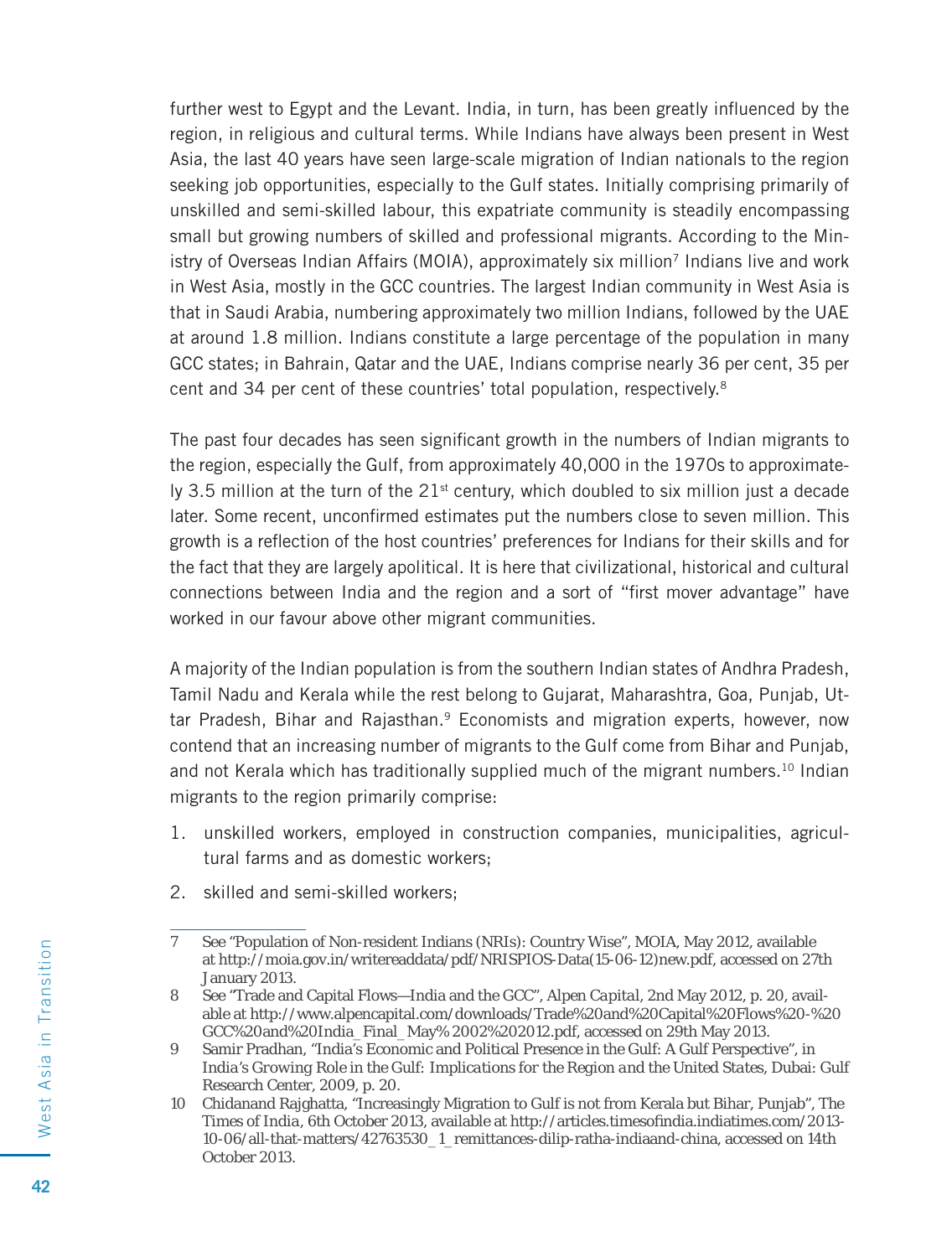further west to Egypt and the Levant. India, in turn, has been greatly influenced by the region, in religious and cultural terms. While Indians have always been present in West Asia, the last 40 years have seen large-scale migration of Indian nationals to the region seeking job opportunities, especially to the Gulf states. Initially comprising primarily of unskilled and semi-skilled labour, this expatriate community is steadily encompassing small but growing numbers of skilled and professional migrants. According to the Ministry of Overseas Indian Affairs (MOIA), approximately six million[7] Indians live and work in West Asia, mostly in the GCC countries. The largest Indian community in West Asia is that in Saudi Arabia, numbering approximately two million Indians, followed by the UAE at around 1.8 million. Indians constitute a large percentage of the population in many GCC states; in Bahrain, Qatar and the UAE, Indians comprise nearly 36 per cent, 35 per cent and 34 per cent of these countries' total population, respectively.[8]

The past four decades has seen significant growth in the numbers of Indian migrants to the region, especially the Gulf, from approximately 40,000 in the 1970s to approximately 3.5 million at the turn of the 21st century, which doubled to six million just a decade later. Some recent, unconfirmed estimates put the numbers close to seven million. This growth is a reflection of the host countries' preferences for Indians for their skills and for the fact that they are largely apolitical. It is here that civilizational, historical and cultural connections between India and the region and a sort of "first mover advantage" have worked in our favour above other migrant communities.

A majority of the Indian population is from the southern Indian states of Andhra Pradesh, Tamil Nadu and Kerala while the rest belong to Gujarat, Maharashtra, Goa, Punjab, Uttar Pradesh, Bihar and Rajasthan.[9] Economists and migration experts, however, now contend that an increasing number of migrants to the Gulf come from Bihar and Punjab, and not Kerala which has traditionally supplied much of the migrant numbers.[10] Indian migrants to the region primarily comprise:

1. unskilled workers, employed in construction companies, municipalities, agricultural farms and as domestic workers;
2. skilled and semi-skilled workers;

---

7 See "Population of Non-resident Indians (NRIs): Country Wise", MOIA, May 2012, available at http://moia.gov.in/writereaddata/pdf/NRISPIOS-Data(15-06-12)new.pdf, accessed on 27th January 2013.

8 See "Trade and Capital Flows—India and the GCC", *Alpen Capital*, 2nd May 2012, p. 20, available at http://www.alpencapital.com/downloads/Trade%20and%20Capital%20Flows%20-%20GCC%20and%20India_Final_May%2002%202012.pdf, accessed on 29th May 2013.

9 Samir Pradhan, "India's Economic and Political Presence in the Gulf: A Gulf Perspective", in *India's Growing Role in the Gulf: Implications for the Region and the United States*, Dubai: Gulf Research Center, 2009, p. 20.

10 Chidanand Rajghatta, "Increasingly Migration to Gulf is not from Kerala but Bihar, Punjab", *The Times of India*, 6th October 2013, available at http://articles.timesofindia.indiatimes.com/2013-10-06/all-that-matters/42763530_1_remittances-dilip-ratha-indiaand-china, accessed on 14th October 2013.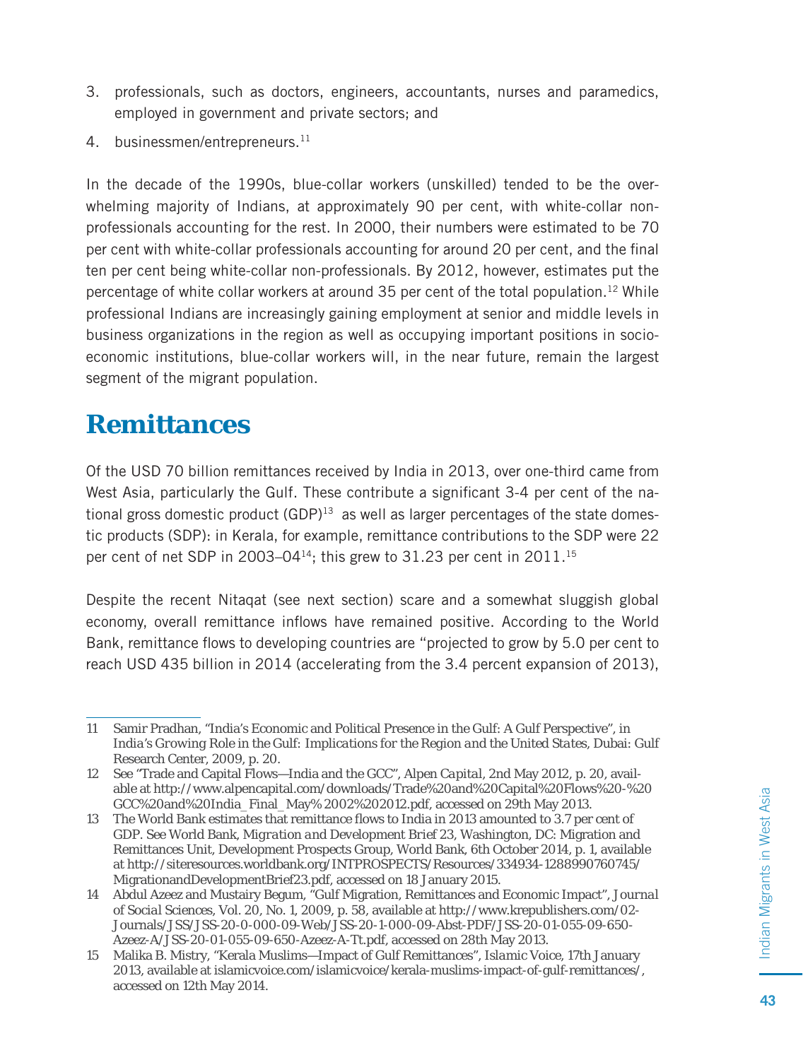3. professionals, such as doctors, engineers, accountants, nurses and paramedics, employed in government and private sectors; and
4. businessmen/entrepreneurs.[11]

In the decade of the 1990s, blue-collar workers (unskilled) tended to be the overwhelming majority of Indians, at approximately 90 per cent, with white-collar non-professionals accounting for the rest. In 2000, their numbers were estimated to be 70 per cent with white-collar professionals accounting for around 20 per cent, and the final ten per cent being white-collar non-professionals. By 2012, however, estimates put the percentage of white collar workers at around 35 per cent of the total population.[12] While professional Indians are increasingly gaining employment at senior and middle levels in business organizations in the region as well as occupying important positions in socio-economic institutions, blue-collar workers will, in the near future, remain the largest segment of the migrant population.

## Remittances

Of the USD 70 billion remittances received by India in 2013, over one-third came from West Asia, particularly the Gulf. These contribute a significant 3-4 per cent of the national gross domestic product (GDP)[13] as well as larger percentages of the state domestic products (SDP): in Kerala, for example, remittance contributions to the SDP were 22 per cent of net SDP in 2003–04[14]; this grew to 31.23 per cent in 2011.[15]

Despite the recent Nitaqat (see next section) scare and a somewhat sluggish global economy, overall remittance inflows have remained positive. According to the World Bank, remittance flows to developing countries are "projected to grow by 5.0 per cent to reach USD 435 billion in 2014 (accelerating from the 3.4 percent expansion of 2013),

---

11 Samir Pradhan, "India's Economic and Political Presence in the Gulf: A Gulf Perspective", in *India's Growing Role in the Gulf: Implications for the Region and the United States*, Dubai: Gulf Research Center, 2009, p. 20.

12 See "Trade and Capital Flows—India and the GCC", *Alpen Capital*, 2nd May 2012, p. 20, available at http://www.alpencapital.com/downloads/Trade%20and%20Capital%20Flows%20-%20GCC%20and%20India_Final_May%2002%202012.pdf, accessed on 29th May 2013.

13 The World Bank estimates that remittance flows to India in 2013 amounted to 3.7 per cent of GDP. See World Bank, *Migration and Development Brief 23*, Washington, DC: Migration and Remittances Unit, Development Prospects Group, World Bank, 6th October 2014, p. 1, available at http://siteresources.worldbank.org/INTPROSPECTS/Resources/334934-1288990760745/MigrationandDevelopmentBrief23.pdf, accessed on 18 January 2015.

14 Abdul Azeez and Mustairy Begum, "Gulf Migration, Remittances and Economic Impact", *Journal of Social Sciences*, Vol. 20, No. 1, 2009, p. 58, available at http://www.krepublishers.com/02-Journals/JSS/JSS-20-0-000-09-Web/JSS-20-1-000-09-Abst-PDF/JSS-20-01-055-09-650-Azeez-A/JSS-20-01-055-09-650-Azeez-A-Tt.pdf, accessed on 28th May 2013.

15 Malika B. Mistry, "Kerala Muslims—Impact of Gulf Remittances", *Islamic Voice*, 17th January 2013, available at islamicvoice.com/islamicvoice/kerala-muslims-impact-of-gulf-remittances/, accessed on 12th May 2014.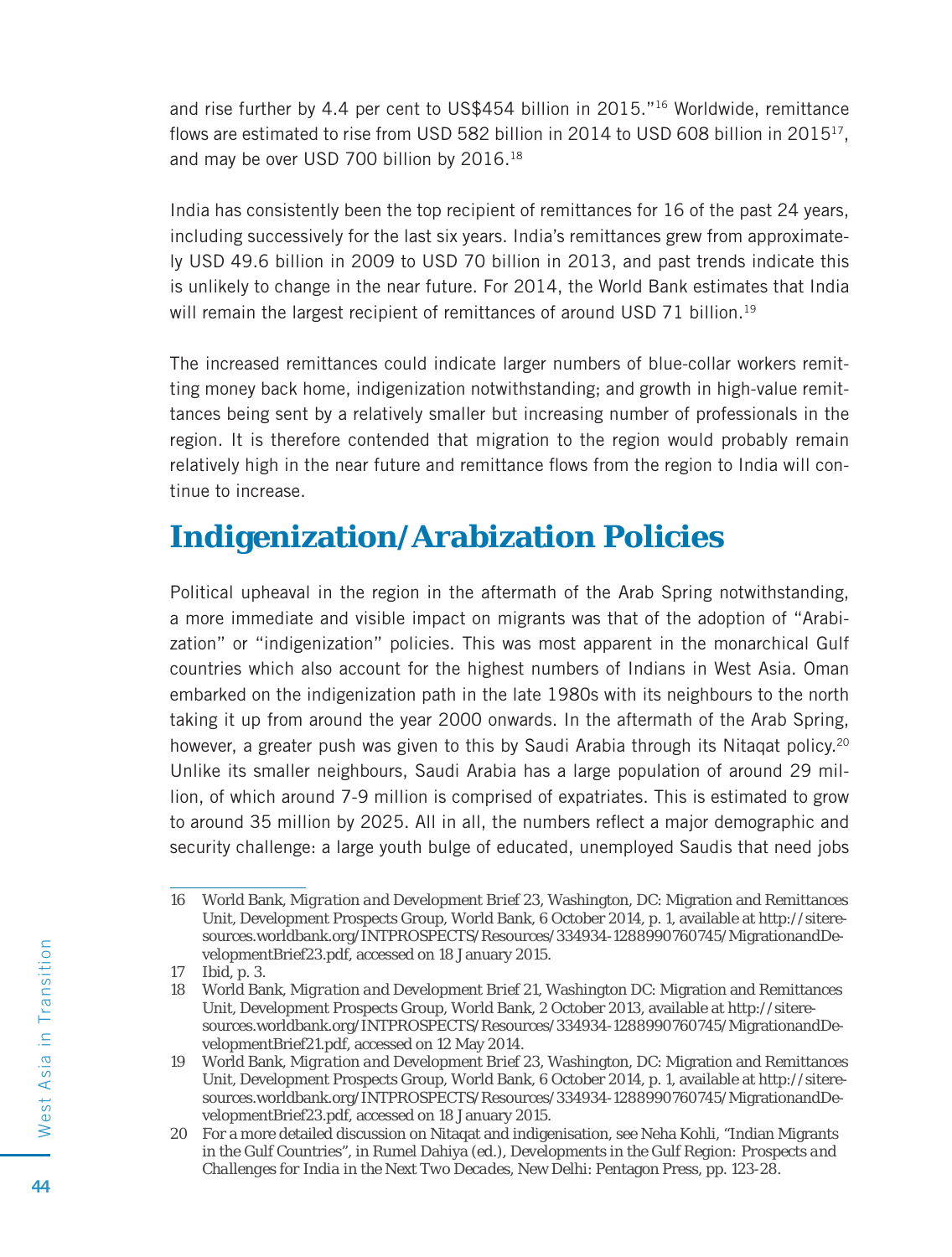and rise further by 4.4 per cent to US$454 billion in 2015."[16] Worldwide, remittance flows are estimated to rise from USD 582 billion in 2014 to USD 608 billion in 2015[17], and may be over USD 700 billion by 2016.[18]

India has consistently been the top recipient of remittances for 16 of the past 24 years, including successively for the last six years. India's remittances grew from approximately USD 49.6 billion in 2009 to USD 70 billion in 2013, and past trends indicate this is unlikely to change in the near future. For 2014, the World Bank estimates that India will remain the largest recipient of remittances of around USD 71 billion.[19]

The increased remittances could indicate larger numbers of blue-collar workers remitting money back home, indigenization notwithstanding; and growth in high-value remittances being sent by a relatively smaller but increasing number of professionals in the region. It is therefore contended that migration to the region would probably remain relatively high in the near future and remittance flows from the region to India will continue to increase.

## Indigenization/Arabization Policies

Political upheaval in the region in the aftermath of the Arab Spring notwithstanding, a more immediate and visible impact on migrants was that of the adoption of "Arabization" or "indigenization" policies. This was most apparent in the monarchical Gulf countries which also account for the highest numbers of Indians in West Asia. Oman embarked on the indigenization path in the late 1980s with its neighbours to the north taking it up from around the year 2000 onwards. In the aftermath of the Arab Spring, however, a greater push was given to this by Saudi Arabia through its Nitaqat policy.[20] Unlike its smaller neighbours, Saudi Arabia has a large population of around 29 million, of which around 7-9 million is comprised of expatriates. This is estimated to grow to around 35 million by 2025. All in all, the numbers reflect a major demographic and security challenge: a large youth bulge of educated, unemployed Saudis that need jobs

---

16 World Bank, *Migration and Development Brief 23*, Washington, DC: Migration and Remittances Unit, Development Prospects Group, World Bank, 6 October 2014, p. 1, available at http://siteresources.worldbank.org/INTPROSPECTS/Resources/334934-1288990760745/MigrationandDevelopmentBrief23.pdf, accessed on 18 January 2015.

17 Ibid, p. 3.

18 World Bank, *Migration and Development Brief 21*, Washington DC: Migration and Remittances Unit, Development Prospects Group, World Bank, 2 October 2013, available at http://siteresources.worldbank.org/INTPROSPECTS/Resources/334934-1288990760745/MigrationandDevelopmentBrief21.pdf, accessed on 12 May 2014.

19 World Bank, *Migration and Development Brief 23*, Washington, DC: Migration and Remittances Unit, Development Prospects Group, World Bank, 6 October 2014, p. 1, available at http://siteresources.worldbank.org/INTPROSPECTS/Resources/334934-1288990760745/MigrationandDevelopmentBrief23.pdf, accessed on 18 January 2015.

20 For a more detailed discussion on Nitaqat and indigenisation, see Neha Kohli, "Indian Migrants in the Gulf Countries", in Rumel Dahiya (ed.), *Developments in the Gulf Region: Prospects and Challenges for India in the Next Two Decades*, New Delhi: Pentagon Press, pp. 123-28.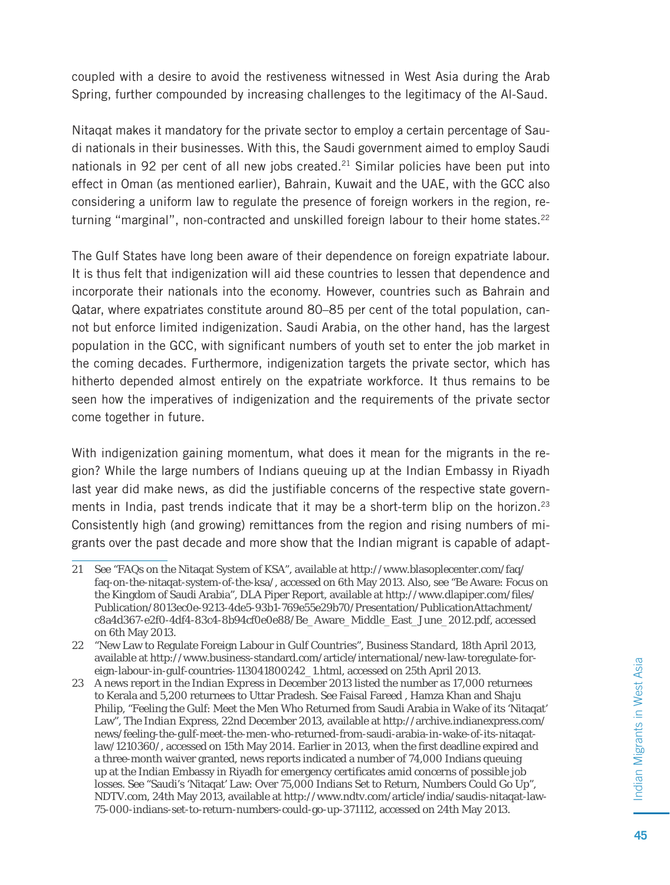coupled with a desire to avoid the restiveness witnessed in West Asia during the Arab Spring, further compounded by increasing challenges to the legitimacy of the Al-Saud.

Nitaqat makes it mandatory for the private sector to employ a certain percentage of Saudi nationals in their businesses. With this, the Saudi government aimed to employ Saudi nationals in 92 per cent of all new jobs created.[21] Similar policies have been put into effect in Oman (as mentioned earlier), Bahrain, Kuwait and the UAE, with the GCC also considering a uniform law to regulate the presence of foreign workers in the region, returning "marginal", non-contracted and unskilled foreign labour to their home states.[22]

The Gulf States have long been aware of their dependence on foreign expatriate labour. It is thus felt that indigenization will aid these countries to lessen that dependence and incorporate their nationals into the economy. However, countries such as Bahrain and Qatar, where expatriates constitute around 80–85 per cent of the total population, cannot but enforce limited indigenization. Saudi Arabia, on the other hand, has the largest population in the GCC, with significant numbers of youth set to enter the job market in the coming decades. Furthermore, indigenization targets the private sector, which has hitherto depended almost entirely on the expatriate workforce. It thus remains to be seen how the imperatives of indigenization and the requirements of the private sector come together in future.

With indigenization gaining momentum, what does it mean for the migrants in the region? While the large numbers of Indians queuing up at the Indian Embassy in Riyadh last year did make news, as did the justifiable concerns of the respective state governments in India, past trends indicate that it may be a short-term blip on the horizon.[23] Consistently high (and growing) remittances from the region and rising numbers of migrants over the past decade and more show that the Indian migrant is capable of adapt-

---

21 See "FAQs on the Nitaqat System of KSA", available at http://www.blasoplecenter.com/faq/faq-on-the-nitaqat-system-of-the-ksa/, accessed on 6th May 2013. Also, see "Be Aware: Focus on the Kingdom of Saudi Arabia", DLA Piper Report, available at http://www.dlapiper.com/files/Publication/8013ec0e-9213-4de5-93b1-769e55e29b70/Presentation/PublicationAttachment/c8a4d367-e2f0-4df4-83c4-8b94cf0e0e88/Be_Aware_Middle_East_June_2012.pdf, accessed on 6th May 2013.

22 "New Law to Regulate Foreign Labour in Gulf Countries", *Business Standard*, 18th April 2013, available at http://www.business-standard.com/article/international/new-law-toregulate-foreign-labour-in-gulf-countries-113041800242_1.html, accessed on 25th April 2013.

23 A news report in the *Indian Express* in December 2013 listed the number as 17,000 returnees to Kerala and 5,200 returnees to Uttar Pradesh. See Faisal Fareed , Hamza Khan and Shaju Philip, "Feeling the Gulf: Meet the Men Who Returned from Saudi Arabia in Wake of its 'Nitaqat' Law", *The Indian Express*, 22nd December 2013, available at http://archive.indianexpress.com/news/feeling-the-gulf-meet-the-men-who-returned-from-saudi-arabia-in-wake-of-its-nitaqat-law/1210360/, accessed on 15th May 2014. Earlier in 2013, when the first deadline expired and a three-month waiver granted, news reports indicated a number of 74,000 Indians queuing up at the Indian Embassy in Riyadh for emergency certificates amid concerns of possible job losses. See "Saudi's 'Nitaqat' Law: Over 75,000 Indians Set to Return, Numbers Could Go Up", NDTV.com, 24th May 2013, available at http://www.ndtv.com/article/india/saudis-nitaqat-law-75-000-indians-set-to-return-numbers-could-go-up-371112, accessed on 24th May 2013.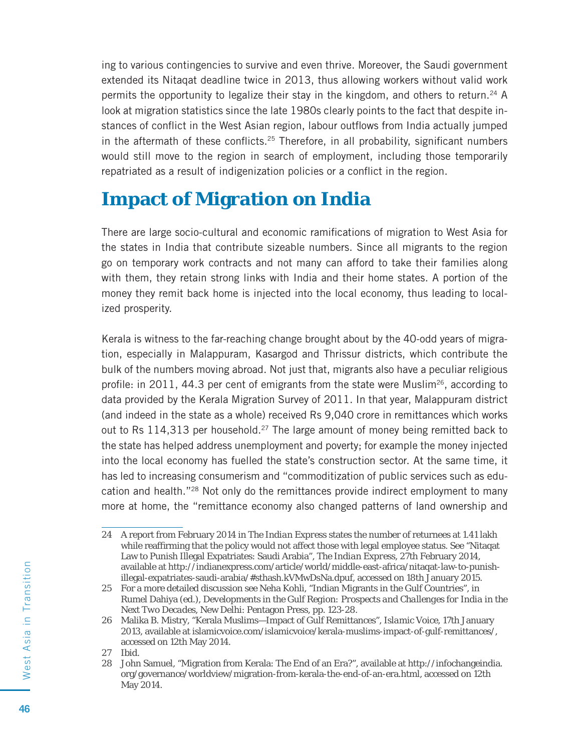ing to various contingencies to survive and even thrive. Moreover, the Saudi government extended its Nitaqat deadline twice in 2013, thus allowing workers without valid work permits the opportunity to legalize their stay in the kingdom, and others to return.[24] A look at migration statistics since the late 1980s clearly points to the fact that despite instances of conflict in the West Asian region, labour outflows from India actually jumped in the aftermath of these conflicts.[25] Therefore, in all probability, significant numbers would still move to the region in search of employment, including those temporarily repatriated as a result of indigenization policies or a conflict in the region.

## Impact of Migration on India

There are large socio-cultural and economic ramifications of migration to West Asia for the states in India that contribute sizeable numbers. Since all migrants to the region go on temporary work contracts and not many can afford to take their families along with them, they retain strong links with India and their home states. A portion of the money they remit back home is injected into the local economy, thus leading to localized prosperity.

Kerala is witness to the far-reaching change brought about by the 40-odd years of migration, especially in Malappuram, Kasargod and Thrissur districts, which contribute the bulk of the numbers moving abroad. Not just that, migrants also have a peculiar religious profile: in 2011, 44.3 per cent of emigrants from the state were Muslim[26], according to data provided by the Kerala Migration Survey of 2011. In that year, Malappuram district (and indeed in the state as a whole) received Rs 9,040 crore in remittances which works out to Rs 114,313 per household.[27] The large amount of money being remitted back to the state has helped address unemployment and poverty; for example the money injected into the local economy has fuelled the state's construction sector. At the same time, it has led to increasing consumerism and "commoditization of public services such as education and health."[28] Not only do the remittances provide indirect employment to many more at home, the "remittance economy also changed patterns of land ownership and

---

24 A report from February 2014 in *The Indian Express* states the number of returnees at 1.41 lakh while reaffirming that the policy would not affect those with legal employee status. See "Nitaqat Law to Punish Illegal Expatriates: Saudi Arabia", *The Indian Express*, 27th February 2014, available at http://indianexpress.com/article/world/middle-east-africa/nitaqat-law-to-punish-illegal-expatriates-saudi-arabia/#sthash.kVMwDsNa.dpuf, accessed on 18th January 2015.

25 For a more detailed discussion see Neha Kohli, "Indian Migrants in the Gulf Countries", in Rumel Dahiya (ed.), *Developments in the Gulf Region: Prospects and Challenges for India in the Next Two Decades*, New Delhi: Pentagon Press, pp. 123-28.

26 Malika B. Mistry, "Kerala Muslims—Impact of Gulf Remittances", *Islamic Voice*, 17th January 2013, available at islamicvoice.com/islamicvoice/kerala-muslims-impact-of-gulf-remittances/, accessed on 12th May 2014.

27 Ibid.

28 John Samuel, "Migration from Kerala: The End of an Era?", available at http://infochangeindia.org/governance/worldview/migration-from-kerala-the-end-of-an-era.html, accessed on 12th May 2014.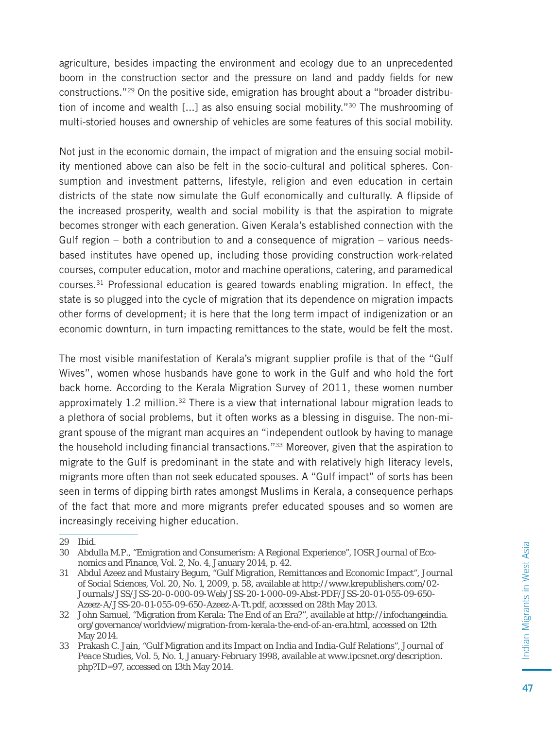agriculture, besides impacting the environment and ecology due to an unprecedented boom in the construction sector and the pressure on land and paddy fields for new constructions."[29] On the positive side, emigration has brought about a "broader distribution of income and wealth [...] as also ensuing social mobility."[30] The mushrooming of multi-storied houses and ownership of vehicles are some features of this social mobility.

Not just in the economic domain, the impact of migration and the ensuing social mobility mentioned above can also be felt in the socio-cultural and political spheres. Consumption and investment patterns, lifestyle, religion and even education in certain districts of the state now simulate the Gulf economically and culturally. A flipside of the increased prosperity, wealth and social mobility is that the aspiration to migrate becomes stronger with each generation. Given Kerala's established connection with the Gulf region – both a contribution to and a consequence of migration – various needs-based institutes have opened up, including those providing construction work-related courses, computer education, motor and machine operations, catering, and paramedical courses.[31] Professional education is geared towards enabling migration. In effect, the state is so plugged into the cycle of migration that its dependence on migration impacts other forms of development; it is here that the long term impact of indigenization or an economic downturn, in turn impacting remittances to the state, would be felt the most.

The most visible manifestation of Kerala's migrant supplier profile is that of the "Gulf Wives", women whose husbands have gone to work in the Gulf and who hold the fort back home. According to the Kerala Migration Survey of 2011, these women number approximately 1.2 million.[32] There is a view that international labour migration leads to a plethora of social problems, but it often works as a blessing in disguise. The non-migrant spouse of the migrant man acquires an "independent outlook by having to manage the household including financial transactions."[33] Moreover, given that the aspiration to migrate to the Gulf is predominant in the state and with relatively high literacy levels, migrants more often than not seek educated spouses. A "Gulf impact" of sorts has been seen in terms of dipping birth rates amongst Muslims in Kerala, a consequence perhaps of the fact that more and more migrants prefer educated spouses and so women are increasingly receiving higher education.

---

29 Ibid.

30 Abdulla M.P., "Emigration and Consumerism: A Regional Experience", *IOSR Journal of Economics and Finance*, Vol. 2, No. 4, January 2014, p. 42.

31 Abdul Azeez and Mustairy Begum, "Gulf Migration, Remittances and Economic Impact", *Journal of Social Sciences*, Vol. 20, No. 1, 2009, p. 58, available at http://www.krepublishers.com/02-Journals/JSS/JSS-20-0-000-09-Web/JSS-20-1-000-09-Abst-PDF/JSS-20-01-055-09-650-Azeez-A/JSS-20-01-055-09-650-Azeez-A-Tt.pdf, accessed on 28th May 2013.

32 John Samuel, "Migration from Kerala: The End of an Era?", available at http://infochangeindia.org/governance/worldview/migration-from-kerala-the-end-of-an-era.html, accessed on 12th May 2014.

33 Prakash C. Jain, "Gulf Migration and its Impact on India and India-Gulf Relations", *Journal of Peace Studies*, Vol. 5, No. 1, January-February 1998, available at www.ipcsnet.org/description.php?ID=97, accessed on 13th May 2014.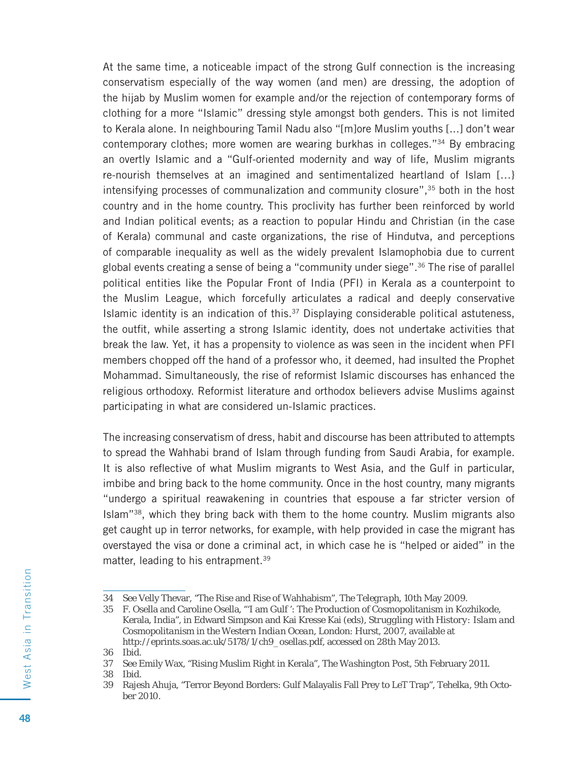At the same time, a noticeable impact of the strong Gulf connection is the increasing conservatism especially of the way women (and men) are dressing, the adoption of the hijab by Muslim women for example and/or the rejection of contemporary forms of clothing for a more "Islamic" dressing style amongst both genders. This is not limited to Kerala alone. In neighbouring Tamil Nadu also "[m]ore Muslim youths [...] don't wear contemporary clothes; more women are wearing burkhas in colleges."[34] By embracing an overtly Islamic and a "Gulf-oriented modernity and way of life, Muslim migrants re-nourish themselves at an imagined and sentimentalized heartland of Islam [...} intensifying processes of communalization and community closure",[35] both in the host country and in the home country. This proclivity has further been reinforced by world and Indian political events; as a reaction to popular Hindu and Christian (in the case of Kerala) communal and caste organizations, the rise of Hindutva, and perceptions of comparable inequality as well as the widely prevalent Islamophobia due to current global events creating a sense of being a "community under siege".[36] The rise of parallel political entities like the Popular Front of India (PFI) in Kerala as a counterpoint to the Muslim League, which forcefully articulates a radical and deeply conservative Islamic identity is an indication of this.[37] Displaying considerable political astuteness, the outfit, while asserting a strong Islamic identity, does not undertake activities that break the law. Yet, it has a propensity to violence as was seen in the incident when PFI members chopped off the hand of a professor who, it deemed, had insulted the Prophet Mohammad. Simultaneously, the rise of reformist Islamic discourses has enhanced the religious orthodoxy. Reformist literature and orthodox believers advise Muslims against participating in what are considered un-Islamic practices.

The increasing conservatism of dress, habit and discourse has been attributed to attempts to spread the Wahhabi brand of Islam through funding from Saudi Arabia, for example. It is also reflective of what Muslim migrants to West Asia, and the Gulf in particular, imbibe and bring back to the home community. Once in the host country, many migrants "undergo a spiritual reawakening in countries that espouse a far stricter version of Islam"[38], which they bring back with them to the home country. Muslim migrants also get caught up in terror networks, for example, with help provided in case the migrant has overstayed the visa or done a criminal act, in which case he is "helped or aided" in the matter, leading to his entrapment.[39]

---

34 See Velly Thevar, "The Rise and Rise of Wahhabism", *The Telegraph*, 10th May 2009.

35 F. Osella and Caroline Osella, "'I am Gulf': The Production of Cosmopolitanism in Kozhikode, Kerala, India", in Edward Simpson and Kai Kresse Kai (eds), *Struggling with History: Islam and Cosmopolitanism in the Western Indian Ocean*, London: Hurst, 2007, available at http://eprints.soas.ac.uk/5178/1/ch9_osellas.pdf, accessed on 28th May 2013.

36 Ibid.

37 See Emily Wax, "Rising Muslim Right in Kerala", *The Washington Post*, 5th February 2011.

38 Ibid.

39 Rajesh Ahuja, "Terror Beyond Borders: Gulf Malayalis Fall Prey to LeT Trap", *Tehelka*, 9th October 2010.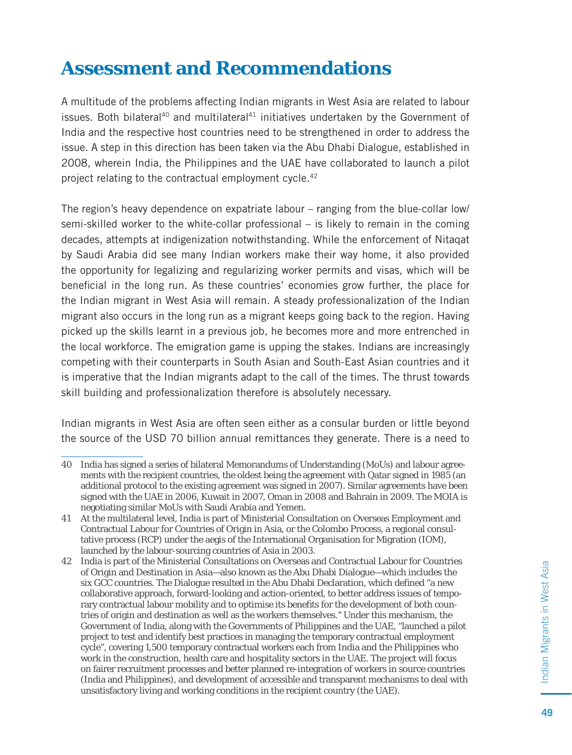# Assessment and Recommendations

A multitude of the problems affecting Indian migrants in West Asia are related to labour issues. Both bilateral[40] and multilateral[41] initiatives undertaken by the Government of India and the respective host countries need to be strengthened in order to address the issue. A step in this direction has been taken via the Abu Dhabi Dialogue, established in 2008, wherein India, the Philippines and the UAE have collaborated to launch a pilot project relating to the contractual employment cycle.[42]

The region's heavy dependence on expatriate labour – ranging from the blue-collar low/semi-skilled worker to the white-collar professional – is likely to remain in the coming decades, attempts at indigenization notwithstanding. While the enforcement of Nitaqat by Saudi Arabia did see many Indian workers make their way home, it also provided the opportunity for legalizing and regularizing worker permits and visas, which will be beneficial in the long run. As these countries' economies grow further, the place for the Indian migrant in West Asia will remain. A steady professionalization of the Indian migrant also occurs in the long run as a migrant keeps going back to the region. Having picked up the skills learnt in a previous job, he becomes more and more entrenched in the local workforce. The emigration game is upping the stakes. Indians are increasingly competing with their counterparts in South Asian and South-East Asian countries and it is imperative that the Indian migrants adapt to the call of the times. The thrust towards skill building and professionalization therefore is absolutely necessary.

Indian migrants in West Asia are often seen either as a consular burden or little beyond the source of the USD 70 billion annual remittances they generate. There is a need to

---

40 India has signed a series of bilateral Memorandums of Understanding (MoUs) and labour agreements with the recipient countries, the oldest being the agreement with Qatar signed in 1985 (an additional protocol to the existing agreement was signed in 2007). Similar agreements have been signed with the UAE in 2006, Kuwait in 2007, Oman in 2008 and Bahrain in 2009. The MOIA is negotiating similar MoUs with Saudi Arabia and Yemen.

41 At the multilateral level, India is part of Ministerial Consultation on Overseas Employment and Contractual Labour for Countries of Origin in Asia, or the Colombo Process, a regional consultative process (RCP) under the aegis of the International Organisation for Migration (IOM), launched by the labour-sourcing countries of Asia in 2003.

42 India is part of the Ministerial Consultations on Overseas and Contractual Labour for Countries of Origin and Destination in Asia—also known as the Abu Dhabi Dialogue—which includes the six GCC countries. The Dialogue resulted in the Abu Dhabi Declaration, which defined "a new collaborative approach, forward-looking and action-oriented, to better address issues of temporary contractual labour mobility and to optimise its benefits for the development of both countries of origin and destination as well as the workers themselves." Under this mechanism, the Government of India, along with the Governments of Philippines and the UAE, "launched a pilot project to test and identify best practices in managing the temporary contractual employment cycle", covering 1,500 temporary contractual workers each from India and the Philippines who work in the construction, health care and hospitality sectors in the UAE. The project will focus on fairer recruitment processes and better planned re-integration of workers in source countries (India and Philippines), and development of accessible and transparent mechanisms to deal with unsatisfactory living and working conditions in the recipient country (the UAE).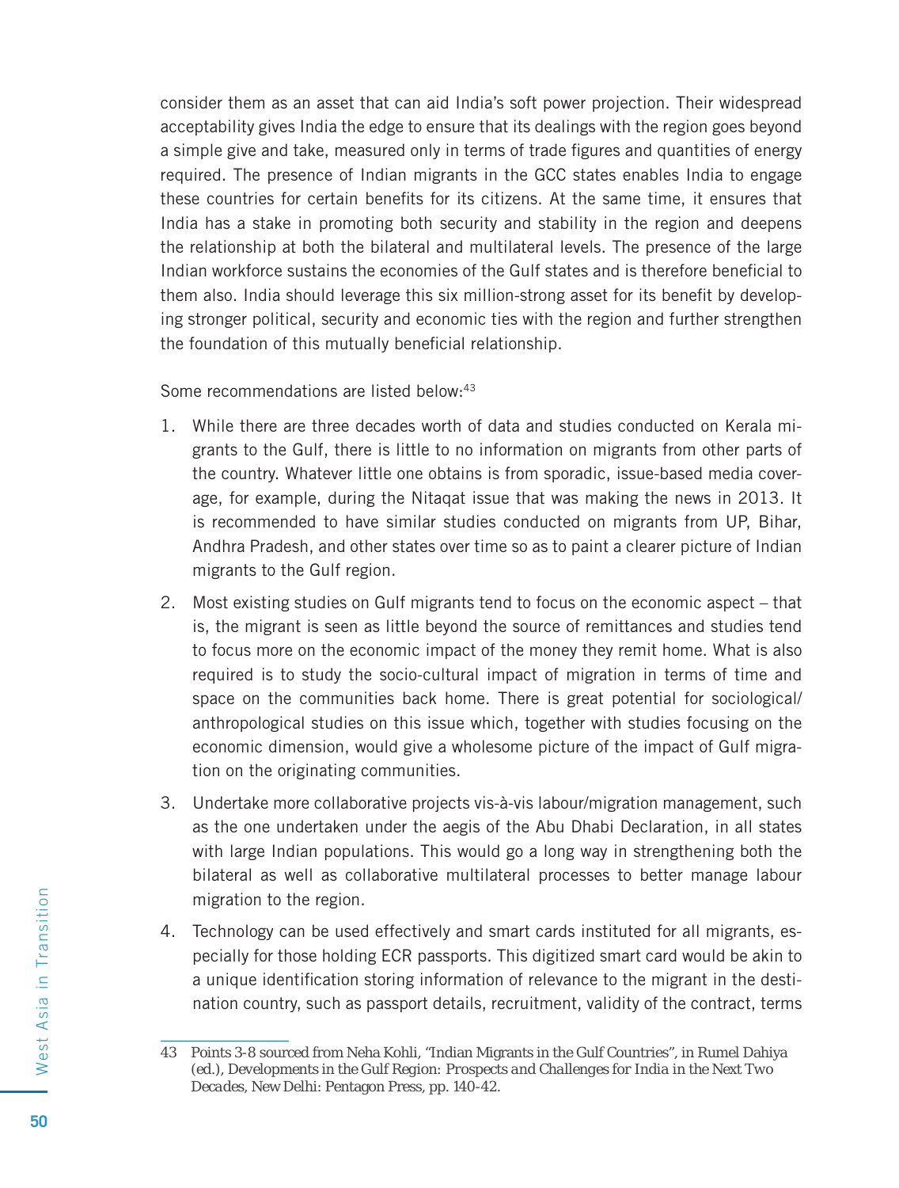consider them as an asset that can aid India's soft power projection. Their widespread acceptability gives India the edge to ensure that its dealings with the region goes beyond a simple give and take, measured only in terms of trade figures and quantities of energy required. The presence of Indian migrants in the GCC states enables India to engage these countries for certain benefits for its citizens. At the same time, it ensures that India has a stake in promoting both security and stability in the region and deepens the relationship at both the bilateral and multilateral levels. The presence of the large Indian workforce sustains the economies of the Gulf states and is therefore beneficial to them also. India should leverage this six million-strong asset for its benefit by developing stronger political, security and economic ties with the region and further strengthen the foundation of this mutually beneficial relationship.

Some recommendations are listed below:[43]

1. While there are three decades worth of data and studies conducted on Kerala migrants to the Gulf, there is little to no information on migrants from other parts of the country. Whatever little one obtains is from sporadic, issue-based media coverage, for example, during the Nitaqat issue that was making the news in 2013. It is recommended to have similar studies conducted on migrants from UP, Bihar, Andhra Pradesh, and other states over time so as to paint a clearer picture of Indian migrants to the Gulf region.
2. Most existing studies on Gulf migrants tend to focus on the economic aspect – that is, the migrant is seen as little beyond the source of remittances and studies tend to focus more on the economic impact of the money they remit home. What is also required is to study the socio-cultural impact of migration in terms of time and space on the communities back home. There is great potential for sociological/anthropological studies on this issue which, together with studies focusing on the economic dimension, would give a wholesome picture of the impact of Gulf migration on the originating communities.
3. Undertake more collaborative projects vis-à-vis labour/migration management, such as the one undertaken under the aegis of the Abu Dhabi Declaration, in all states with large Indian populations. This would go a long way in strengthening both the bilateral as well as collaborative multilateral processes to better manage labour migration to the region.
4. Technology can be used effectively and smart cards instituted for all migrants, especially for those holding ECR passports. This digitized smart card would be akin to a unique identification storing information of relevance to the migrant in the destination country, such as passport details, recruitment, validity of the contract, terms

---

43 Points 3-8 sourced from Neha Kohli, "Indian Migrants in the Gulf Countries", in Rumel Dahiya (ed.), *Developments in the Gulf Region: Prospects and Challenges for India in the Next Two Decades*, New Delhi: Pentagon Press, pp. 140-42.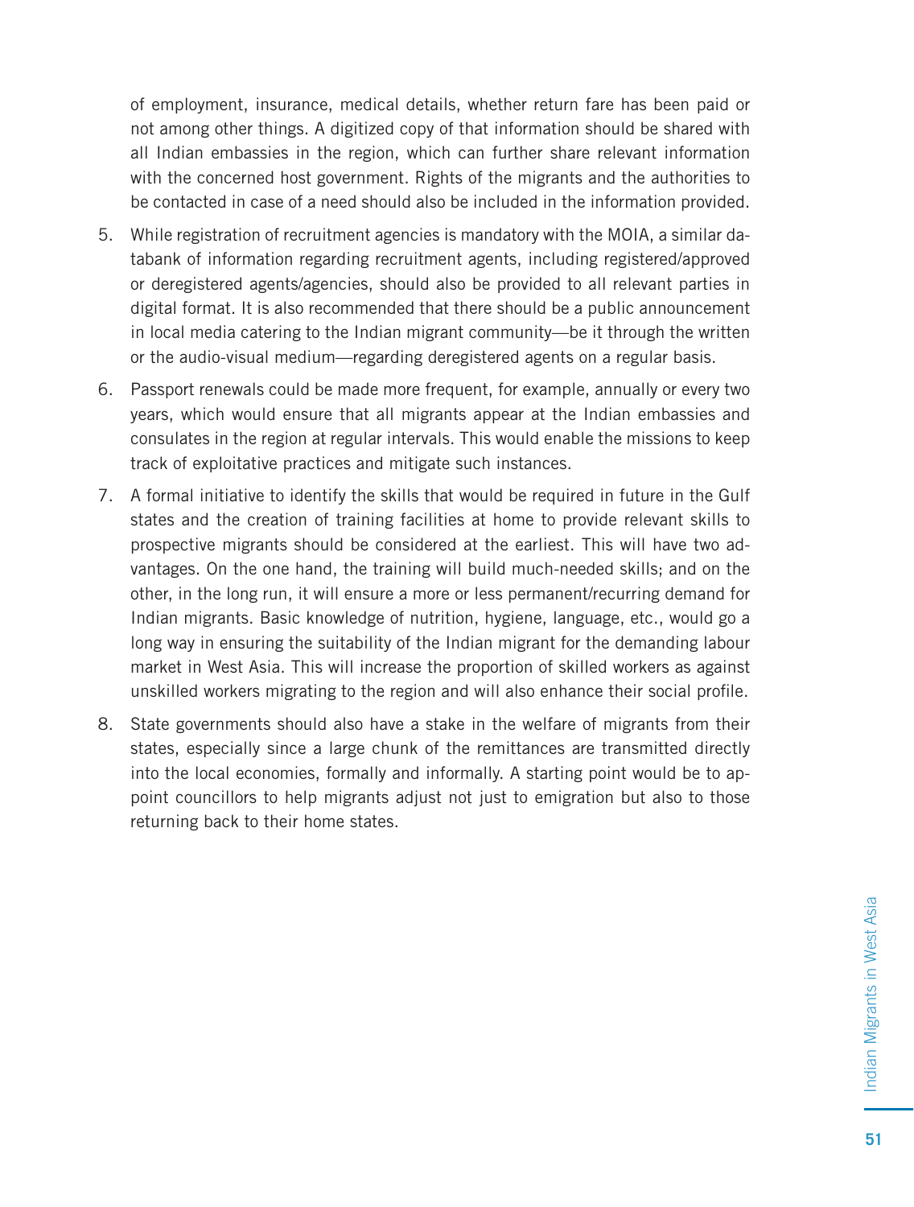of employment, insurance, medical details, whether return fare has been paid or not among other things. A digitized copy of that information should be shared with all Indian embassies in the region, which can further share relevant information with the concerned host government. Rights of the migrants and the authorities to be contacted in case of a need should also be included in the information provided.

5. While registration of recruitment agencies is mandatory with the MOIA, a similar databank of information regarding recruitment agents, including registered/approved or deregistered agents/agencies, should also be provided to all relevant parties in digital format. It is also recommended that there should be a public announcement in local media catering to the Indian migrant community—be it through the written or the audio-visual medium—regarding deregistered agents on a regular basis.

6. Passport renewals could be made more frequent, for example, annually or every two years, which would ensure that all migrants appear at the Indian embassies and consulates in the region at regular intervals. This would enable the missions to keep track of exploitative practices and mitigate such instances.

7. A formal initiative to identify the skills that would be required in future in the Gulf states and the creation of training facilities at home to provide relevant skills to prospective migrants should be considered at the earliest. This will have two advantages. On the one hand, the training will build much-needed skills; and on the other, in the long run, it will ensure a more or less permanent/recurring demand for Indian migrants. Basic knowledge of nutrition, hygiene, language, etc., would go a long way in ensuring the suitability of the Indian migrant for the demanding labour market in West Asia. This will increase the proportion of skilled workers as against unskilled workers migrating to the region and will also enhance their social profile.

8. State governments should also have a stake in the welfare of migrants from their states, especially since a large chunk of the remittances are transmitted directly into the local economies, formally and informally. A starting point would be to appoint councillors to help migrants adjust not just to emigration but also to those returning back to their home states.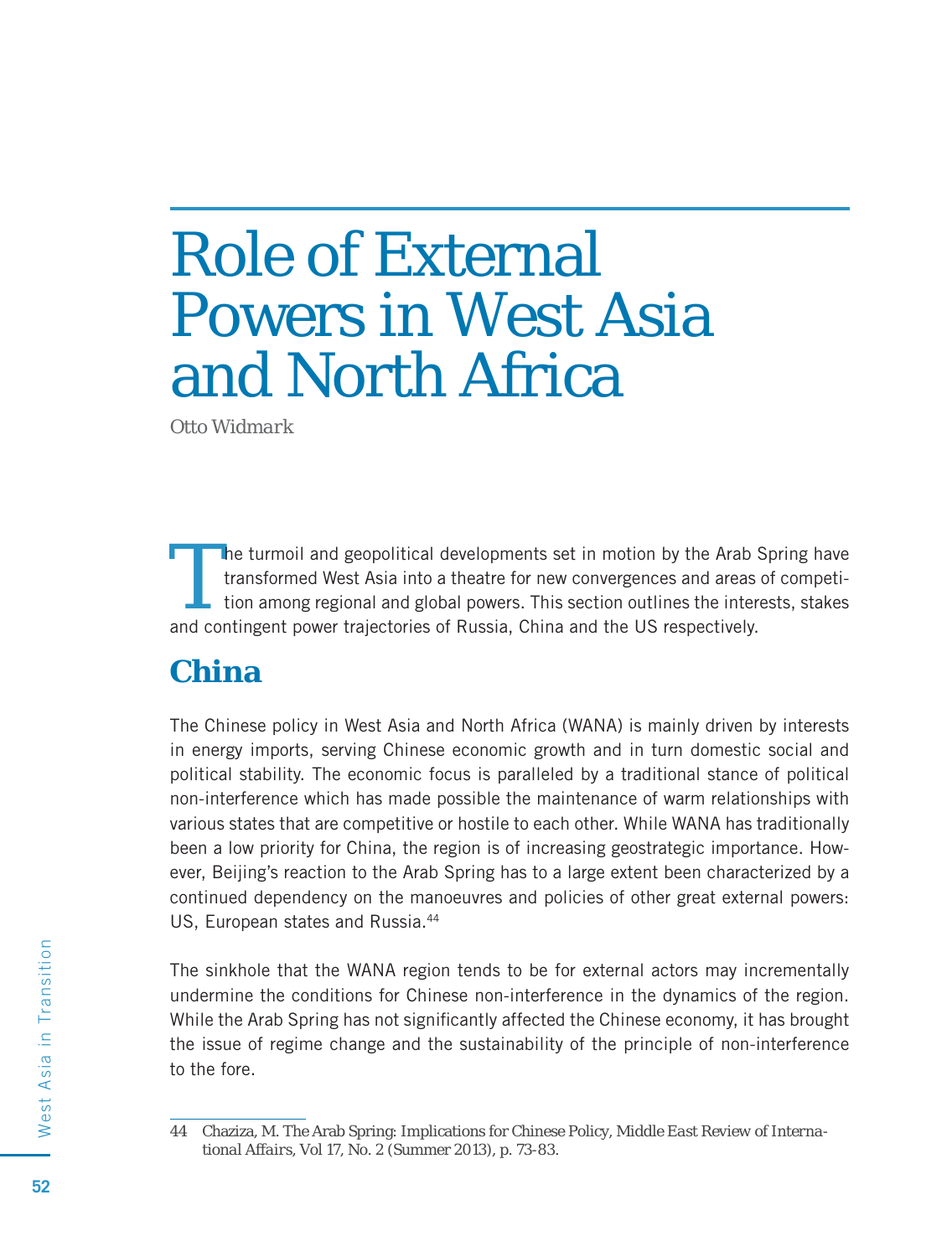# Role of External Powers in West Asia and North Africa

*Otto Widmark*

The turmoil and geopolitical developments set in motion by the Arab Spring have transformed West Asia into a theatre for new convergences and areas of competition among regional and global powers. This section outlines the interests, stakes and contingent power trajectories of Russia, China and the US respectively.

## China

The Chinese policy in West Asia and North Africa (WANA) is mainly driven by interests in energy imports, serving Chinese economic growth and in turn domestic social and political stability. The economic focus is paralleled by a traditional stance of political non-interference which has made possible the maintenance of warm relationships with various states that are competitive or hostile to each other. While WANA has traditionally been a low priority for China, the region is of increasing geostrategic importance. However, Beijing's reaction to the Arab Spring has to a large extent been characterized by a continued dependency on the manoeuvres and policies of other great external powers: US, European states and Russia.[44]

The sinkhole that the WANA region tends to be for external actors may incrementally undermine the conditions for Chinese non-interference in the dynamics of the region. While the Arab Spring has not significantly affected the Chinese economy, it has brought the issue of regime change and the sustainability of the principle of non-interference to the fore.

---

44 Chaziza, M. The Arab Spring: Implications for Chinese Policy, *Middle East Review of International Affairs*, Vol 17, No. 2 (Summer 2013), p. 73-83.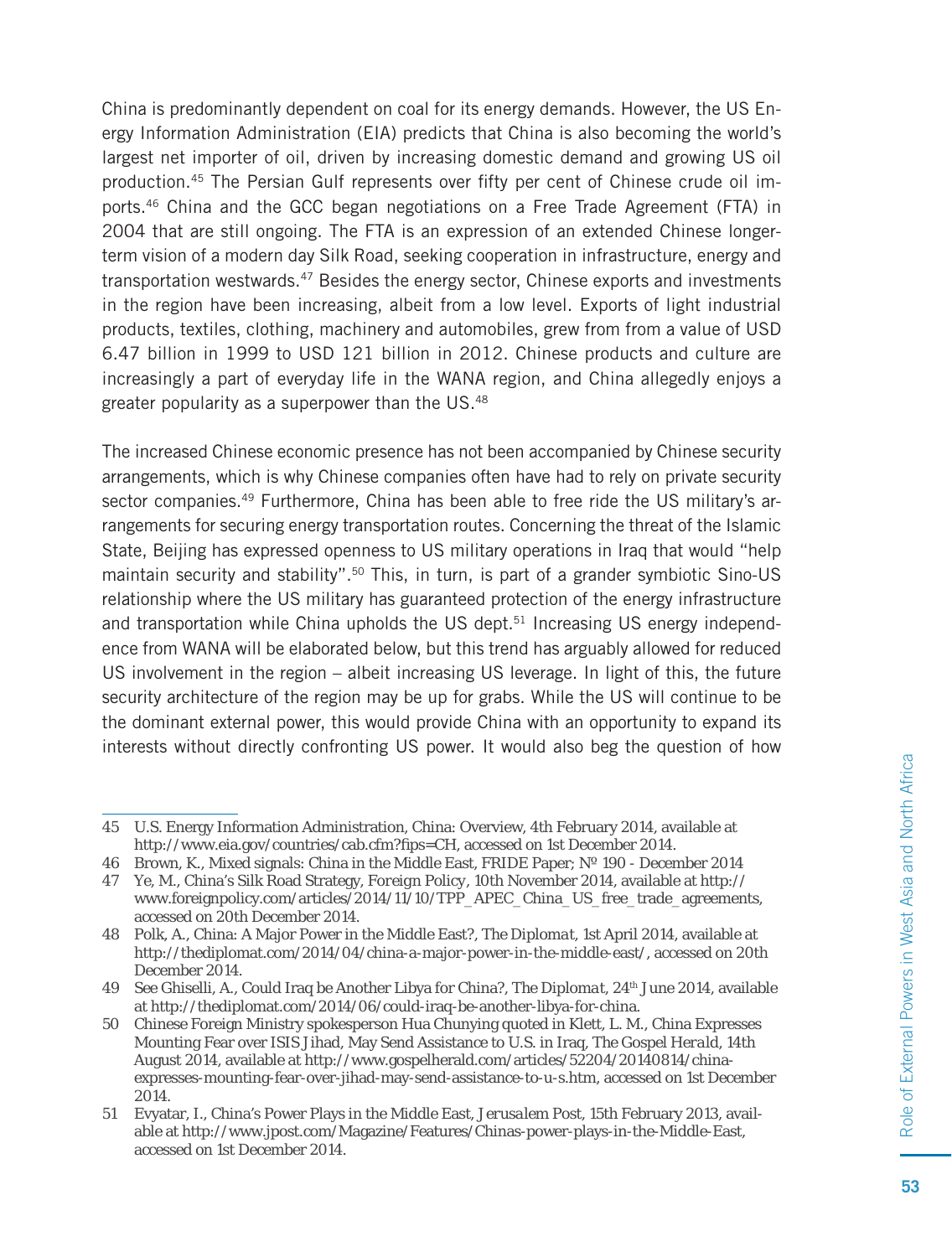China is predominantly dependent on coal for its energy demands. However, the US Energy Information Administration (EIA) predicts that China is also becoming the world's largest net importer of oil, driven by increasing domestic demand and growing US oil production.[45] The Persian Gulf represents over fifty per cent of Chinese crude oil imports.[46] China and the GCC began negotiations on a Free Trade Agreement (FTA) in 2004 that are still ongoing. The FTA is an expression of an extended Chinese longer-term vision of a modern day Silk Road, seeking cooperation in infrastructure, energy and transportation westwards.[47] Besides the energy sector, Chinese exports and investments in the region have been increasing, albeit from a low level. Exports of light industrial products, textiles, clothing, machinery and automobiles, grew from from a value of USD 6.47 billion in 1999 to USD 121 billion in 2012. Chinese products and culture are increasingly a part of everyday life in the WANA region, and China allegedly enjoys a greater popularity as a superpower than the US.[48]

The increased Chinese economic presence has not been accompanied by Chinese security arrangements, which is why Chinese companies often have had to rely on private security sector companies.[49] Furthermore, China has been able to free ride the US military's arrangements for securing energy transportation routes. Concerning the threat of the Islamic State, Beijing has expressed openness to US military operations in Iraq that would "help maintain security and stability".[50] This, in turn, is part of a grander symbiotic Sino-US relationship where the US military has guaranteed protection of the energy infrastructure and transportation while China upholds the US dept.[51] Increasing US energy independence from WANA will be elaborated below, but this trend has arguably allowed for reduced US involvement in the region – albeit increasing US leverage. In light of this, the future security architecture of the region may be up for grabs. While the US will continue to be the dominant external power, this would provide China with an opportunity to expand its interests without directly confronting US power. It would also beg the question of how

---

45 U.S. Energy Information Administration, China: Overview, 4th February 2014, available at http://www.eia.gov/countries/cab.cfm?fips=CH, accessed on 1st December 2014.

46 Brown, K., Mixed signals: China in the Middle East, FRIDE Paper; Nº 190 - December 2014

47 Ye, M., China's Silk Road Strategy, *Foreign Policy*, 10th November 2014, available at http://www.foreignpolicy.com/articles/2014/11/10/TPP_APEC_China_US_free_trade_agreements, accessed on 20th December 2014.

48 Polk, A., China: A Major Power in the Middle East?, *The Diplomat*, 1st April 2014, available at http://thediplomat.com/2014/04/china-a-major-power-in-the-middle-east/, accessed on 20th December 2014.

49 See Ghiselli, A., Could Iraq be Another Libya for China?, *The Diplomat*, 24th June 2014, available at http://thediplomat.com/2014/06/could-iraq-be-another-libya-for-china.

50 Chinese Foreign Ministry spokesperson Hua Chunying quoted in Klett, L. M., China Expresses Mounting Fear over ISIS Jihad, May Send Assistance to U.S. in Iraq, *The Gospel Herald*, 14th August 2014, available at http://www.gospelherald.com/articles/52204/20140814/china-expresses-mounting-fear-over-jihad-may-send-assistance-to-u-s.htm, accessed on 1st December 2014.

51 Evyatar, I., China's Power Plays in the Middle East, *Jerusalem Post*, 15th February 2013, available at http://www.jpost.com/Magazine/Features/Chinas-power-plays-in-the-Middle-East, accessed on 1st December 2014.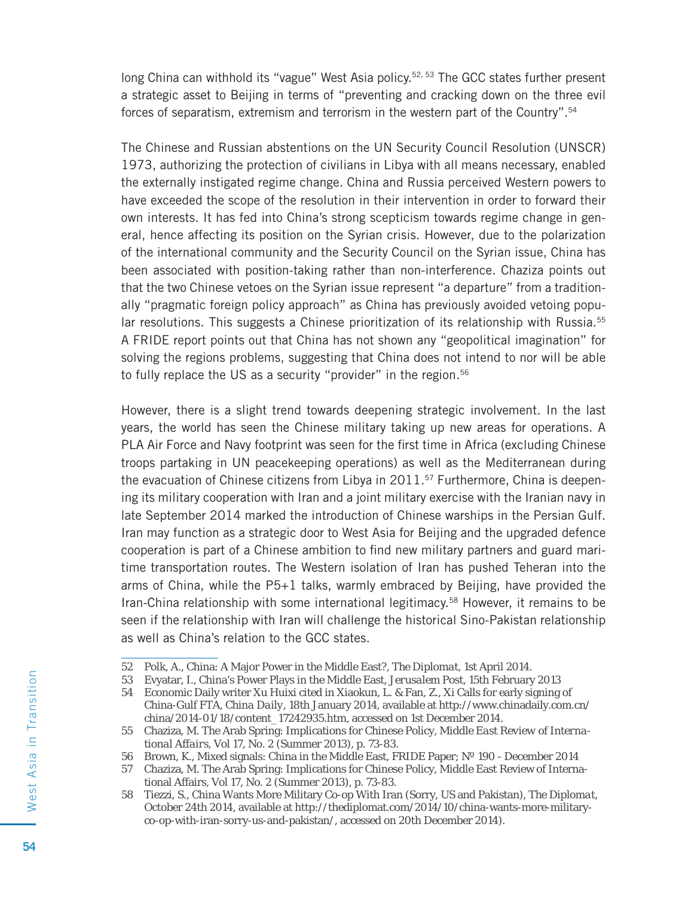long China can withhold its "vague" West Asia policy.[52, 53] The GCC states further present a strategic asset to Beijing in terms of "preventing and cracking down on the three evil forces of separatism, extremism and terrorism in the western part of the Country".[54]

The Chinese and Russian abstentions on the UN Security Council Resolution (UNSCR) 1973, authorizing the protection of civilians in Libya with all means necessary, enabled the externally instigated regime change. China and Russia perceived Western powers to have exceeded the scope of the resolution in their intervention in order to forward their own interests. It has fed into China's strong scepticism towards regime change in general, hence affecting its position on the Syrian crisis. However, due to the polarization of the international community and the Security Council on the Syrian issue, China has been associated with position-taking rather than non-interference. Chaziza points out that the two Chinese vetoes on the Syrian issue represent "a departure" from a traditionally "pragmatic foreign policy approach" as China has previously avoided vetoing popular resolutions. This suggests a Chinese prioritization of its relationship with Russia.[55] A FRIDE report points out that China has not shown any "geopolitical imagination" for solving the regions problems, suggesting that China does not intend to nor will be able to fully replace the US as a security "provider" in the region.[56]

However, there is a slight trend towards deepening strategic involvement. In the last years, the world has seen the Chinese military taking up new areas for operations. A PLA Air Force and Navy footprint was seen for the first time in Africa (excluding Chinese troops partaking in UN peacekeeping operations) as well as the Mediterranean during the evacuation of Chinese citizens from Libya in 2011.[57] Furthermore, China is deepening its military cooperation with Iran and a joint military exercise with the Iranian navy in late September 2014 marked the introduction of Chinese warships in the Persian Gulf. Iran may function as a strategic door to West Asia for Beijing and the upgraded defence cooperation is part of a Chinese ambition to find new military partners and guard maritime transportation routes. The Western isolation of Iran has pushed Teheran into the arms of China, while the P5+1 talks, warmly embraced by Beijing, have provided the Iran-China relationship with some international legitimacy.[58] However, it remains to be seen if the relationship with Iran will challenge the historical Sino-Pakistan relationship as well as China's relation to the GCC states.

---

52 Polk, A., China: A Major Power in the Middle East?, The Diplomat, 1st April 2014.

53 Evyatar, I., China's Power Plays in the Middle East, *Jerusalem Post*, 15th February 2013

54 Economic Daily writer Xu Huixi cited in Xiaokun, L. & Fan, Z., Xi Calls for early signing of China-Gulf FTA, *China Daily*, 18th January 2014, available at http://www.chinadaily.com.cn/china/2014-01/18/content_17242935.htm, accessed on 1st December 2014.

55 Chaziza, M. The Arab Spring: Implications for Chinese Policy, *Middle East Review of International Affairs*, Vol 17, No. 2 (Summer 2013), p. 73-83.

56 Brown, K., Mixed signals: China in the Middle East, FRIDE Paper; Nº 190 - December 2014

57 Chaziza, M. The Arab Spring: Implications for Chinese Policy, Middle East Review of International Affairs, Vol 17, No. 2 (Summer 2013), p. 73-83.

58 Tiezzi, S., China Wants More Military Co-op With Iran (Sorry, US and Pakistan), *The Diplomat*, October 24th 2014, available at http://thediplomat.com/2014/10/china-wants-more-military-co-op-with-iran-sorry-us-and-pakistan/, accessed on 20th December 2014).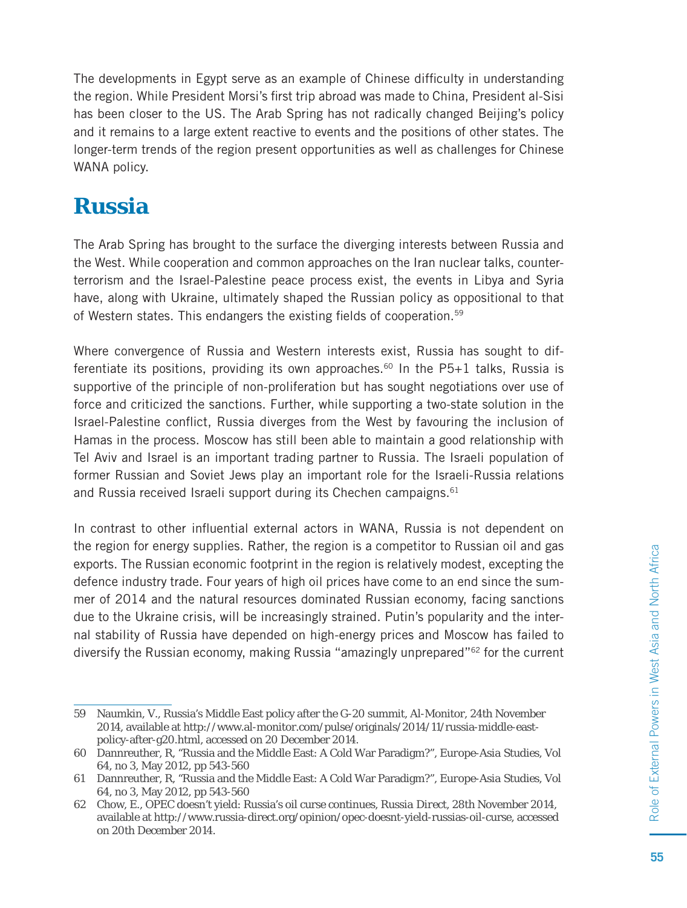The developments in Egypt serve as an example of Chinese difficulty in understanding the region. While President Morsi's first trip abroad was made to China, President al-Sisi has been closer to the US. The Arab Spring has not radically changed Beijing's policy and it remains to a large extent reactive to events and the positions of other states. The longer-term trends of the region present opportunities as well as challenges for Chinese WANA policy.

## Russia

The Arab Spring has brought to the surface the diverging interests between Russia and the West. While cooperation and common approaches on the Iran nuclear talks, counter-terrorism and the Israel-Palestine peace process exist, the events in Libya and Syria have, along with Ukraine, ultimately shaped the Russian policy as oppositional to that of Western states. This endangers the existing fields of cooperation.[59]

Where convergence of Russia and Western interests exist, Russia has sought to differentiate its positions, providing its own approaches.[60] In the P5+1 talks, Russia is supportive of the principle of non-proliferation but has sought negotiations over use of force and criticized the sanctions. Further, while supporting a two-state solution in the Israel-Palestine conflict, Russia diverges from the West by favouring the inclusion of Hamas in the process. Moscow has still been able to maintain a good relationship with Tel Aviv and Israel is an important trading partner to Russia. The Israeli population of former Russian and Soviet Jews play an important role for the Israeli-Russia relations and Russia received Israeli support during its Chechen campaigns.[61]

In contrast to other influential external actors in WANA, Russia is not dependent on the region for energy supplies. Rather, the region is a competitor to Russian oil and gas exports. The Russian economic footprint in the region is relatively modest, excepting the defence industry trade. Four years of high oil prices have come to an end since the summer of 2014 and the natural resources dominated Russian economy, facing sanctions due to the Ukraine crisis, will be increasingly strained. Putin's popularity and the internal stability of Russia have depended on high-energy prices and Moscow has failed to diversify the Russian economy, making Russia "amazingly unprepared"[62] for the current

---

59 Naumkin, V., Russia's Middle East policy after the G-20 summit, Al-Monitor, 24th November 2014, available at http://www.al-monitor.com/pulse/originals/2014/11/russia-middle-east-policy-after-g20.html, accessed on 20 December 2014.

60 Dannreuther, R, "Russia and the Middle East: A Cold War Paradigm?", Europe-Asia Studies, Vol 64, no 3, May 2012, pp 543-560

61 Dannreuther, R, "Russia and the Middle East: A Cold War Paradigm?", Europe-Asia Studies, Vol 64, no 3, May 2012, pp 543-560

62 Chow, E., OPEC doesn't yield: Russia's oil curse continues, Russia Direct, 28th November 2014, available at http://www.russia-direct.org/opinion/opec-doesnt-yield-russias-oil-curse, accessed on 20th December 2014.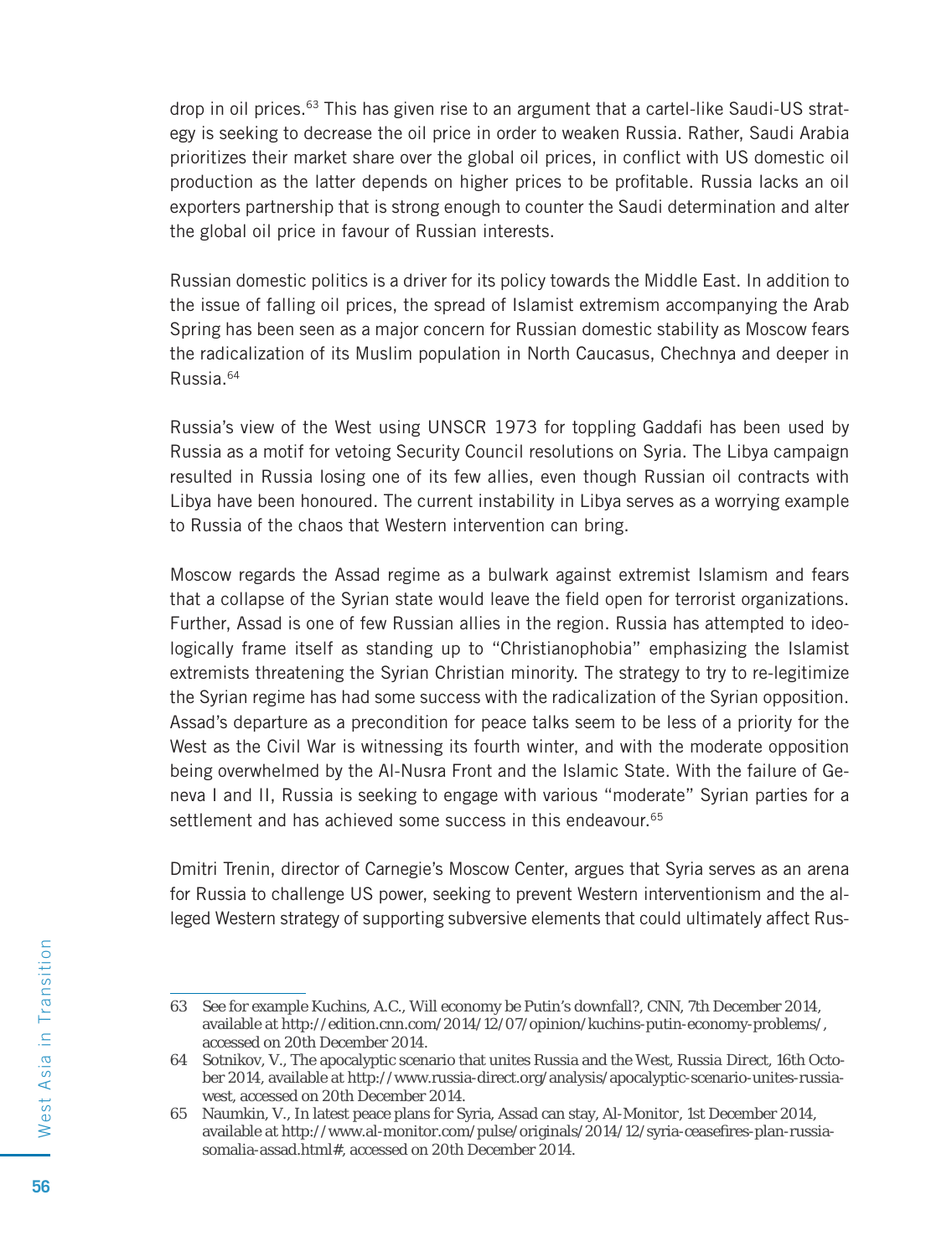drop in oil prices.[63] This has given rise to an argument that a cartel-like Saudi-US strategy is seeking to decrease the oil price in order to weaken Russia. Rather, Saudi Arabia prioritizes their market share over the global oil prices, in conflict with US domestic oil production as the latter depends on higher prices to be profitable. Russia lacks an oil exporters partnership that is strong enough to counter the Saudi determination and alter the global oil price in favour of Russian interests.

Russian domestic politics is a driver for its policy towards the Middle East. In addition to the issue of falling oil prices, the spread of Islamist extremism accompanying the Arab Spring has been seen as a major concern for Russian domestic stability as Moscow fears the radicalization of its Muslim population in North Caucasus, Chechnya and deeper in Russia.[64]

Russia's view of the West using UNSCR 1973 for toppling Gaddafi has been used by Russia as a motif for vetoing Security Council resolutions on Syria. The Libya campaign resulted in Russia losing one of its few allies, even though Russian oil contracts with Libya have been honoured. The current instability in Libya serves as a worrying example to Russia of the chaos that Western intervention can bring.

Moscow regards the Assad regime as a bulwark against extremist Islamism and fears that a collapse of the Syrian state would leave the field open for terrorist organizations. Further, Assad is one of few Russian allies in the region. Russia has attempted to ideologically frame itself as standing up to "Christianophobia" emphasizing the Islamist extremists threatening the Syrian Christian minority. The strategy to try to re-legitimize the Syrian regime has had some success with the radicalization of the Syrian opposition. Assad's departure as a precondition for peace talks seem to be less of a priority for the West as the Civil War is witnessing its fourth winter, and with the moderate opposition being overwhelmed by the Al-Nusra Front and the Islamic State. With the failure of Geneva I and II, Russia is seeking to engage with various "moderate" Syrian parties for a settlement and has achieved some success in this endeavour.[65]

Dmitri Trenin, director of Carnegie's Moscow Center, argues that Syria serves as an arena for Russia to challenge US power, seeking to prevent Western interventionism and the alleged Western strategy of supporting subversive elements that could ultimately affect Rus-

---

63 See for example Kuchins, A.C., Will economy be Putin's downfall?, CNN, 7th December 2014, available at http://edition.cnn.com/2014/12/07/opinion/kuchins-putin-economy-problems/, accessed on 20th December 2014.

64 Sotnikov, V., The apocalyptic scenario that unites Russia and the West, *Russia Direct*, 16th October 2014, available at http://www.russia-direct.org/analysis/apocalyptic-scenario-unites-russia-west, accessed on 20th December 2014.

65 Naumkin, V., In latest peace plans for Syria, Assad can stay, *Al-Monitor*, 1st December 2014, available at http://www.al-monitor.com/pulse/originals/2014/12/syria-ceasefires-plan-russia-somalia-assad.html#, accessed on 20th December 2014.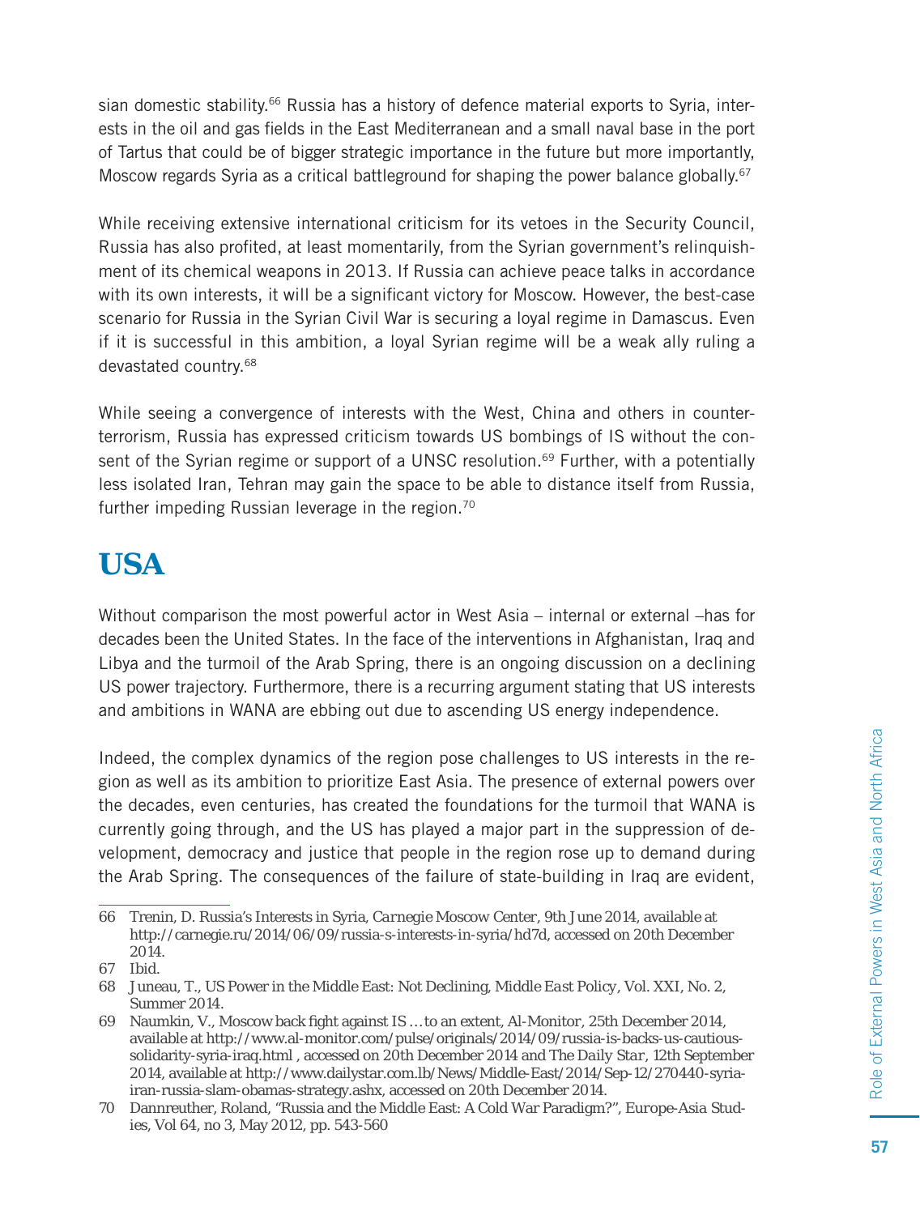sian domestic stability.[66] Russia has a history of defence material exports to Syria, interests in the oil and gas fields in the East Mediterranean and a small naval base in the port of Tartus that could be of bigger strategic importance in the future but more importantly, Moscow regards Syria as a critical battleground for shaping the power balance globally.[67]

While receiving extensive international criticism for its vetoes in the Security Council, Russia has also profited, at least momentarily, from the Syrian government's relinquishment of its chemical weapons in 2013. If Russia can achieve peace talks in accordance with its own interests, it will be a significant victory for Moscow. However, the best-case scenario for Russia in the Syrian Civil War is securing a loyal regime in Damascus. Even if it is successful in this ambition, a loyal Syrian regime will be a weak ally ruling a devastated country.[68]

While seeing a convergence of interests with the West, China and others in counterterrorism, Russia has expressed criticism towards US bombings of IS without the consent of the Syrian regime or support of a UNSC resolution.[69] Further, with a potentially less isolated Iran, Tehran may gain the space to be able to distance itself from Russia, further impeding Russian leverage in the region.[70]

## USA

Without comparison the most powerful actor in West Asia – internal or external –has for decades been the United States. In the face of the interventions in Afghanistan, Iraq and Libya and the turmoil of the Arab Spring, there is an ongoing discussion on a declining US power trajectory. Furthermore, there is a recurring argument stating that US interests and ambitions in WANA are ebbing out due to ascending US energy independence.

Indeed, the complex dynamics of the region pose challenges to US interests in the region as well as its ambition to prioritize East Asia. The presence of external powers over the decades, even centuries, has created the foundations for the turmoil that WANA is currently going through, and the US has played a major part in the suppression of development, democracy and justice that people in the region rose up to demand during the Arab Spring. The consequences of the failure of state-building in Iraq are evident,

---

66 Trenin, D. Russia's Interests in Syria, *Carnegie Moscow Center*, 9th June 2014, available at http://carnegie.ru/2014/06/09/russia-s-interests-in-syria/hd7d, accessed on 20th December 2014.

67 Ibid.

68 Juneau, T., US Power in the Middle East: Not Declining, *Middle East Policy*, Vol. XXI, No. 2, Summer 2014.

69 Naumkin, V., Moscow back fight against IS …to an extent, Al-Monitor, 25th December 2014, available at http://www.al-monitor.com/pulse/originals/2014/09/russia-is-backs-us-cautious-solidarity-syria-iraq.html , accessed on 20th December 2014 and *The Daily Star*, 12th September 2014, available at http://www.dailystar.com.lb/News/Middle-East/2014/Sep-12/270440-syria-iran-russia-slam-obamas-strategy.ashx, accessed on 20th December 2014.

70 Dannreuther, Roland, "Russia and the Middle East: A Cold War Paradigm?", *Europe-Asia Studies*, Vol 64, no 3, May 2012, pp. 543-560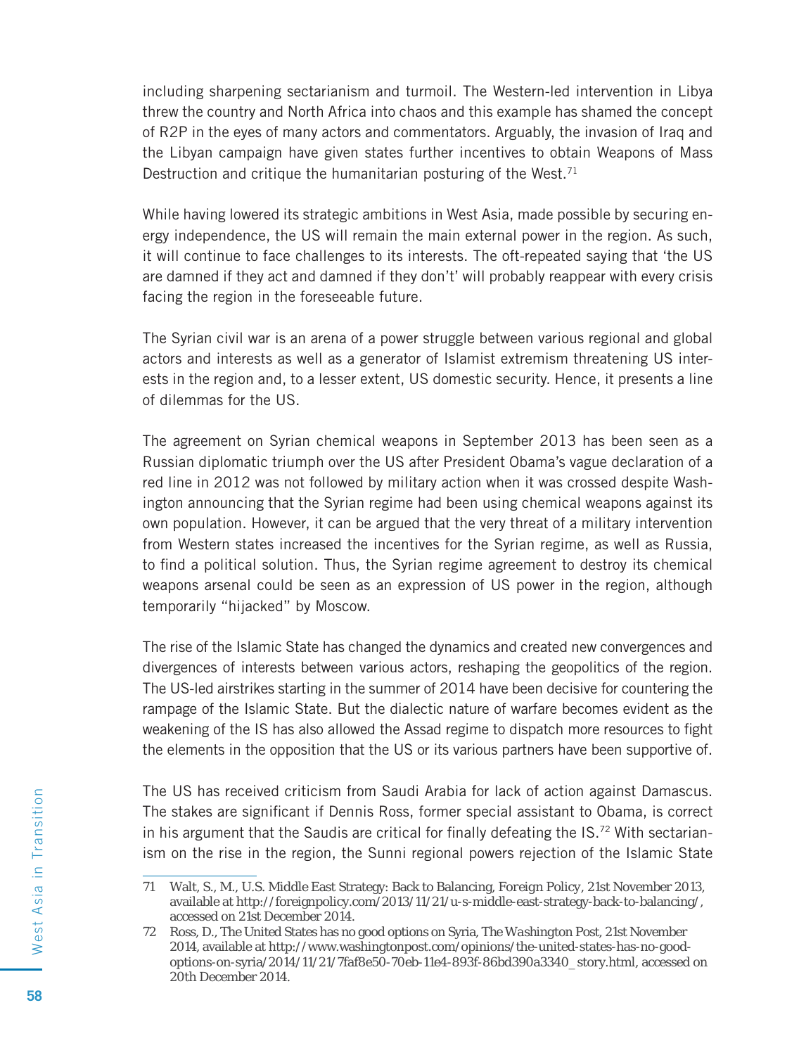including sharpening sectarianism and turmoil. The Western-led intervention in Libya threw the country and North Africa into chaos and this example has shamed the concept of R2P in the eyes of many actors and commentators. Arguably, the invasion of Iraq and the Libyan campaign have given states further incentives to obtain Weapons of Mass Destruction and critique the humanitarian posturing of the West.[71]

While having lowered its strategic ambitions in West Asia, made possible by securing energy independence, the US will remain the main external power in the region. As such, it will continue to face challenges to its interests. The oft-repeated saying that 'the US are damned if they act and damned if they don't' will probably reappear with every crisis facing the region in the foreseeable future.

The Syrian civil war is an arena of a power struggle between various regional and global actors and interests as well as a generator of Islamist extremism threatening US interests in the region and, to a lesser extent, US domestic security. Hence, it presents a line of dilemmas for the US.

The agreement on Syrian chemical weapons in September 2013 has been seen as a Russian diplomatic triumph over the US after President Obama's vague declaration of a red line in 2012 was not followed by military action when it was crossed despite Washington announcing that the Syrian regime had been using chemical weapons against its own population. However, it can be argued that the very threat of a military intervention from Western states increased the incentives for the Syrian regime, as well as Russia, to find a political solution. Thus, the Syrian regime agreement to destroy its chemical weapons arsenal could be seen as an expression of US power in the region, although temporarily "hijacked" by Moscow.

The rise of the Islamic State has changed the dynamics and created new convergences and divergences of interests between various actors, reshaping the geopolitics of the region. The US-led airstrikes starting in the summer of 2014 have been decisive for countering the rampage of the Islamic State. But the dialectic nature of warfare becomes evident as the weakening of the IS has also allowed the Assad regime to dispatch more resources to fight the elements in the opposition that the US or its various partners have been supportive of.

The US has received criticism from Saudi Arabia for lack of action against Damascus. The stakes are significant if Dennis Ross, former special assistant to Obama, is correct in his argument that the Saudis are critical for finally defeating the IS.[72] With sectarianism on the rise in the region, the Sunni regional powers rejection of the Islamic State

---

71 Walt, S., M., U.S. Middle East Strategy: Back to Balancing, *Foreign Policy*, 21st November 2013, available at http://foreignpolicy.com/2013/11/21/u-s-middle-east-strategy-back-to-balancing/, accessed on 21st December 2014.

72 Ross, D., The United States has no good options on Syria, *The Washington Post*, 21st November 2014, available at http://www.washingtonpost.com/opinions/the-united-states-has-no-good-options-on-syria/2014/11/21/7faf8e50-70eb-11e4-893f-86bd390a3340_story.html, accessed on 20th December 2014.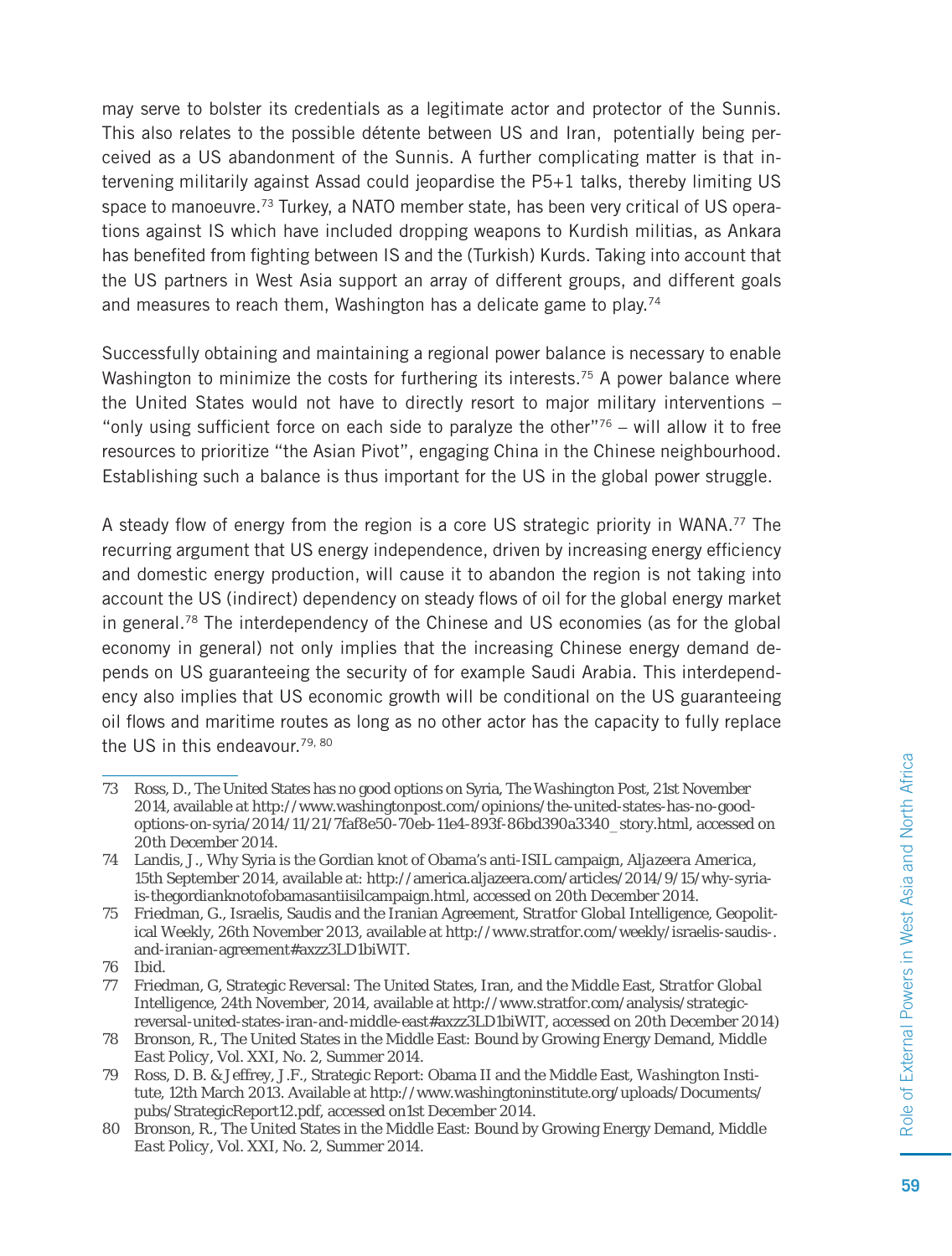may serve to bolster its credentials as a legitimate actor and protector of the Sunnis. This also relates to the possible détente between US and Iran, potentially being perceived as a US abandonment of the Sunnis. A further complicating matter is that intervening militarily against Assad could jeopardise the P5+1 talks, thereby limiting US space to manoeuvre.[73] Turkey, a NATO member state, has been very critical of US operations against IS which have included dropping weapons to Kurdish militias, as Ankara has benefited from fighting between IS and the (Turkish) Kurds. Taking into account that the US partners in West Asia support an array of different groups, and different goals and measures to reach them, Washington has a delicate game to play.[74]

Successfully obtaining and maintaining a regional power balance is necessary to enable Washington to minimize the costs for furthering its interests.[75] A power balance where the United States would not have to directly resort to major military interventions – "only using sufficient force on each side to paralyze the other"[76] – will allow it to free resources to prioritize "the Asian Pivot", engaging China in the Chinese neighbourhood. Establishing such a balance is thus important for the US in the global power struggle.

A steady flow of energy from the region is a core US strategic priority in WANA.[77] The recurring argument that US energy independence, driven by increasing energy efficiency and domestic energy production, will cause it to abandon the region is not taking into account the US (indirect) dependency on steady flows of oil for the global energy market in general.[78] The interdependency of the Chinese and US economies (as for the global economy in general) not only implies that the increasing Chinese energy demand depends on US guaranteeing the security of for example Saudi Arabia. This interdependency also implies that US economic growth will be conditional on the US guaranteeing oil flows and maritime routes as long as no other actor has the capacity to fully replace the US in this endeavour.[79, 80]

---

73 Ross, D., The United States has no good options on Syria, *The Washington Post*, 21st November 2014, available at http://www.washingtonpost.com/opinions/the-united-states-has-no-good-options-on-syria/2014/11/21/7faf8e50-70eb-11e4-893f-86bd390a3340_story.html, accessed on 20th December 2014.

74 Landis, J., Why Syria is the Gordian knot of Obama's anti-ISIL campaign, *Aljazeera America*, 15th September 2014, available at: http://america.aljazeera.com/articles/2014/9/15/why-syria-is-thegordianknotofobamasantiisilcampaign.html, accessed on 20th December 2014.

75 Friedman, G., Israelis, Saudis and the Iranian Agreement, *Stratfor Global Intelligence*, Geopolitical Weekly, 26th November 2013, available at http://www.stratfor.com/weekly/israelis-saudis-.and-iranian-agreement#axzz3LD1biWIT.

76 Ibid.

77 Friedman, G, Strategic Reversal: The United States, Iran, and the Middle East, *Stratfor Global Intelligence*, 24th November, 2014, available at http://www.stratfor.com/analysis/strategic-reversal-united-states-iran-and-middle-east#axzz3LD1biWIT, accessed on 20th December 2014)

78 Bronson, R., The United States in the Middle East: Bound by Growing Energy Demand, *Middle East Policy*, Vol. XXI, No. 2, Summer 2014.

79 Ross, D. B. & Jeffrey, J.F., Strategic Report: Obama II and the Middle East, *Washington Institute*, 12th March 2013. Available at http://www.washingtoninstitute.org/uploads/Documents/pubs/StrategicReport12.pdf, accessed on1st December 2014.

80 Bronson, R., The United States in the Middle East: Bound by Growing Energy Demand, *Middle East Policy*, Vol. XXI, No. 2, Summer 2014.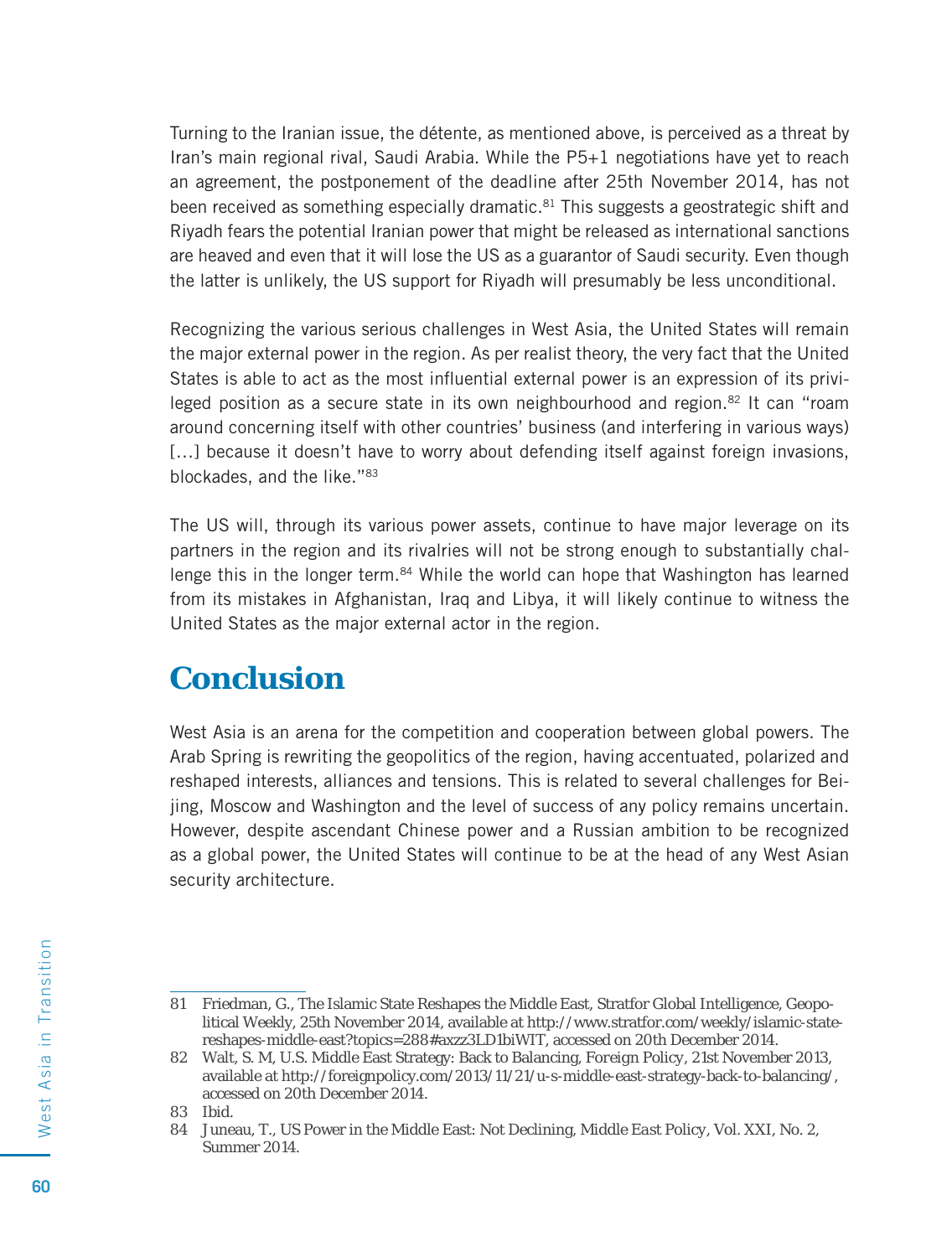Turning to the Iranian issue, the détente, as mentioned above, is perceived as a threat by Iran's main regional rival, Saudi Arabia. While the P5+1 negotiations have yet to reach an agreement, the postponement of the deadline after 25th November 2014, has not been received as something especially dramatic.[81] This suggests a geostrategic shift and Riyadh fears the potential Iranian power that might be released as international sanctions are heaved and even that it will lose the US as a guarantor of Saudi security. Even though the latter is unlikely, the US support for Riyadh will presumably be less unconditional.

Recognizing the various serious challenges in West Asia, the United States will remain the major external power in the region. As per realist theory, the very fact that the United States is able to act as the most influential external power is an expression of its privileged position as a secure state in its own neighbourhood and region.[82] It can "roam around concerning itself with other countries' business (and interfering in various ways) […] because it doesn't have to worry about defending itself against foreign invasions, blockades, and the like."[83]

The US will, through its various power assets, continue to have major leverage on its partners in the region and its rivalries will not be strong enough to substantially challenge this in the longer term.[84] While the world can hope that Washington has learned from its mistakes in Afghanistan, Iraq and Libya, it will likely continue to witness the United States as the major external actor in the region.

## Conclusion

West Asia is an arena for the competition and cooperation between global powers. The Arab Spring is rewriting the geopolitics of the region, having accentuated, polarized and reshaped interests, alliances and tensions. This is related to several challenges for Beijing, Moscow and Washington and the level of success of any policy remains uncertain. However, despite ascendant Chinese power and a Russian ambition to be recognized as a global power, the United States will continue to be at the head of any West Asian security architecture.

---

81 Friedman, G., The Islamic State Reshapes the Middle East, Stratfor Global Intelligence, Geopolitical Weekly, 25th November 2014, available at http://www.stratfor.com/weekly/islamic-state-reshapes-middle-east?topics=288#axzz3LD1biWIT, accessed on 20th December 2014.

82 Walt, S. M, U.S. Middle East Strategy: Back to Balancing, Foreign Policy, 21st November 2013, available at http://foreignpolicy.com/2013/11/21/u-s-middle-east-strategy-back-to-balancing/, accessed on 20th December 2014.

83 Ibid.

84 Juneau, T., US Power in the Middle East: Not Declining, *Middle East Policy*, Vol. XXI, No. 2, Summer 2014.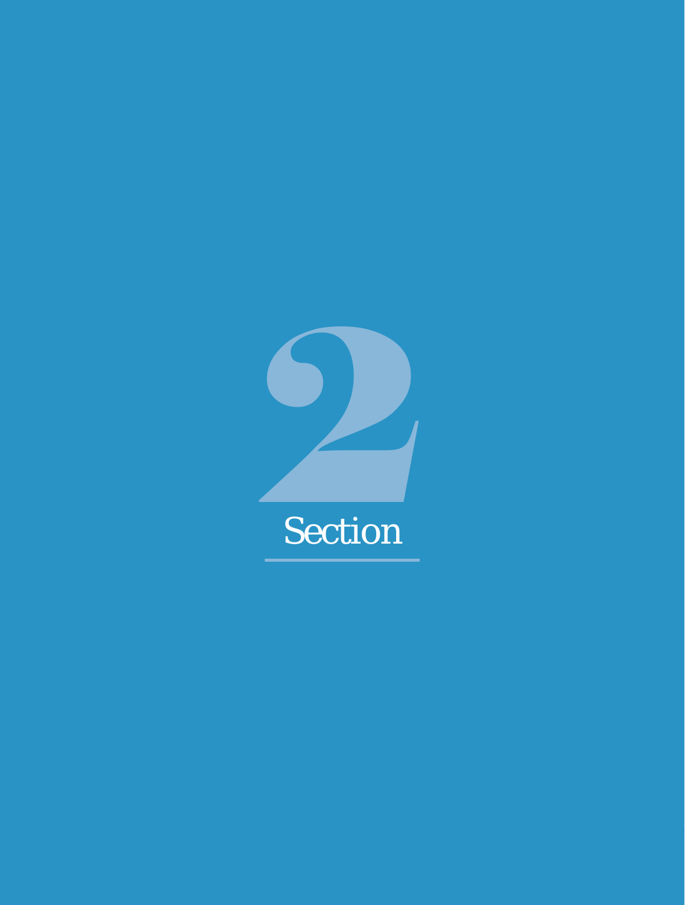# 2 Section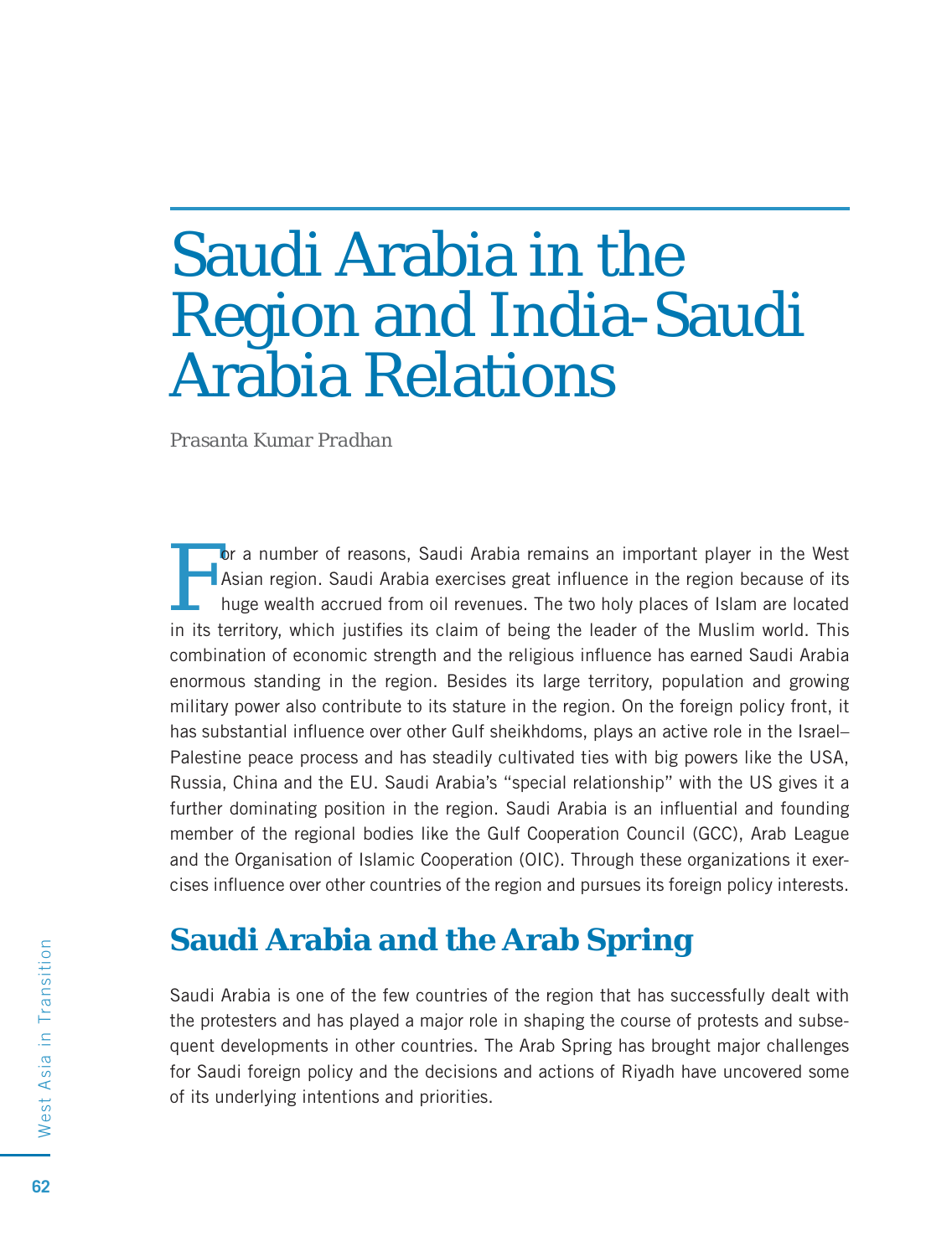# Saudi Arabia in the Region and India-Saudi Arabia Relations

*Prasanta Kumar Pradhan*

For a number of reasons, Saudi Arabia remains an important player in the West Asian region. Saudi Arabia exercises great influence in the region because of its huge wealth accrued from oil revenues. The two holy places of Islam are located in its territory, which justifies its claim of being the leader of the Muslim world. This combination of economic strength and the religious influence has earned Saudi Arabia enormous standing in the region. Besides its large territory, population and growing military power also contribute to its stature in the region. On the foreign policy front, it has substantial influence over other Gulf sheikhdoms, plays an active role in the Israel–Palestine peace process and has steadily cultivated ties with big powers like the USA, Russia, China and the EU. Saudi Arabia's "special relationship" with the US gives it a further dominating position in the region. Saudi Arabia is an influential and founding member of the regional bodies like the Gulf Cooperation Council (GCC), Arab League and the Organisation of Islamic Cooperation (OIC). Through these organizations it exercises influence over other countries of the region and pursues its foreign policy interests.

## Saudi Arabia and the Arab Spring

Saudi Arabia is one of the few countries of the region that has successfully dealt with the protesters and has played a major role in shaping the course of protests and subsequent developments in other countries. The Arab Spring has brought major challenges for Saudi foreign policy and the decisions and actions of Riyadh have uncovered some of its underlying intentions and priorities.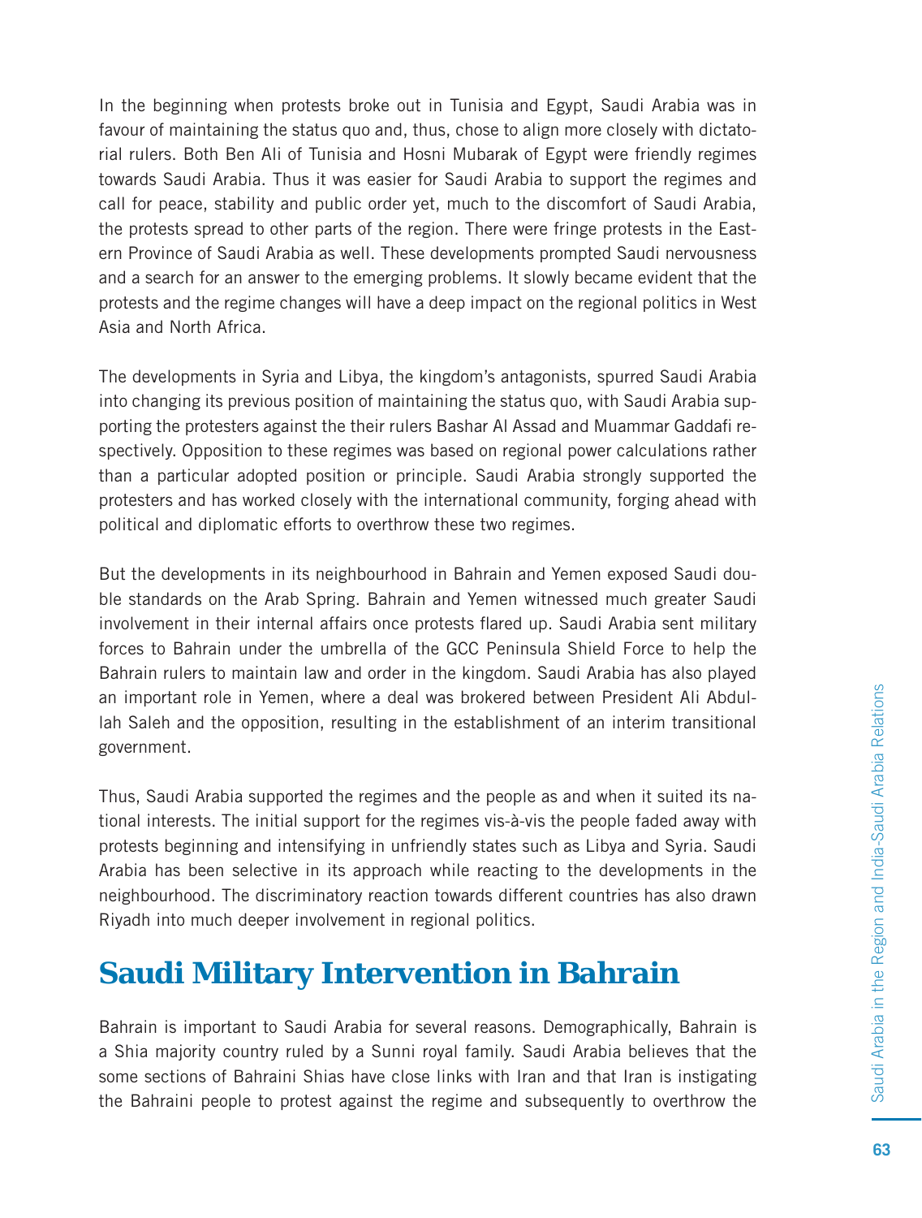In the beginning when protests broke out in Tunisia and Egypt, Saudi Arabia was in favour of maintaining the status quo and, thus, chose to align more closely with dictatorial rulers. Both Ben Ali of Tunisia and Hosni Mubarak of Egypt were friendly regimes towards Saudi Arabia. Thus it was easier for Saudi Arabia to support the regimes and call for peace, stability and public order yet, much to the discomfort of Saudi Arabia, the protests spread to other parts of the region. There were fringe protests in the Eastern Province of Saudi Arabia as well. These developments prompted Saudi nervousness and a search for an answer to the emerging problems. It slowly became evident that the protests and the regime changes will have a deep impact on the regional politics in West Asia and North Africa.

The developments in Syria and Libya, the kingdom's antagonists, spurred Saudi Arabia into changing its previous position of maintaining the status quo, with Saudi Arabia supporting the protesters against the their rulers Bashar Al Assad and Muammar Gaddafi respectively. Opposition to these regimes was based on regional power calculations rather than a particular adopted position or principle. Saudi Arabia strongly supported the protesters and has worked closely with the international community, forging ahead with political and diplomatic efforts to overthrow these two regimes.

But the developments in its neighbourhood in Bahrain and Yemen exposed Saudi double standards on the Arab Spring. Bahrain and Yemen witnessed much greater Saudi involvement in their internal affairs once protests flared up. Saudi Arabia sent military forces to Bahrain under the umbrella of the GCC Peninsula Shield Force to help the Bahrain rulers to maintain law and order in the kingdom. Saudi Arabia has also played an important role in Yemen, where a deal was brokered between President Ali Abdullah Saleh and the opposition, resulting in the establishment of an interim transitional government.

Thus, Saudi Arabia supported the regimes and the people as and when it suited its national interests. The initial support for the regimes vis-à-vis the people faded away with protests beginning and intensifying in unfriendly states such as Libya and Syria. Saudi Arabia has been selective in its approach while reacting to the developments in the neighbourhood. The discriminatory reaction towards different countries has also drawn Riyadh into much deeper involvement in regional politics.

## Saudi Military Intervention in Bahrain

Bahrain is important to Saudi Arabia for several reasons. Demographically, Bahrain is a Shia majority country ruled by a Sunni royal family. Saudi Arabia believes that the some sections of Bahraini Shias have close links with Iran and that Iran is instigating the Bahraini people to protest against the regime and subsequently to overthrow the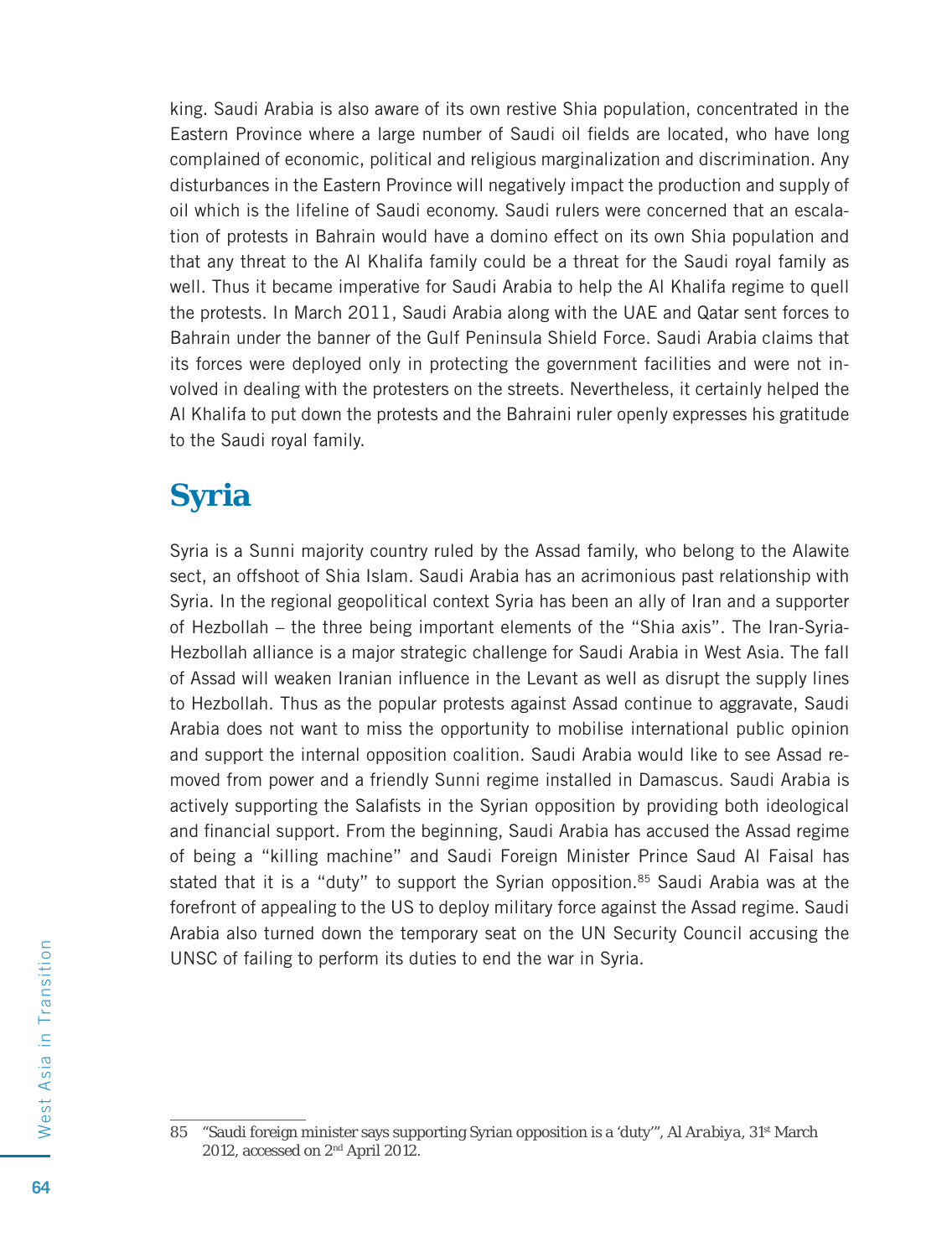king. Saudi Arabia is also aware of its own restive Shia population, concentrated in the Eastern Province where a large number of Saudi oil fields are located, who have long complained of economic, political and religious marginalization and discrimination. Any disturbances in the Eastern Province will negatively impact the production and supply of oil which is the lifeline of Saudi economy. Saudi rulers were concerned that an escalation of protests in Bahrain would have a domino effect on its own Shia population and that any threat to the Al Khalifa family could be a threat for the Saudi royal family as well. Thus it became imperative for Saudi Arabia to help the Al Khalifa regime to quell the protests. In March 2011, Saudi Arabia along with the UAE and Qatar sent forces to Bahrain under the banner of the Gulf Peninsula Shield Force. Saudi Arabia claims that its forces were deployed only in protecting the government facilities and were not involved in dealing with the protesters on the streets. Nevertheless, it certainly helped the Al Khalifa to put down the protests and the Bahraini ruler openly expresses his gratitude to the Saudi royal family.

## Syria

Syria is a Sunni majority country ruled by the Assad family, who belong to the Alawite sect, an offshoot of Shia Islam. Saudi Arabia has an acrimonious past relationship with Syria. In the regional geopolitical context Syria has been an ally of Iran and a supporter of Hezbollah – the three being important elements of the "Shia axis". The Iran-Syria-Hezbollah alliance is a major strategic challenge for Saudi Arabia in West Asia. The fall of Assad will weaken Iranian influence in the Levant as well as disrupt the supply lines to Hezbollah. Thus as the popular protests against Assad continue to aggravate, Saudi Arabia does not want to miss the opportunity to mobilise international public opinion and support the internal opposition coalition. Saudi Arabia would like to see Assad removed from power and a friendly Sunni regime installed in Damascus. Saudi Arabia is actively supporting the Salafists in the Syrian opposition by providing both ideological and financial support. From the beginning, Saudi Arabia has accused the Assad regime of being a "killing machine" and Saudi Foreign Minister Prince Saud Al Faisal has stated that it is a "duty" to support the Syrian opposition.[85] Saudi Arabia was at the forefront of appealing to the US to deploy military force against the Assad regime. Saudi Arabia also turned down the temporary seat on the UN Security Council accusing the UNSC of failing to perform its duties to end the war in Syria.

---

85 "Saudi foreign minister says supporting Syrian opposition is a 'duty'", *Al Arabiya*, 31st March 2012, accessed on 2nd April 2012.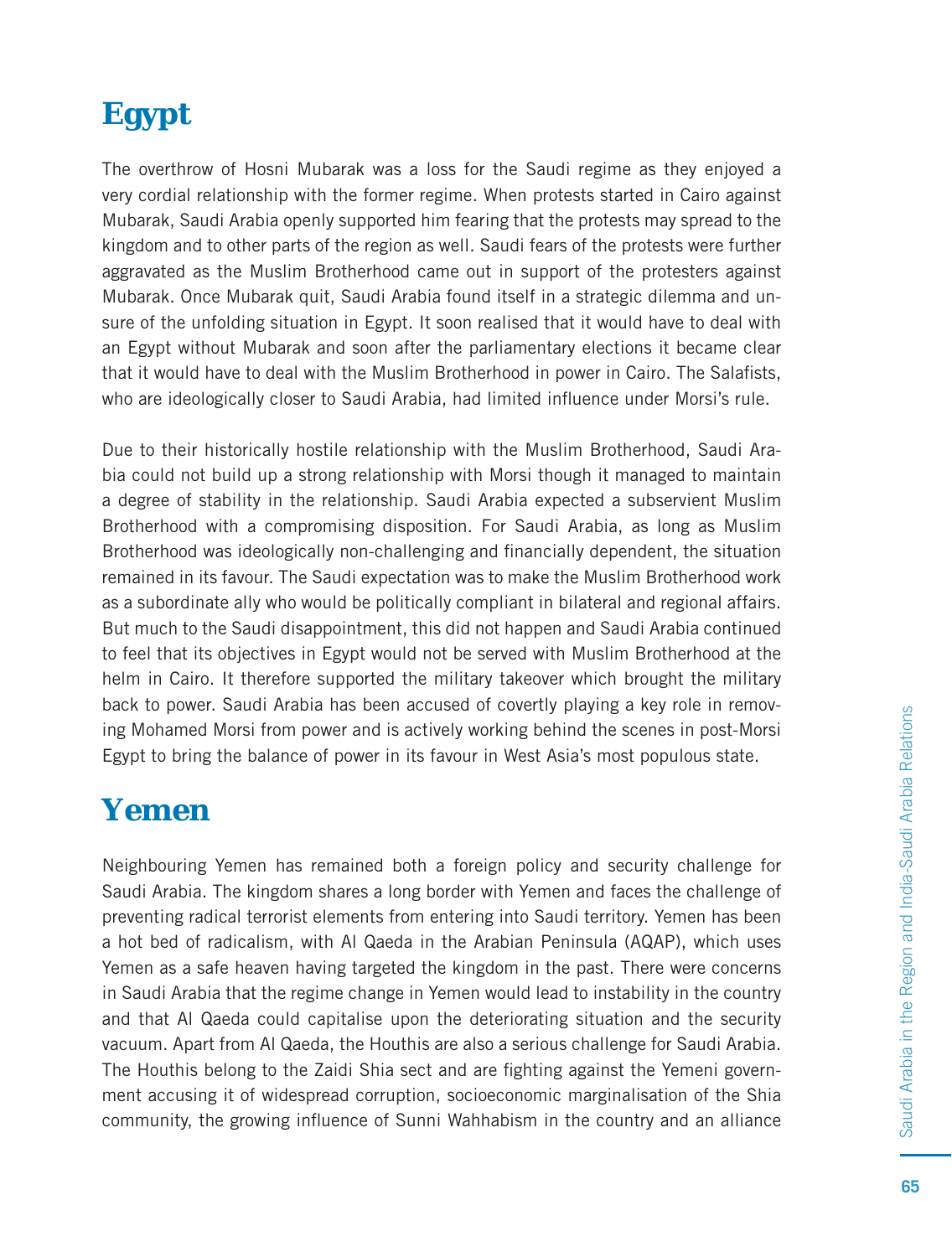## Egypt

The overthrow of Hosni Mubarak was a loss for the Saudi regime as they enjoyed a very cordial relationship with the former regime. When protests started in Cairo against Mubarak, Saudi Arabia openly supported him fearing that the protests may spread to the kingdom and to other parts of the region as well. Saudi fears of the protests were further aggravated as the Muslim Brotherhood came out in support of the protesters against Mubarak. Once Mubarak quit, Saudi Arabia found itself in a strategic dilemma and unsure of the unfolding situation in Egypt. It soon realised that it would have to deal with an Egypt without Mubarak and soon after the parliamentary elections it became clear that it would have to deal with the Muslim Brotherhood in power in Cairo. The Salafists, who are ideologically closer to Saudi Arabia, had limited influence under Morsi's rule.

Due to their historically hostile relationship with the Muslim Brotherhood, Saudi Arabia could not build up a strong relationship with Morsi though it managed to maintain a degree of stability in the relationship. Saudi Arabia expected a subservient Muslim Brotherhood with a compromising disposition. For Saudi Arabia, as long as Muslim Brotherhood was ideologically non-challenging and financially dependent, the situation remained in its favour. The Saudi expectation was to make the Muslim Brotherhood work as a subordinate ally who would be politically compliant in bilateral and regional affairs. But much to the Saudi disappointment, this did not happen and Saudi Arabia continued to feel that its objectives in Egypt would not be served with Muslim Brotherhood at the helm in Cairo. It therefore supported the military takeover which brought the military back to power. Saudi Arabia has been accused of covertly playing a key role in removing Mohamed Morsi from power and is actively working behind the scenes in post-Morsi Egypt to bring the balance of power in its favour in West Asia's most populous state.

## Yemen

Neighbouring Yemen has remained both a foreign policy and security challenge for Saudi Arabia. The kingdom shares a long border with Yemen and faces the challenge of preventing radical terrorist elements from entering into Saudi territory. Yemen has been a hot bed of radicalism, with Al Qaeda in the Arabian Peninsula (AQAP), which uses Yemen as a safe heaven having targeted the kingdom in the past. There were concerns in Saudi Arabia that the regime change in Yemen would lead to instability in the country and that Al Qaeda could capitalise upon the deteriorating situation and the security vacuum. Apart from Al Qaeda, the Houthis are also a serious challenge for Saudi Arabia. The Houthis belong to the Zaidi Shia sect and are fighting against the Yemeni government accusing it of widespread corruption, socioeconomic marginalisation of the Shia community, the growing influence of Sunni Wahhabism in the country and an alliance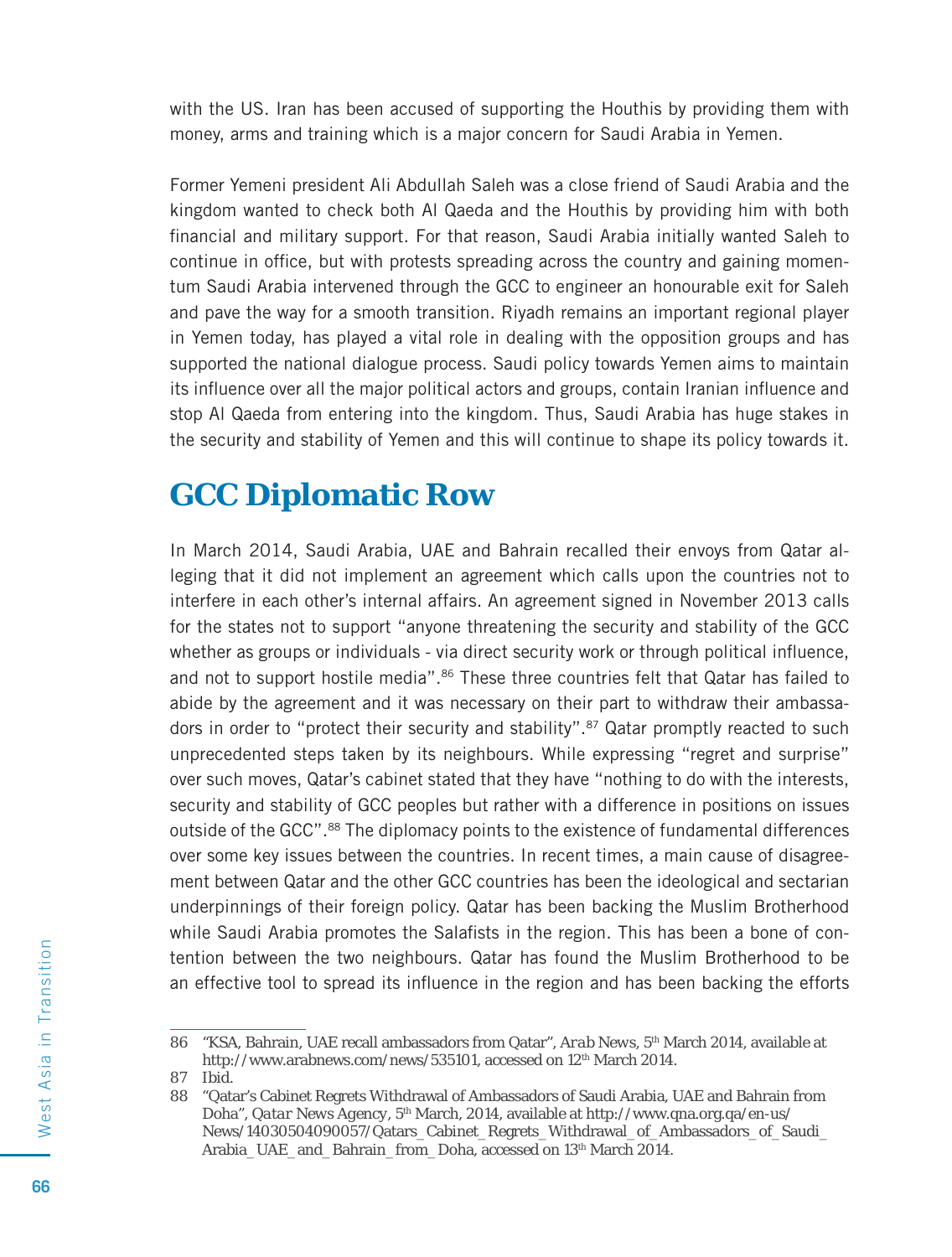with the US. Iran has been accused of supporting the Houthis by providing them with money, arms and training which is a major concern for Saudi Arabia in Yemen.

Former Yemeni president Ali Abdullah Saleh was a close friend of Saudi Arabia and the kingdom wanted to check both Al Qaeda and the Houthis by providing him with both financial and military support. For that reason, Saudi Arabia initially wanted Saleh to continue in office, but with protests spreading across the country and gaining momentum Saudi Arabia intervened through the GCC to engineer an honourable exit for Saleh and pave the way for a smooth transition. Riyadh remains an important regional player in Yemen today, has played a vital role in dealing with the opposition groups and has supported the national dialogue process. Saudi policy towards Yemen aims to maintain its influence over all the major political actors and groups, contain Iranian influence and stop Al Qaeda from entering into the kingdom. Thus, Saudi Arabia has huge stakes in the security and stability of Yemen and this will continue to shape its policy towards it.

## GCC Diplomatic Row

In March 2014, Saudi Arabia, UAE and Bahrain recalled their envoys from Qatar alleging that it did not implement an agreement which calls upon the countries not to interfere in each other's internal affairs. An agreement signed in November 2013 calls for the states not to support "anyone threatening the security and stability of the GCC whether as groups or individuals - via direct security work or through political influence, and not to support hostile media".[86] These three countries felt that Qatar has failed to abide by the agreement and it was necessary on their part to withdraw their ambassadors in order to "protect their security and stability".[87] Qatar promptly reacted to such unprecedented steps taken by its neighbours. While expressing "regret and surprise" over such moves, Qatar's cabinet stated that they have "nothing to do with the interests, security and stability of GCC peoples but rather with a difference in positions on issues outside of the GCC".[88] The diplomacy points to the existence of fundamental differences over some key issues between the countries. In recent times, a main cause of disagreement between Qatar and the other GCC countries has been the ideological and sectarian underpinnings of their foreign policy. Qatar has been backing the Muslim Brotherhood while Saudi Arabia promotes the Salafists in the region. This has been a bone of contention between the two neighbours. Qatar has found the Muslim Brotherhood to be an effective tool to spread its influence in the region and has been backing the efforts

---

86 "KSA, Bahrain, UAE recall ambassadors from Qatar", *Arab News*, 5th March 2014, available at http://www.arabnews.com/news/535101, accessed on 12th March 2014.

87 Ibid.

88 "Qatar's Cabinet Regrets Withdrawal of Ambassadors of Saudi Arabia, UAE and Bahrain from Doha", *Qatar News Agency*, 5th March, 2014, available at http://www.qna.org.qa/en-us/News/14030504090057/Qatars_Cabinet_Regrets_Withdrawal_of_Ambassadors_of_Saudi_Arabia_UAE_and_Bahrain_from_Doha, accessed on 13th March 2014.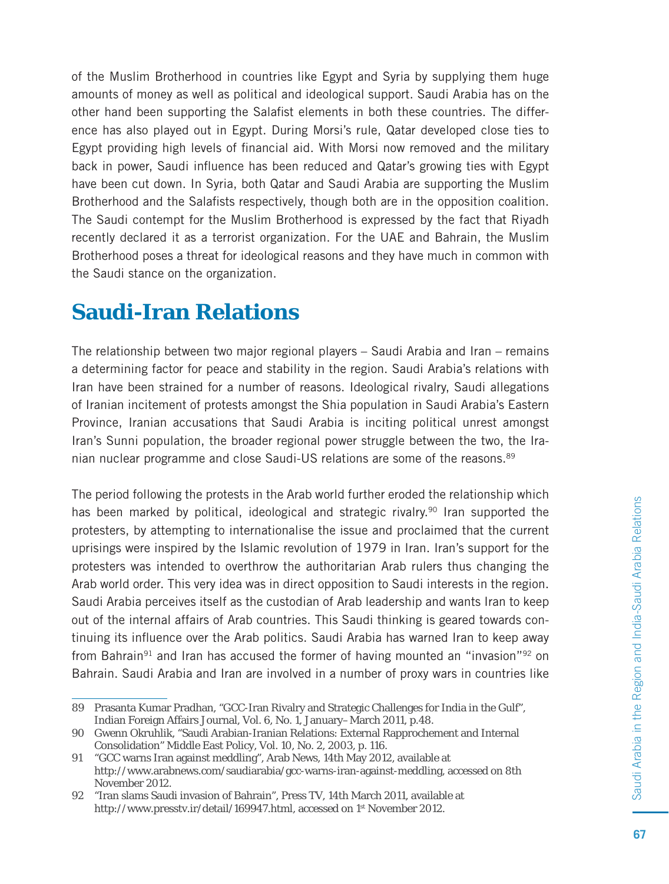of the Muslim Brotherhood in countries like Egypt and Syria by supplying them huge amounts of money as well as political and ideological support. Saudi Arabia has on the other hand been supporting the Salafist elements in both these countries. The difference has also played out in Egypt. During Morsi's rule, Qatar developed close ties to Egypt providing high levels of financial aid. With Morsi now removed and the military back in power, Saudi influence has been reduced and Qatar's growing ties with Egypt have been cut down. In Syria, both Qatar and Saudi Arabia are supporting the Muslim Brotherhood and the Salafists respectively, though both are in the opposition coalition. The Saudi contempt for the Muslim Brotherhood is expressed by the fact that Riyadh recently declared it as a terrorist organization. For the UAE and Bahrain, the Muslim Brotherhood poses a threat for ideological reasons and they have much in common with the Saudi stance on the organization.

## Saudi-Iran Relations

The relationship between two major regional players – Saudi Arabia and Iran – remains a determining factor for peace and stability in the region. Saudi Arabia's relations with Iran have been strained for a number of reasons. Ideological rivalry, Saudi allegations of Iranian incitement of protests amongst the Shia population in Saudi Arabia's Eastern Province, Iranian accusations that Saudi Arabia is inciting political unrest amongst Iran's Sunni population, the broader regional power struggle between the two, the Iranian nuclear programme and close Saudi-US relations are some of the reasons.[89]

The period following the protests in the Arab world further eroded the relationship which has been marked by political, ideological and strategic rivalry.[90] Iran supported the protesters, by attempting to internationalise the issue and proclaimed that the current uprisings were inspired by the Islamic revolution of 1979 in Iran. Iran's support for the protesters was intended to overthrow the authoritarian Arab rulers thus changing the Arab world order. This very idea was in direct opposition to Saudi interests in the region. Saudi Arabia perceives itself as the custodian of Arab leadership and wants Iran to keep out of the internal affairs of Arab countries. This Saudi thinking is geared towards continuing its influence over the Arab politics. Saudi Arabia has warned Iran to keep away from Bahrain[91] and Iran has accused the former of having mounted an "invasion"[92] on Bahrain. Saudi Arabia and Iran are involved in a number of proxy wars in countries like

---

89 Prasanta Kumar Pradhan, "GCC-Iran Rivalry and Strategic Challenges for India in the Gulf", Indian Foreign Affairs Journal, Vol. 6, No. 1, January–March 2011, p.48.

90 Gwenn Okruhlik, "Saudi Arabian-Iranian Relations: External Rapprochement and Internal Consolidation" Middle East Policy, Vol. 10, No. 2, 2003, p. 116.

91 "GCC warns Iran against meddling", Arab News, 14th May 2012, available at http://www.arabnews.com/saudiarabia/gcc-warns-iran-against-meddling, accessed on 8th November 2012.

92 "Iran slams Saudi invasion of Bahrain", Press TV, 14th March 2011, available at http://www.presstv.ir/detail/169947.html, accessed on 1st November 2012.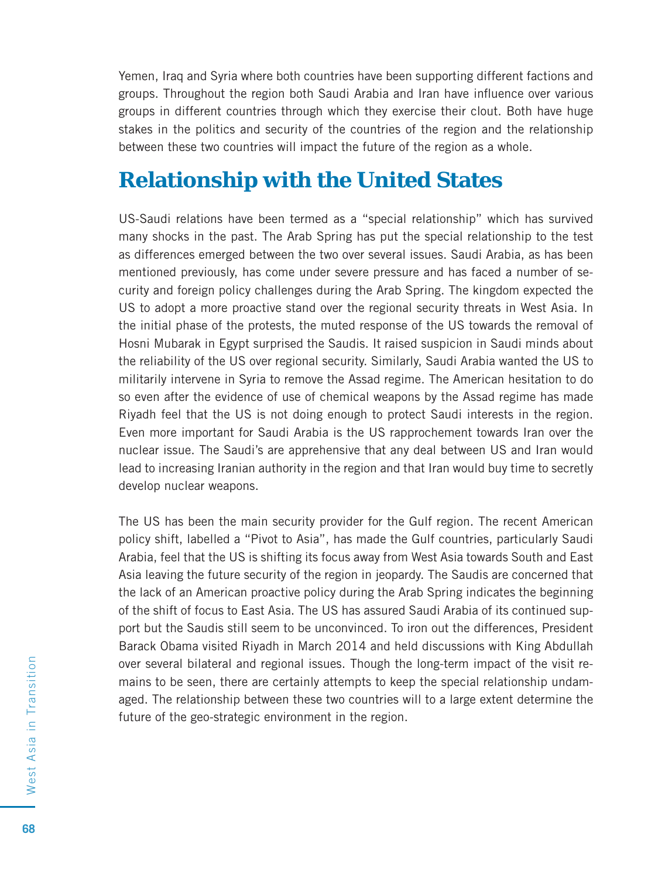Yemen, Iraq and Syria where both countries have been supporting different factions and groups. Throughout the region both Saudi Arabia and Iran have influence over various groups in different countries through which they exercise their clout. Both have huge stakes in the politics and security of the countries of the region and the relationship between these two countries will impact the future of the region as a whole.

## Relationship with the United States

US-Saudi relations have been termed as a "special relationship" which has survived many shocks in the past. The Arab Spring has put the special relationship to the test as differences emerged between the two over several issues. Saudi Arabia, as has been mentioned previously, has come under severe pressure and has faced a number of security and foreign policy challenges during the Arab Spring. The kingdom expected the US to adopt a more proactive stand over the regional security threats in West Asia. In the initial phase of the protests, the muted response of the US towards the removal of Hosni Mubarak in Egypt surprised the Saudis. It raised suspicion in Saudi minds about the reliability of the US over regional security. Similarly, Saudi Arabia wanted the US to militarily intervene in Syria to remove the Assad regime. The American hesitation to do so even after the evidence of use of chemical weapons by the Assad regime has made Riyadh feel that the US is not doing enough to protect Saudi interests in the region. Even more important for Saudi Arabia is the US rapprochement towards Iran over the nuclear issue. The Saudi's are apprehensive that any deal between US and Iran would lead to increasing Iranian authority in the region and that Iran would buy time to secretly develop nuclear weapons.

The US has been the main security provider for the Gulf region. The recent American policy shift, labelled a "Pivot to Asia", has made the Gulf countries, particularly Saudi Arabia, feel that the US is shifting its focus away from West Asia towards South and East Asia leaving the future security of the region in jeopardy. The Saudis are concerned that the lack of an American proactive policy during the Arab Spring indicates the beginning of the shift of focus to East Asia. The US has assured Saudi Arabia of its continued support but the Saudis still seem to be unconvinced. To iron out the differences, President Barack Obama visited Riyadh in March 2014 and held discussions with King Abdullah over several bilateral and regional issues. Though the long-term impact of the visit remains to be seen, there are certainly attempts to keep the special relationship undamaged. The relationship between these two countries will to a large extent determine the future of the geo-strategic environment in the region.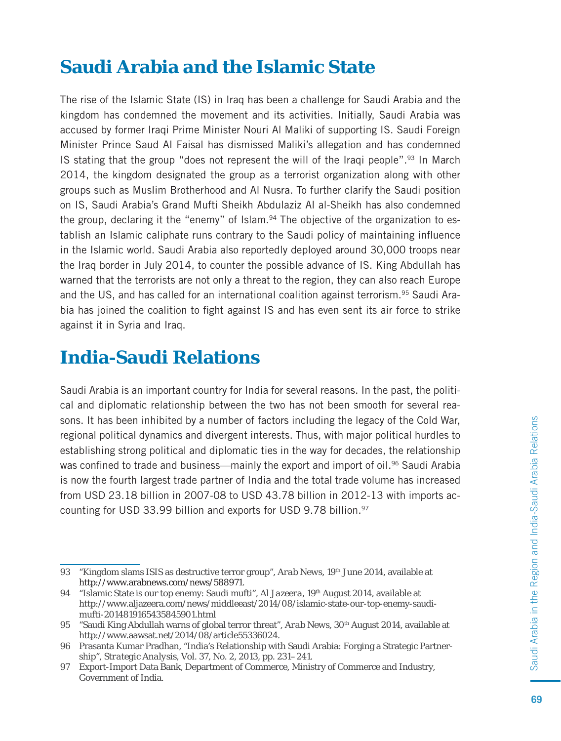## Saudi Arabia and the Islamic State

The rise of the Islamic State (IS) in Iraq has been a challenge for Saudi Arabia and the kingdom has condemned the movement and its activities. Initially, Saudi Arabia was accused by former Iraqi Prime Minister Nouri Al Maliki of supporting IS. Saudi Foreign Minister Prince Saud Al Faisal has dismissed Maliki's allegation and has condemned IS stating that the group "does not represent the will of the Iraqi people".[93] In March 2014, the kingdom designated the group as a terrorist organization along with other groups such as Muslim Brotherhood and Al Nusra. To further clarify the Saudi position on IS, Saudi Arabia's Grand Mufti Sheikh Abdulaziz Al al-Sheikh has also condemned the group, declaring it the "enemy" of Islam.[94] The objective of the organization to establish an Islamic caliphate runs contrary to the Saudi policy of maintaining influence in the Islamic world. Saudi Arabia also reportedly deployed around 30,000 troops near the Iraq border in July 2014, to counter the possible advance of IS. King Abdullah has warned that the terrorists are not only a threat to the region, they can also reach Europe and the US, and has called for an international coalition against terrorism.[95] Saudi Arabia has joined the coalition to fight against IS and has even sent its air force to strike against it in Syria and Iraq.

## India-Saudi Relations

Saudi Arabia is an important country for India for several reasons. In the past, the political and diplomatic relationship between the two has not been smooth for several reasons. It has been inhibited by a number of factors including the legacy of the Cold War, regional political dynamics and divergent interests. Thus, with major political hurdles to establishing strong political and diplomatic ties in the way for decades, the relationship was confined to trade and business—mainly the export and import of oil.[96] Saudi Arabia is now the fourth largest trade partner of India and the total trade volume has increased from USD 23.18 billion in 2007-08 to USD 43.78 billion in 2012-13 with imports accounting for USD 33.99 billion and exports for USD 9.78 billion.[97]

---

93 "Kingdom slams ISIS as destructive terror group", *Arab News*, 19th June 2014, available at http://www.arabnews.com/news/588971.

94 "Islamic State is our top enemy: Saudi mufti", *Al Jazeera*, 19th August 2014, available at http://www.aljazeera.com/news/middleeast/2014/08/islamic-state-our-top-enemy-saudi-mufti-2014819165435845901.html

95 "Saudi King Abdullah warns of global terror threat", *Arab News*, 30th August 2014, available at http://www.aawsat.net/2014/08/article55336024.

96 Prasanta Kumar Pradhan, "India's Relationship with Saudi Arabia: Forging a Strategic Partnership", *Strategic Analysis*, Vol. 37, No. 2, 2013, pp. 231–241.

97 Export-Import Data Bank, Department of Commerce, Ministry of Commerce and Industry, Government of India.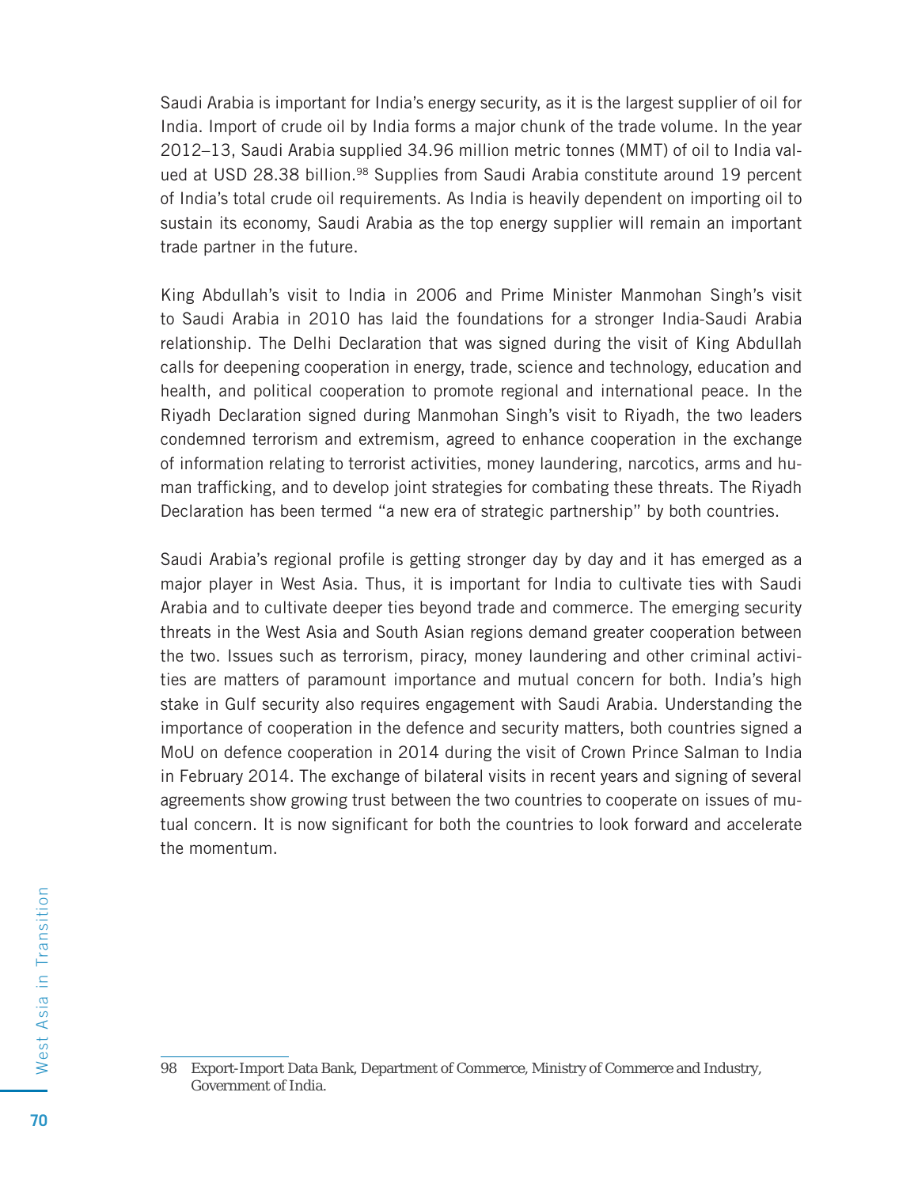Saudi Arabia is important for India's energy security, as it is the largest supplier of oil for India. Import of crude oil by India forms a major chunk of the trade volume. In the year 2012–13, Saudi Arabia supplied 34.96 million metric tonnes (MMT) of oil to India valued at USD 28.38 billion.[98] Supplies from Saudi Arabia constitute around 19 percent of India's total crude oil requirements. As India is heavily dependent on importing oil to sustain its economy, Saudi Arabia as the top energy supplier will remain an important trade partner in the future.

King Abdullah's visit to India in 2006 and Prime Minister Manmohan Singh's visit to Saudi Arabia in 2010 has laid the foundations for a stronger India-Saudi Arabia relationship. The Delhi Declaration that was signed during the visit of King Abdullah calls for deepening cooperation in energy, trade, science and technology, education and health, and political cooperation to promote regional and international peace. In the Riyadh Declaration signed during Manmohan Singh's visit to Riyadh, the two leaders condemned terrorism and extremism, agreed to enhance cooperation in the exchange of information relating to terrorist activities, money laundering, narcotics, arms and human trafficking, and to develop joint strategies for combating these threats. The Riyadh Declaration has been termed "a new era of strategic partnership" by both countries.

Saudi Arabia's regional profile is getting stronger day by day and it has emerged as a major player in West Asia. Thus, it is important for India to cultivate ties with Saudi Arabia and to cultivate deeper ties beyond trade and commerce. The emerging security threats in the West Asia and South Asian regions demand greater cooperation between the two. Issues such as terrorism, piracy, money laundering and other criminal activities are matters of paramount importance and mutual concern for both. India's high stake in Gulf security also requires engagement with Saudi Arabia. Understanding the importance of cooperation in the defence and security matters, both countries signed a MoU on defence cooperation in 2014 during the visit of Crown Prince Salman to India in February 2014. The exchange of bilateral visits in recent years and signing of several agreements show growing trust between the two countries to cooperate on issues of mutual concern. It is now significant for both the countries to look forward and accelerate the momentum.

---

98 Export-Import Data Bank, Department of Commerce, Ministry of Commerce and Industry, Government of India.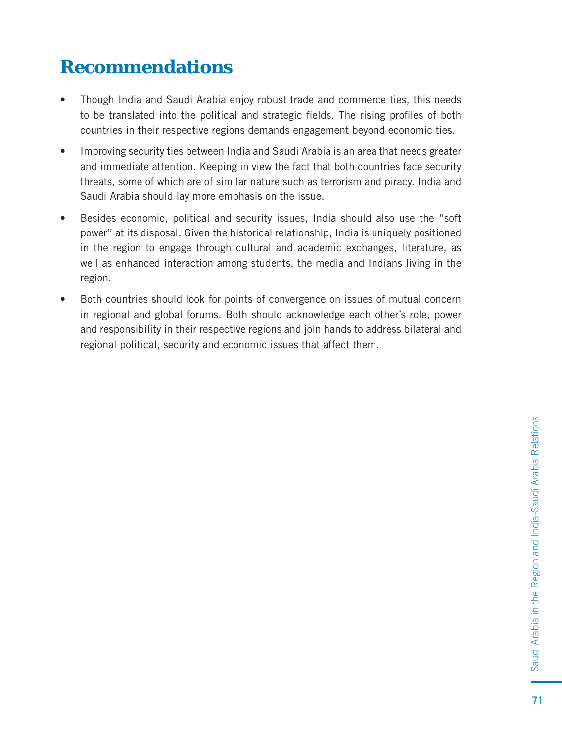## Recommendations

- Though India and Saudi Arabia enjoy robust trade and commerce ties, this needs to be translated into the political and strategic fields. The rising profiles of both countries in their respective regions demands engagement beyond economic ties.
- Improving security ties between India and Saudi Arabia is an area that needs greater and immediate attention. Keeping in view the fact that both countries face security threats, some of which are of similar nature such as terrorism and piracy, India and Saudi Arabia should lay more emphasis on the issue.
- Besides economic, political and security issues, India should also use the "soft power" at its disposal. Given the historical relationship, India is uniquely positioned in the region to engage through cultural and academic exchanges, literature, as well as enhanced interaction among students, the media and Indians living in the region.
- Both countries should look for points of convergence on issues of mutual concern in regional and global forums. Both should acknowledge each other's role, power and responsibility in their respective regions and join hands to address bilateral and regional political, security and economic issues that affect them.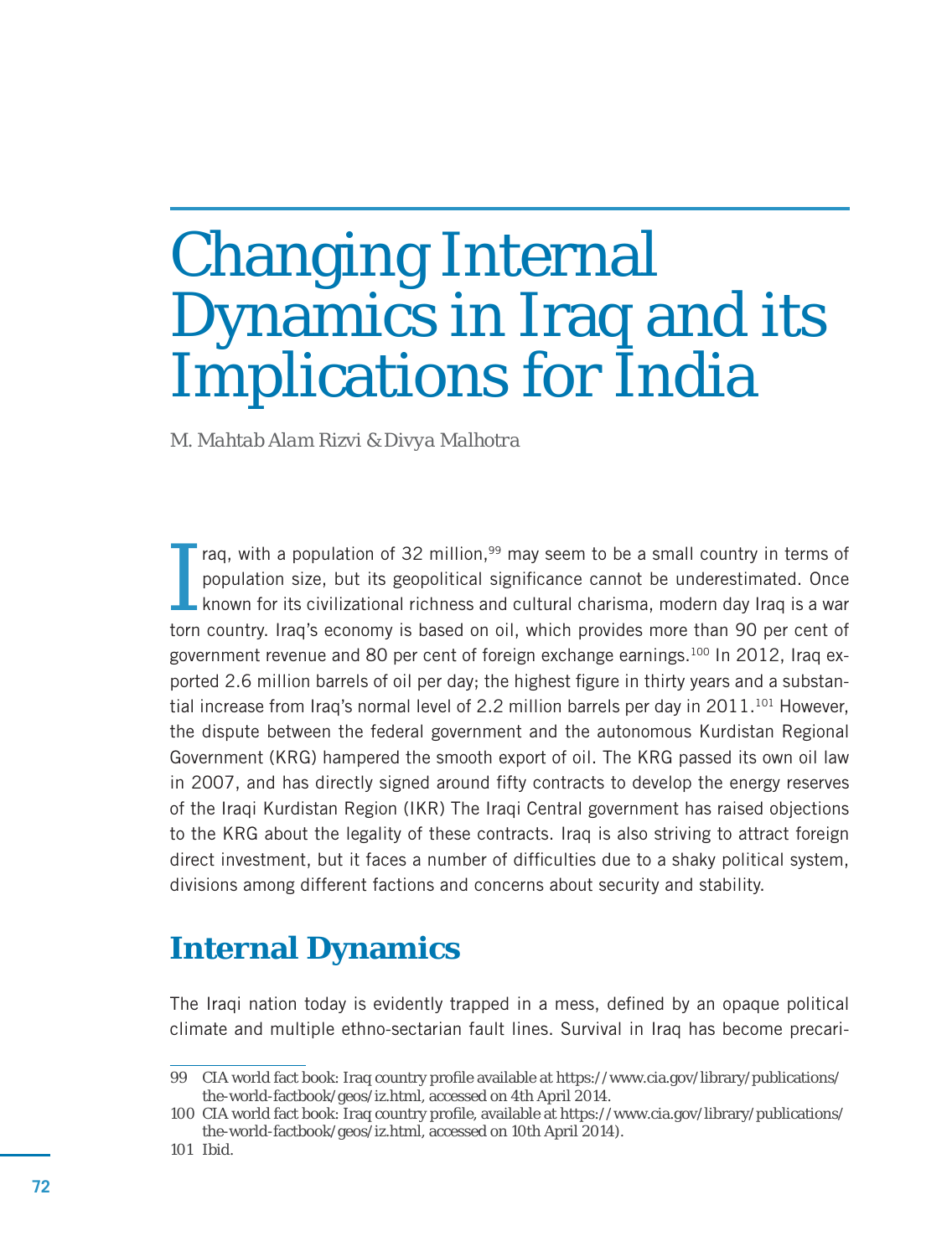# Changing Internal Dynamics in Iraq and its Implications for India

*M. Mahtab Alam Rizvi & Divya Malhotra*

Iraq, with a population of 32 million,[99] may seem to be a small country in terms of population size, but its geopolitical significance cannot be underestimated. Once known for its civilizational richness and cultural charisma, modern day Iraq is a war torn country. Iraq's economy is based on oil, which provides more than 90 per cent of government revenue and 80 per cent of foreign exchange earnings.[100] In 2012, Iraq exported 2.6 million barrels of oil per day; the highest figure in thirty years and a substantial increase from Iraq's normal level of 2.2 million barrels per day in 2011.[101] However, the dispute between the federal government and the autonomous Kurdistan Regional Government (KRG) hampered the smooth export of oil. The KRG passed its own oil law in 2007, and has directly signed around fifty contracts to develop the energy reserves of the Iraqi Kurdistan Region (IKR) The Iraqi Central government has raised objections to the KRG about the legality of these contracts. Iraq is also striving to attract foreign direct investment, but it faces a number of difficulties due to a shaky political system, divisions among different factions and concerns about security and stability.

## Internal Dynamics

The Iraqi nation today is evidently trapped in a mess, defined by an opaque political climate and multiple ethno-sectarian fault lines. Survival in Iraq has become precari-

---

99 CIA world fact book: Iraq country profile available at https://www.cia.gov/library/publications/the-world-factbook/geos/iz.html, accessed on 4th April 2014.

100 CIA world fact book: Iraq country profile, available at https://www.cia.gov/library/publications/the-world-factbook/geos/iz.html, accessed on 10th April 2014).

101 Ibid.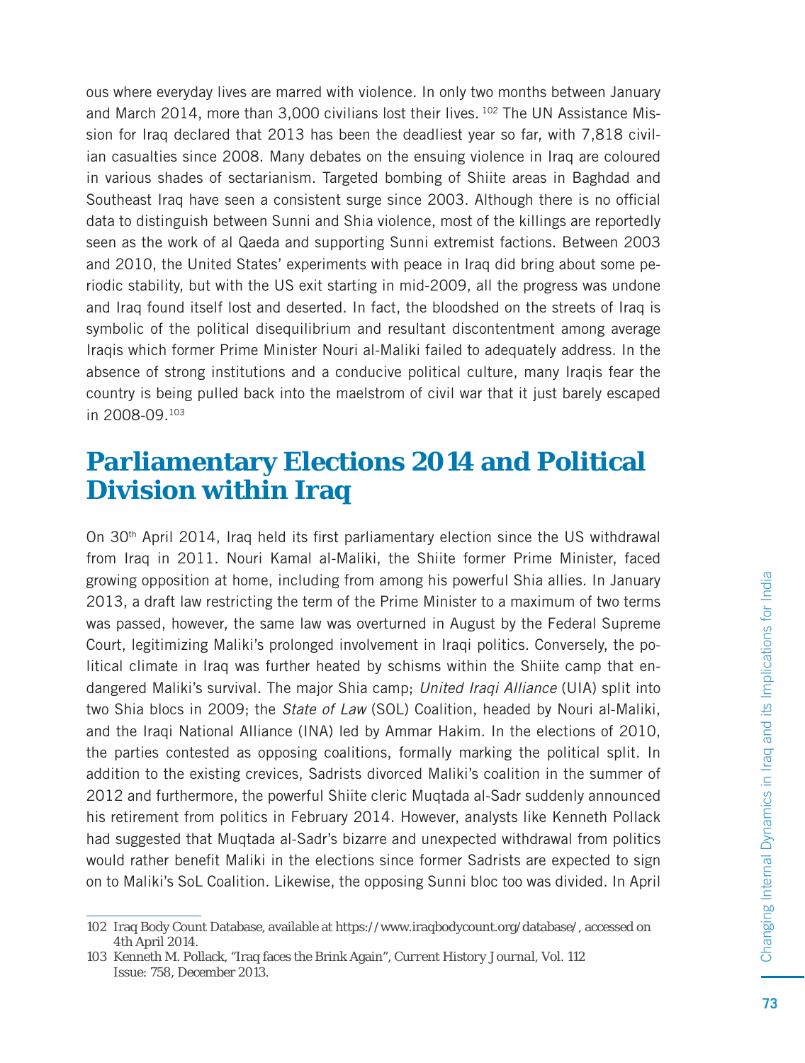ous where everyday lives are marred with violence. In only two months between January and March 2014, more than 3,000 civilians lost their lives. [102] The UN Assistance Mission for Iraq declared that 2013 has been the deadliest year so far, with 7,818 civilian casualties since 2008. Many debates on the ensuing violence in Iraq are coloured in various shades of sectarianism. Targeted bombing of Shiite areas in Baghdad and Southeast Iraq have seen a consistent surge since 2003. Although there is no official data to distinguish between Sunni and Shia violence, most of the killings are reportedly seen as the work of al Qaeda and supporting Sunni extremist factions. Between 2003 and 2010, the United States' experiments with peace in Iraq did bring about some periodic stability, but with the US exit starting in mid-2009, all the progress was undone and Iraq found itself lost and deserted. In fact, the bloodshed on the streets of Iraq is symbolic of the political disequilibrium and resultant discontentment among average Iraqis which former Prime Minister Nouri al-Maliki failed to adequately address. In the absence of strong institutions and a conducive political culture, many Iraqis fear the country is being pulled back into the maelstrom of civil war that it just barely escaped in 2008-09.[103]

## Parliamentary Elections 2014 and Political Division within Iraq

On 30th April 2014, Iraq held its first parliamentary election since the US withdrawal from Iraq in 2011. Nouri Kamal al-Maliki, the Shiite former Prime Minister, faced growing opposition at home, including from among his powerful Shia allies. In January 2013, a draft law restricting the term of the Prime Minister to a maximum of two terms was passed, however, the same law was overturned in August by the Federal Supreme Court, legitimizing Maliki's prolonged involvement in Iraqi politics. Conversely, the political climate in Iraq was further heated by schisms within the Shiite camp that endangered Maliki's survival. The major Shia camp; *United Iraqi Alliance* (UIA) split into two Shia blocs in 2009; the *State of Law* (SOL) Coalition, headed by Nouri al-Maliki, and the Iraqi National Alliance (INA) led by Ammar Hakim. In the elections of 2010, the parties contested as opposing coalitions, formally marking the political split. In addition to the existing crevices, Sadrists divorced Maliki's coalition in the summer of 2012 and furthermore, the powerful Shiite cleric Muqtada al-Sadr suddenly announced his retirement from politics in February 2014. However, analysts like Kenneth Pollack had suggested that Muqtada al-Sadr's bizarre and unexpected withdrawal from politics would rather benefit Maliki in the elections since former Sadrists are expected to sign on to Maliki's SoL Coalition. Likewise, the opposing Sunni bloc too was divided. In April

---

102 Iraq Body Count Database, available at https://www.iraqbodycount.org/database/, accessed on 4th April 2014.

103 Kenneth M. Pollack, "Iraq faces the Brink Again", Current History Journal, Vol. 112 Issue: 758, December 2013.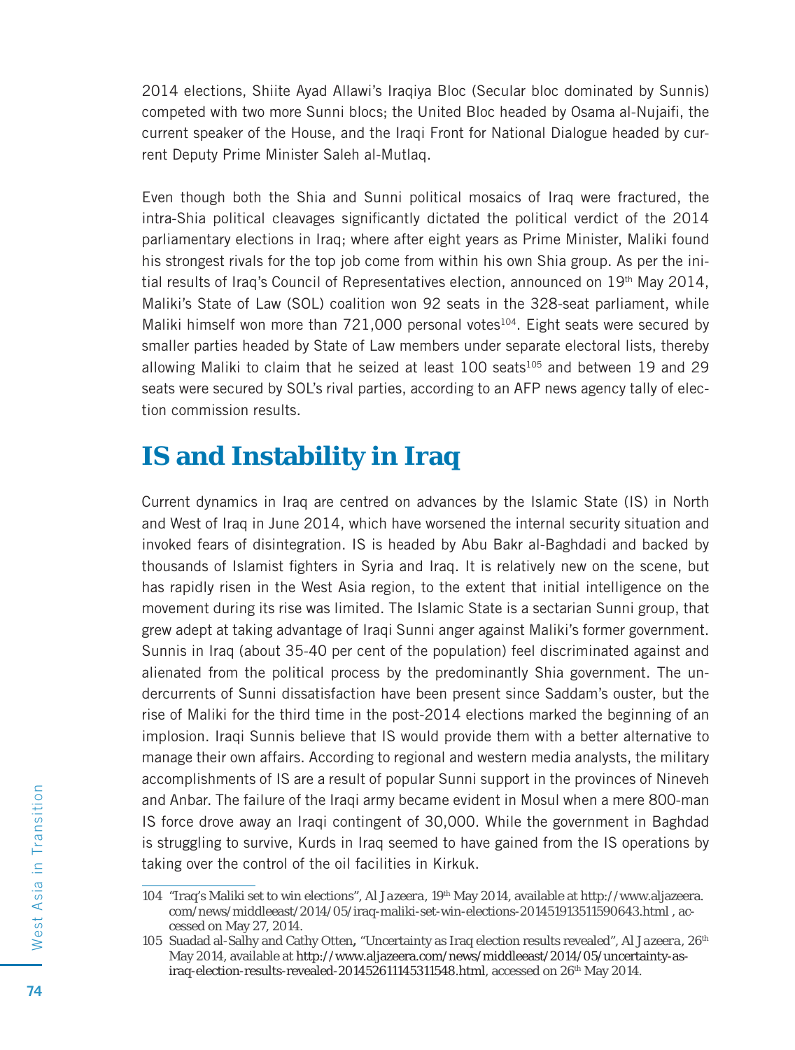2014 elections, Shiite Ayad Allawi's Iraqiya Bloc (Secular bloc dominated by Sunnis) competed with two more Sunni blocs; the United Bloc headed by Osama al-Nujaifi, the current speaker of the House, and the Iraqi Front for National Dialogue headed by current Deputy Prime Minister Saleh al-Mutlaq.

Even though both the Shia and Sunni political mosaics of Iraq were fractured, the intra-Shia political cleavages significantly dictated the political verdict of the 2014 parliamentary elections in Iraq; where after eight years as Prime Minister, Maliki found his strongest rivals for the top job come from within his own Shia group. As per the initial results of Iraq's Council of Representatives election, announced on 19th May 2014, Maliki's State of Law (SOL) coalition won 92 seats in the 328-seat parliament, while Maliki himself won more than 721,000 personal votes[104]. Eight seats were secured by smaller parties headed by State of Law members under separate electoral lists, thereby allowing Maliki to claim that he seized at least 100 seats[105] and between 19 and 29 seats were secured by SOL's rival parties, according to an AFP news agency tally of election commission results.

## IS and Instability in Iraq

Current dynamics in Iraq are centred on advances by the Islamic State (IS) in North and West of Iraq in June 2014, which have worsened the internal security situation and invoked fears of disintegration. IS is headed by Abu Bakr al-Baghdadi and backed by thousands of Islamist fighters in Syria and Iraq. It is relatively new on the scene, but has rapidly risen in the West Asia region, to the extent that initial intelligence on the movement during its rise was limited. The Islamic State is a sectarian Sunni group, that grew adept at taking advantage of Iraqi Sunni anger against Maliki's former government. Sunnis in Iraq (about 35-40 per cent of the population) feel discriminated against and alienated from the political process by the predominantly Shia government. The undercurrents of Sunni dissatisfaction have been present since Saddam's ouster, but the rise of Maliki for the third time in the post-2014 elections marked the beginning of an implosion. Iraqi Sunnis believe that IS would provide them with a better alternative to manage their own affairs. According to regional and western media analysts, the military accomplishments of IS are a result of popular Sunni support in the provinces of Nineveh and Anbar. The failure of the Iraqi army became evident in Mosul when a mere 800-man IS force drove away an Iraqi contingent of 30,000. While the government in Baghdad is struggling to survive, Kurds in Iraq seemed to have gained from the IS operations by taking over the control of the oil facilities in Kirkuk.

---

104 "Iraq's Maliki set to win elections", *Al Jazeera*, 19th May 2014, available at http://www.aljazeera.com/news/middleeast/2014/05/iraq-maliki-set-win-elections-201451913511590643.html , accessed on May 27, 2014.

105 Suadad al-Salhy and Cathy Otten, "Uncertainty as Iraq election results revealed", *Al Jazeera*, 26th May 2014, available at http://www.aljazeera.com/news/middleeast/2014/05/uncertainty-as-iraq-election-results-revealed-201452611145311548.html, accessed on 26th May 2014.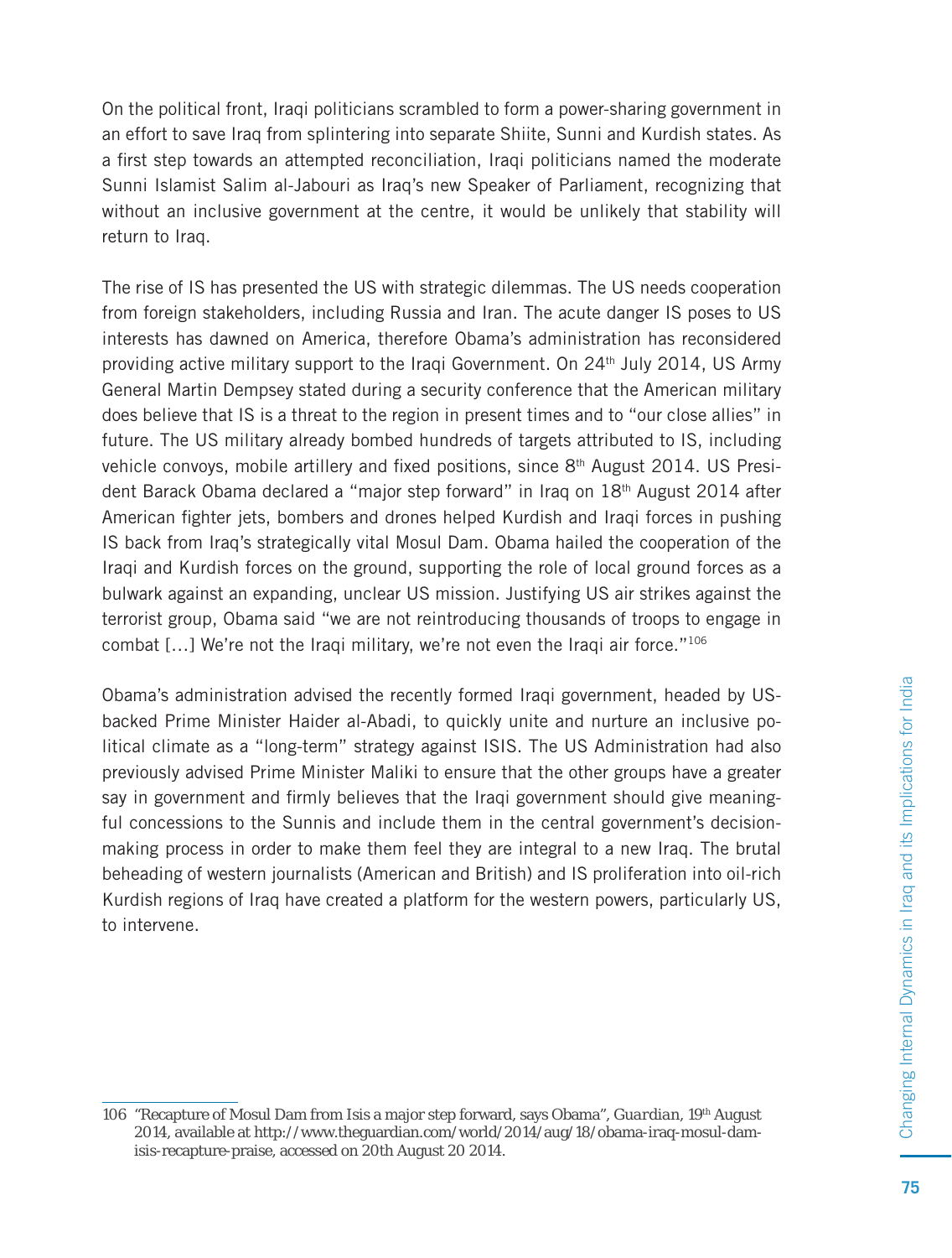On the political front, Iraqi politicians scrambled to form a power-sharing government in an effort to save Iraq from splintering into separate Shiite, Sunni and Kurdish states. As a first step towards an attempted reconciliation, Iraqi politicians named the moderate Sunni Islamist Salim al-Jabouri as Iraq's new Speaker of Parliament, recognizing that without an inclusive government at the centre, it would be unlikely that stability will return to Iraq.

The rise of IS has presented the US with strategic dilemmas. The US needs cooperation from foreign stakeholders, including Russia and Iran. The acute danger IS poses to US interests has dawned on America, therefore Obama's administration has reconsidered providing active military support to the Iraqi Government. On 24th July 2014, US Army General Martin Dempsey stated during a security conference that the American military does believe that IS is a threat to the region in present times and to "our close allies" in future. The US military already bombed hundreds of targets attributed to IS, including vehicle convoys, mobile artillery and fixed positions, since 8th August 2014. US President Barack Obama declared a "major step forward" in Iraq on 18th August 2014 after American fighter jets, bombers and drones helped Kurdish and Iraqi forces in pushing IS back from Iraq's strategically vital Mosul Dam. Obama hailed the cooperation of the Iraqi and Kurdish forces on the ground, supporting the role of local ground forces as a bulwark against an expanding, unclear US mission. Justifying US air strikes against the terrorist group, Obama said "we are not reintroducing thousands of troops to engage in combat [...] We're not the Iraqi military, we're not even the Iraqi air force."[106]

Obama's administration advised the recently formed Iraqi government, headed by US-backed Prime Minister Haider al-Abadi, to quickly unite and nurture an inclusive political climate as a "long-term" strategy against ISIS. The US Administration had also previously advised Prime Minister Maliki to ensure that the other groups have a greater say in government and firmly believes that the Iraqi government should give meaningful concessions to the Sunnis and include them in the central government's decision-making process in order to make them feel they are integral to a new Iraq. The brutal beheading of western journalists (American and British) and IS proliferation into oil-rich Kurdish regions of Iraq have created a platform for the western powers, particularly US, to intervene.

---

106 "Recapture of Mosul Dam from Isis a major step forward, says Obama", *Guardian*, 19th August 2014, available at http://www.theguardian.com/world/2014/aug/18/obama-iraq-mosul-dam-isis-recapture-praise, accessed on 20th August 20 2014.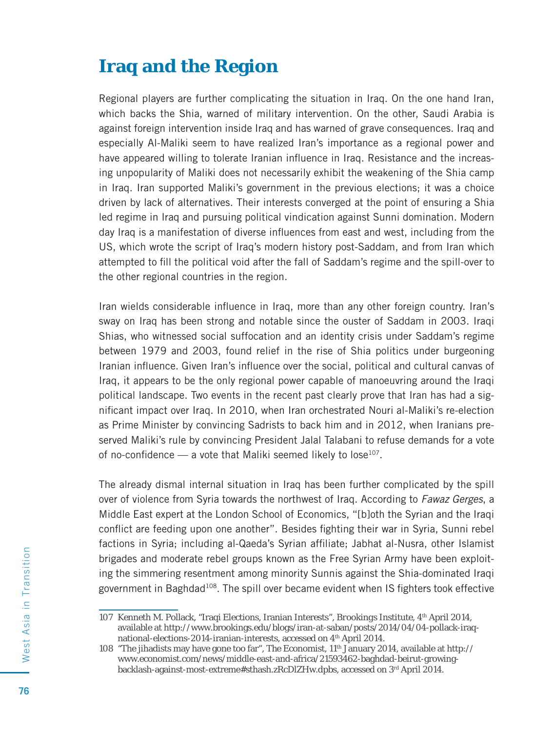## Iraq and the Region

Regional players are further complicating the situation in Iraq. On the one hand Iran, which backs the Shia, warned of military intervention. On the other, Saudi Arabia is against foreign intervention inside Iraq and has warned of grave consequences. Iraq and especially Al-Maliki seem to have realized Iran's importance as a regional power and have appeared willing to tolerate Iranian influence in Iraq. Resistance and the increasing unpopularity of Maliki does not necessarily exhibit the weakening of the Shia camp in Iraq. Iran supported Maliki's government in the previous elections; it was a choice driven by lack of alternatives. Their interests converged at the point of ensuring a Shia led regime in Iraq and pursuing political vindication against Sunni domination. Modern day Iraq is a manifestation of diverse influences from east and west, including from the US, which wrote the script of Iraq's modern history post-Saddam, and from Iran which attempted to fill the political void after the fall of Saddam's regime and the spill-over to the other regional countries in the region.

Iran wields considerable influence in Iraq, more than any other foreign country. Iran's sway on Iraq has been strong and notable since the ouster of Saddam in 2003. Iraqi Shias, who witnessed social suffocation and an identity crisis under Saddam's regime between 1979 and 2003, found relief in the rise of Shia politics under burgeoning Iranian influence. Given Iran's influence over the social, political and cultural canvas of Iraq, it appears to be the only regional power capable of manoeuvring around the Iraqi political landscape. Two events in the recent past clearly prove that Iran has had a significant impact over Iraq. In 2010, when Iran orchestrated Nouri al-Maliki's re-election as Prime Minister by convincing Sadrists to back him and in 2012, when Iranians preserved Maliki's rule by convincing President Jalal Talabani to refuse demands for a vote of no-confidence — a vote that Maliki seemed likely to lose[107].

The already dismal internal situation in Iraq has been further complicated by the spill over of violence from Syria towards the northwest of Iraq. According to *Fawaz Gerges*, a Middle East expert at the London School of Economics, "[b]oth the Syrian and the Iraqi conflict are feeding upon one another". Besides fighting their war in Syria, Sunni rebel factions in Syria; including al-Qaeda's Syrian affiliate; Jabhat al-Nusra, other Islamist brigades and moderate rebel groups known as the Free Syrian Army have been exploiting the simmering resentment among minority Sunnis against the Shia-dominated Iraqi government in Baghdad[108]. The spill over became evident when IS fighters took effective

---

107 Kenneth M. Pollack, "Iraqi Elections, Iranian Interests", Brookings Institute, 4th April 2014, available at http://www.brookings.edu/blogs/iran-at-saban/posts/2014/04/04-pollack-iraq-national-elections-2014-iranian-interests, accessed on 4th April 2014.

108 "The jihadists may have gone too far", The Economist, 11th January 2014, available at http://www.economist.com/news/middle-east-and-africa/21593462-baghdad-beirut-growing-backlash-against-most-extreme#sthash.zRcDlZHw.dpbs, accessed on 3rd April 2014.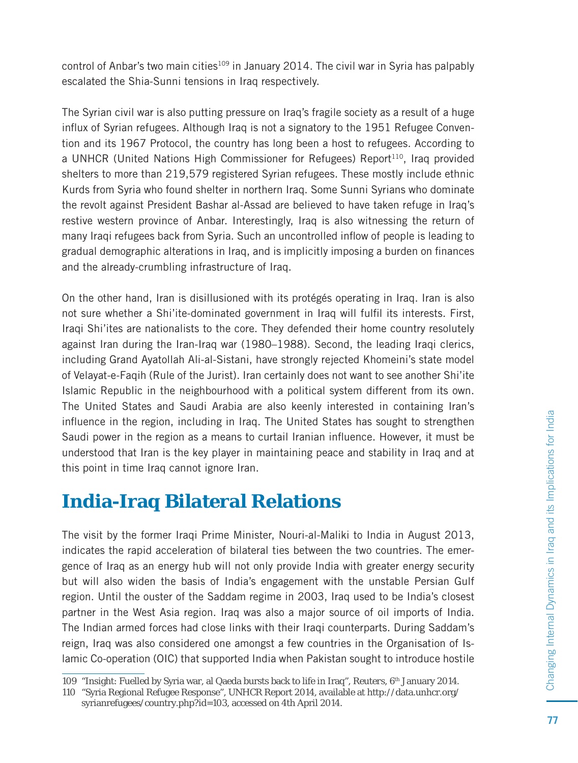control of Anbar's two main cities[109] in January 2014. The civil war in Syria has palpably escalated the Shia-Sunni tensions in Iraq respectively.

The Syrian civil war is also putting pressure on Iraq's fragile society as a result of a huge influx of Syrian refugees. Although Iraq is not a signatory to the 1951 Refugee Convention and its 1967 Protocol, the country has long been a host to refugees. According to a UNHCR (United Nations High Commissioner for Refugees) Report[110], Iraq provided shelters to more than 219,579 registered Syrian refugees. These mostly include ethnic Kurds from Syria who found shelter in northern Iraq. Some Sunni Syrians who dominate the revolt against President Bashar al-Assad are believed to have taken refuge in Iraq's restive western province of Anbar. Interestingly, Iraq is also witnessing the return of many Iraqi refugees back from Syria. Such an uncontrolled inflow of people is leading to gradual demographic alterations in Iraq, and is implicitly imposing a burden on finances and the already-crumbling infrastructure of Iraq.

On the other hand, Iran is disillusioned with its protégés operating in Iraq. Iran is also not sure whether a Shi'ite-dominated government in Iraq will fulfil its interests. First, Iraqi Shi'ites are nationalists to the core. They defended their home country resolutely against Iran during the Iran-Iraq war (1980–1988). Second, the leading Iraqi clerics, including Grand Ayatollah Ali-al-Sistani, have strongly rejected Khomeini's state model of Velayat-e-Faqih (Rule of the Jurist). Iran certainly does not want to see another Shi'ite Islamic Republic in the neighbourhood with a political system different from its own. The United States and Saudi Arabia are also keenly interested in containing Iran's influence in the region, including in Iraq. The United States has sought to strengthen Saudi power in the region as a means to curtail Iranian influence. However, it must be understood that Iran is the key player in maintaining peace and stability in Iraq and at this point in time Iraq cannot ignore Iran.

## India-Iraq Bilateral Relations

The visit by the former Iraqi Prime Minister, Nouri-al-Maliki to India in August 2013, indicates the rapid acceleration of bilateral ties between the two countries. The emergence of Iraq as an energy hub will not only provide India with greater energy security but will also widen the basis of India's engagement with the unstable Persian Gulf region. Until the ouster of the Saddam regime in 2003, Iraq used to be India's closest partner in the West Asia region. Iraq was also a major source of oil imports of India. The Indian armed forces had close links with their Iraqi counterparts. During Saddam's reign, Iraq was also considered one amongst a few countries in the Organisation of Islamic Co-operation (OIC) that supported India when Pakistan sought to introduce hostile

---

109 "Insight: Fuelled by Syria war, al Qaeda bursts back to life in Iraq", Reuters, 6th January 2014.

110 "Syria Regional Refugee Response", UNHCR Report 2014, available at http://data.unhcr.org/syrianrefugees/country.php?id=103, accessed on 4th April 2014.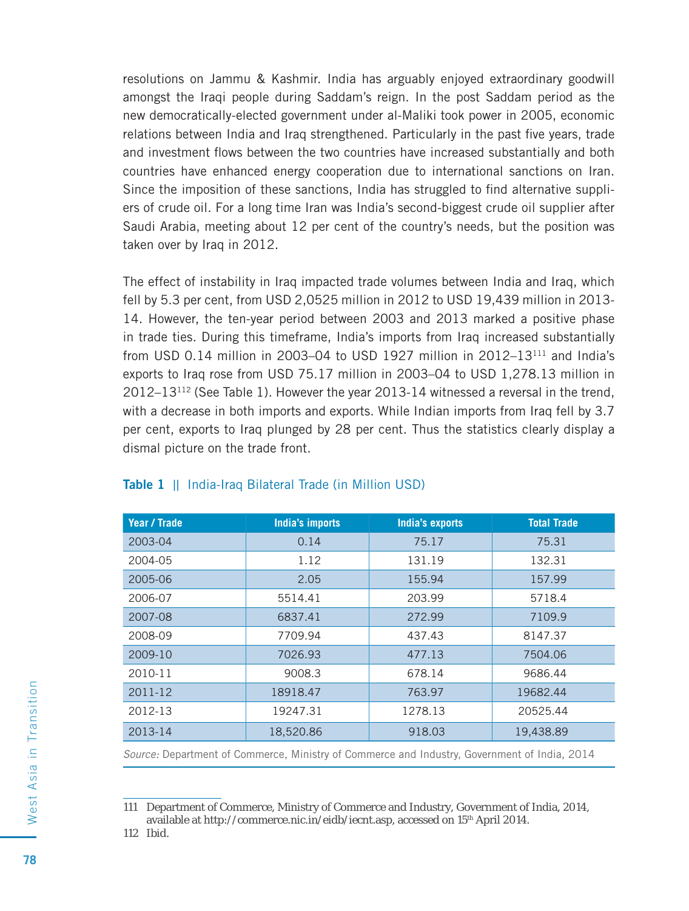resolutions on Jammu & Kashmir. India has arguably enjoyed extraordinary goodwill amongst the Iraqi people during Saddam's reign. In the post Saddam period as the new democratically-elected government under al-Maliki took power in 2005, economic relations between India and Iraq strengthened. Particularly in the past five years, trade and investment flows between the two countries have increased substantially and both countries have enhanced energy cooperation due to international sanctions on Iran. Since the imposition of these sanctions, India has struggled to find alternative suppliers of crude oil. For a long time Iran was India's second-biggest crude oil supplier after Saudi Arabia, meeting about 12 per cent of the country's needs, but the position was taken over by Iraq in 2012.

The effect of instability in Iraq impacted trade volumes between India and Iraq, which fell by 5.3 per cent, from USD 2,0525 million in 2012 to USD 19,439 million in 2013-14. However, the ten-year period between 2003 and 2013 marked a positive phase in trade ties. During this timeframe, India's imports from Iraq increased substantially from USD 0.14 million in 2003–04 to USD 1927 million in 2012–13[111] and India's exports to Iraq rose from USD 75.17 million in 2003–04 to USD 1,278.13 million in 2012–13[112] (See Table 1). However the year 2013-14 witnessed a reversal in the trend, with a decrease in both imports and exports. While Indian imports from Iraq fell by 3.7 per cent, exports to Iraq plunged by 28 per cent. Thus the statistics clearly display a dismal picture on the trade front.

**Table 1** || India-Iraq Bilateral Trade (in Million USD)

| Year / Trade | India's imports | India's exports | Total Trade |
|---|---|---|---|
| 2003-04 | 0.14 | 75.17 | 75.31 |
| 2004-05 | 1.12 | 131.19 | 132.31 |
| 2005-06 | 2.05 | 155.94 | 157.99 |
| 2006-07 | 5514.41 | 203.99 | 5718.4 |
| 2007-08 | 6837.41 | 272.99 | 7109.9 |
| 2008-09 | 7709.94 | 437.43 | 8147.37 |
| 2009-10 | 7026.93 | 477.13 | 7504.06 |
| 2010-11 | 9008.3 | 678.14 | 9686.44 |
| 2011-12 | 18918.47 | 763.97 | 19682.44 |
| 2012-13 | 19247.31 | 1278.13 | 20525.44 |
| 2013-14 | 18,520.86 | 918.03 | 19,438.89 |

*Source:* Department of Commerce, Ministry of Commerce and Industry, Government of India, 2014

111 Department of Commerce, Ministry of Commerce and Industry, Government of India, 2014, available at http://commerce.nic.in/eidb/iecnt.asp, accessed on 15th April 2014.

112 Ibid.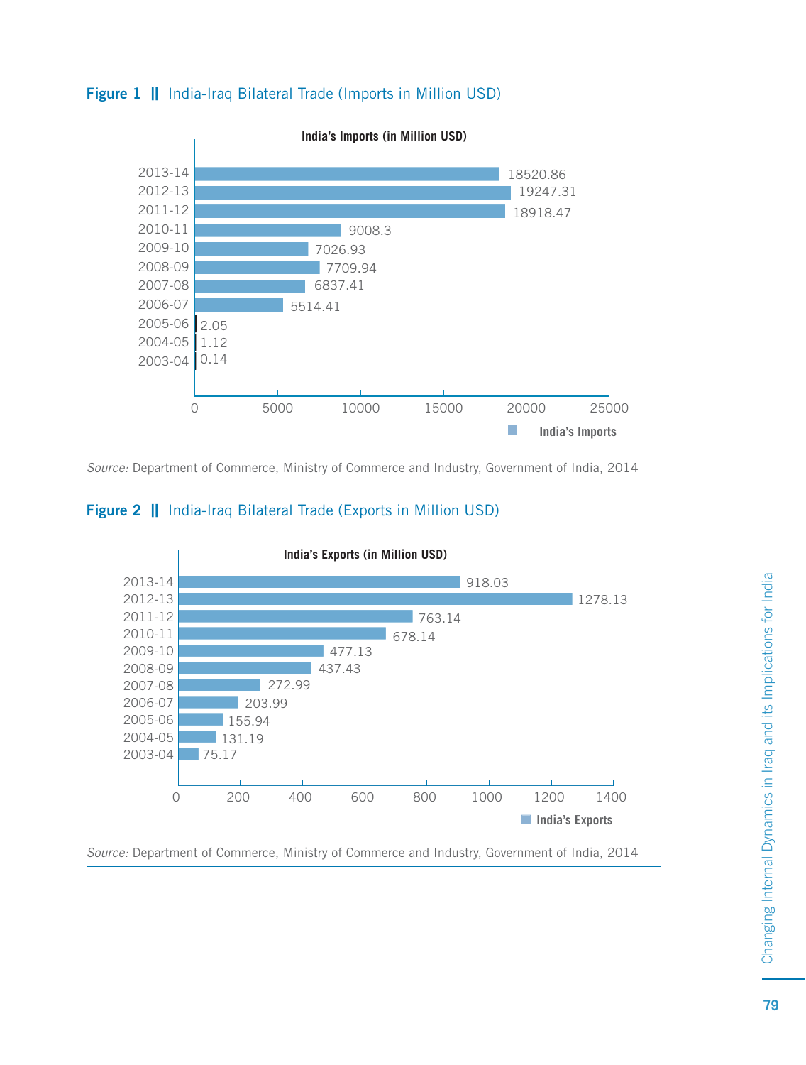**Figure 1 || India-Iraq Bilateral Trade (Imports in Million USD)**

India's Imports (in Million USD)

| Year | India's Imports |
|---|---|
| 2013-14 | 18520.86 |
| 2012-13 | 19247.31 |
| 2011-12 | 18918.47 |
| 2010-11 | 9008.3 |
| 2009-10 | 7026.93 |
| 2008-09 | 7709.94 |
| 2007-08 | 6837.41 |
| 2006-07 | 5514.41 |
| 2005-06 | 2.05 |
| 2004-05 | 1.12 |
| 2003-04 | 0.14 |

*Source:* Department of Commerce, Ministry of Commerce and Industry, Government of India, 2014

**Figure 2 || India-Iraq Bilateral Trade (Exports in Million USD)**

India's Exports (in Million USD)

| Year | India's Exports |
|---|---|
| 2013-14 | 918.03 |
| 2012-13 | 1278.13 |
| 2011-12 | 763.14 |
| 2010-11 | 678.14 |
| 2009-10 | 477.13 |
| 2008-09 | 437.43 |
| 2007-08 | 272.99 |
| 2006-07 | 203.99 |
| 2005-06 | 155.94 |
| 2004-05 | 131.19 |
| 2003-04 | 75.17 |

*Source:* Department of Commerce, Ministry of Commerce and Industry, Government of India, 2014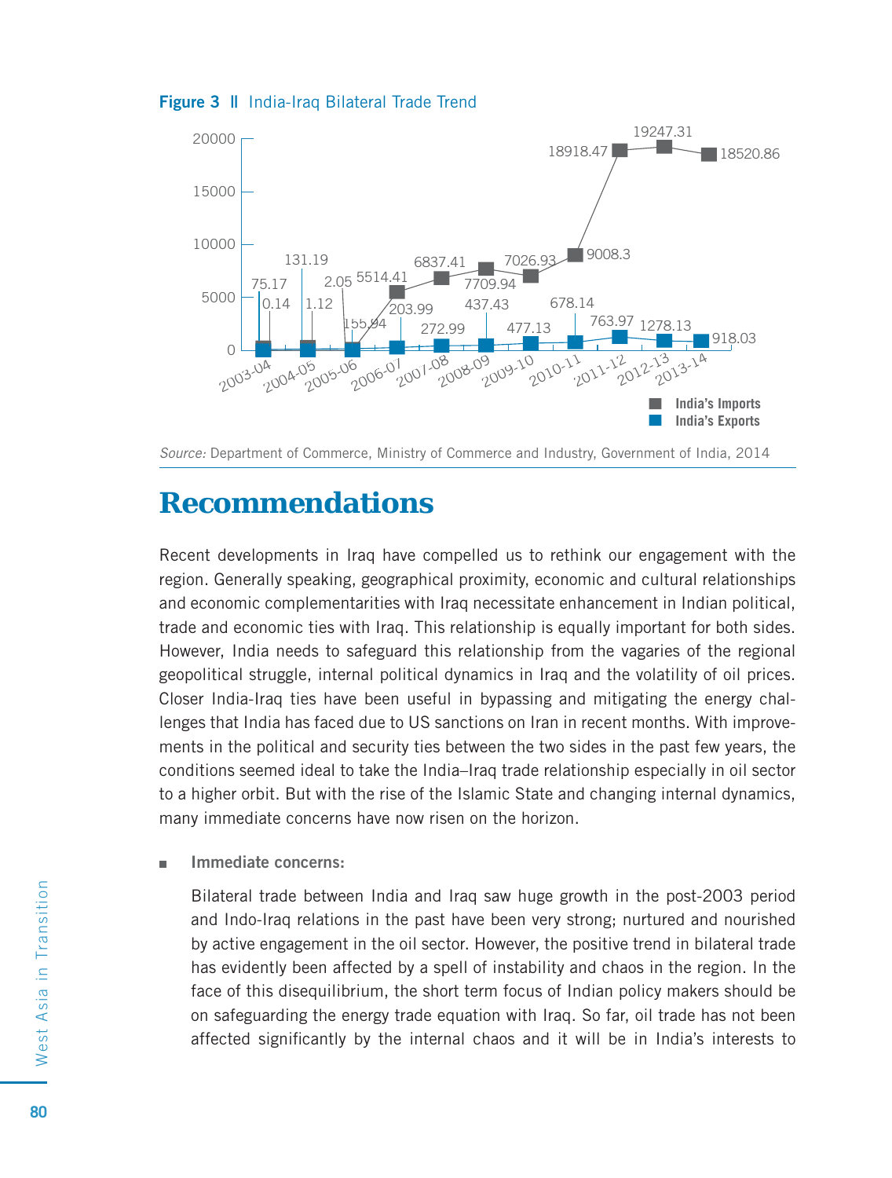**Figure 3 ll India-Iraq Bilateral Trade Trend**

| Year | India's Imports | India's Exports |
|---|---|---|
| 2003-04 | 75.17 | 0.14 |
| 2004-05 | 131.19 | 1.12 |
| 2005-06 | 2.05 | 155.94 |
| 2006-07 | 5514.41 | 203.99 |
| 2007-08 | 6837.41 | 272.99 |
| 2008-09 | 7709.94 | 437.43 |
| 2009-10 | 7026.93 | 477.13 |
| 2010-11 | 9008.3 | 678.14 |
| 2011-12 | 18918.47 | 763.97 |
| 2012-13 | 19247.31 | 1278.13 |
| 2013-14 | 18520.86 | 918.03 |

*Source:* Department of Commerce, Ministry of Commerce and Industry, Government of India, 2014

# Recommendations

Recent developments in Iraq have compelled us to rethink our engagement with the region. Generally speaking, geographical proximity, economic and cultural relationships and economic complementarities with Iraq necessitate enhancement in Indian political, trade and economic ties with Iraq. This relationship is equally important for both sides. However, India needs to safeguard this relationship from the vagaries of the regional geopolitical struggle, internal political dynamics in Iraq and the volatility of oil prices. Closer India-Iraq ties have been useful in bypassing and mitigating the energy challenges that India has faced due to US sanctions on Iran in recent months. With improvements in the political and security ties between the two sides in the past few years, the conditions seemed ideal to take the India–Iraq trade relationship especially in oil sector to a higher orbit. But with the rise of the Islamic State and changing internal dynamics, many immediate concerns have now risen on the horizon.

- **Immediate concerns:**

  Bilateral trade between India and Iraq saw huge growth in the post-2003 period and Indo-Iraq relations in the past have been very strong; nurtured and nourished by active engagement in the oil sector. However, the positive trend in bilateral trade has evidently been affected by a spell of instability and chaos in the region. In the face of this disequilibrium, the short term focus of Indian policy makers should be on safeguarding the energy trade equation with Iraq. So far, oil trade has not been affected significantly by the internal chaos and it will be in India's interests to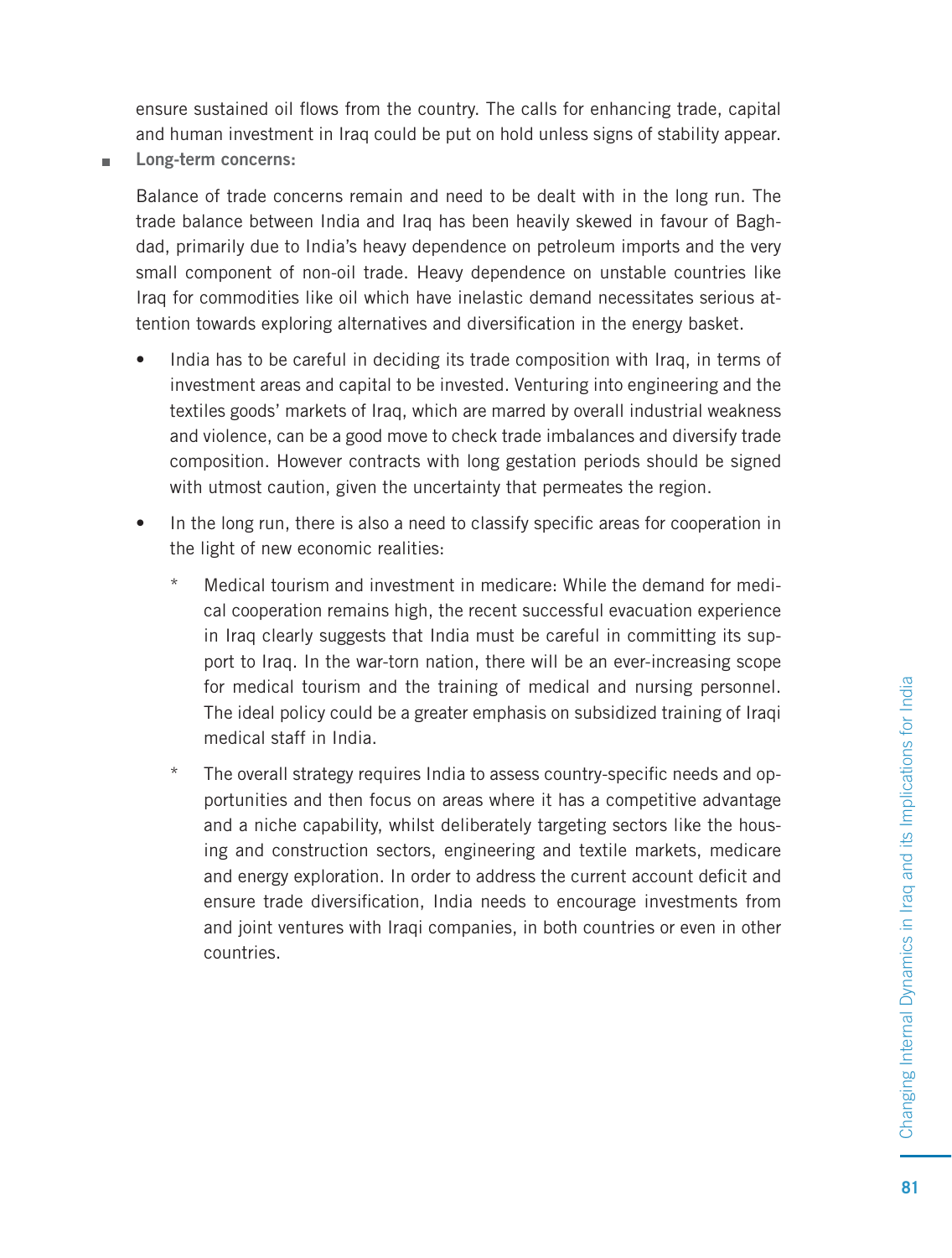ensure sustained oil flows from the country. The calls for enhancing trade, capital and human investment in Iraq could be put on hold unless signs of stability appear.

- **Long-term concerns:**

  Balance of trade concerns remain and need to be dealt with in the long run. The trade balance between India and Iraq has been heavily skewed in favour of Baghdad, primarily due to India's heavy dependence on petroleum imports and the very small component of non-oil trade. Heavy dependence on unstable countries like Iraq for commodities like oil which have inelastic demand necessitates serious attention towards exploring alternatives and diversification in the energy basket.

  - India has to be careful in deciding its trade composition with Iraq, in terms of investment areas and capital to be invested. Venturing into engineering and the textiles goods' markets of Iraq, which are marred by overall industrial weakness and violence, can be a good move to check trade imbalances and diversify trade composition. However contracts with long gestation periods should be signed with utmost caution, given the uncertainty that permeates the region.

  - In the long run, there is also a need to classify specific areas for cooperation in the light of new economic realities:

    * Medical tourism and investment in medicare: While the demand for medical cooperation remains high, the recent successful evacuation experience in Iraq clearly suggests that India must be careful in committing its support to Iraq. In the war-torn nation, there will be an ever-increasing scope for medical tourism and the training of medical and nursing personnel. The ideal policy could be a greater emphasis on subsidized training of Iraqi medical staff in India.

    * The overall strategy requires India to assess country-specific needs and opportunities and then focus on areas where it has a competitive advantage and a niche capability, whilst deliberately targeting sectors like the housing and construction sectors, engineering and textile markets, medicare and energy exploration. In order to address the current account deficit and ensure trade diversification, India needs to encourage investments from and joint ventures with Iraqi companies, in both countries or even in other countries.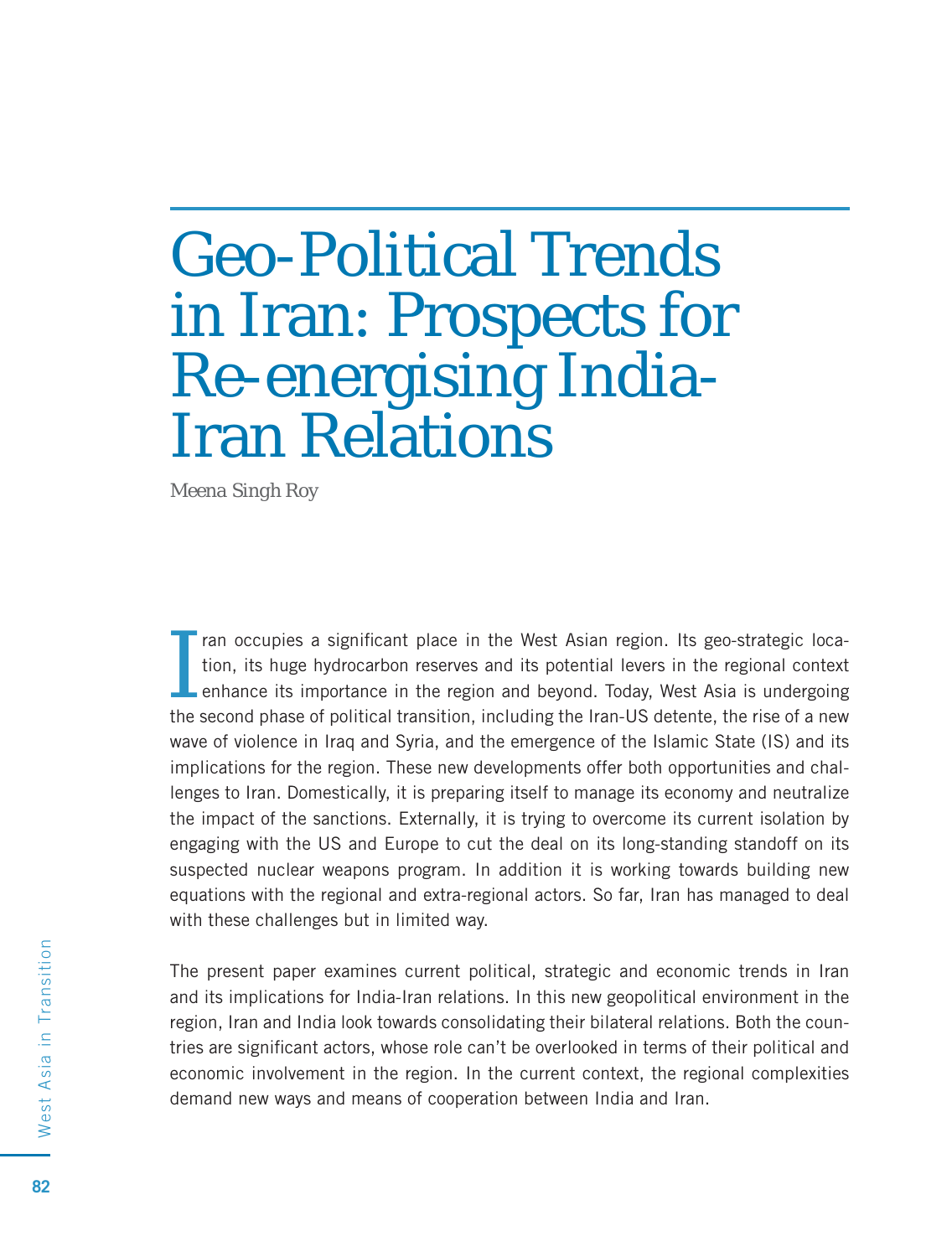# Geo-Political Trends in Iran: Prospects for Re-energising India-Iran Relations

*Meena Singh Roy*

Iran occupies a significant place in the West Asian region. Its geo-strategic location, its huge hydrocarbon reserves and its potential levers in the regional context enhance its importance in the region and beyond. Today, West Asia is undergoing the second phase of political transition, including the Iran-US detente, the rise of a new wave of violence in Iraq and Syria, and the emergence of the Islamic State (IS) and its implications for the region. These new developments offer both opportunities and challenges to Iran. Domestically, it is preparing itself to manage its economy and neutralize the impact of the sanctions. Externally, it is trying to overcome its current isolation by engaging with the US and Europe to cut the deal on its long-standing standoff on its suspected nuclear weapons program. In addition it is working towards building new equations with the regional and extra-regional actors. So far, Iran has managed to deal with these challenges but in limited way.

The present paper examines current political, strategic and economic trends in Iran and its implications for India-Iran relations. In this new geopolitical environment in the region, Iran and India look towards consolidating their bilateral relations. Both the countries are significant actors, whose role can't be overlooked in terms of their political and economic involvement in the region. In the current context, the regional complexities demand new ways and means of cooperation between India and Iran.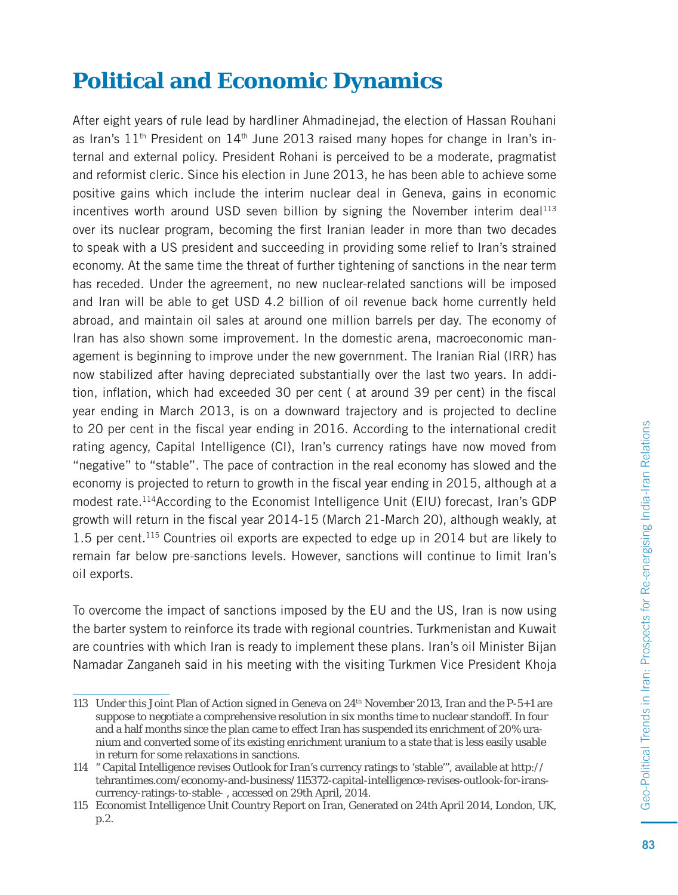# Political and Economic Dynamics

After eight years of rule lead by hardliner Ahmadinejad, the election of Hassan Rouhani as Iran's 11th President on 14th June 2013 raised many hopes for change in Iran's internal and external policy. President Rohani is perceived to be a moderate, pragmatist and reformist cleric. Since his election in June 2013, he has been able to achieve some positive gains which include the interim nuclear deal in Geneva, gains in economic incentives worth around USD seven billion by signing the November interim deal[113] over its nuclear program, becoming the first Iranian leader in more than two decades to speak with a US president and succeeding in providing some relief to Iran's strained economy. At the same time the threat of further tightening of sanctions in the near term has receded. Under the agreement, no new nuclear-related sanctions will be imposed and Iran will be able to get USD 4.2 billion of oil revenue back home currently held abroad, and maintain oil sales at around one million barrels per day. The economy of Iran has also shown some improvement. In the domestic arena, macroeconomic management is beginning to improve under the new government. The Iranian Rial (IRR) has now stabilized after having depreciated substantially over the last two years. In addition, inflation, which had exceeded 30 per cent ( at around 39 per cent) in the fiscal year ending in March 2013, is on a downward trajectory and is projected to decline to 20 per cent in the fiscal year ending in 2016. According to the international credit rating agency, Capital Intelligence (CI), Iran's currency ratings have now moved from "negative" to "stable". The pace of contraction in the real economy has slowed and the economy is projected to return to growth in the fiscal year ending in 2015, although at a modest rate.[114]According to the Economist Intelligence Unit (EIU) forecast, Iran's GDP growth will return in the fiscal year 2014-15 (March 21-March 20), although weakly, at 1.5 per cent.[115] Countries oil exports are expected to edge up in 2014 but are likely to remain far below pre-sanctions levels. However, sanctions will continue to limit Iran's oil exports.

To overcome the impact of sanctions imposed by the EU and the US, Iran is now using the barter system to reinforce its trade with regional countries. Turkmenistan and Kuwait are countries with which Iran is ready to implement these plans. Iran's oil Minister Bijan Namadar Zanganeh said in his meeting with the visiting Turkmen Vice President Khoja

---

113 Under this Joint Plan of Action signed in Geneva on 24th November 2013, Iran and the P-5+1 are suppose to negotiate a comprehensive resolution in six months time to nuclear standoff. In four and a half months since the plan came to effect Iran has suspended its enrichment of 20% uranium and converted some of its existing enrichment uranium to a state that is less easily usable in return for some relaxations in sanctions.

114 " Capital Intelligence revises Outlook for Iran's currency ratings to 'stable'", available at http://tehrantimes.com/economy-and-business/115372-capital-intelligence-revises-outlook-for-irans-currency-ratings-to-stable- , accessed on 29th April, 2014.

115 Economist Intelligence Unit Country Report on Iran, Generated on 24th April 2014, London, UK, p.2.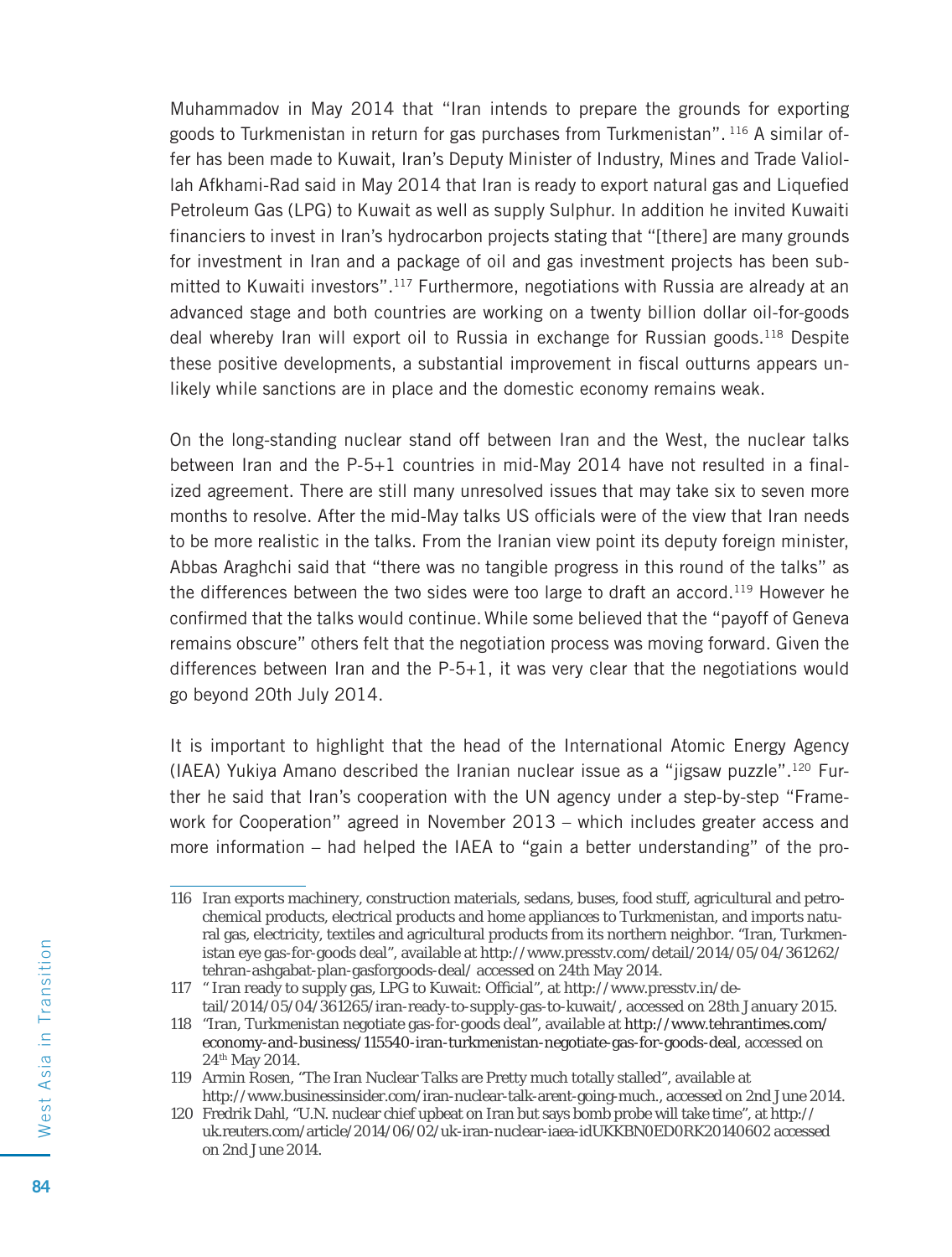Muhammadov in May 2014 that "Iran intends to prepare the grounds for exporting goods to Turkmenistan in return for gas purchases from Turkmenistan". [116] A similar offer has been made to Kuwait, Iran's Deputy Minister of Industry, Mines and Trade Valiollah Afkhami-Rad said in May 2014 that Iran is ready to export natural gas and Liquefied Petroleum Gas (LPG) to Kuwait as well as supply Sulphur. In addition he invited Kuwaiti financiers to invest in Iran's hydrocarbon projects stating that "[there] are many grounds for investment in Iran and a package of oil and gas investment projects has been submitted to Kuwaiti investors".[117] Furthermore, negotiations with Russia are already at an advanced stage and both countries are working on a twenty billion dollar oil-for-goods deal whereby Iran will export oil to Russia in exchange for Russian goods.[118] Despite these positive developments, a substantial improvement in fiscal outturns appears unlikely while sanctions are in place and the domestic economy remains weak.

On the long-standing nuclear stand off between Iran and the West, the nuclear talks between Iran and the P-5+1 countries in mid-May 2014 have not resulted in a finalized agreement. There are still many unresolved issues that may take six to seven more months to resolve. After the mid-May talks US officials were of the view that Iran needs to be more realistic in the talks. From the Iranian view point its deputy foreign minister, Abbas Araghchi said that "there was no tangible progress in this round of the talks" as the differences between the two sides were too large to draft an accord.[119] However he confirmed that the talks would continue. While some believed that the "payoff of Geneva remains obscure" others felt that the negotiation process was moving forward. Given the differences between Iran and the P-5+1, it was very clear that the negotiations would go beyond 20th July 2014.

It is important to highlight that the head of the International Atomic Energy Agency (IAEA) Yukiya Amano described the Iranian nuclear issue as a "jigsaw puzzle".[120] Further he said that Iran's cooperation with the UN agency under a step-by-step "Framework for Cooperation" agreed in November 2013 – which includes greater access and more information – had helped the IAEA to "gain a better understanding" of the pro-

---

116 Iran exports machinery, construction materials, sedans, buses, food stuff, agricultural and petrochemical products, electrical products and home appliances to Turkmenistan, and imports natural gas, electricity, textiles and agricultural products from its northern neighbor. "Iran, Turkmenistan eye gas-for-goods deal", available at http://www.presstv.com/detail/2014/05/04/361262/tehran-ashgabat-plan-gasforgoods-deal/ accessed on 24th May 2014.

117 " Iran ready to supply gas, LPG to Kuwait: Official", at http://www.presstv.in/detail/2014/05/04/361265/iran-ready-to-supply-gas-to-kuwait/, accessed on 28th January 2015.

118 "Iran, Turkmenistan negotiate gas-for-goods deal", available at http://www.tehrantimes.com/economy-and-business/115540-iran-turkmenistan-negotiate-gas-for-goods-deal, accessed on 24th May 2014.

119 Armin Rosen, "The Iran Nuclear Talks are Pretty much totally stalled", available at http://www.businessinsider.com/iran-nuclear-talk-arent-going-much., accessed on 2nd June 2014.

120 Fredrik Dahl, "U.N. nuclear chief upbeat on Iran but says bomb probe will take time", at http://uk.reuters.com/article/2014/06/02/uk-iran-nuclear-iaea-idUKKBN0ED0RK20140602 accessed on 2nd June 2014.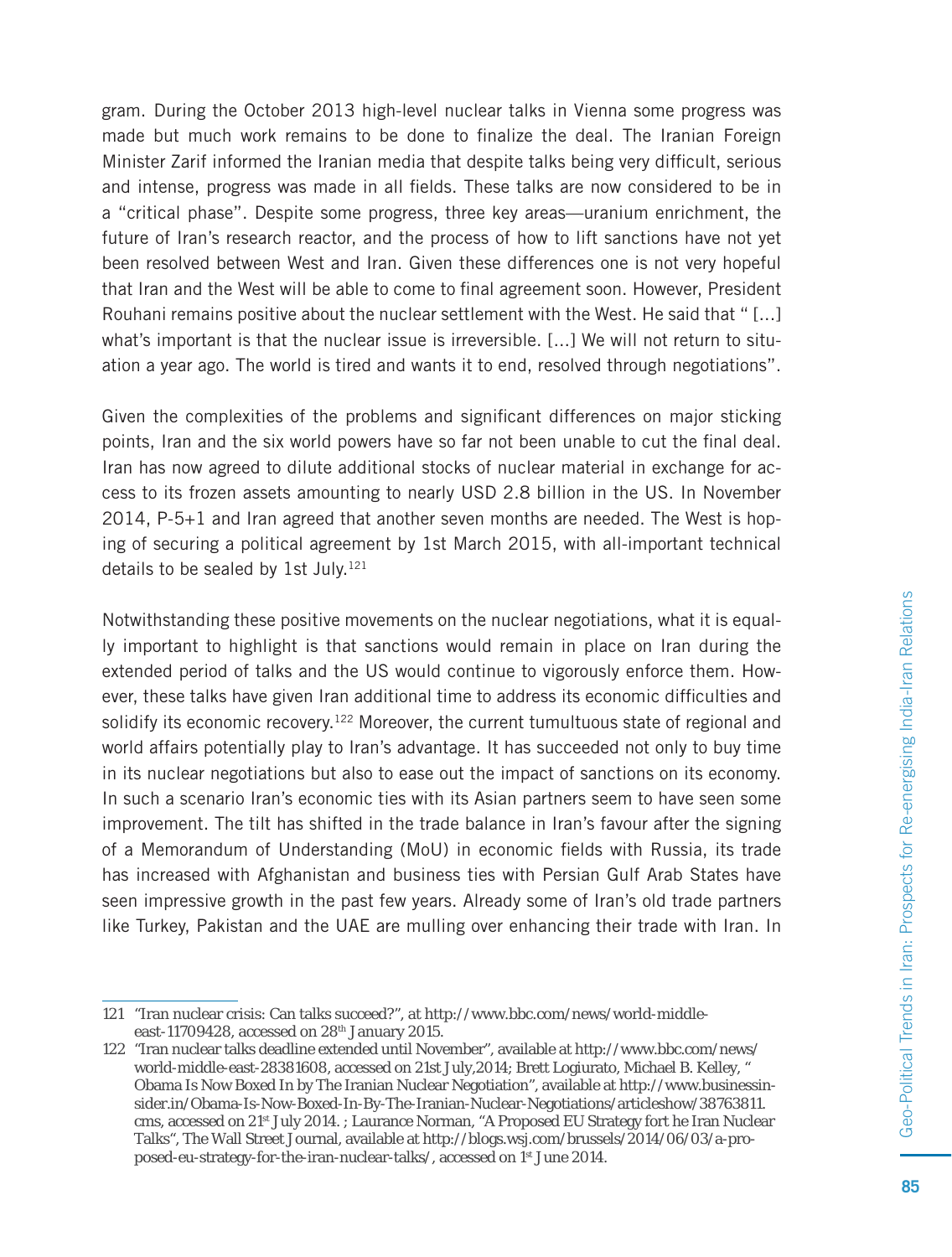gram. During the October 2013 high-level nuclear talks in Vienna some progress was made but much work remains to be done to finalize the deal. The Iranian Foreign Minister Zarif informed the Iranian media that despite talks being very difficult, serious and intense, progress was made in all fields. These talks are now considered to be in a "critical phase". Despite some progress, three key areas—uranium enrichment, the future of Iran's research reactor, and the process of how to lift sanctions have not yet been resolved between West and Iran. Given these differences one is not very hopeful that Iran and the West will be able to come to final agreement soon. However, President Rouhani remains positive about the nuclear settlement with the West. He said that " [...] what's important is that the nuclear issue is irreversible. [...] We will not return to situation a year ago. The world is tired and wants it to end, resolved through negotiations".

Given the complexities of the problems and significant differences on major sticking points, Iran and the six world powers have so far not been unable to cut the final deal. Iran has now agreed to dilute additional stocks of nuclear material in exchange for access to its frozen assets amounting to nearly USD 2.8 billion in the US. In November 2014, P-5+1 and Iran agreed that another seven months are needed. The West is hoping of securing a political agreement by 1st March 2015, with all-important technical details to be sealed by 1st July.[121]

Notwithstanding these positive movements on the nuclear negotiations, what it is equally important to highlight is that sanctions would remain in place on Iran during the extended period of talks and the US would continue to vigorously enforce them. However, these talks have given Iran additional time to address its economic difficulties and solidify its economic recovery.[122] Moreover, the current tumultuous state of regional and world affairs potentially play to Iran's advantage. It has succeeded not only to buy time in its nuclear negotiations but also to ease out the impact of sanctions on its economy. In such a scenario Iran's economic ties with its Asian partners seem to have seen some improvement. The tilt has shifted in the trade balance in Iran's favour after the signing of a Memorandum of Understanding (MoU) in economic fields with Russia, its trade has increased with Afghanistan and business ties with Persian Gulf Arab States have seen impressive growth in the past few years. Already some of Iran's old trade partners like Turkey, Pakistan and the UAE are mulling over enhancing their trade with Iran. In

---

121 "Iran nuclear crisis: Can talks succeed?", at http://www.bbc.com/news/world-middle-east-11709428, accessed on 28th January 2015.

122 "Iran nuclear talks deadline extended until November", available at http://www.bbc.com/news/world-middle-east-28381608, accessed on 21st July,2014; Brett Logiurato, Michael B. Kelley, " Obama Is Now Boxed In by The Iranian Nuclear Negotiation", available at http://www.businessinsider.in/Obama-Is-Now-Boxed-In-By-The-Iranian-Nuclear-Negotiations/articleshow/38763811.cms, accessed on 21st July 2014. ; Laurance Norman, "A Proposed EU Strategy fort he Iran Nuclear Talks", The Wall Street Journal, available at http://blogs.wsj.com/brussels/2014/06/03/a-proposed-eu-strategy-for-the-iran-nuclear-talks/, accessed on 1st June 2014.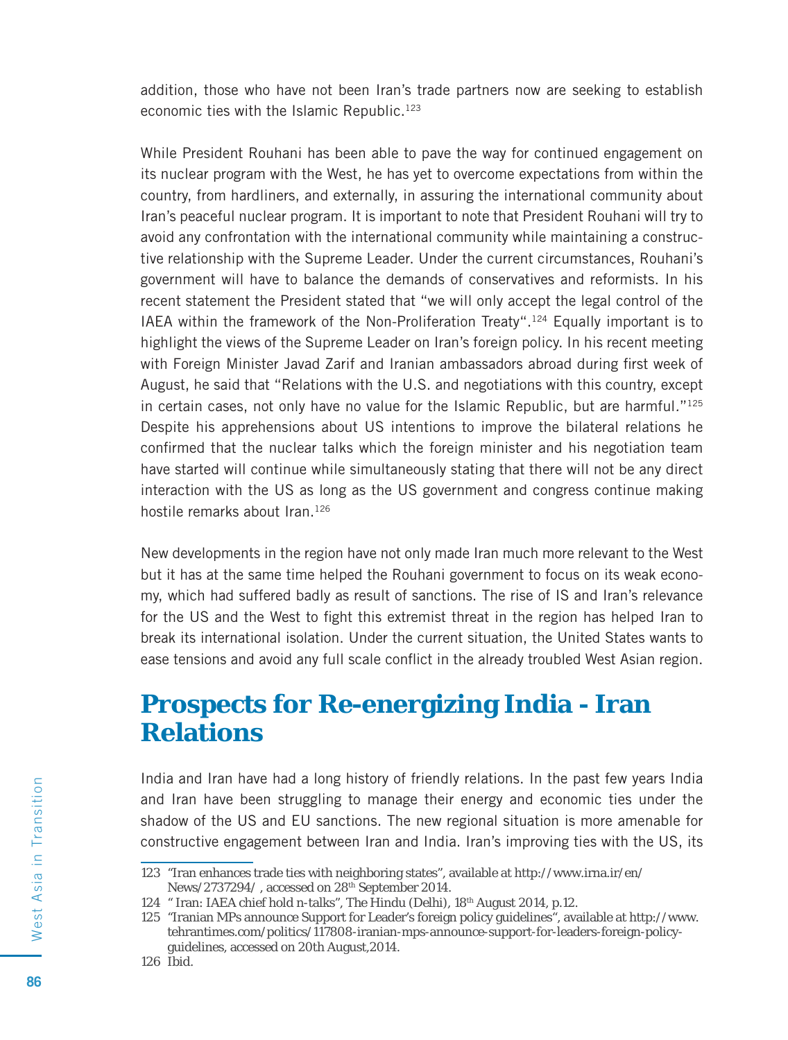addition, those who have not been Iran's trade partners now are seeking to establish economic ties with the Islamic Republic.[123]

While President Rouhani has been able to pave the way for continued engagement on its nuclear program with the West, he has yet to overcome expectations from within the country, from hardliners, and externally, in assuring the international community about Iran's peaceful nuclear program. It is important to note that President Rouhani will try to avoid any confrontation with the international community while maintaining a constructive relationship with the Supreme Leader. Under the current circumstances, Rouhani's government will have to balance the demands of conservatives and reformists. In his recent statement the President stated that "we will only accept the legal control of the IAEA within the framework of the Non-Proliferation Treaty".[124] Equally important is to highlight the views of the Supreme Leader on Iran's foreign policy. In his recent meeting with Foreign Minister Javad Zarif and Iranian ambassadors abroad during first week of August, he said that "Relations with the U.S. and negotiations with this country, except in certain cases, not only have no value for the Islamic Republic, but are harmful."[125] Despite his apprehensions about US intentions to improve the bilateral relations he confirmed that the nuclear talks which the foreign minister and his negotiation team have started will continue while simultaneously stating that there will not be any direct interaction with the US as long as the US government and congress continue making hostile remarks about Iran.[126]

New developments in the region have not only made Iran much more relevant to the West but it has at the same time helped the Rouhani government to focus on its weak economy, which had suffered badly as result of sanctions. The rise of IS and Iran's relevance for the US and the West to fight this extremist threat in the region has helped Iran to break its international isolation. Under the current situation, the United States wants to ease tensions and avoid any full scale conflict in the already troubled West Asian region.

## Prospects for Re-energizing India - Iran Relations

India and Iran have had a long history of friendly relations. In the past few years India and Iran have been struggling to manage their energy and economic ties under the shadow of the US and EU sanctions. The new regional situation is more amenable for constructive engagement between Iran and India. Iran's improving ties with the US, its

---

123 "Iran enhances trade ties with neighboring states", available at http://www.irna.ir/en/News/2737294/ , accessed on 28th September 2014.

124 " Iran: IAEA chief hold n-talks", The Hindu (Delhi), 18th August 2014, p.12.

125 "Iranian MPs announce Support for Leader's foreign policy guidelines", available at http://www.tehrantimes.com/politics/117808-iranian-mps-announce-support-for-leaders-foreign-policy-guidelines, accessed on 20th August,2014.

126 Ibid.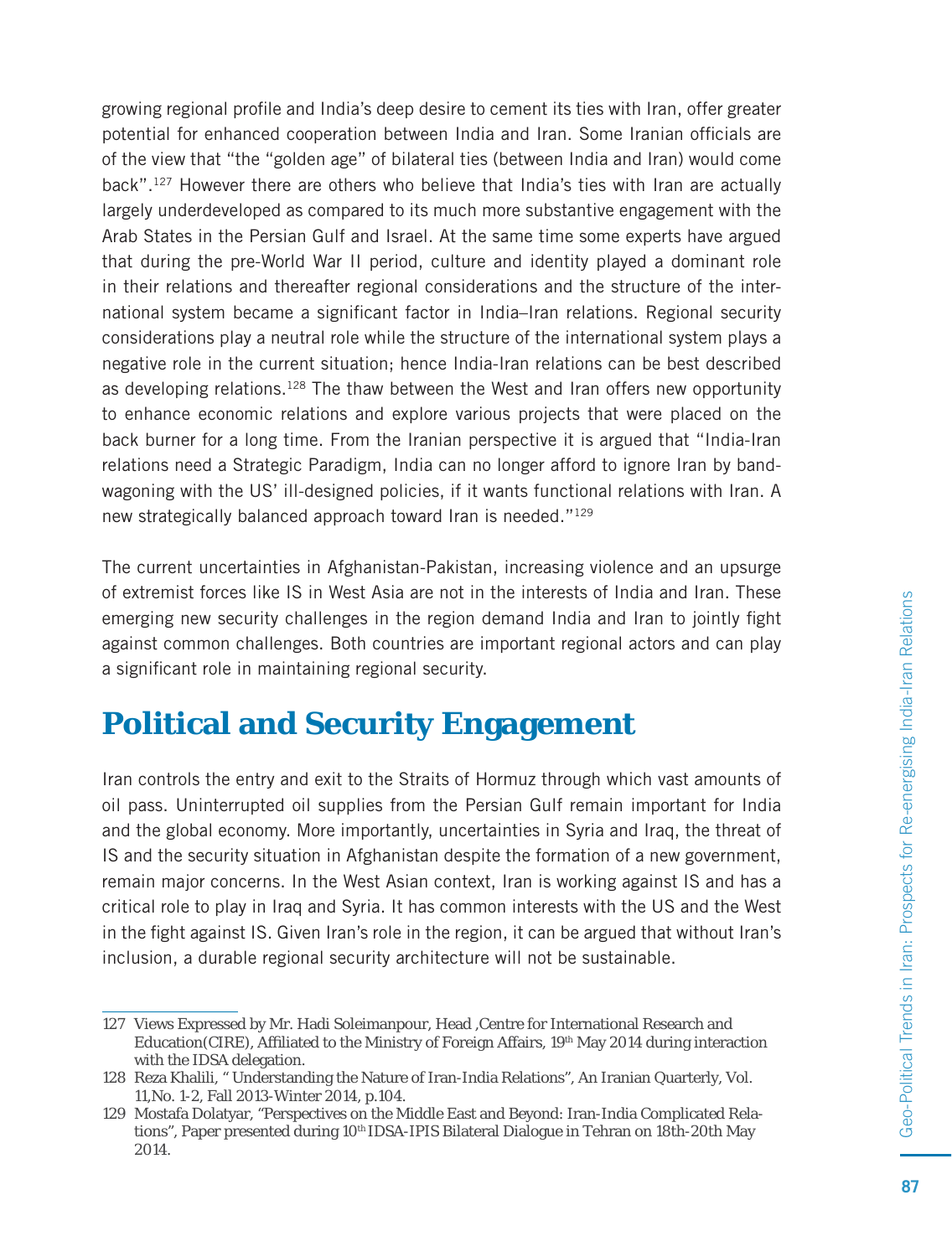growing regional profile and India's deep desire to cement its ties with Iran, offer greater potential for enhanced cooperation between India and Iran. Some Iranian officials are of the view that "the "golden age" of bilateral ties (between India and Iran) would come back".[127] However there are others who believe that India's ties with Iran are actually largely underdeveloped as compared to its much more substantive engagement with the Arab States in the Persian Gulf and Israel. At the same time some experts have argued that during the pre-World War II period, culture and identity played a dominant role in their relations and thereafter regional considerations and the structure of the international system became a significant factor in India–Iran relations. Regional security considerations play a neutral role while the structure of the international system plays a negative role in the current situation; hence India-Iran relations can be best described as developing relations.[128] The thaw between the West and Iran offers new opportunity to enhance economic relations and explore various projects that were placed on the back burner for a long time. From the Iranian perspective it is argued that "India-Iran relations need a Strategic Paradigm, India can no longer afford to ignore Iran by bandwagoning with the US' ill-designed policies, if it wants functional relations with Iran. A new strategically balanced approach toward Iran is needed."[129]

The current uncertainties in Afghanistan-Pakistan, increasing violence and an upsurge of extremist forces like IS in West Asia are not in the interests of India and Iran. These emerging new security challenges in the region demand India and Iran to jointly fight against common challenges. Both countries are important regional actors and can play a significant role in maintaining regional security.

## Political and Security Engagement

Iran controls the entry and exit to the Straits of Hormuz through which vast amounts of oil pass. Uninterrupted oil supplies from the Persian Gulf remain important for India and the global economy. More importantly, uncertainties in Syria and Iraq, the threat of IS and the security situation in Afghanistan despite the formation of a new government, remain major concerns. In the West Asian context, Iran is working against IS and has a critical role to play in Iraq and Syria. It has common interests with the US and the West in the fight against IS. Given Iran's role in the region, it can be argued that without Iran's inclusion, a durable regional security architecture will not be sustainable.

---

127 Views Expressed by Mr. Hadi Soleimanpour, Head ,Centre for International Research and Education(CIRE), Affiliated to the Ministry of Foreign Affairs, 19th May 2014 during interaction with the IDSA delegation.

128 Reza Khalili, " Understanding the Nature of Iran-India Relations", An Iranian Quarterly, Vol. 11,No. 1-2, Fall 2013-Winter 2014, p.104.

129 Mostafa Dolatyar, "Perspectives on the Middle East and Beyond: Iran-India Complicated Relations", Paper presented during 10th IDSA-IPIS Bilateral Dialogue in Tehran on 18th-20th May 2014.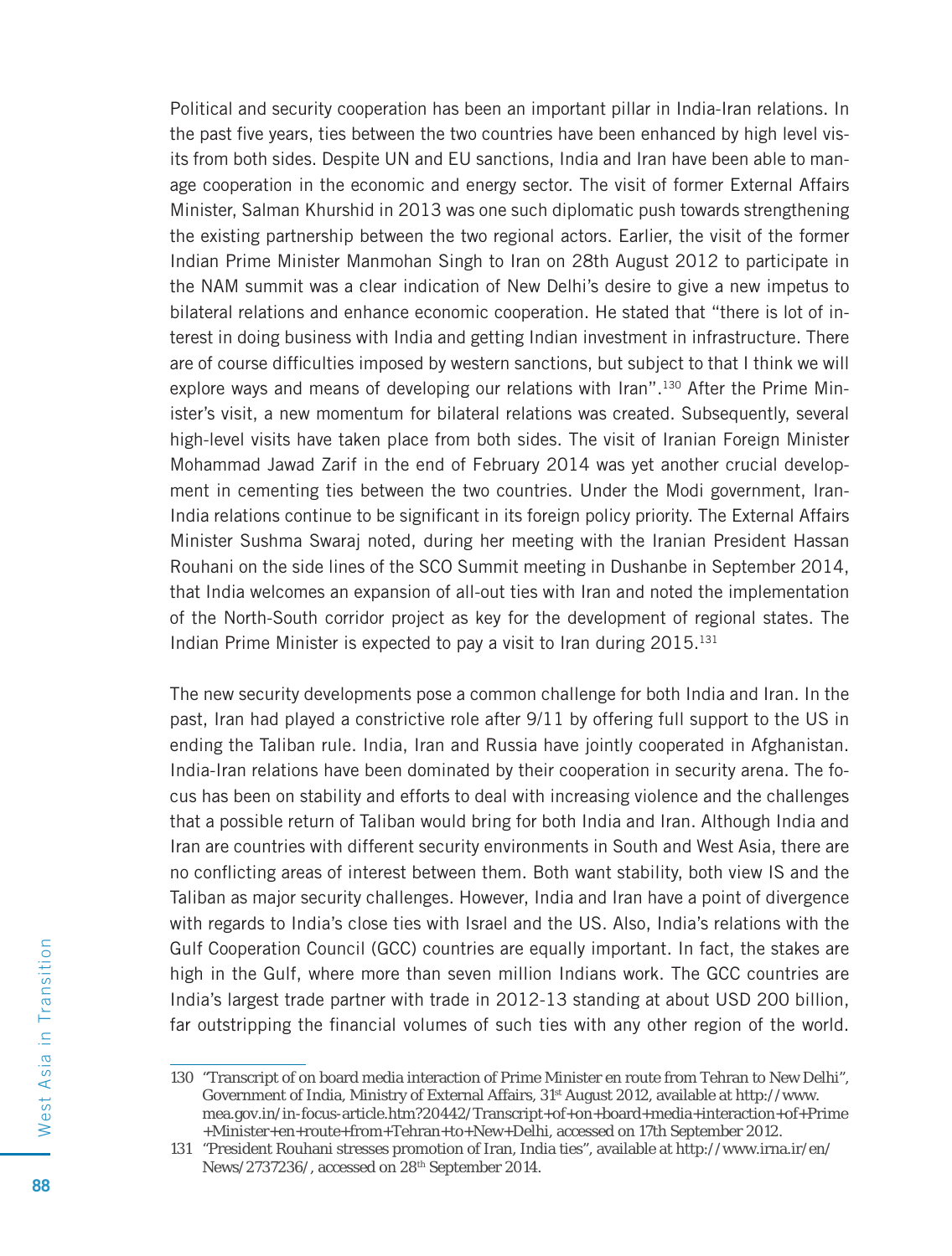Political and security cooperation has been an important pillar in India-Iran relations. In the past five years, ties between the two countries have been enhanced by high level visits from both sides. Despite UN and EU sanctions, India and Iran have been able to manage cooperation in the economic and energy sector. The visit of former External Affairs Minister, Salman Khurshid in 2013 was one such diplomatic push towards strengthening the existing partnership between the two regional actors. Earlier, the visit of the former Indian Prime Minister Manmohan Singh to Iran on 28th August 2012 to participate in the NAM summit was a clear indication of New Delhi's desire to give a new impetus to bilateral relations and enhance economic cooperation. He stated that "there is lot of interest in doing business with India and getting Indian investment in infrastructure. There are of course difficulties imposed by western sanctions, but subject to that I think we will explore ways and means of developing our relations with Iran".[130] After the Prime Minister's visit, a new momentum for bilateral relations was created. Subsequently, several high-level visits have taken place from both sides. The visit of Iranian Foreign Minister Mohammad Jawad Zarif in the end of February 2014 was yet another crucial development in cementing ties between the two countries. Under the Modi government, Iran-India relations continue to be significant in its foreign policy priority. The External Affairs Minister Sushma Swaraj noted, during her meeting with the Iranian President Hassan Rouhani on the side lines of the SCO Summit meeting in Dushanbe in September 2014, that India welcomes an expansion of all-out ties with Iran and noted the implementation of the North-South corridor project as key for the development of regional states. The Indian Prime Minister is expected to pay a visit to Iran during 2015.[131]

The new security developments pose a common challenge for both India and Iran. In the past, Iran had played a constrictive role after 9/11 by offering full support to the US in ending the Taliban rule. India, Iran and Russia have jointly cooperated in Afghanistan. India-Iran relations have been dominated by their cooperation in security arena. The focus has been on stability and efforts to deal with increasing violence and the challenges that a possible return of Taliban would bring for both India and Iran. Although India and Iran are countries with different security environments in South and West Asia, there are no conflicting areas of interest between them. Both want stability, both view IS and the Taliban as major security challenges. However, India and Iran have a point of divergence with regards to India's close ties with Israel and the US. Also, India's relations with the Gulf Cooperation Council (GCC) countries are equally important. In fact, the stakes are high in the Gulf, where more than seven million Indians work. The GCC countries are India's largest trade partner with trade in 2012-13 standing at about USD 200 billion, far outstripping the financial volumes of such ties with any other region of the world.

---

130 "Transcript of on board media interaction of Prime Minister en route from Tehran to New Delhi", Government of India, Ministry of External Affairs, 31st August 2012, available at http://www.mea.gov.in/in-focus-article.htm?20442/Transcript+of+on+board+media+interaction+of+Prime+Minister+en+route+from+Tehran+to+New+Delhi, accessed on 17th September 2012.

131 "President Rouhani stresses promotion of Iran, India ties", available at http://www.irna.ir/en/News/2737236/, accessed on 28th September 2014.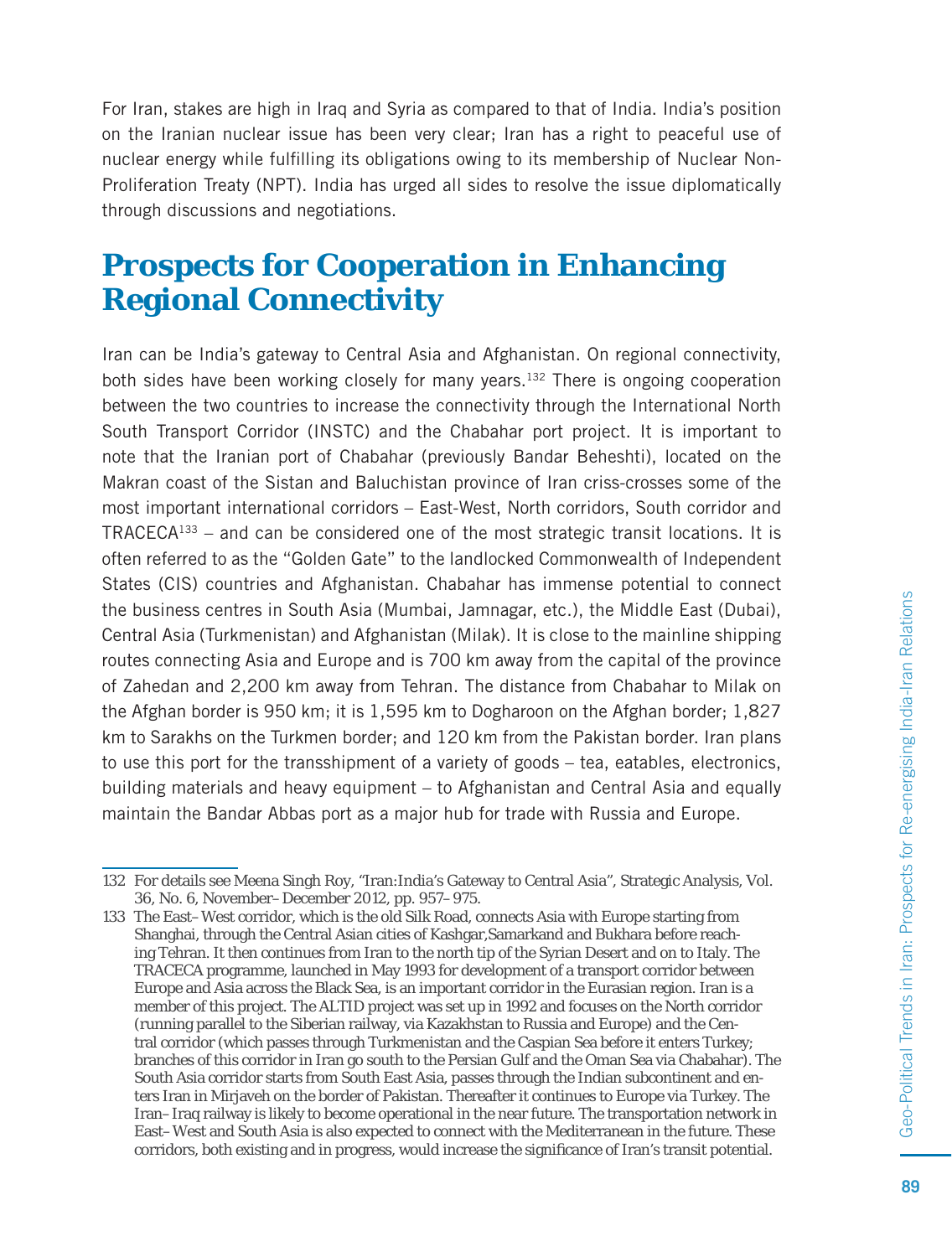For Iran, stakes are high in Iraq and Syria as compared to that of India. India's position on the Iranian nuclear issue has been very clear; Iran has a right to peaceful use of nuclear energy while fulfilling its obligations owing to its membership of Nuclear Non-Proliferation Treaty (NPT). India has urged all sides to resolve the issue diplomatically through discussions and negotiations.

## Prospects for Cooperation in Enhancing Regional Connectivity

Iran can be India's gateway to Central Asia and Afghanistan. On regional connectivity, both sides have been working closely for many years.[132] There is ongoing cooperation between the two countries to increase the connectivity through the International North South Transport Corridor (INSTC) and the Chabahar port project. It is important to note that the Iranian port of Chabahar (previously Bandar Beheshti), located on the Makran coast of the Sistan and Baluchistan province of Iran criss-crosses some of the most important international corridors – East-West, North corridors, South corridor and TRACECA[133] – and can be considered one of the most strategic transit locations. It is often referred to as the "Golden Gate" to the landlocked Commonwealth of Independent States (CIS) countries and Afghanistan. Chabahar has immense potential to connect the business centres in South Asia (Mumbai, Jamnagar, etc.), the Middle East (Dubai), Central Asia (Turkmenistan) and Afghanistan (Milak). It is close to the mainline shipping routes connecting Asia and Europe and is 700 km away from the capital of the province of Zahedan and 2,200 km away from Tehran. The distance from Chabahar to Milak on the Afghan border is 950 km; it is 1,595 km to Dogharoon on the Afghan border; 1,827 km to Sarakhs on the Turkmen border; and 120 km from the Pakistan border. Iran plans to use this port for the transshipment of a variety of goods – tea, eatables, electronics, building materials and heavy equipment – to Afghanistan and Central Asia and equally maintain the Bandar Abbas port as a major hub for trade with Russia and Europe.

---

132 For details see Meena Singh Roy, "Iran:India's Gateway to Central Asia", Strategic Analysis, Vol. 36, No. 6, November–December 2012, pp. 957–975.

133 The East–West corridor, which is the old Silk Road, connects Asia with Europe starting from Shanghai, through the Central Asian cities of Kashgar,Samarkand and Bukhara before reaching Tehran. It then continues from Iran to the north tip of the Syrian Desert and on to Italy. The TRACECA programme, launched in May 1993 for development of a transport corridor between Europe and Asia across the Black Sea, is an important corridor in the Eurasian region. Iran is a member of this project. The ALTID project was set up in 1992 and focuses on the North corridor (running parallel to the Siberian railway, via Kazakhstan to Russia and Europe) and the Central corridor (which passes through Turkmenistan and the Caspian Sea before it enters Turkey; branches of this corridor in Iran go south to the Persian Gulf and the Oman Sea via Chabahar). The South Asia corridor starts from South East Asia, passes through the Indian subcontinent and enters Iran in Mirjaveh on the border of Pakistan. Thereafter it continues to Europe via Turkey. The Iran–Iraq railway is likely to become operational in the near future. The transportation network in East–West and South Asia is also expected to connect with the Mediterranean in the future. These corridors, both existing and in progress, would increase the significance of Iran's transit potential.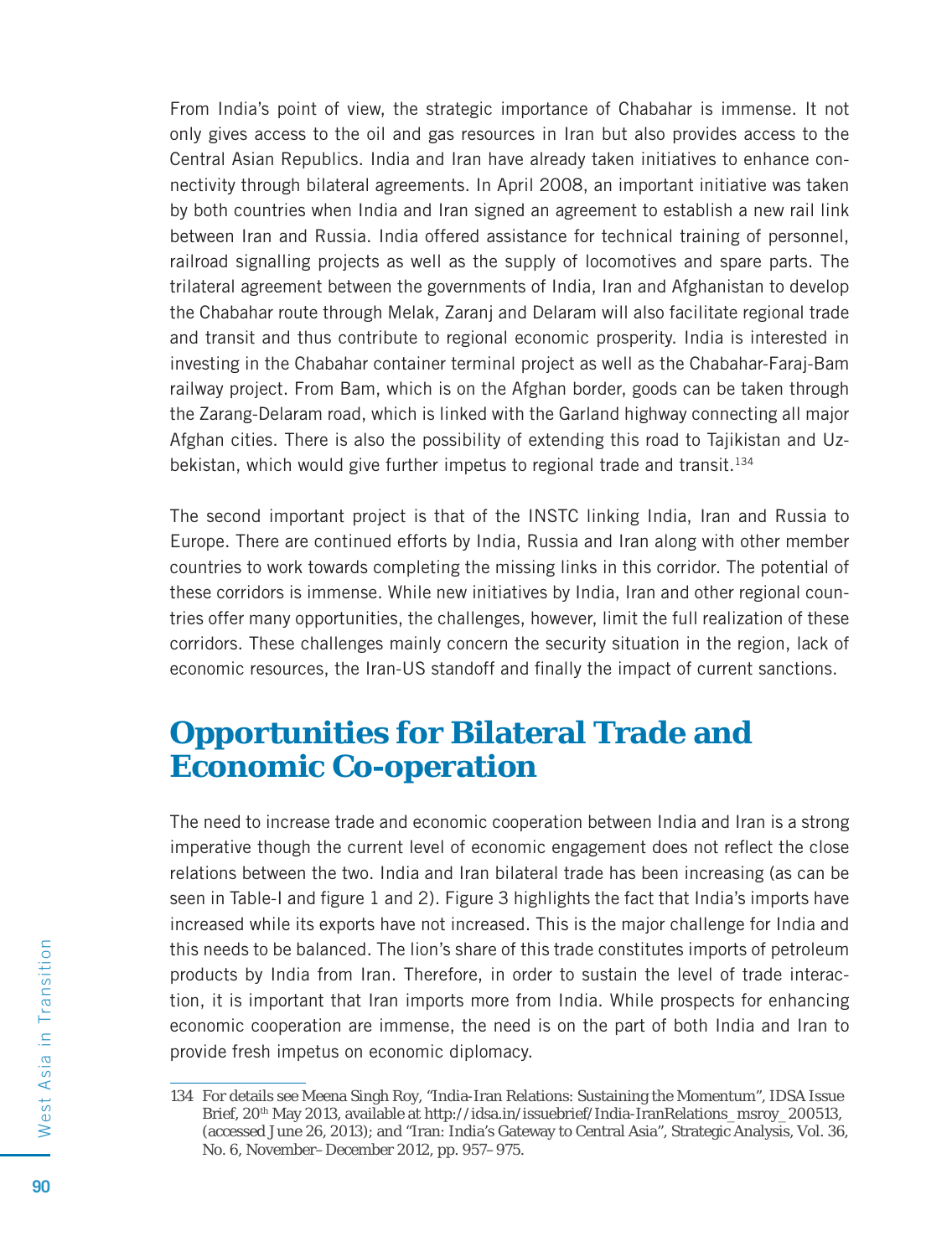From India's point of view, the strategic importance of Chabahar is immense. It not only gives access to the oil and gas resources in Iran but also provides access to the Central Asian Republics. India and Iran have already taken initiatives to enhance connectivity through bilateral agreements. In April 2008, an important initiative was taken by both countries when India and Iran signed an agreement to establish a new rail link between Iran and Russia. India offered assistance for technical training of personnel, railroad signalling projects as well as the supply of locomotives and spare parts. The trilateral agreement between the governments of India, Iran and Afghanistan to develop the Chabahar route through Melak, Zaranj and Delaram will also facilitate regional trade and transit and thus contribute to regional economic prosperity. India is interested in investing in the Chabahar container terminal project as well as the Chabahar-Faraj-Bam railway project. From Bam, which is on the Afghan border, goods can be taken through the Zarang-Delaram road, which is linked with the Garland highway connecting all major Afghan cities. There is also the possibility of extending this road to Tajikistan and Uzbekistan, which would give further impetus to regional trade and transit.[134]

The second important project is that of the INSTC linking India, Iran and Russia to Europe. There are continued efforts by India, Russia and Iran along with other member countries to work towards completing the missing links in this corridor. The potential of these corridors is immense. While new initiatives by India, Iran and other regional countries offer many opportunities, the challenges, however, limit the full realization of these corridors. These challenges mainly concern the security situation in the region, lack of economic resources, the Iran-US standoff and finally the impact of current sanctions.

## Opportunities for Bilateral Trade and Economic Co-operation

The need to increase trade and economic cooperation between India and Iran is a strong imperative though the current level of economic engagement does not reflect the close relations between the two. India and Iran bilateral trade has been increasing (as can be seen in Table-I and figure 1 and 2). Figure 3 highlights the fact that India's imports have increased while its exports have not increased. This is the major challenge for India and this needs to be balanced. The lion's share of this trade constitutes imports of petroleum products by India from Iran. Therefore, in order to sustain the level of trade interaction, it is important that Iran imports more from India. While prospects for enhancing economic cooperation are immense, the need is on the part of both India and Iran to provide fresh impetus on economic diplomacy.

134 For details see Meena Singh Roy, "India-Iran Relations: Sustaining the Momentum", IDSA Issue Brief, 20th May 2013, available at http://idsa.in/issuebrief/India-IranRelations_msroy_200513, (accessed June 26, 2013); and "Iran: India's Gateway to Central Asia", Strategic Analysis, Vol. 36, No. 6, November–December 2012, pp. 957–975.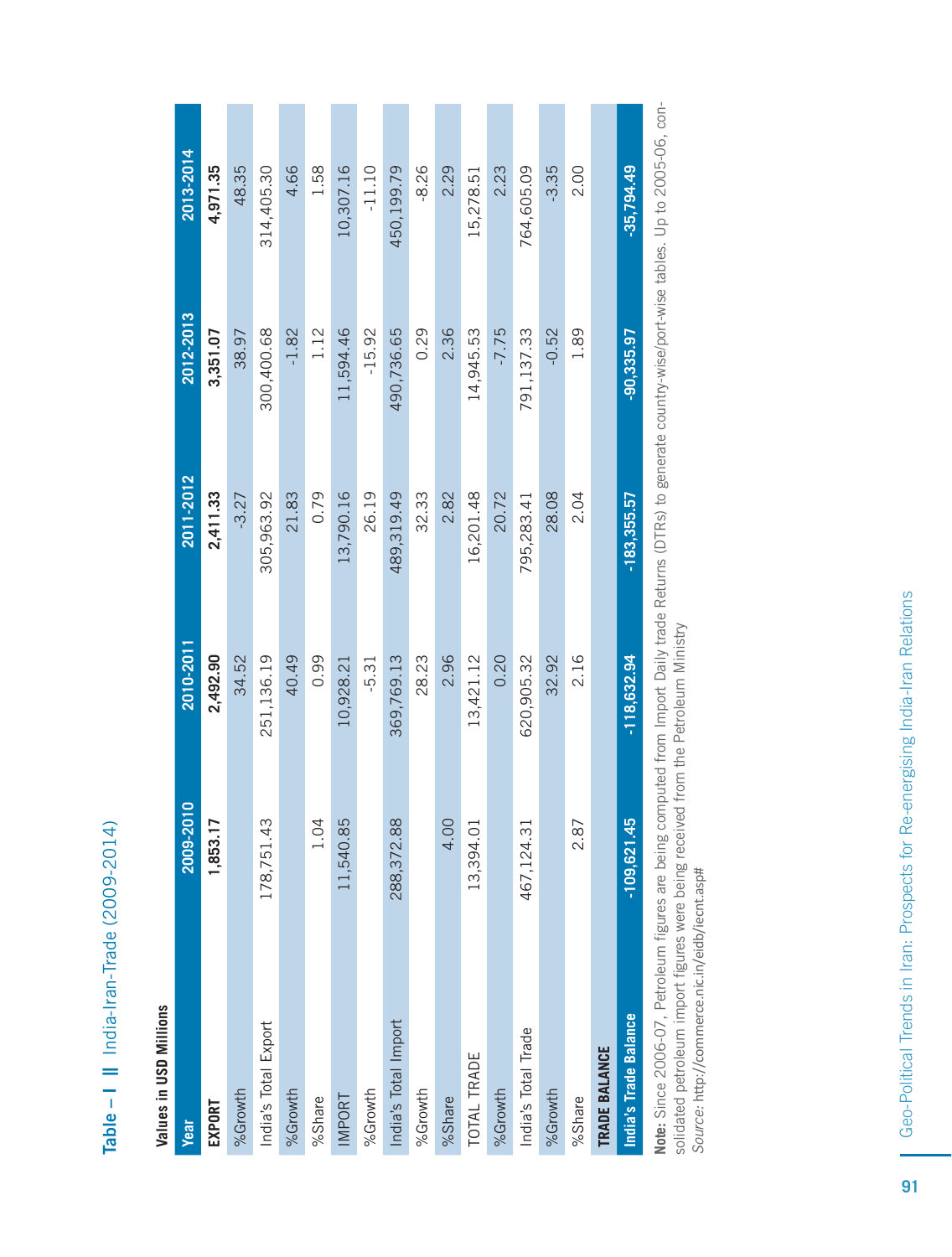**Table – I II India-Iran-Trade (2009-2014)**

**Values in USD Millions**

| Year | 2009-2010 | 2010-2011 | 2011-2012 | 2012-2013 | 2013-2014 |
|---|---|---|---|---|---|
| **EXPORT** | **1,853.17** | **2,492.90** | **2,411.33** | **3,351.07** | **4,971.35** |
| %Growth | | 34.52 | -3.27 | 38.97 | 48.35 |
| India's Total Export | 178,751.43 | 251,136.19 | 305,963.92 | 300,400.68 | 314,405.30 |
| %Growth | | 40.49 | 21.83 | -1.82 | 4.66 |
| %Share | 1.04 | 0.99 | 0.79 | 1.12 | 1.58 |
| IMPORT | 11,540.85 | 10,928.21 | 13,790.16 | 11,594.46 | 10,307.16 |
| %Growth | | -5.31 | 26.19 | -15.92 | -11.10 |
| India's Total Import | 288,372.88 | 369,769.13 | 489,319.49 | 490,736.65 | 450,199.79 |
| %Growth | | 28.23 | 32.33 | 0.29 | -8.26 |
| %Share | 4.00 | 2.96 | 2.82 | 2.36 | 2.29 |
| TOTAL TRADE | 13,394.01 | 13,421.12 | 16,201.48 | 14,945.53 | 15,278.51 |
| %Growth | | 0.20 | 20.72 | -7.75 | 2.23 |
| India's Total Trade | 467,124.31 | 620,905.32 | 795,283.41 | 791,137.33 | 764,605.09 |
| %Growth | | 32.92 | 28.08 | -0.52 | -3.35 |
| %Share | 2.87 | 2.16 | 2.04 | 1.89 | 2.00 |
| **TRADE BALANCE** | | | | | |
| **India's Trade Balance** | **-109,621.45** | **-118,632.94** | **-183,355.57** | **-90,335.97** | **-35,794.49** |

**Note:** Since 2006-07, Petroleum figures are being computed from Import Daily trade Returns (DTRs) to generate country-wise/port-wise tables. Up to 2005-06, consolidated petroleum import figures were being received from the Petroleum Ministry

*Source:* http://commerce.nic.in/eidb/iecnt.asp#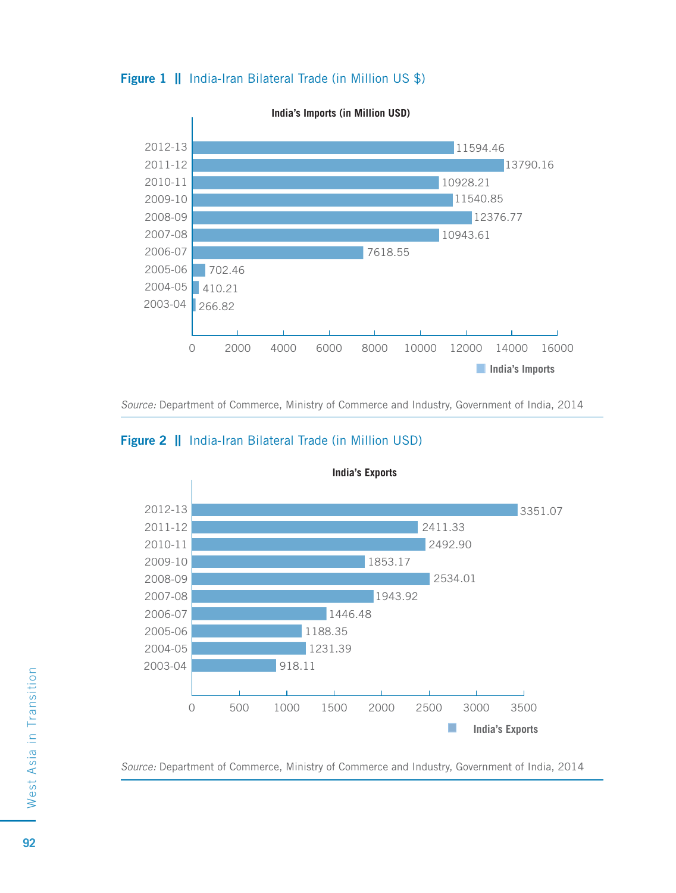**Figure 1 || India-Iran Bilateral Trade (in Million US $)**

India's Imports (in Million USD)

| Year | India's Imports |
| --- | --- |
| 2012-13 | 11594.46 |
| 2011-12 | 13790.16 |
| 2010-11 | 10928.21 |
| 2009-10 | 11540.85 |
| 2008-09 | 12376.77 |
| 2007-08 | 10943.61 |
| 2006-07 | 7618.55 |
| 2005-06 | 702.46 |
| 2004-05 | 410.21 |
| 2003-04 | 266.82 |

*Source:* Department of Commerce, Ministry of Commerce and Industry, Government of India, 2014

**Figure 2 || India-Iran Bilateral Trade (in Million USD)**

India's Exports

| Year | India's Exports |
| --- | --- |
| 2012-13 | 3351.07 |
| 2011-12 | 2411.33 |
| 2010-11 | 2492.90 |
| 2009-10 | 1853.17 |
| 2008-09 | 2534.01 |
| 2007-08 | 1943.92 |
| 2006-07 | 1446.48 |
| 2005-06 | 1188.35 |
| 2004-05 | 1231.39 |
| 2003-04 | 918.11 |

*Source:* Department of Commerce, Ministry of Commerce and Industry, Government of India, 2014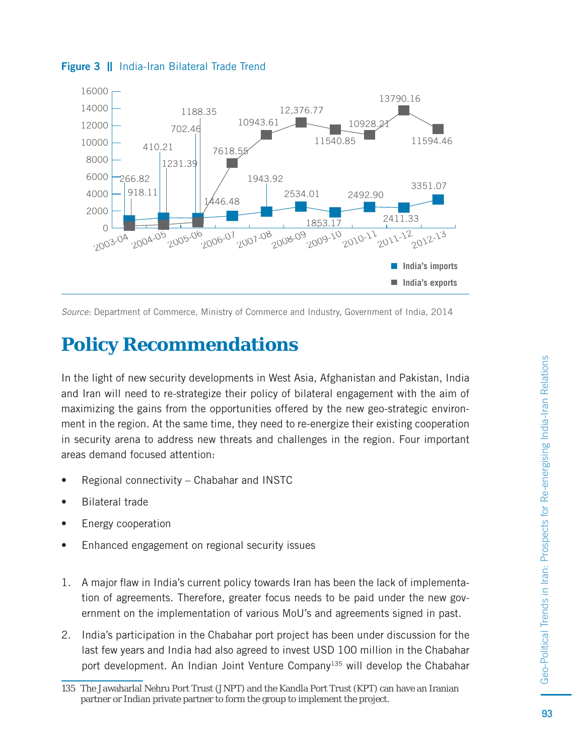**Figure 3 || India-Iran Bilateral Trade Trend**

| Year | India's imports | India's exports |
|---|---|---|
| 2003-04 | 918.11 | 266.82 |
| 2004-05 | 1231.39 | 410.21 |
| 2005-06 | 1188.35 | 702.46 |
| 2006-07 | 1446.48 | 7618.55 |
| 2007-08 | 1943.92 | 10943.61 |
| 2008-09 | 2534.01 | 12,376.77 |
| 2009-10 | 1853.17 | 11540.85 |
| 2010-11 | 2492.90 | 10928.21 |
| 2011-12 | 2411.33 | 13790.16 |
| 2012-13 | 3351.07 | 11594.46 |

*Source:* Department of Commerce, Ministry of Commerce and Industry, Government of India, 2014

# Policy Recommendations

In the light of new security developments in West Asia, Afghanistan and Pakistan, India and Iran will need to re-strategize their policy of bilateral engagement with the aim of maximizing the gains from the opportunities offered by the new geo-strategic environment in the region. At the same time, they need to re-energize their existing cooperation in security arena to address new threats and challenges in the region. Four important areas demand focused attention:

- Regional connectivity – Chabahar and INSTC
- Bilateral trade
- Energy cooperation
- Enhanced engagement on regional security issues

1. A major flaw in India's current policy towards Iran has been the lack of implementation of agreements. Therefore, greater focus needs to be paid under the new government on the implementation of various MoU's and agreements signed in past.
2. India's participation in the Chabahar port project has been under discussion for the last few years and India had also agreed to invest USD 100 million in the Chabahar port development. An Indian Joint Venture Company[135] will develop the Chabahar

135 The Jawaharlal Nehru Port Trust (JNPT) and the Kandla Port Trust (KPT) can have an Iranian partner or Indian private partner to form the group to implement the project.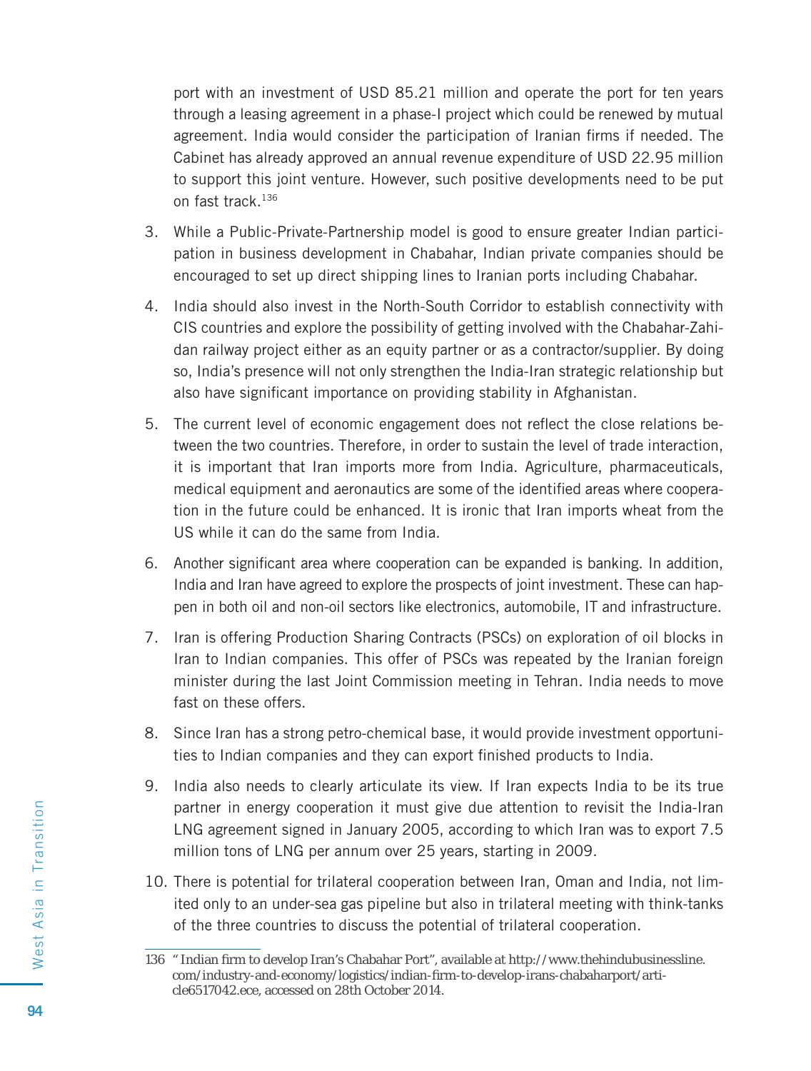port with an investment of USD 85.21 million and operate the port for ten years through a leasing agreement in a phase-I project which could be renewed by mutual agreement. India would consider the participation of Iranian firms if needed. The Cabinet has already approved an annual revenue expenditure of USD 22.95 million to support this joint venture. However, such positive developments need to be put on fast track.[136]

3. While a Public-Private-Partnership model is good to ensure greater Indian participation in business development in Chabahar, Indian private companies should be encouraged to set up direct shipping lines to Iranian ports including Chabahar.

4. India should also invest in the North-South Corridor to establish connectivity with CIS countries and explore the possibility of getting involved with the Chabahar-Zahidan railway project either as an equity partner or as a contractor/supplier. By doing so, India's presence will not only strengthen the India-Iran strategic relationship but also have significant importance on providing stability in Afghanistan.

5. The current level of economic engagement does not reflect the close relations between the two countries. Therefore, in order to sustain the level of trade interaction, it is important that Iran imports more from India. Agriculture, pharmaceuticals, medical equipment and aeronautics are some of the identified areas where cooperation in the future could be enhanced. It is ironic that Iran imports wheat from the US while it can do the same from India.

6. Another significant area where cooperation can be expanded is banking. In addition, India and Iran have agreed to explore the prospects of joint investment. These can happen in both oil and non-oil sectors like electronics, automobile, IT and infrastructure.

7. Iran is offering Production Sharing Contracts (PSCs) on exploration of oil blocks in Iran to Indian companies. This offer of PSCs was repeated by the Iranian foreign minister during the last Joint Commission meeting in Tehran. India needs to move fast on these offers.

8. Since Iran has a strong petro-chemical base, it would provide investment opportunities to Indian companies and they can export finished products to India.

9. India also needs to clearly articulate its view. If Iran expects India to be its true partner in energy cooperation it must give due attention to revisit the India-Iran LNG agreement signed in January 2005, according to which Iran was to export 7.5 million tons of LNG per annum over 25 years, starting in 2009.

10. There is potential for trilateral cooperation between Iran, Oman and India, not limited only to an under-sea gas pipeline but also in trilateral meeting with think-tanks of the three countries to discuss the potential of trilateral cooperation.

---

136 "Indian firm to develop Iran's Chabahar Port", available at http://www.thehindubusinessline.com/industry-and-economy/logistics/indian-firm-to-develop-irans-chabaharport/article6517042.ece, accessed on 28th October 2014.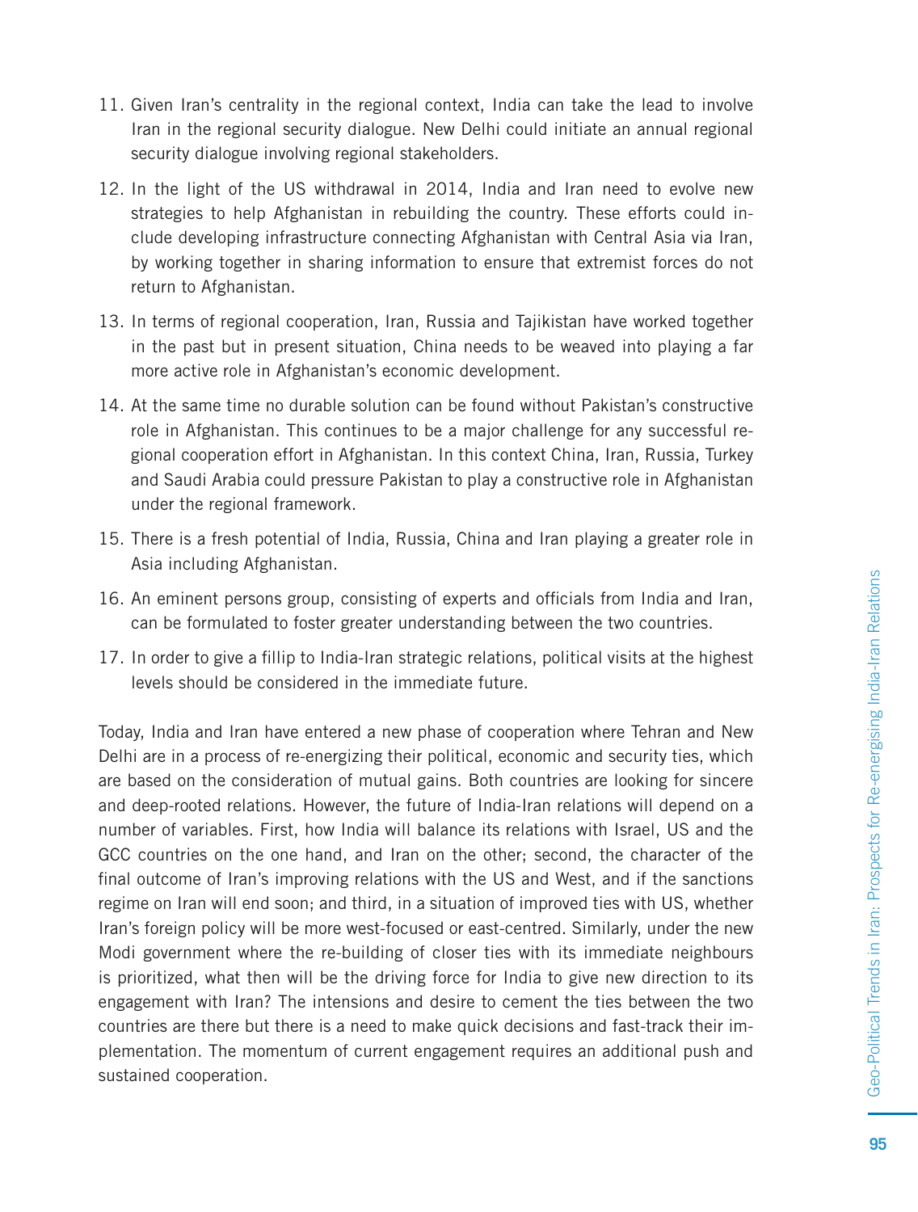11. Given Iran's centrality in the regional context, India can take the lead to involve Iran in the regional security dialogue. New Delhi could initiate an annual regional security dialogue involving regional stakeholders.
12. In the light of the US withdrawal in 2014, India and Iran need to evolve new strategies to help Afghanistan in rebuilding the country. These efforts could include developing infrastructure connecting Afghanistan with Central Asia via Iran, by working together in sharing information to ensure that extremist forces do not return to Afghanistan.
13. In terms of regional cooperation, Iran, Russia and Tajikistan have worked together in the past but in present situation, China needs to be weaved into playing a far more active role in Afghanistan's economic development.
14. At the same time no durable solution can be found without Pakistan's constructive role in Afghanistan. This continues to be a major challenge for any successful regional cooperation effort in Afghanistan. In this context China, Iran, Russia, Turkey and Saudi Arabia could pressure Pakistan to play a constructive role in Afghanistan under the regional framework.
15. There is a fresh potential of India, Russia, China and Iran playing a greater role in Asia including Afghanistan.
16. An eminent persons group, consisting of experts and officials from India and Iran, can be formulated to foster greater understanding between the two countries.
17. In order to give a fillip to India-Iran strategic relations, political visits at the highest levels should be considered in the immediate future.

Today, India and Iran have entered a new phase of cooperation where Tehran and New Delhi are in a process of re-energizing their political, economic and security ties, which are based on the consideration of mutual gains. Both countries are looking for sincere and deep-rooted relations. However, the future of India-Iran relations will depend on a number of variables. First, how India will balance its relations with Israel, US and the GCC countries on the one hand, and Iran on the other; second, the character of the final outcome of Iran's improving relations with the US and West, and if the sanctions regime on Iran will end soon; and third, in a situation of improved ties with US, whether Iran's foreign policy will be more west-focused or east-centred. Similarly, under the new Modi government where the re-building of closer ties with its immediate neighbours is prioritized, what then will be the driving force for India to give new direction to its engagement with Iran? The intensions and desire to cement the ties between the two countries are there but there is a need to make quick decisions and fast-track their implementation. The momentum of current engagement requires an additional push and sustained cooperation.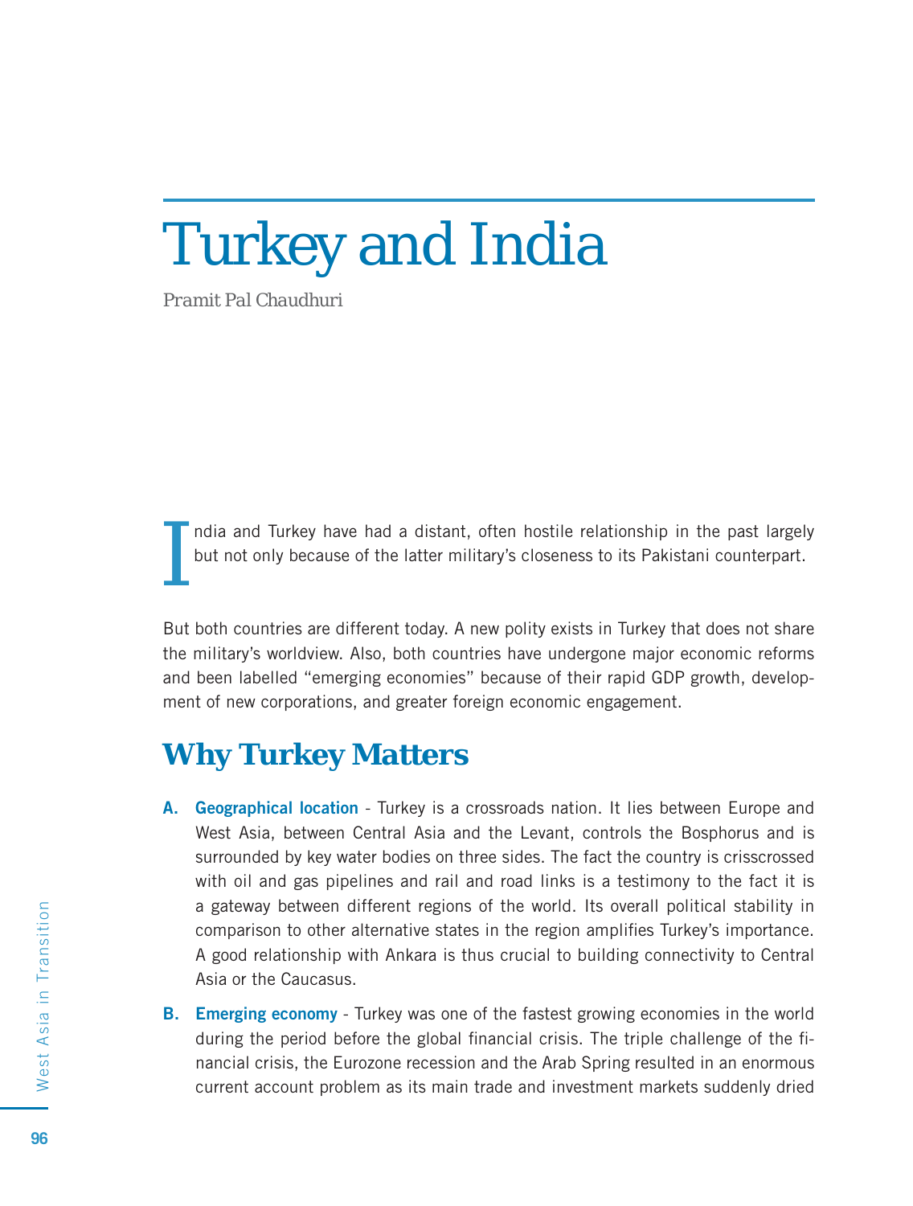# Turkey and India

Pramit Pal Chaudhuri

India and Turkey have had a distant, often hostile relationship in the past largely but not only because of the latter military's closeness to its Pakistani counterpart.

But both countries are different today. A new polity exists in Turkey that does not share the military's worldview. Also, both countries have undergone major economic reforms and been labelled "emerging economies" because of their rapid GDP growth, development of new corporations, and greater foreign economic engagement.

## Why Turkey Matters

**A. Geographical location** - Turkey is a crossroads nation. It lies between Europe and West Asia, between Central Asia and the Levant, controls the Bosphorus and is surrounded by key water bodies on three sides. The fact the country is crisscrossed with oil and gas pipelines and rail and road links is a testimony to the fact it is a gateway between different regions of the world. Its overall political stability in comparison to other alternative states in the region amplifies Turkey's importance. A good relationship with Ankara is thus crucial to building connectivity to Central Asia or the Caucasus.

**B. Emerging economy** - Turkey was one of the fastest growing economies in the world during the period before the global financial crisis. The triple challenge of the financial crisis, the Eurozone recession and the Arab Spring resulted in an enormous current account problem as its main trade and investment markets suddenly dried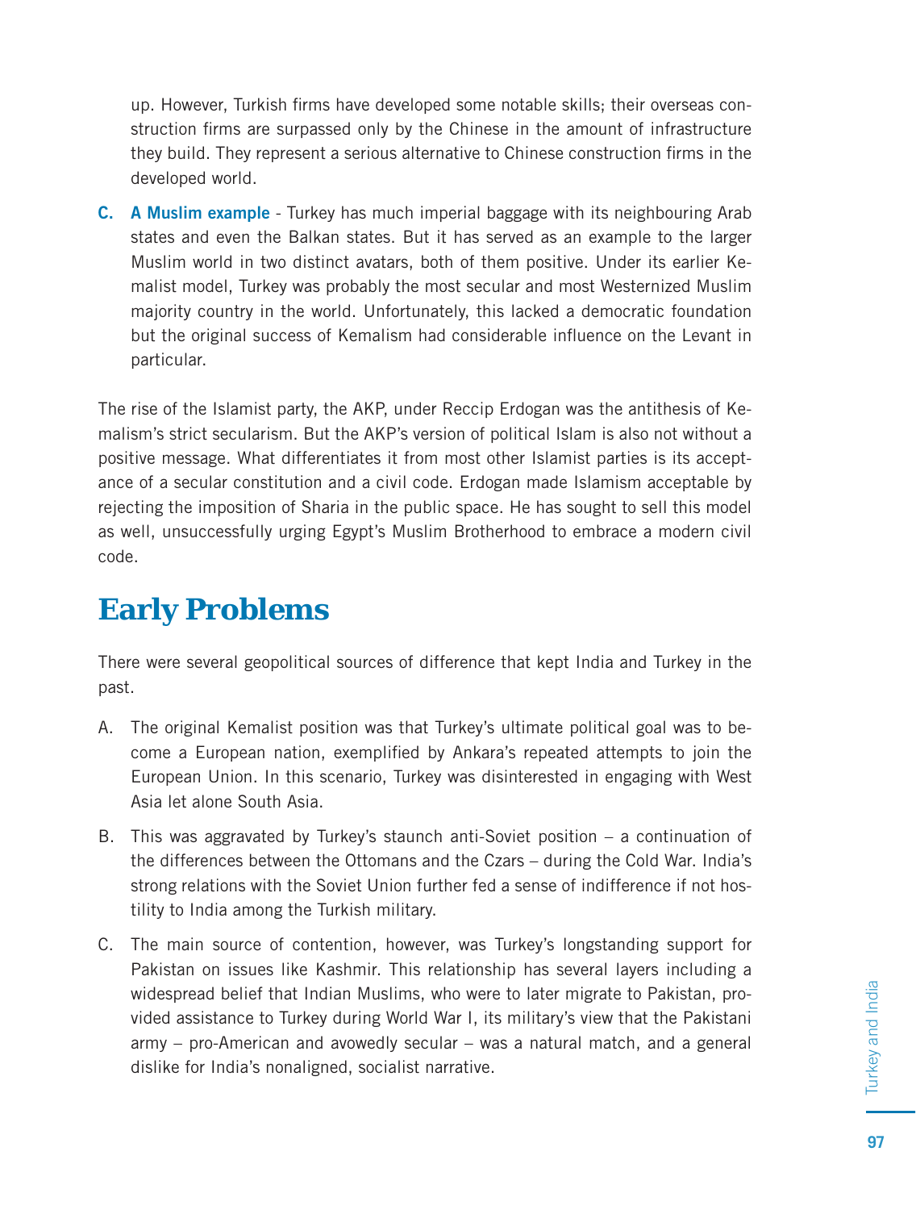up. However, Turkish firms have developed some notable skills; their overseas construction firms are surpassed only by the Chinese in the amount of infrastructure they build. They represent a serious alternative to Chinese construction firms in the developed world.

C. **A Muslim example** - Turkey has much imperial baggage with its neighbouring Arab states and even the Balkan states. But it has served as an example to the larger Muslim world in two distinct avatars, both of them positive. Under its earlier Kemalist model, Turkey was probably the most secular and most Westernized Muslim majority country in the world. Unfortunately, this lacked a democratic foundation but the original success of Kemalism had considerable influence on the Levant in particular.

The rise of the Islamist party, the AKP, under Reccip Erdogan was the antithesis of Kemalism's strict secularism. But the AKP's version of political Islam is also not without a positive message. What differentiates it from most other Islamist parties is its acceptance of a secular constitution and a civil code. Erdogan made Islamism acceptable by rejecting the imposition of Sharia in the public space. He has sought to sell this model as well, unsuccessfully urging Egypt's Muslim Brotherhood to embrace a modern civil code.

# Early Problems

There were several geopolitical sources of difference that kept India and Turkey in the past.

A. The original Kemalist position was that Turkey's ultimate political goal was to become a European nation, exemplified by Ankara's repeated attempts to join the European Union. In this scenario, Turkey was disinterested in engaging with West Asia let alone South Asia.

B. This was aggravated by Turkey's staunch anti-Soviet position – a continuation of the differences between the Ottomans and the Czars – during the Cold War. India's strong relations with the Soviet Union further fed a sense of indifference if not hostility to India among the Turkish military.

C. The main source of contention, however, was Turkey's longstanding support for Pakistan on issues like Kashmir. This relationship has several layers including a widespread belief that Indian Muslims, who were to later migrate to Pakistan, provided assistance to Turkey during World War I, its military's view that the Pakistani army – pro-American and avowedly secular – was a natural match, and a general dislike for India's nonaligned, socialist narrative.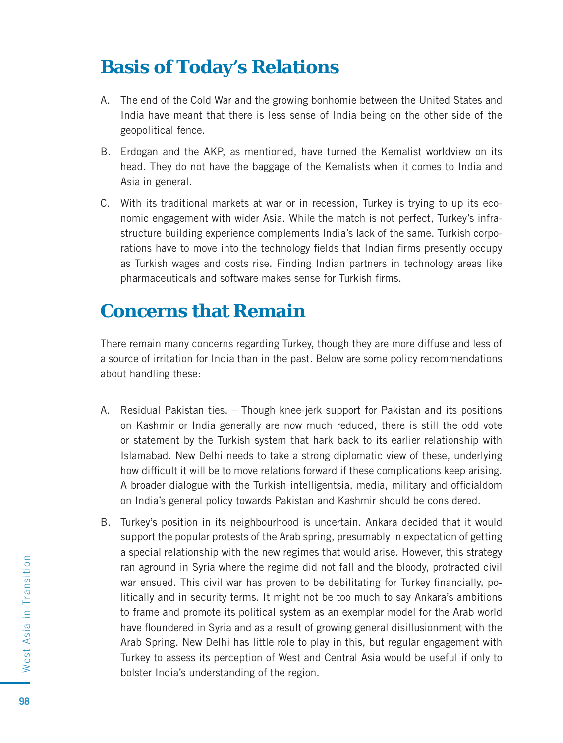## Basis of Today's Relations

A. The end of the Cold War and the growing bonhomie between the United States and India have meant that there is less sense of India being on the other side of the geopolitical fence.

B. Erdogan and the AKP, as mentioned, have turned the Kemalist worldview on its head. They do not have the baggage of the Kemalists when it comes to India and Asia in general.

C. With its traditional markets at war or in recession, Turkey is trying to up its economic engagement with wider Asia. While the match is not perfect, Turkey's infrastructure building experience complements India's lack of the same. Turkish corporations have to move into the technology fields that Indian firms presently occupy as Turkish wages and costs rise. Finding Indian partners in technology areas like pharmaceuticals and software makes sense for Turkish firms.

## Concerns that Remain

There remain many concerns regarding Turkey, though they are more diffuse and less of a source of irritation for India than in the past. Below are some policy recommendations about handling these:

A. Residual Pakistan ties. – Though knee-jerk support for Pakistan and its positions on Kashmir or India generally are now much reduced, there is still the odd vote or statement by the Turkish system that hark back to its earlier relationship with Islamabad. New Delhi needs to take a strong diplomatic view of these, underlying how difficult it will be to move relations forward if these complications keep arising. A broader dialogue with the Turkish intelligentsia, media, military and officialdom on India's general policy towards Pakistan and Kashmir should be considered.

B. Turkey's position in its neighbourhood is uncertain. Ankara decided that it would support the popular protests of the Arab spring, presumably in expectation of getting a special relationship with the new regimes that would arise. However, this strategy ran aground in Syria where the regime did not fall and the bloody, protracted civil war ensued. This civil war has proven to be debilitating for Turkey financially, politically and in security terms. It might not be too much to say Ankara's ambitions to frame and promote its political system as an exemplar model for the Arab world have floundered in Syria and as a result of growing general disillusionment with the Arab Spring. New Delhi has little role to play in this, but regular engagement with Turkey to assess its perception of West and Central Asia would be useful if only to bolster India's understanding of the region.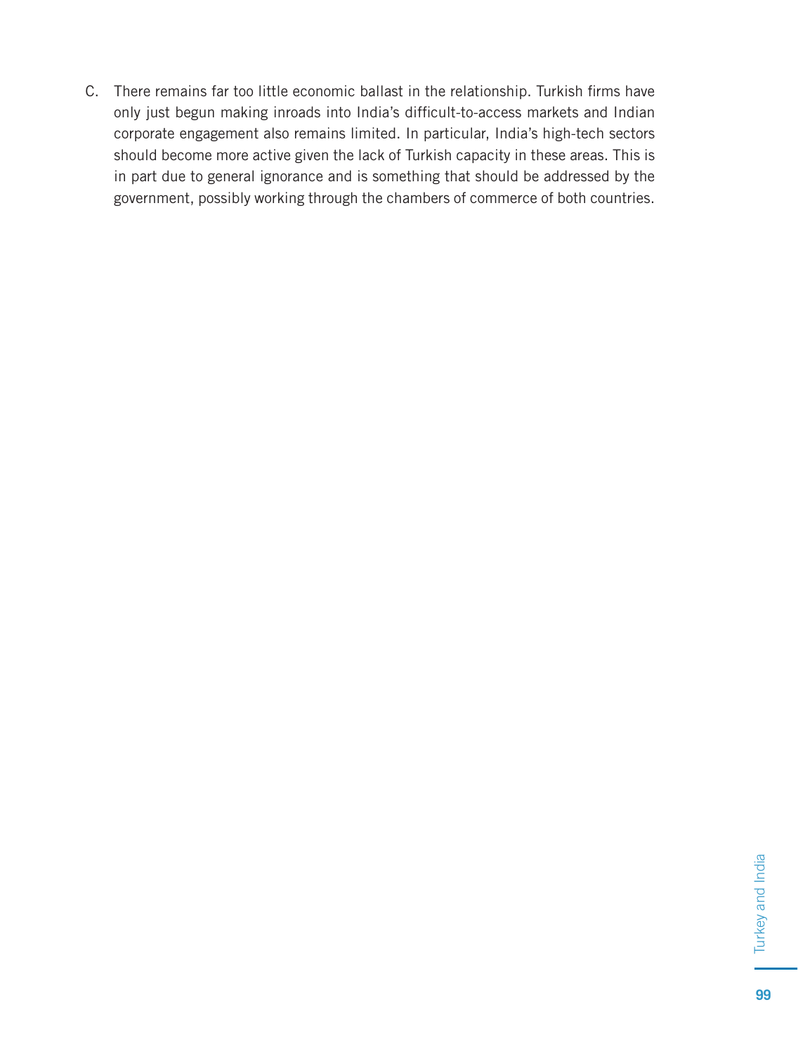C. There remains far too little economic ballast in the relationship. Turkish firms have only just begun making inroads into India's difficult-to-access markets and Indian corporate engagement also remains limited. In particular, India's high-tech sectors should become more active given the lack of Turkish capacity in these areas. This is in part due to general ignorance and is something that should be addressed by the government, possibly working through the chambers of commerce of both countries.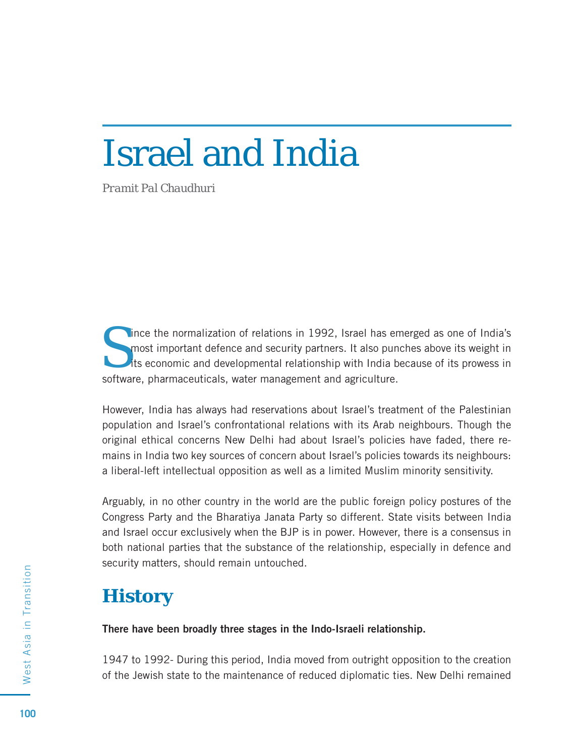# Israel and India

*Pramit Pal Chaudhuri*

Since the normalization of relations in 1992, Israel has emerged as one of India's most important defence and security partners. It also punches above its weight in its economic and developmental relationship with India because of its prowess in software, pharmaceuticals, water management and agriculture.

However, India has always had reservations about Israel's treatment of the Palestinian population and Israel's confrontational relations with its Arab neighbours. Though the original ethical concerns New Delhi had about Israel's policies have faded, there remains in India two key sources of concern about Israel's policies towards its neighbours: a liberal-left intellectual opposition as well as a limited Muslim minority sensitivity.

Arguably, in no other country in the world are the public foreign policy postures of the Congress Party and the Bharatiya Janata Party so different. State visits between India and Israel occur exclusively when the BJP is in power. However, there is a consensus in both national parties that the substance of the relationship, especially in defence and security matters, should remain untouched.

## History

**There have been broadly three stages in the Indo-Israeli relationship.**

1947 to 1992- During this period, India moved from outright opposition to the creation of the Jewish state to the maintenance of reduced diplomatic ties. New Delhi remained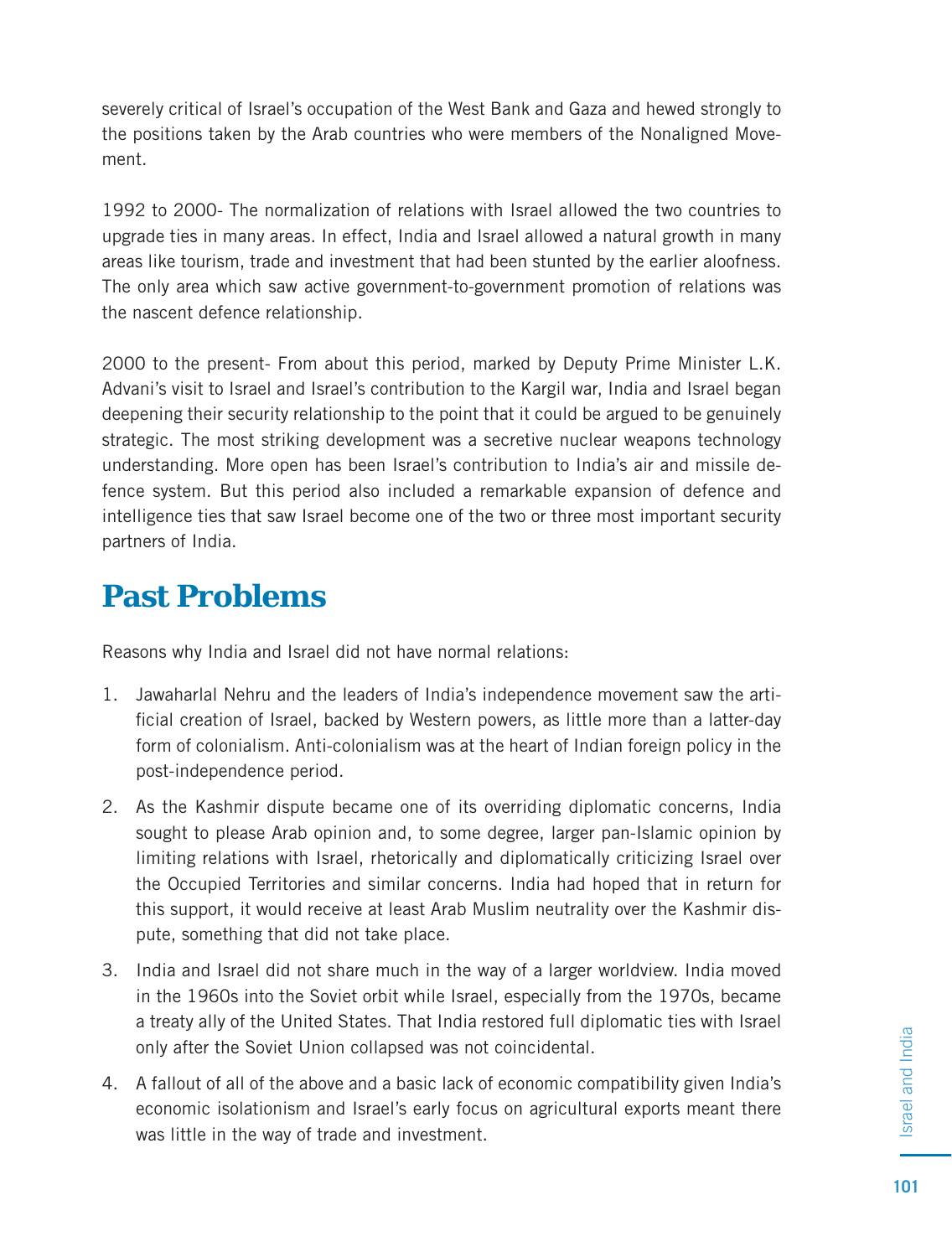severely critical of Israel's occupation of the West Bank and Gaza and hewed strongly to the positions taken by the Arab countries who were members of the Nonaligned Movement.

1992 to 2000- The normalization of relations with Israel allowed the two countries to upgrade ties in many areas. In effect, India and Israel allowed a natural growth in many areas like tourism, trade and investment that had been stunted by the earlier aloofness. The only area which saw active government-to-government promotion of relations was the nascent defence relationship.

2000 to the present- From about this period, marked by Deputy Prime Minister L.K. Advani's visit to Israel and Israel's contribution to the Kargil war, India and Israel began deepening their security relationship to the point that it could be argued to be genuinely strategic. The most striking development was a secretive nuclear weapons technology understanding. More open has been Israel's contribution to India's air and missile defence system. But this period also included a remarkable expansion of defence and intelligence ties that saw Israel become one of the two or three most important security partners of India.

## Past Problems

Reasons why India and Israel did not have normal relations:

1. Jawaharlal Nehru and the leaders of India's independence movement saw the artificial creation of Israel, backed by Western powers, as little more than a latter-day form of colonialism. Anti-colonialism was at the heart of Indian foreign policy in the post-independence period.
2. As the Kashmir dispute became one of its overriding diplomatic concerns, India sought to please Arab opinion and, to some degree, larger pan-Islamic opinion by limiting relations with Israel, rhetorically and diplomatically criticizing Israel over the Occupied Territories and similar concerns. India had hoped that in return for this support, it would receive at least Arab Muslim neutrality over the Kashmir dispute, something that did not take place.
3. India and Israel did not share much in the way of a larger worldview. India moved in the 1960s into the Soviet orbit while Israel, especially from the 1970s, became a treaty ally of the United States. That India restored full diplomatic ties with Israel only after the Soviet Union collapsed was not coincidental.
4. A fallout of all of the above and a basic lack of economic compatibility given India's economic isolationism and Israel's early focus on agricultural exports meant there was little in the way of trade and investment.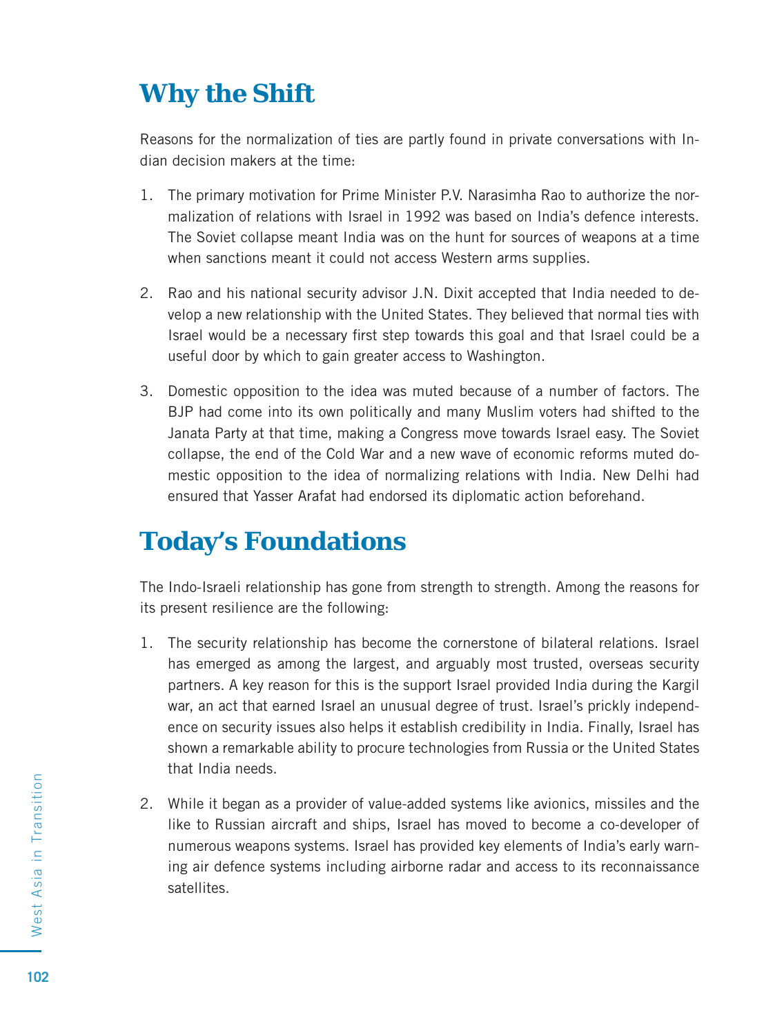# Why the Shift

Reasons for the normalization of ties are partly found in private conversations with Indian decision makers at the time:

1. The primary motivation for Prime Minister P.V. Narasimha Rao to authorize the normalization of relations with Israel in 1992 was based on India's defence interests. The Soviet collapse meant India was on the hunt for sources of weapons at a time when sanctions meant it could not access Western arms supplies.

2. Rao and his national security advisor J.N. Dixit accepted that India needed to develop a new relationship with the United States. They believed that normal ties with Israel would be a necessary first step towards this goal and that Israel could be a useful door by which to gain greater access to Washington.

3. Domestic opposition to the idea was muted because of a number of factors. The BJP had come into its own politically and many Muslim voters had shifted to the Janata Party at that time, making a Congress move towards Israel easy. The Soviet collapse, the end of the Cold War and a new wave of economic reforms muted domestic opposition to the idea of normalizing relations with India. New Delhi had ensured that Yasser Arafat had endorsed its diplomatic action beforehand.

# Today's Foundations

The Indo-Israeli relationship has gone from strength to strength. Among the reasons for its present resilience are the following:

1. The security relationship has become the cornerstone of bilateral relations. Israel has emerged as among the largest, and arguably most trusted, overseas security partners. A key reason for this is the support Israel provided India during the Kargil war, an act that earned Israel an unusual degree of trust. Israel's prickly independence on security issues also helps it establish credibility in India. Finally, Israel has shown a remarkable ability to procure technologies from Russia or the United States that India needs.

2. While it began as a provider of value-added systems like avionics, missiles and the like to Russian aircraft and ships, Israel has moved to become a co-developer of numerous weapons systems. Israel has provided key elements of India's early warning air defence systems including airborne radar and access to its reconnaissance satellites.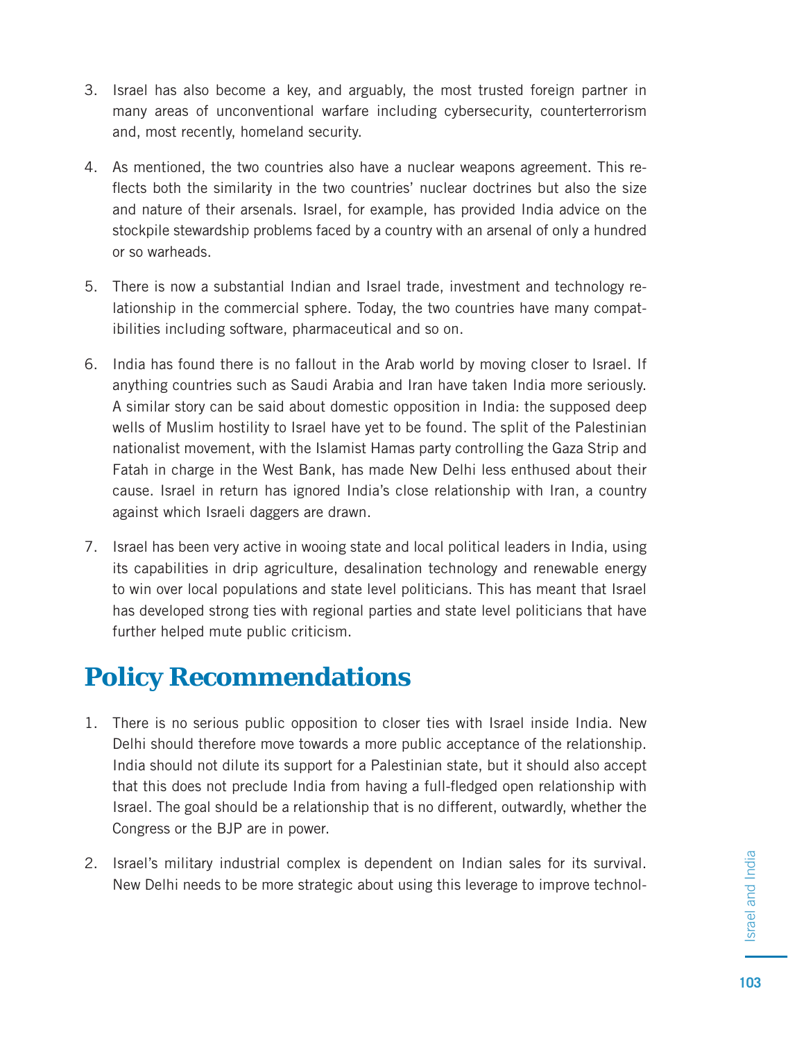3. Israel has also become a key, and arguably, the most trusted foreign partner in many areas of unconventional warfare including cybersecurity, counterterrorism and, most recently, homeland security.

4. As mentioned, the two countries also have a nuclear weapons agreement. This reflects both the similarity in the two countries' nuclear doctrines but also the size and nature of their arsenals. Israel, for example, has provided India advice on the stockpile stewardship problems faced by a country with an arsenal of only a hundred or so warheads.

5. There is now a substantial Indian and Israel trade, investment and technology relationship in the commercial sphere. Today, the two countries have many compatibilities including software, pharmaceutical and so on.

6. India has found there is no fallout in the Arab world by moving closer to Israel. If anything countries such as Saudi Arabia and Iran have taken India more seriously. A similar story can be said about domestic opposition in India: the supposed deep wells of Muslim hostility to Israel have yet to be found. The split of the Palestinian nationalist movement, with the Islamist Hamas party controlling the Gaza Strip and Fatah in charge in the West Bank, has made New Delhi less enthused about their cause. Israel in return has ignored India's close relationship with Iran, a country against which Israeli daggers are drawn.

7. Israel has been very active in wooing state and local political leaders in India, using its capabilities in drip agriculture, desalination technology and renewable energy to win over local populations and state level politicians. This has meant that Israel has developed strong ties with regional parties and state level politicians that have further helped mute public criticism.

## Policy Recommendations

1. There is no serious public opposition to closer ties with Israel inside India. New Delhi should therefore move towards a more public acceptance of the relationship. India should not dilute its support for a Palestinian state, but it should also accept that this does not preclude India from having a full-fledged open relationship with Israel. The goal should be a relationship that is no different, outwardly, whether the Congress or the BJP are in power.

2. Israel's military industrial complex is dependent on Indian sales for its survival. New Delhi needs to be more strategic about using this leverage to improve technol-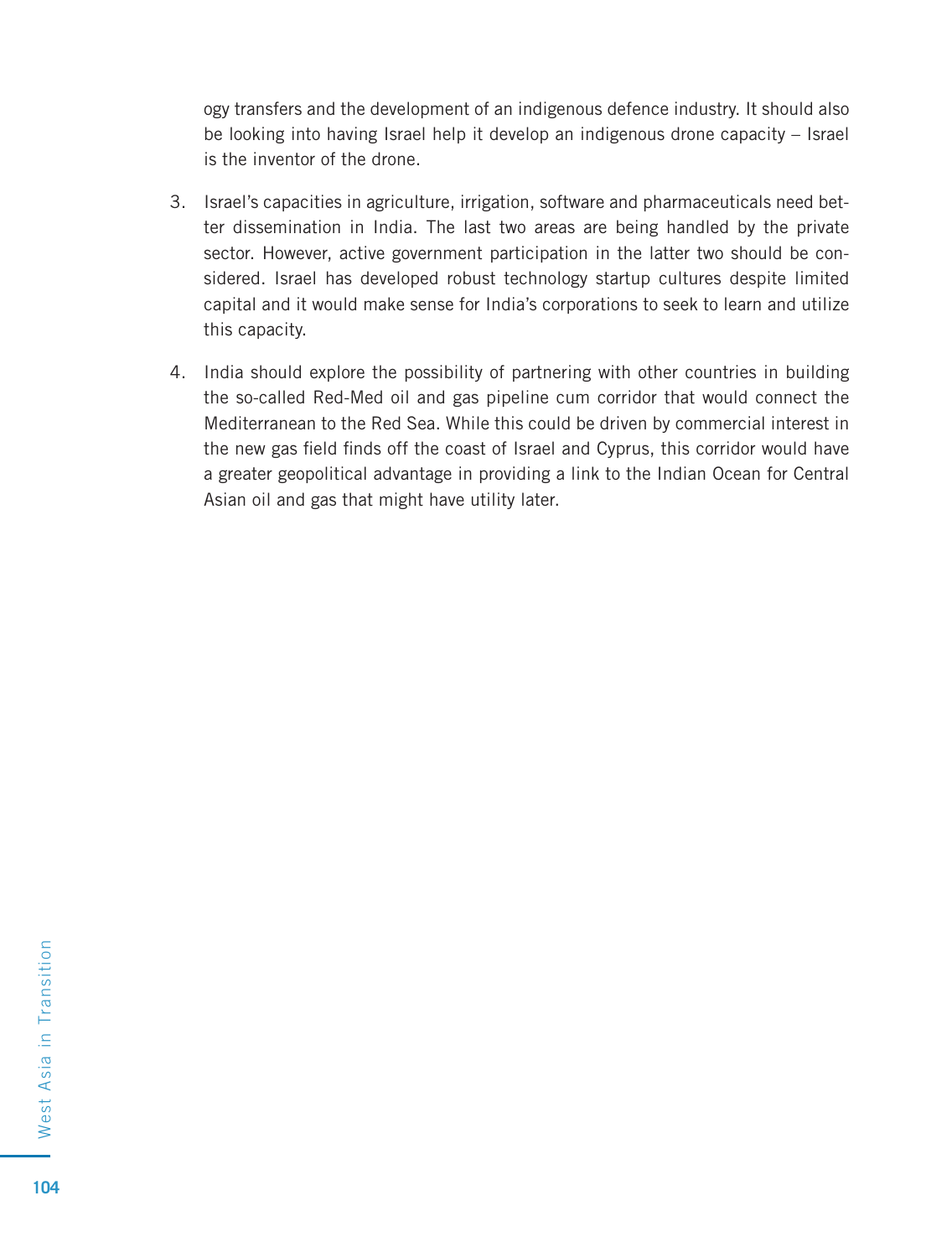ogy transfers and the development of an indigenous defence industry. It should also be looking into having Israel help it develop an indigenous drone capacity – Israel is the inventor of the drone.

3. Israel's capacities in agriculture, irrigation, software and pharmaceuticals need better dissemination in India. The last two areas are being handled by the private sector. However, active government participation in the latter two should be considered. Israel has developed robust technology startup cultures despite limited capital and it would make sense for India's corporations to seek to learn and utilize this capacity.

4. India should explore the possibility of partnering with other countries in building the so-called Red-Med oil and gas pipeline cum corridor that would connect the Mediterranean to the Red Sea. While this could be driven by commercial interest in the new gas field finds off the coast of Israel and Cyprus, this corridor would have a greater geopolitical advantage in providing a link to the Indian Ocean for Central Asian oil and gas that might have utility later.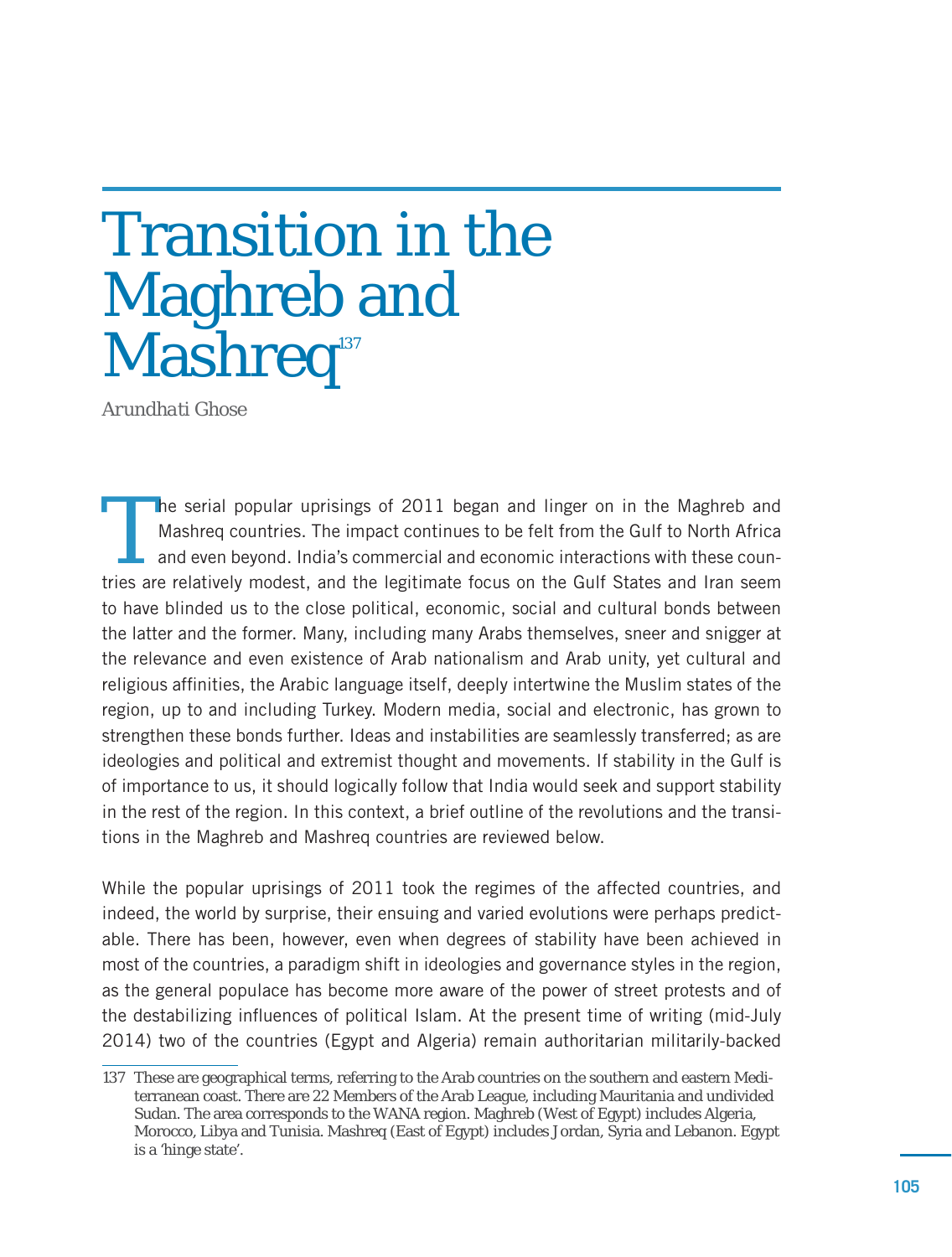# Transition in the Maghreb and Mashreq[137]

*Arundhati Ghose*

The serial popular uprisings of 2011 began and linger on in the Maghreb and Mashreq countries. The impact continues to be felt from the Gulf to North Africa and even beyond. India's commercial and economic interactions with these countries are relatively modest, and the legitimate focus on the Gulf States and Iran seem to have blinded us to the close political, economic, social and cultural bonds between the latter and the former. Many, including many Arabs themselves, sneer and snigger at the relevance and even existence of Arab nationalism and Arab unity, yet cultural and religious affinities, the Arabic language itself, deeply intertwine the Muslim states of the region, up to and including Turkey. Modern media, social and electronic, has grown to strengthen these bonds further. Ideas and instabilities are seamlessly transferred; as are ideologies and political and extremist thought and movements. If stability in the Gulf is of importance to us, it should logically follow that India would seek and support stability in the rest of the region. In this context, a brief outline of the revolutions and the transitions in the Maghreb and Mashreq countries are reviewed below.

While the popular uprisings of 2011 took the regimes of the affected countries, and indeed, the world by surprise, their ensuing and varied evolutions were perhaps predictable. There has been, however, even when degrees of stability have been achieved in most of the countries, a paradigm shift in ideologies and governance styles in the region, as the general populace has become more aware of the power of street protests and of the destabilizing influences of political Islam. At the present time of writing (mid-July 2014) two of the countries (Egypt and Algeria) remain authoritarian militarily-backed

---

137 These are geographical terms, referring to the Arab countries on the southern and eastern Mediterranean coast. There are 22 Members of the Arab League, including Mauritania and undivided Sudan. The area corresponds to the WANA region. Maghreb (West of Egypt) includes Algeria, Morocco, Libya and Tunisia. Mashreq (East of Egypt) includes Jordan, Syria and Lebanon. Egypt is a 'hinge state'.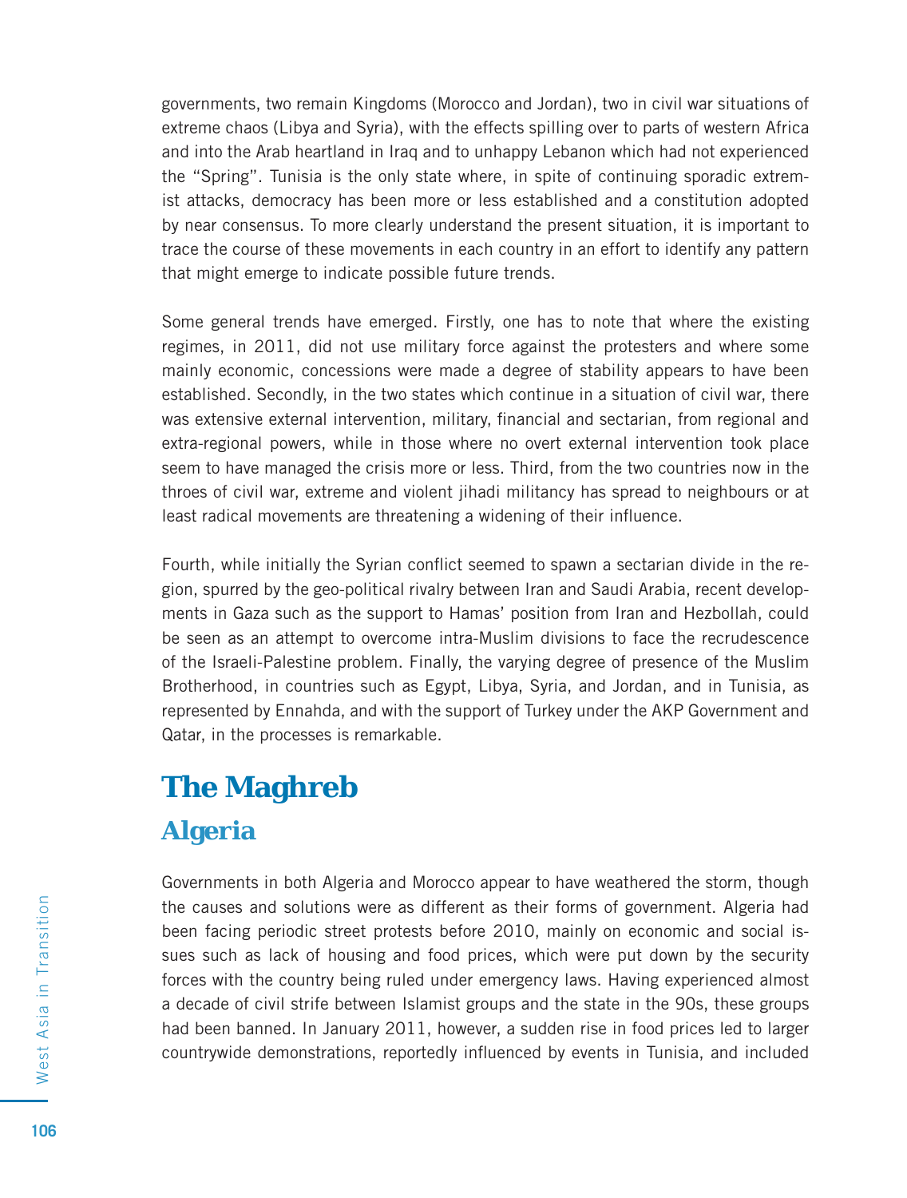governments, two remain Kingdoms (Morocco and Jordan), two in civil war situations of extreme chaos (Libya and Syria), with the effects spilling over to parts of western Africa and into the Arab heartland in Iraq and to unhappy Lebanon which had not experienced the "Spring". Tunisia is the only state where, in spite of continuing sporadic extremist attacks, democracy has been more or less established and a constitution adopted by near consensus. To more clearly understand the present situation, it is important to trace the course of these movements in each country in an effort to identify any pattern that might emerge to indicate possible future trends.

Some general trends have emerged. Firstly, one has to note that where the existing regimes, in 2011, did not use military force against the protesters and where some mainly economic, concessions were made a degree of stability appears to have been established. Secondly, in the two states which continue in a situation of civil war, there was extensive external intervention, military, financial and sectarian, from regional and extra-regional powers, while in those where no overt external intervention took place seem to have managed the crisis more or less. Third, from the two countries now in the throes of civil war, extreme and violent jihadi militancy has spread to neighbours or at least radical movements are threatening a widening of their influence.

Fourth, while initially the Syrian conflict seemed to spawn a sectarian divide in the region, spurred by the geo-political rivalry between Iran and Saudi Arabia, recent developments in Gaza such as the support to Hamas' position from Iran and Hezbollah, could be seen as an attempt to overcome intra-Muslim divisions to face the recrudescence of the Israeli-Palestine problem. Finally, the varying degree of presence of the Muslim Brotherhood, in countries such as Egypt, Libya, Syria, and Jordan, and in Tunisia, as represented by Ennahda, and with the support of Turkey under the AKP Government and Qatar, in the processes is remarkable.

# The Maghreb

## Algeria

Governments in both Algeria and Morocco appear to have weathered the storm, though the causes and solutions were as different as their forms of government. Algeria had been facing periodic street protests before 2010, mainly on economic and social issues such as lack of housing and food prices, which were put down by the security forces with the country being ruled under emergency laws. Having experienced almost a decade of civil strife between Islamist groups and the state in the 90s, these groups had been banned. In January 2011, however, a sudden rise in food prices led to larger countrywide demonstrations, reportedly influenced by events in Tunisia, and included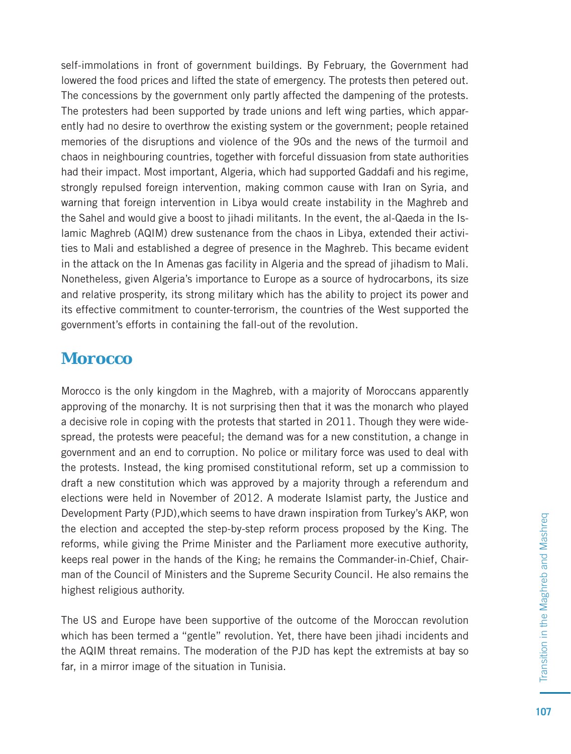self-immolations in front of government buildings. By February, the Government had lowered the food prices and lifted the state of emergency. The protests then petered out. The concessions by the government only partly affected the dampening of the protests. The protesters had been supported by trade unions and left wing parties, which apparently had no desire to overthrow the existing system or the government; people retained memories of the disruptions and violence of the 90s and the news of the turmoil and chaos in neighbouring countries, together with forceful dissuasion from state authorities had their impact. Most important, Algeria, which had supported Gaddafi and his regime, strongly repulsed foreign intervention, making common cause with Iran on Syria, and warning that foreign intervention in Libya would create instability in the Maghreb and the Sahel and would give a boost to jihadi militants. In the event, the al-Qaeda in the Islamic Maghreb (AQIM) drew sustenance from the chaos in Libya, extended their activities to Mali and established a degree of presence in the Maghreb. This became evident in the attack on the In Amenas gas facility in Algeria and the spread of jihadism to Mali. Nonetheless, given Algeria's importance to Europe as a source of hydrocarbons, its size and relative prosperity, its strong military which has the ability to project its power and its effective commitment to counter-terrorism, the countries of the West supported the government's efforts in containing the fall-out of the revolution.

## Morocco

Morocco is the only kingdom in the Maghreb, with a majority of Moroccans apparently approving of the monarchy. It is not surprising then that it was the monarch who played a decisive role in coping with the protests that started in 2011. Though they were widespread, the protests were peaceful; the demand was for a new constitution, a change in government and an end to corruption. No police or military force was used to deal with the protests. Instead, the king promised constitutional reform, set up a commission to draft a new constitution which was approved by a majority through a referendum and elections were held in November of 2012. A moderate Islamist party, the Justice and Development Party (PJD),which seems to have drawn inspiration from Turkey's AKP, won the election and accepted the step-by-step reform process proposed by the King. The reforms, while giving the Prime Minister and the Parliament more executive authority, keeps real power in the hands of the King; he remains the Commander-in-Chief, Chairman of the Council of Ministers and the Supreme Security Council. He also remains the highest religious authority.

The US and Europe have been supportive of the outcome of the Moroccan revolution which has been termed a "gentle" revolution. Yet, there have been jihadi incidents and the AQIM threat remains. The moderation of the PJD has kept the extremists at bay so far, in a mirror image of the situation in Tunisia.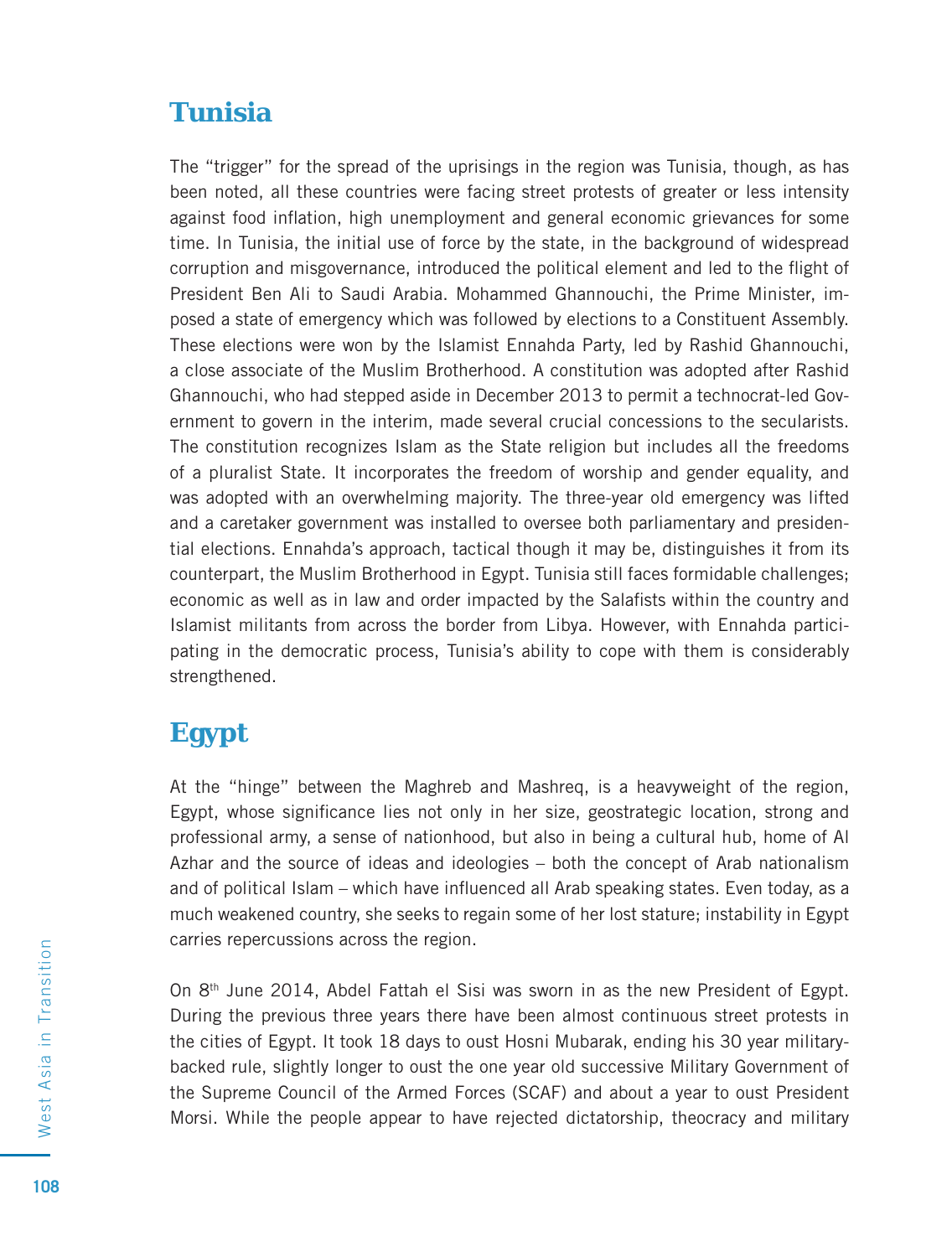## Tunisia

The "trigger" for the spread of the uprisings in the region was Tunisia, though, as has been noted, all these countries were facing street protests of greater or less intensity against food inflation, high unemployment and general economic grievances for some time. In Tunisia, the initial use of force by the state, in the background of widespread corruption and misgovernance, introduced the political element and led to the flight of President Ben Ali to Saudi Arabia. Mohammed Ghannouchi, the Prime Minister, imposed a state of emergency which was followed by elections to a Constituent Assembly. These elections were won by the Islamist Ennahda Party, led by Rashid Ghannouchi, a close associate of the Muslim Brotherhood. A constitution was adopted after Rashid Ghannouchi, who had stepped aside in December 2013 to permit a technocrat-led Government to govern in the interim, made several crucial concessions to the secularists. The constitution recognizes Islam as the State religion but includes all the freedoms of a pluralist State. It incorporates the freedom of worship and gender equality, and was adopted with an overwhelming majority. The three-year old emergency was lifted and a caretaker government was installed to oversee both parliamentary and presidential elections. Ennahda's approach, tactical though it may be, distinguishes it from its counterpart, the Muslim Brotherhood in Egypt. Tunisia still faces formidable challenges; economic as well as in law and order impacted by the Salafists within the country and Islamist militants from across the border from Libya. However, with Ennahda participating in the democratic process, Tunisia's ability to cope with them is considerably strengthened.

## Egypt

At the "hinge" between the Maghreb and Mashreq, is a heavyweight of the region, Egypt, whose significance lies not only in her size, geostrategic location, strong and professional army, a sense of nationhood, but also in being a cultural hub, home of Al Azhar and the source of ideas and ideologies – both the concept of Arab nationalism and of political Islam – which have influenced all Arab speaking states. Even today, as a much weakened country, she seeks to regain some of her lost stature; instability in Egypt carries repercussions across the region.

On 8th June 2014, Abdel Fattah el Sisi was sworn in as the new President of Egypt. During the previous three years there have been almost continuous street protests in the cities of Egypt. It took 18 days to oust Hosni Mubarak, ending his 30 year military-backed rule, slightly longer to oust the one year old successive Military Government of the Supreme Council of the Armed Forces (SCAF) and about a year to oust President Morsi. While the people appear to have rejected dictatorship, theocracy and military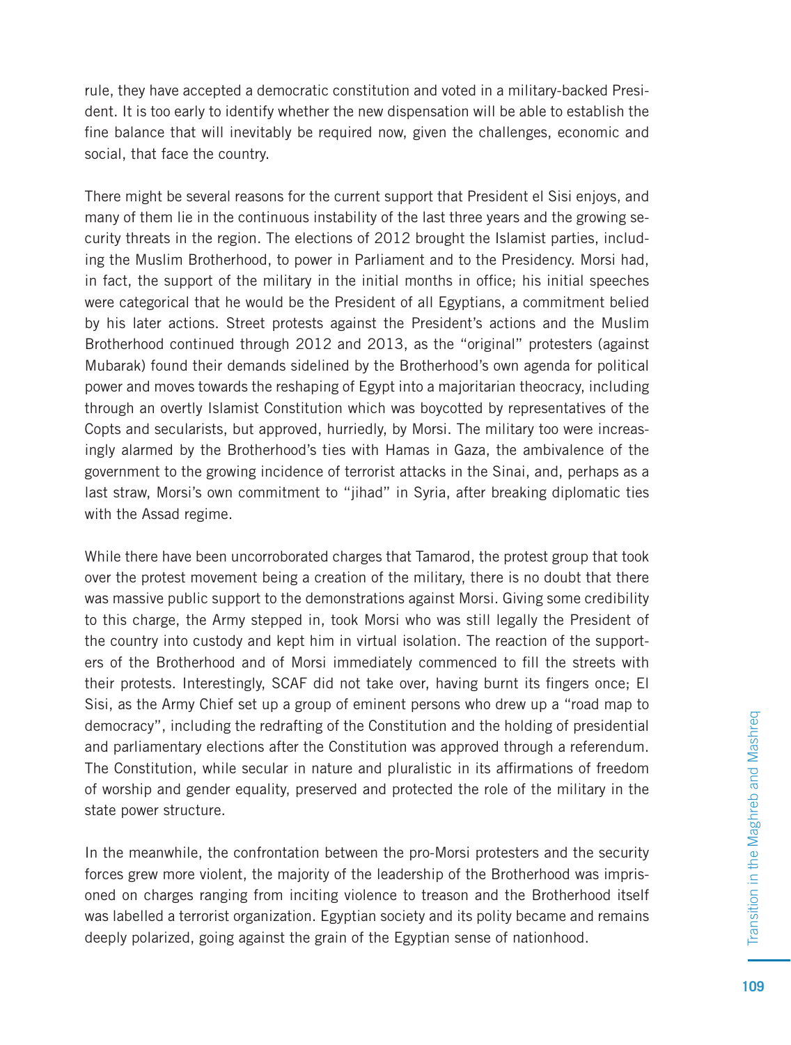rule, they have accepted a democratic constitution and voted in a military-backed President. It is too early to identify whether the new dispensation will be able to establish the fine balance that will inevitably be required now, given the challenges, economic and social, that face the country.

There might be several reasons for the current support that President el Sisi enjoys, and many of them lie in the continuous instability of the last three years and the growing security threats in the region. The elections of 2012 brought the Islamist parties, including the Muslim Brotherhood, to power in Parliament and to the Presidency. Morsi had, in fact, the support of the military in the initial months in office; his initial speeches were categorical that he would be the President of all Egyptians, a commitment belied by his later actions. Street protests against the President's actions and the Muslim Brotherhood continued through 2012 and 2013, as the "original" protesters (against Mubarak) found their demands sidelined by the Brotherhood's own agenda for political power and moves towards the reshaping of Egypt into a majoritarian theocracy, including through an overtly Islamist Constitution which was boycotted by representatives of the Copts and secularists, but approved, hurriedly, by Morsi. The military too were increasingly alarmed by the Brotherhood's ties with Hamas in Gaza, the ambivalence of the government to the growing incidence of terrorist attacks in the Sinai, and, perhaps as a last straw, Morsi's own commitment to "jihad" in Syria, after breaking diplomatic ties with the Assad regime.

While there have been uncorroborated charges that Tamarod, the protest group that took over the protest movement being a creation of the military, there is no doubt that there was massive public support to the demonstrations against Morsi. Giving some credibility to this charge, the Army stepped in, took Morsi who was still legally the President of the country into custody and kept him in virtual isolation. The reaction of the supporters of the Brotherhood and of Morsi immediately commenced to fill the streets with their protests. Interestingly, SCAF did not take over, having burnt its fingers once; El Sisi, as the Army Chief set up a group of eminent persons who drew up a "road map to democracy", including the redrafting of the Constitution and the holding of presidential and parliamentary elections after the Constitution was approved through a referendum. The Constitution, while secular in nature and pluralistic in its affirmations of freedom of worship and gender equality, preserved and protected the role of the military in the state power structure.

In the meanwhile, the confrontation between the pro-Morsi protesters and the security forces grew more violent, the majority of the leadership of the Brotherhood was imprisoned on charges ranging from inciting violence to treason and the Brotherhood itself was labelled a terrorist organization. Egyptian society and its polity became and remains deeply polarized, going against the grain of the Egyptian sense of nationhood.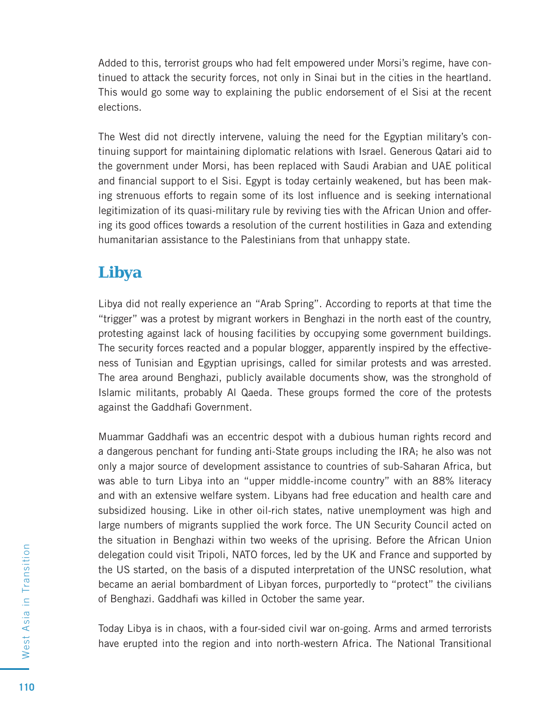Added to this, terrorist groups who had felt empowered under Morsi's regime, have continued to attack the security forces, not only in Sinai but in the cities in the heartland. This would go some way to explaining the public endorsement of el Sisi at the recent elections.

The West did not directly intervene, valuing the need for the Egyptian military's continuing support for maintaining diplomatic relations with Israel. Generous Qatari aid to the government under Morsi, has been replaced with Saudi Arabian and UAE political and financial support to el Sisi. Egypt is today certainly weakened, but has been making strenuous efforts to regain some of its lost influence and is seeking international legitimization of its quasi-military rule by reviving ties with the African Union and offering its good offices towards a resolution of the current hostilities in Gaza and extending humanitarian assistance to the Palestinians from that unhappy state.

## Libya

Libya did not really experience an "Arab Spring". According to reports at that time the "trigger" was a protest by migrant workers in Benghazi in the north east of the country, protesting against lack of housing facilities by occupying some government buildings. The security forces reacted and a popular blogger, apparently inspired by the effectiveness of Tunisian and Egyptian uprisings, called for similar protests and was arrested. The area around Benghazi, publicly available documents show, was the stronghold of Islamic militants, probably Al Qaeda. These groups formed the core of the protests against the Gaddhafi Government.

Muammar Gaddhafi was an eccentric despot with a dubious human rights record and a dangerous penchant for funding anti-State groups including the IRA; he also was not only a major source of development assistance to countries of sub-Saharan Africa, but was able to turn Libya into an "upper middle-income country" with an 88% literacy and with an extensive welfare system. Libyans had free education and health care and subsidized housing. Like in other oil-rich states, native unemployment was high and large numbers of migrants supplied the work force. The UN Security Council acted on the situation in Benghazi within two weeks of the uprising. Before the African Union delegation could visit Tripoli, NATO forces, led by the UK and France and supported by the US started, on the basis of a disputed interpretation of the UNSC resolution, what became an aerial bombardment of Libyan forces, purportedly to "protect" the civilians of Benghazi. Gaddhafi was killed in October the same year.

Today Libya is in chaos, with a four-sided civil war on-going. Arms and armed terrorists have erupted into the region and into north-western Africa. The National Transitional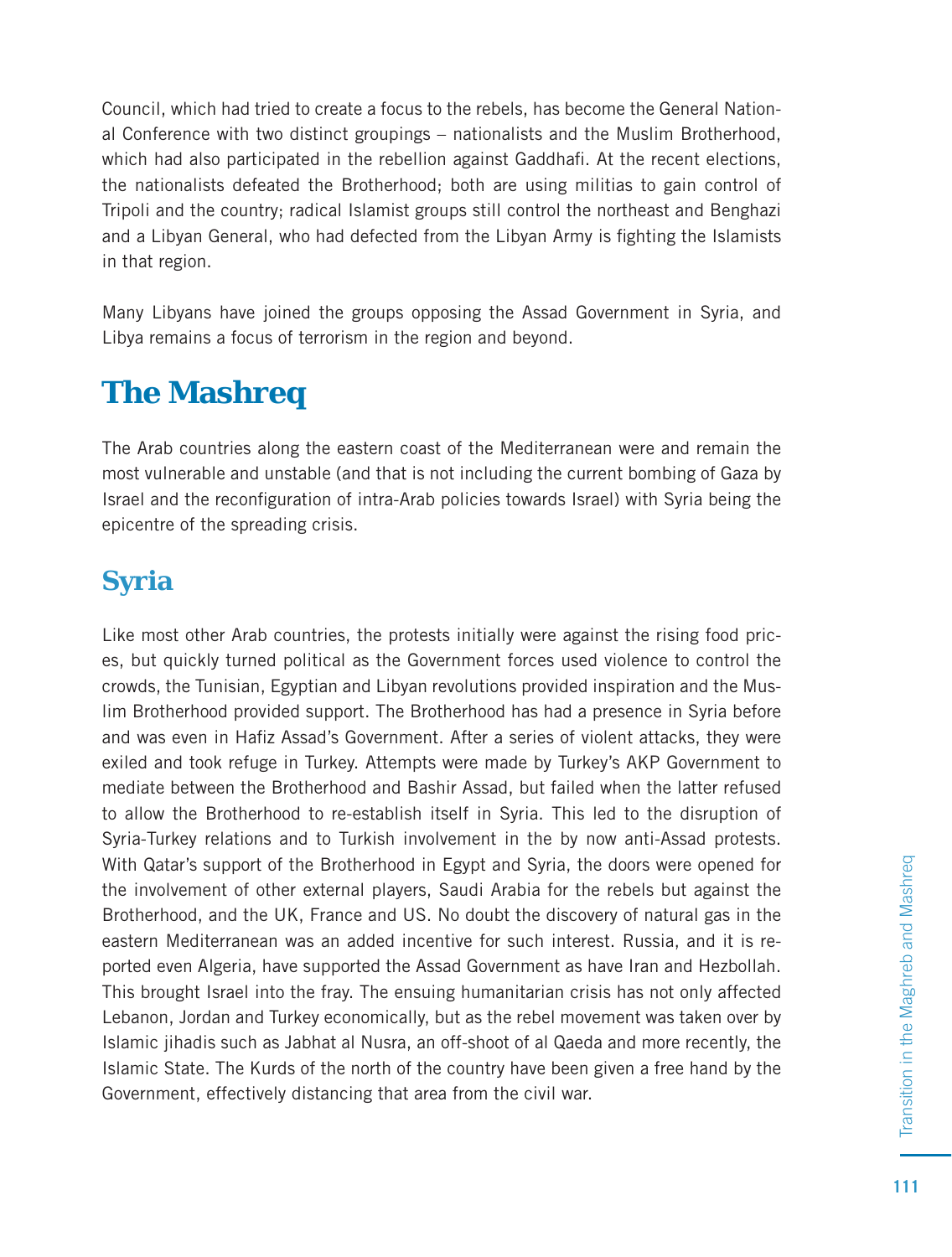Council, which had tried to create a focus to the rebels, has become the General National Conference with two distinct groupings – nationalists and the Muslim Brotherhood, which had also participated in the rebellion against Gaddhafi. At the recent elections, the nationalists defeated the Brotherhood; both are using militias to gain control of Tripoli and the country; radical Islamist groups still control the northeast and Benghazi and a Libyan General, who had defected from the Libyan Army is fighting the Islamists in that region.

Many Libyans have joined the groups opposing the Assad Government in Syria, and Libya remains a focus of terrorism in the region and beyond.

# The Mashreq

The Arab countries along the eastern coast of the Mediterranean were and remain the most vulnerable and unstable (and that is not including the current bombing of Gaza by Israel and the reconfiguration of intra-Arab policies towards Israel) with Syria being the epicentre of the spreading crisis.

## Syria

Like most other Arab countries, the protests initially were against the rising food prices, but quickly turned political as the Government forces used violence to control the crowds, the Tunisian, Egyptian and Libyan revolutions provided inspiration and the Muslim Brotherhood provided support. The Brotherhood has had a presence in Syria before and was even in Hafiz Assad's Government. After a series of violent attacks, they were exiled and took refuge in Turkey. Attempts were made by Turkey's AKP Government to mediate between the Brotherhood and Bashir Assad, but failed when the latter refused to allow the Brotherhood to re-establish itself in Syria. This led to the disruption of Syria-Turkey relations and to Turkish involvement in the by now anti-Assad protests. With Qatar's support of the Brotherhood in Egypt and Syria, the doors were opened for the involvement of other external players, Saudi Arabia for the rebels but against the Brotherhood, and the UK, France and US. No doubt the discovery of natural gas in the eastern Mediterranean was an added incentive for such interest. Russia, and it is reported even Algeria, have supported the Assad Government as have Iran and Hezbollah. This brought Israel into the fray. The ensuing humanitarian crisis has not only affected Lebanon, Jordan and Turkey economically, but as the rebel movement was taken over by Islamic jihadis such as Jabhat al Nusra, an off-shoot of al Qaeda and more recently, the Islamic State. The Kurds of the north of the country have been given a free hand by the Government, effectively distancing that area from the civil war.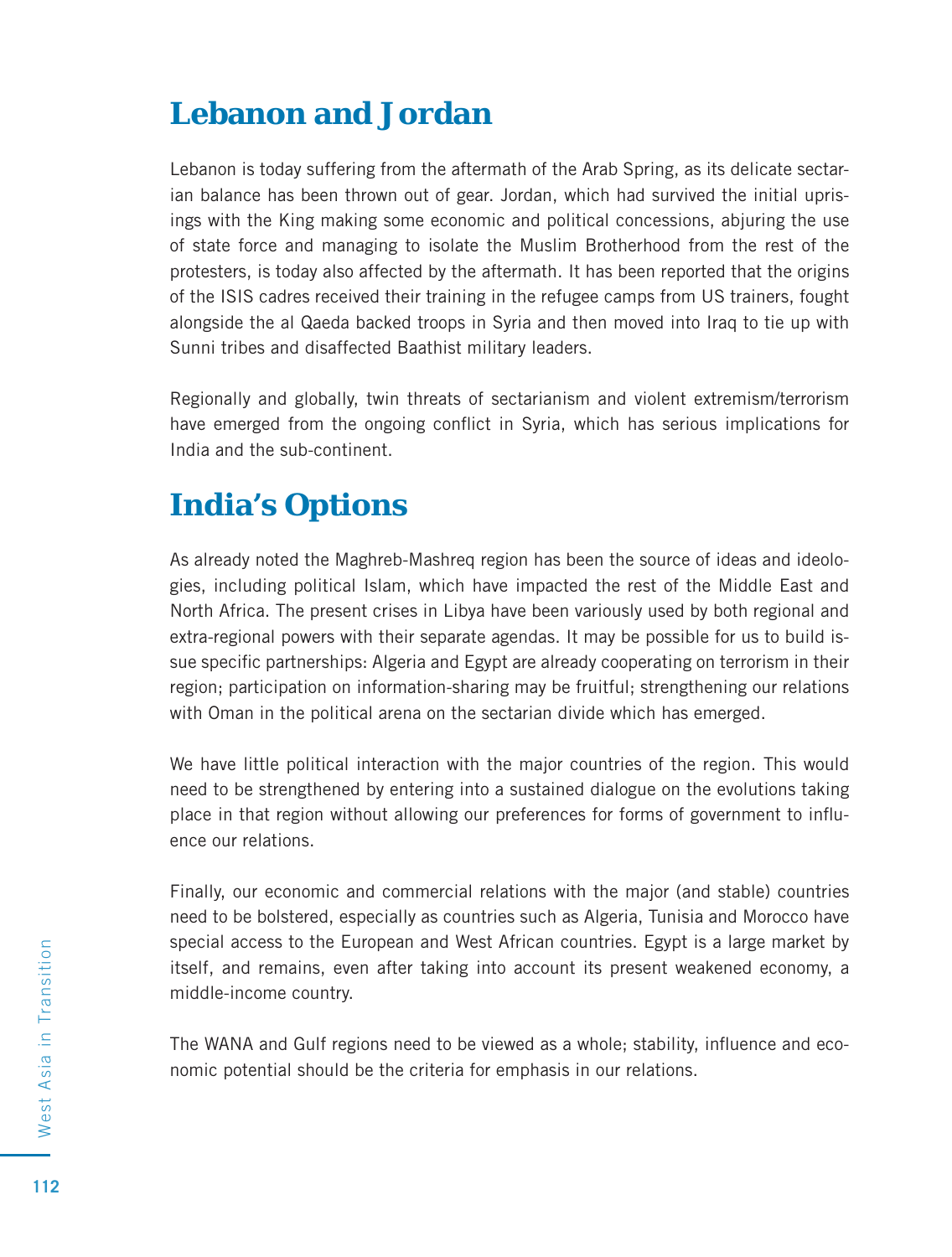## Lebanon and Jordan

Lebanon is today suffering from the aftermath of the Arab Spring, as its delicate sectarian balance has been thrown out of gear. Jordan, which had survived the initial uprisings with the King making some economic and political concessions, abjuring the use of state force and managing to isolate the Muslim Brotherhood from the rest of the protesters, is today also affected by the aftermath. It has been reported that the origins of the ISIS cadres received their training in the refugee camps from US trainers, fought alongside the al Qaeda backed troops in Syria and then moved into Iraq to tie up with Sunni tribes and disaffected Baathist military leaders.

Regionally and globally, twin threats of sectarianism and violent extremism/terrorism have emerged from the ongoing conflict in Syria, which has serious implications for India and the sub-continent.

## India's Options

As already noted the Maghreb-Mashreq region has been the source of ideas and ideologies, including political Islam, which have impacted the rest of the Middle East and North Africa. The present crises in Libya have been variously used by both regional and extra-regional powers with their separate agendas. It may be possible for us to build issue specific partnerships: Algeria and Egypt are already cooperating on terrorism in their region; participation on information-sharing may be fruitful; strengthening our relations with Oman in the political arena on the sectarian divide which has emerged.

We have little political interaction with the major countries of the region. This would need to be strengthened by entering into a sustained dialogue on the evolutions taking place in that region without allowing our preferences for forms of government to influence our relations.

Finally, our economic and commercial relations with the major (and stable) countries need to be bolstered, especially as countries such as Algeria, Tunisia and Morocco have special access to the European and West African countries. Egypt is a large market by itself, and remains, even after taking into account its present weakened economy, a middle-income country.

The WANA and Gulf regions need to be viewed as a whole; stability, influence and economic potential should be the criteria for emphasis in our relations.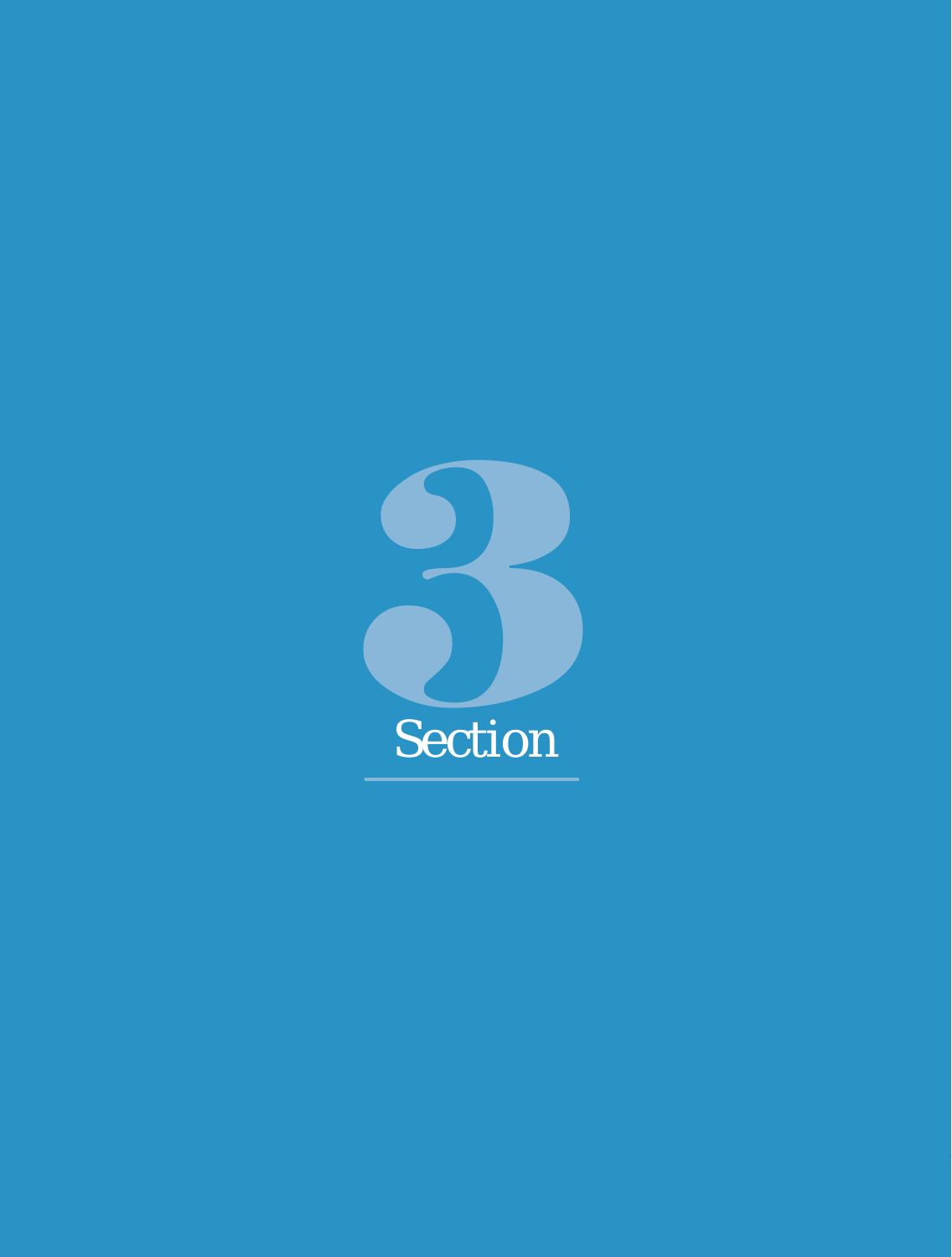# 3

# Section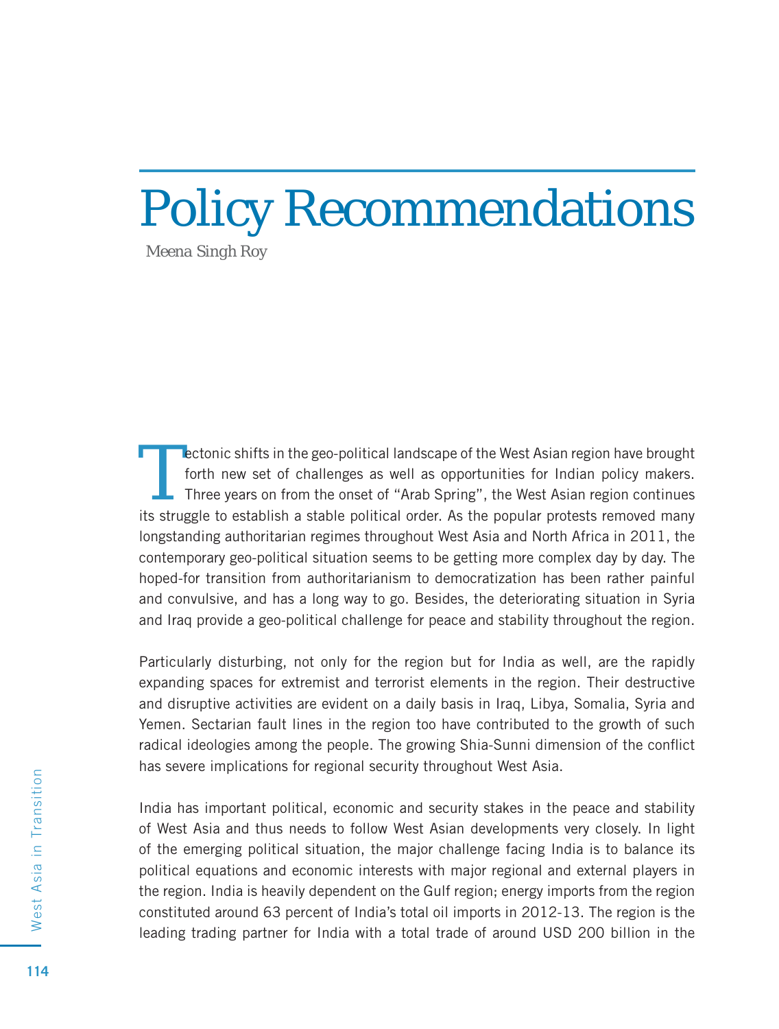# Policy Recommendations

Meena Singh Roy

Tectonic shifts in the geo-political landscape of the West Asian region have brought forth new set of challenges as well as opportunities for Indian policy makers. Three years on from the onset of "Arab Spring", the West Asian region continues its struggle to establish a stable political order. As the popular protests removed many longstanding authoritarian regimes throughout West Asia and North Africa in 2011, the contemporary geo-political situation seems to be getting more complex day by day. The hoped-for transition from authoritarianism to democratization has been rather painful and convulsive, and has a long way to go. Besides, the deteriorating situation in Syria and Iraq provide a geo-political challenge for peace and stability throughout the region.

Particularly disturbing, not only for the region but for India as well, are the rapidly expanding spaces for extremist and terrorist elements in the region. Their destructive and disruptive activities are evident on a daily basis in Iraq, Libya, Somalia, Syria and Yemen. Sectarian fault lines in the region too have contributed to the growth of such radical ideologies among the people. The growing Shia-Sunni dimension of the conflict has severe implications for regional security throughout West Asia.

India has important political, economic and security stakes in the peace and stability of West Asia and thus needs to follow West Asian developments very closely. In light of the emerging political situation, the major challenge facing India is to balance its political equations and economic interests with major regional and external players in the region. India is heavily dependent on the Gulf region; energy imports from the region constituted around 63 percent of India's total oil imports in 2012-13. The region is the leading trading partner for India with a total trade of around USD 200 billion in the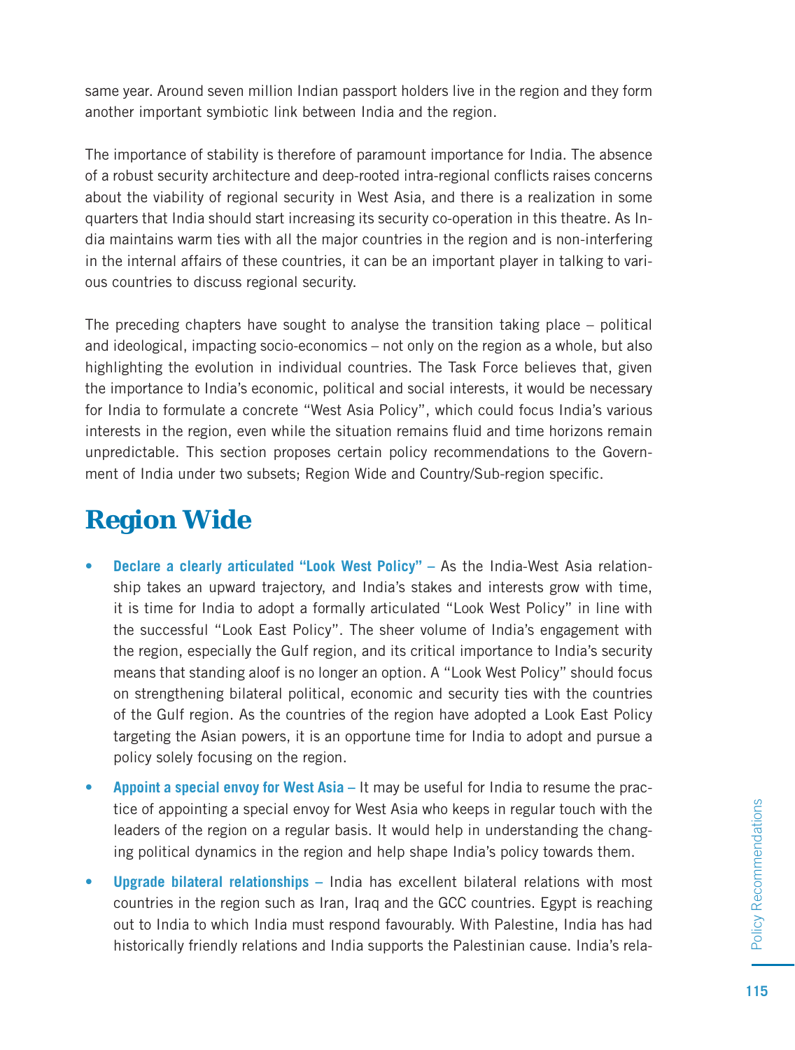same year. Around seven million Indian passport holders live in the region and they form another important symbiotic link between India and the region.

The importance of stability is therefore of paramount importance for India. The absence of a robust security architecture and deep-rooted intra-regional conflicts raises concerns about the viability of regional security in West Asia, and there is a realization in some quarters that India should start increasing its security co-operation in this theatre. As India maintains warm ties with all the major countries in the region and is non-interfering in the internal affairs of these countries, it can be an important player in talking to various countries to discuss regional security.

The preceding chapters have sought to analyse the transition taking place – political and ideological, impacting socio-economics – not only on the region as a whole, but also highlighting the evolution in individual countries. The Task Force believes that, given the importance to India's economic, political and social interests, it would be necessary for India to formulate a concrete "West Asia Policy", which could focus India's various interests in the region, even while the situation remains fluid and time horizons remain unpredictable. This section proposes certain policy recommendations to the Government of India under two subsets; Region Wide and Country/Sub-region specific.

## Region Wide

- **Declare a clearly articulated "Look West Policy" –** As the India-West Asia relationship takes an upward trajectory, and India's stakes and interests grow with time, it is time for India to adopt a formally articulated "Look West Policy" in line with the successful "Look East Policy". The sheer volume of India's engagement with the region, especially the Gulf region, and its critical importance to India's security means that standing aloof is no longer an option. A "Look West Policy" should focus on strengthening bilateral political, economic and security ties with the countries of the Gulf region. As the countries of the region have adopted a Look East Policy targeting the Asian powers, it is an opportune time for India to adopt and pursue a policy solely focusing on the region.
- **Appoint a special envoy for West Asia –** It may be useful for India to resume the practice of appointing a special envoy for West Asia who keeps in regular touch with the leaders of the region on a regular basis. It would help in understanding the changing political dynamics in the region and help shape India's policy towards them.
- **Upgrade bilateral relationships –** India has excellent bilateral relations with most countries in the region such as Iran, Iraq and the GCC countries. Egypt is reaching out to India to which India must respond favourably. With Palestine, India has had historically friendly relations and India supports the Palestinian cause. India's rela-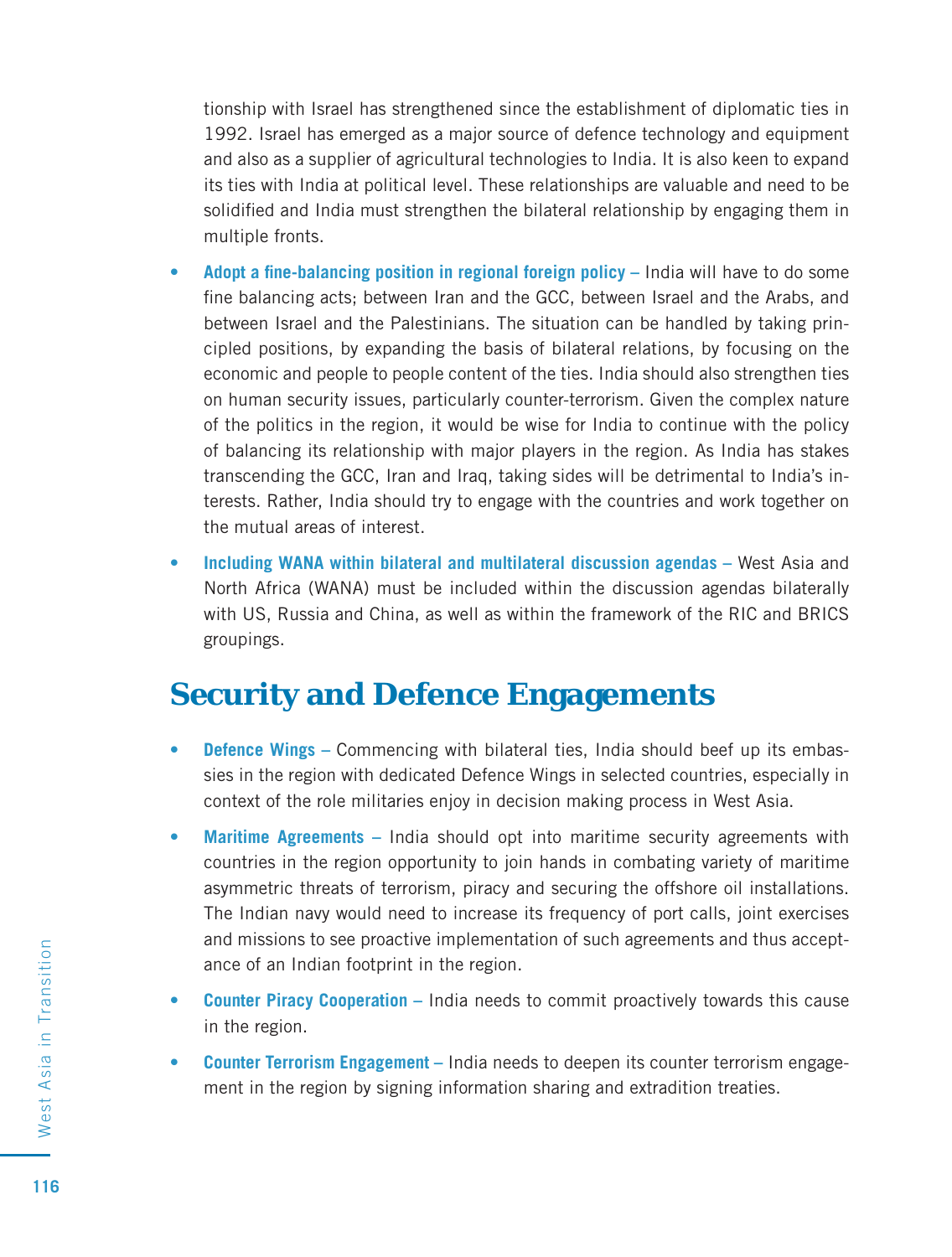tionship with Israel has strengthened since the establishment of diplomatic ties in 1992. Israel has emerged as a major source of defence technology and equipment and also as a supplier of agricultural technologies to India. It is also keen to expand its ties with India at political level. These relationships are valuable and need to be solidified and India must strengthen the bilateral relationship by engaging them in multiple fronts.

- **Adopt a fine-balancing position in regional foreign policy –** India will have to do some fine balancing acts; between Iran and the GCC, between Israel and the Arabs, and between Israel and the Palestinians. The situation can be handled by taking principled positions, by expanding the basis of bilateral relations, by focusing on the economic and people to people content of the ties. India should also strengthen ties on human security issues, particularly counter-terrorism. Given the complex nature of the politics in the region, it would be wise for India to continue with the policy of balancing its relationship with major players in the region. As India has stakes transcending the GCC, Iran and Iraq, taking sides will be detrimental to India's interests. Rather, India should try to engage with the countries and work together on the mutual areas of interest.
- **Including WANA within bilateral and multilateral discussion agendas –** West Asia and North Africa (WANA) must be included within the discussion agendas bilaterally with US, Russia and China, as well as within the framework of the RIC and BRICS groupings.

## Security and Defence Engagements

- **Defence Wings –** Commencing with bilateral ties, India should beef up its embassies in the region with dedicated Defence Wings in selected countries, especially in context of the role militaries enjoy in decision making process in West Asia.
- **Maritime Agreements –** India should opt into maritime security agreements with countries in the region opportunity to join hands in combating variety of maritime asymmetric threats of terrorism, piracy and securing the offshore oil installations. The Indian navy would need to increase its frequency of port calls, joint exercises and missions to see proactive implementation of such agreements and thus acceptance of an Indian footprint in the region.
- **Counter Piracy Cooperation –** India needs to commit proactively towards this cause in the region.
- **Counter Terrorism Engagement –** India needs to deepen its counter terrorism engagement in the region by signing information sharing and extradition treaties.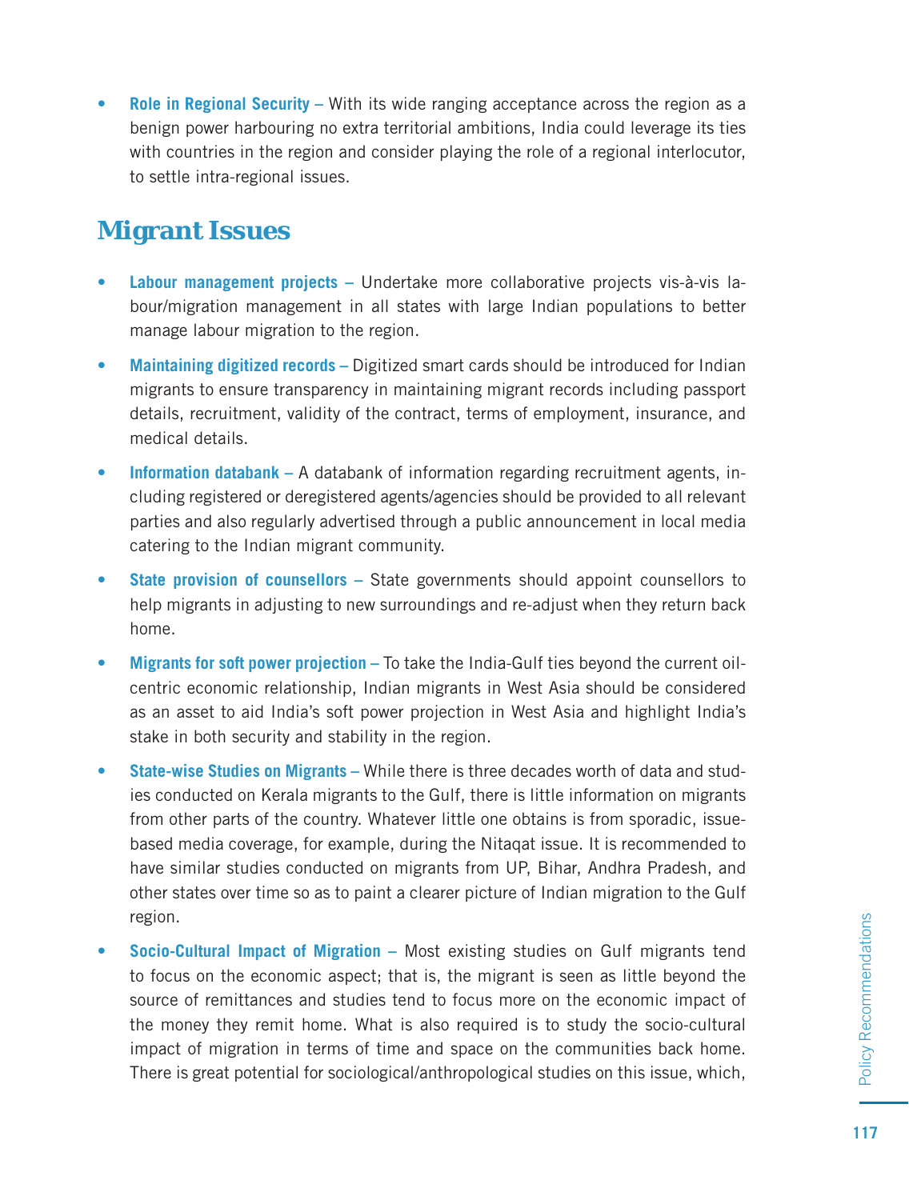- **Role in Regional Security –** With its wide ranging acceptance across the region as a benign power harbouring no extra territorial ambitions, India could leverage its ties with countries in the region and consider playing the role of a regional interlocutor, to settle intra-regional issues.

## Migrant Issues

- **Labour management projects –** Undertake more collaborative projects vis-à-vis labour/migration management in all states with large Indian populations to better manage labour migration to the region.
- **Maintaining digitized records –** Digitized smart cards should be introduced for Indian migrants to ensure transparency in maintaining migrant records including passport details, recruitment, validity of the contract, terms of employment, insurance, and medical details.
- **Information databank –** A databank of information regarding recruitment agents, including registered or deregistered agents/agencies should be provided to all relevant parties and also regularly advertised through a public announcement in local media catering to the Indian migrant community.
- **State provision of counsellors –** State governments should appoint counsellors to help migrants in adjusting to new surroundings and re-adjust when they return back home.
- **Migrants for soft power projection –** To take the India-Gulf ties beyond the current oil-centric economic relationship, Indian migrants in West Asia should be considered as an asset to aid India's soft power projection in West Asia and highlight India's stake in both security and stability in the region.
- **State-wise Studies on Migrants –** While there is three decades worth of data and studies conducted on Kerala migrants to the Gulf, there is little information on migrants from other parts of the country. Whatever little one obtains is from sporadic, issue-based media coverage, for example, during the Nitaqat issue. It is recommended to have similar studies conducted on migrants from UP, Bihar, Andhra Pradesh, and other states over time so as to paint a clearer picture of Indian migration to the Gulf region.
- **Socio-Cultural Impact of Migration –** Most existing studies on Gulf migrants tend to focus on the economic aspect; that is, the migrant is seen as little beyond the source of remittances and studies tend to focus more on the economic impact of the money they remit home. What is also required is to study the socio-cultural impact of migration in terms of time and space on the communities back home. There is great potential for sociological/anthropological studies on this issue, which,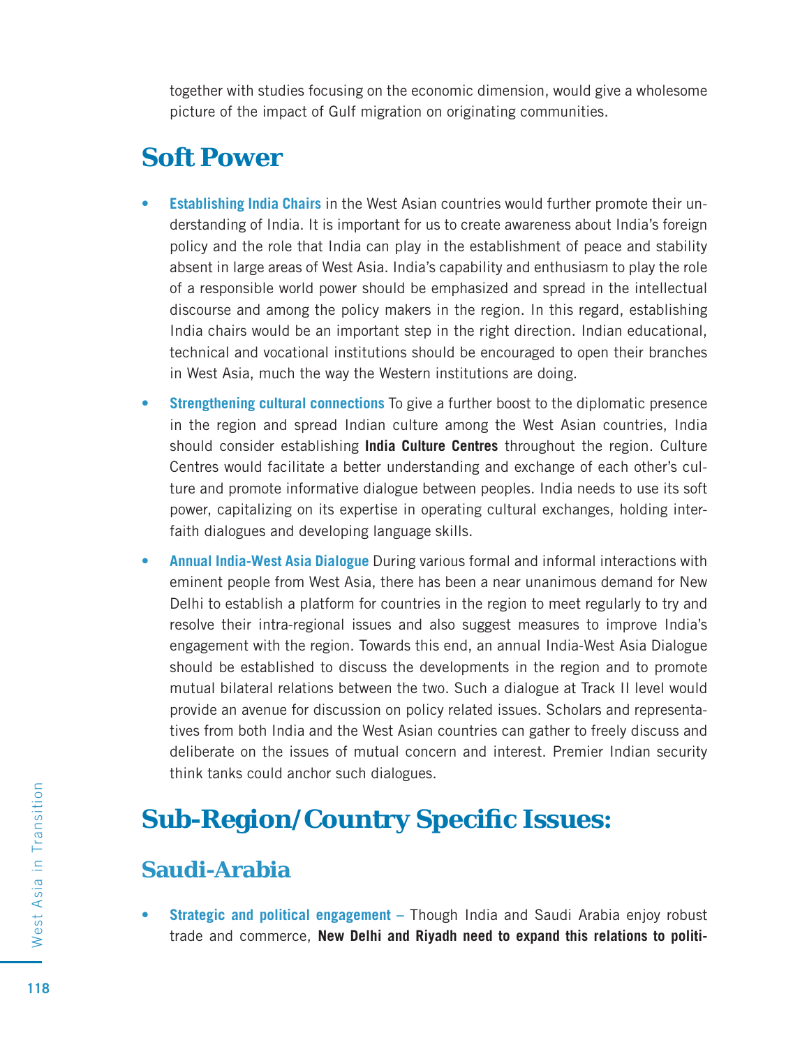together with studies focusing on the economic dimension, would give a wholesome picture of the impact of Gulf migration on originating communities.

## Soft Power

- **Establishing India Chairs** in the West Asian countries would further promote their understanding of India. It is important for us to create awareness about India's foreign policy and the role that India can play in the establishment of peace and stability absent in large areas of West Asia. India's capability and enthusiasm to play the role of a responsible world power should be emphasized and spread in the intellectual discourse and among the policy makers in the region. In this regard, establishing India chairs would be an important step in the right direction. Indian educational, technical and vocational institutions should be encouraged to open their branches in West Asia, much the way the Western institutions are doing.
- **Strengthening cultural connections** To give a further boost to the diplomatic presence in the region and spread Indian culture among the West Asian countries, India should consider establishing **India Culture Centres** throughout the region. Culture Centres would facilitate a better understanding and exchange of each other's culture and promote informative dialogue between peoples. India needs to use its soft power, capitalizing on its expertise in operating cultural exchanges, holding interfaith dialogues and developing language skills.
- **Annual India-West Asia Dialogue** During various formal and informal interactions with eminent people from West Asia, there has been a near unanimous demand for New Delhi to establish a platform for countries in the region to meet regularly to try and resolve their intra-regional issues and also suggest measures to improve India's engagement with the region. Towards this end, an annual India-West Asia Dialogue should be established to discuss the developments in the region and to promote mutual bilateral relations between the two. Such a dialogue at Track II level would provide an avenue for discussion on policy related issues. Scholars and representatives from both India and the West Asian countries can gather to freely discuss and deliberate on the issues of mutual concern and interest. Premier Indian security think tanks could anchor such dialogues.

## Sub-Region/Country Specific Issues:

### Saudi-Arabia

- **Strategic and political engagement –** Though India and Saudi Arabia enjoy robust trade and commerce, **New Delhi and Riyadh need to expand this relations to politi-**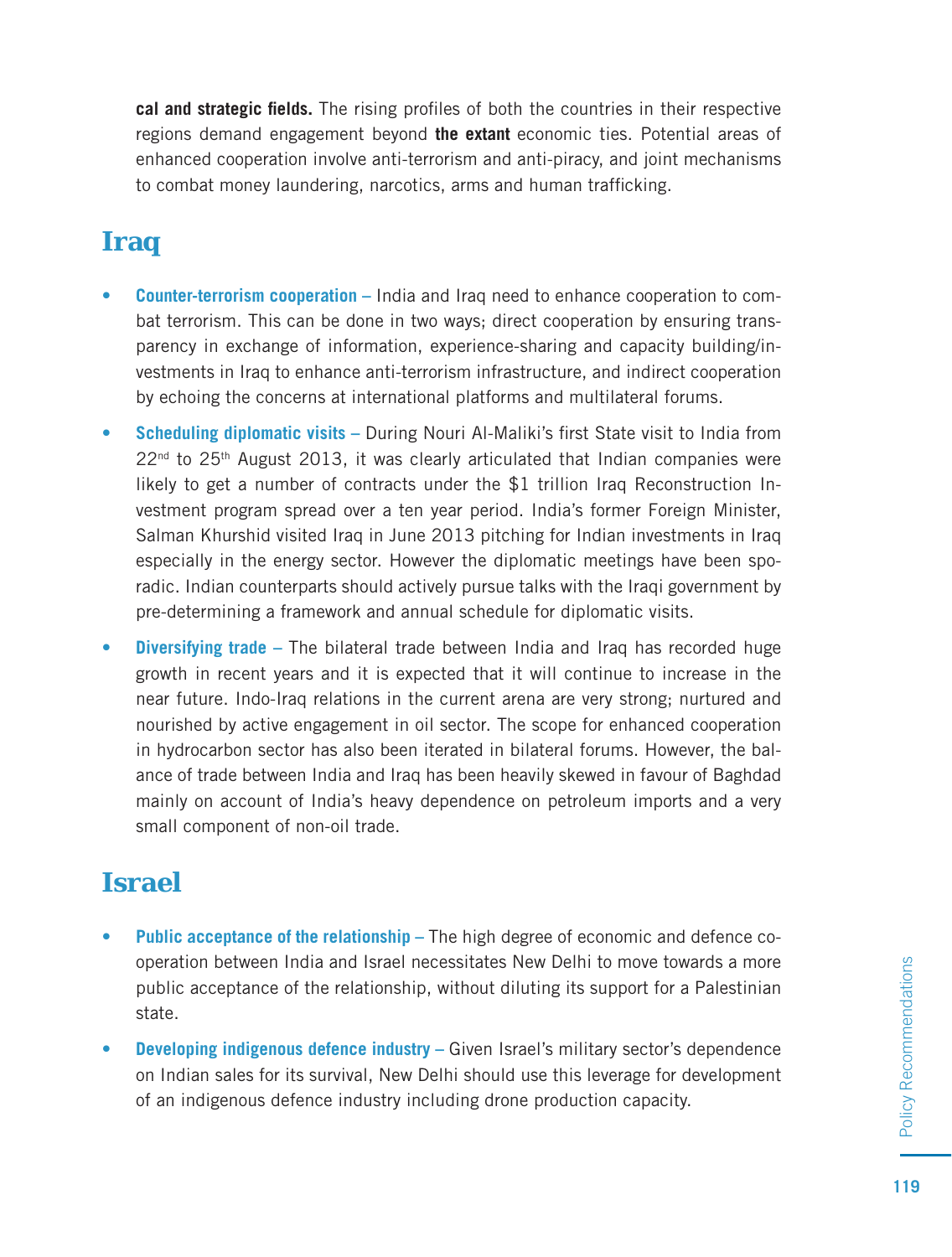**cal and strategic fields.** The rising profiles of both the countries in their respective regions demand engagement beyond **the extant** economic ties. Potential areas of enhanced cooperation involve anti-terrorism and anti-piracy, and joint mechanisms to combat money laundering, narcotics, arms and human trafficking.

## Iraq

- **Counter-terrorism cooperation –** India and Iraq need to enhance cooperation to combat terrorism. This can be done in two ways; direct cooperation by ensuring transparency in exchange of information, experience-sharing and capacity building/investments in Iraq to enhance anti-terrorism infrastructure, and indirect cooperation by echoing the concerns at international platforms and multilateral forums.
- **Scheduling diplomatic visits –** During Nouri Al-Maliki's first State visit to India from 22nd to 25th August 2013, it was clearly articulated that Indian companies were likely to get a number of contracts under the $1 trillion Iraq Reconstruction Investment program spread over a ten year period. India's former Foreign Minister, Salman Khurshid visited Iraq in June 2013 pitching for Indian investments in Iraq especially in the energy sector. However the diplomatic meetings have been sporadic. Indian counterparts should actively pursue talks with the Iraqi government by pre-determining a framework and annual schedule for diplomatic visits.
- **Diversifying trade –** The bilateral trade between India and Iraq has recorded huge growth in recent years and it is expected that it will continue to increase in the near future. Indo-Iraq relations in the current arena are very strong; nurtured and nourished by active engagement in oil sector. The scope for enhanced cooperation in hydrocarbon sector has also been iterated in bilateral forums. However, the balance of trade between India and Iraq has been heavily skewed in favour of Baghdad mainly on account of India's heavy dependence on petroleum imports and a very small component of non-oil trade.

## Israel

- **Public acceptance of the relationship –** The high degree of economic and defence cooperation between India and Israel necessitates New Delhi to move towards a more public acceptance of the relationship, without diluting its support for a Palestinian state.
- **Developing indigenous defence industry –** Given Israel's military sector's dependence on Indian sales for its survival, New Delhi should use this leverage for development of an indigenous defence industry including drone production capacity.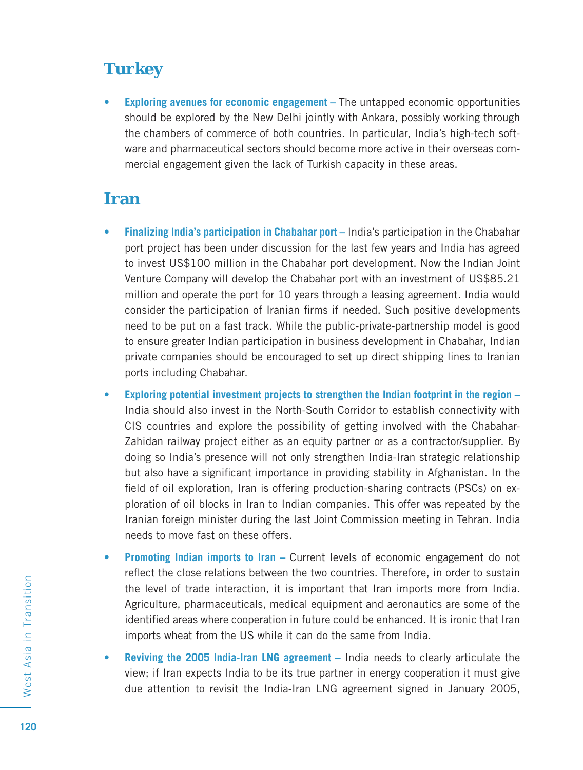## Turkey

- **Exploring avenues for economic engagement –** The untapped economic opportunities should be explored by the New Delhi jointly with Ankara, possibly working through the chambers of commerce of both countries. In particular, India's high-tech software and pharmaceutical sectors should become more active in their overseas commercial engagement given the lack of Turkish capacity in these areas.

## Iran

- **Finalizing India's participation in Chabahar port –** India's participation in the Chabahar port project has been under discussion for the last few years and India has agreed to invest US$100 million in the Chabahar port development. Now the Indian Joint Venture Company will develop the Chabahar port with an investment of US$85.21 million and operate the port for 10 years through a leasing agreement. India would consider the participation of Iranian firms if needed. Such positive developments need to be put on a fast track. While the public-private-partnership model is good to ensure greater Indian participation in business development in Chabahar, Indian private companies should be encouraged to set up direct shipping lines to Iranian ports including Chabahar.
- **Exploring potential investment projects to strengthen the Indian footprint in the region –** India should also invest in the North-South Corridor to establish connectivity with CIS countries and explore the possibility of getting involved with the Chabahar-Zahidan railway project either as an equity partner or as a contractor/supplier. By doing so India's presence will not only strengthen India-Iran strategic relationship but also have a significant importance in providing stability in Afghanistan. In the field of oil exploration, Iran is offering production-sharing contracts (PSCs) on exploration of oil blocks in Iran to Indian companies. This offer was repeated by the Iranian foreign minister during the last Joint Commission meeting in Tehran. India needs to move fast on these offers.
- **Promoting Indian imports to Iran –** Current levels of economic engagement do not reflect the close relations between the two countries. Therefore, in order to sustain the level of trade interaction, it is important that Iran imports more from India. Agriculture, pharmaceuticals, medical equipment and aeronautics are some of the identified areas where cooperation in future could be enhanced. It is ironic that Iran imports wheat from the US while it can do the same from India.
- **Reviving the 2005 India-Iran LNG agreement –** India needs to clearly articulate the view; if Iran expects India to be its true partner in energy cooperation it must give due attention to revisit the India-Iran LNG agreement signed in January 2005,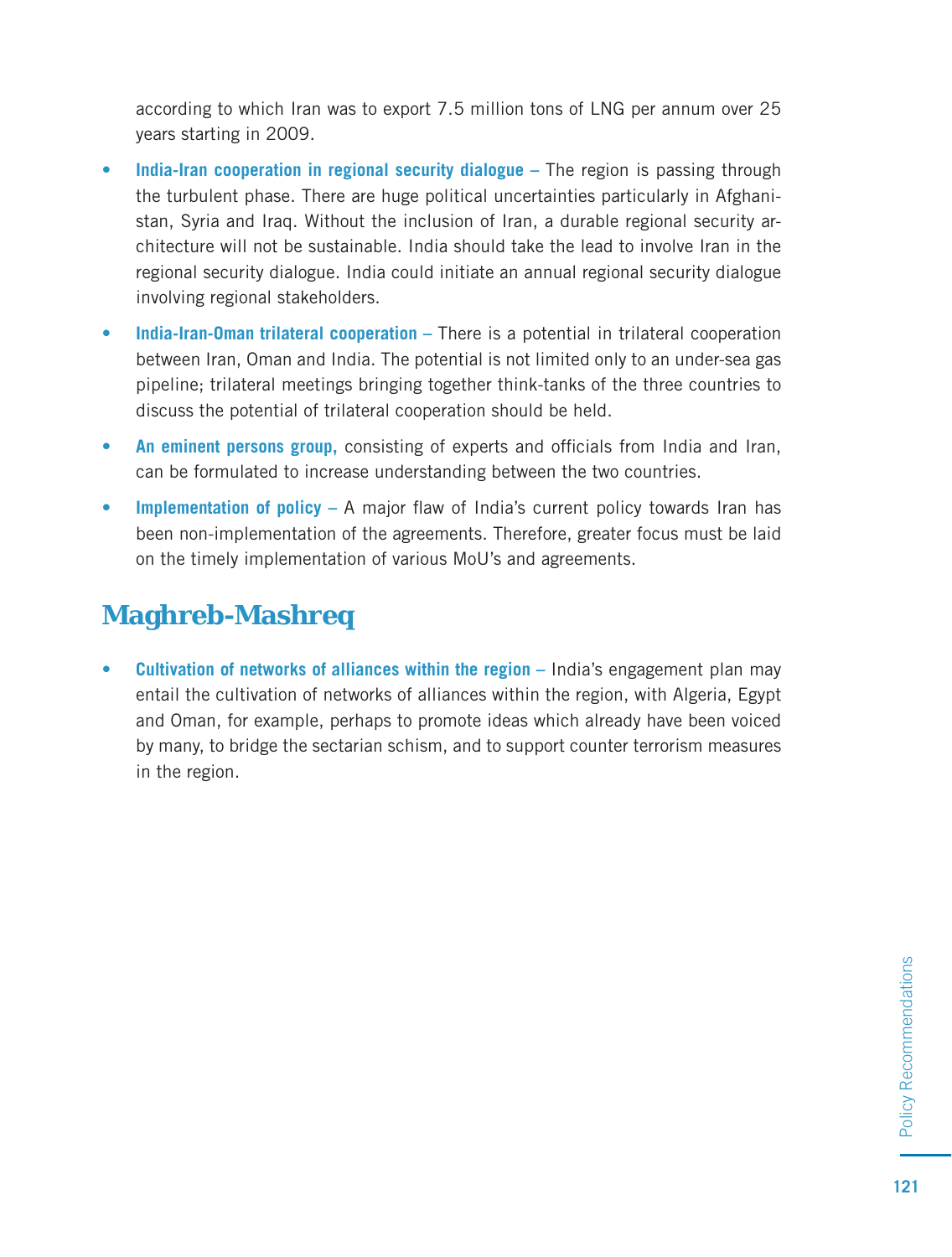according to which Iran was to export 7.5 million tons of LNG per annum over 25 years starting in 2009.

- **India-Iran cooperation in regional security dialogue –** The region is passing through the turbulent phase. There are huge political uncertainties particularly in Afghanistan, Syria and Iraq. Without the inclusion of Iran, a durable regional security architecture will not be sustainable. India should take the lead to involve Iran in the regional security dialogue. India could initiate an annual regional security dialogue involving regional stakeholders.
- **India-Iran-Oman trilateral cooperation –** There is a potential in trilateral cooperation between Iran, Oman and India. The potential is not limited only to an under-sea gas pipeline; trilateral meetings bringing together think-tanks of the three countries to discuss the potential of trilateral cooperation should be held.
- **An eminent persons group,** consisting of experts and officials from India and Iran, can be formulated to increase understanding between the two countries.
- **Implementation of policy –** A major flaw of India's current policy towards Iran has been non-implementation of the agreements. Therefore, greater focus must be laid on the timely implementation of various MoU's and agreements.

## Maghreb-Mashreq

- **Cultivation of networks of alliances within the region –** India's engagement plan may entail the cultivation of networks of alliances within the region, with Algeria, Egypt and Oman, for example, perhaps to promote ideas which already have been voiced by many, to bridge the sectarian schism, and to support counter terrorism measures in the region.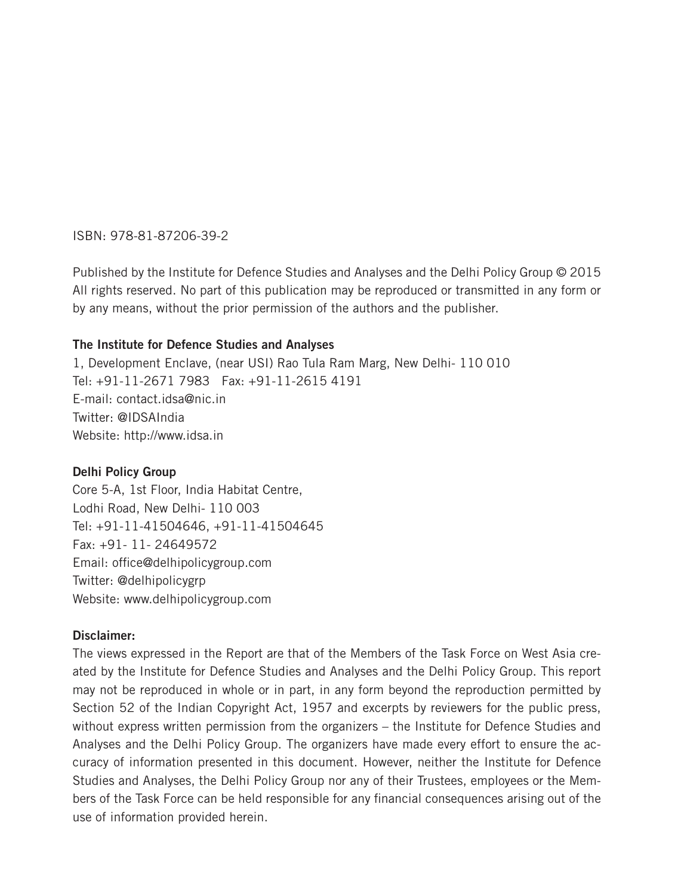ISBN: 978-81-87206-39-2

Published by the Institute for Defence Studies and Analyses and the Delhi Policy Group © 2015
All rights reserved. No part of this publication may be reproduced or transmitted in any form or by any means, without the prior permission of the authors and the publisher.

**The Institute for Defence Studies and Analyses**
1, Development Enclave, (near USI) Rao Tula Ram Marg, New Delhi- 110 010
Tel: +91-11-2671 7983 Fax: +91-11-2615 4191
E-mail: contact.idsa@nic.in
Twitter: @IDSAIndia
Website: http://www.idsa.in

**Delhi Policy Group**
Core 5-A, 1st Floor, India Habitat Centre,
Lodhi Road, New Delhi- 110 003
Tel: +91-11-41504646, +91-11-41504645
Fax: +91- 11- 24649572
Email: office@delhipolicygroup.com
Twitter: @delhipolicygrp
Website: www.delhipolicygroup.com

**Disclaimer:**
The views expressed in the Report are that of the Members of the Task Force on West Asia created by the Institute for Defence Studies and Analyses and the Delhi Policy Group. This report may not be reproduced in whole or in part, in any form beyond the reproduction permitted by Section 52 of the Indian Copyright Act, 1957 and excerpts by reviewers for the public press, without express written permission from the organizers – the Institute for Defence Studies and Analyses and the Delhi Policy Group. The organizers have made every effort to ensure the accuracy of information presented in this document. However, neither the Institute for Defence Studies and Analyses, the Delhi Policy Group nor any of their Trustees, employees or the Members of the Task Force can be held responsible for any financial consequences arising out of the use of information provided herein.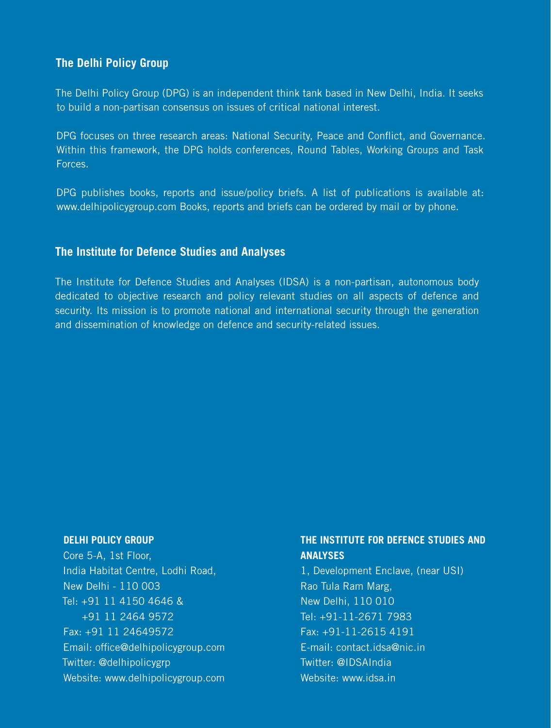## The Delhi Policy Group

The Delhi Policy Group (DPG) is an independent think tank based in New Delhi, India. It seeks to build a non-partisan consensus on issues of critical national interest.

DPG focuses on three research areas: National Security, Peace and Conflict, and Governance. Within this framework, the DPG holds conferences, Round Tables, Working Groups and Task Forces.

DPG publishes books, reports and issue/policy briefs. A list of publications is available at: www.delhipolicygroup.com Books, reports and briefs can be ordered by mail or by phone.

## The Institute for Defence Studies and Analyses

The Institute for Defence Studies and Analyses (IDSA) is a non-partisan, autonomous body dedicated to objective research and policy relevant studies on all aspects of defence and security. Its mission is to promote national and international security through the generation and dissemination of knowledge on defence and security-related issues.

**DELHI POLICY GROUP**
Core 5-A, 1st Floor,
India Habitat Centre, Lodhi Road,
New Delhi - 110 003
Tel: +91 11 4150 4646 &
+91 11 2464 9572
Fax: +91 11 24649572
Email: office@delhipolicygroup.com
Twitter: @delhipolicygrp
Website: www.delhipolicygroup.com

**THE INSTITUTE FOR DEFENCE STUDIES AND ANALYSES**
1, Development Enclave, (near USI)
Rao Tula Ram Marg,
New Delhi, 110 010
Tel: +91-11-2671 7983
Fax: +91-11-2615 4191
E-mail: contact.idsa@nic.in
Twitter: @IDSAIndia
Website: www.idsa.in